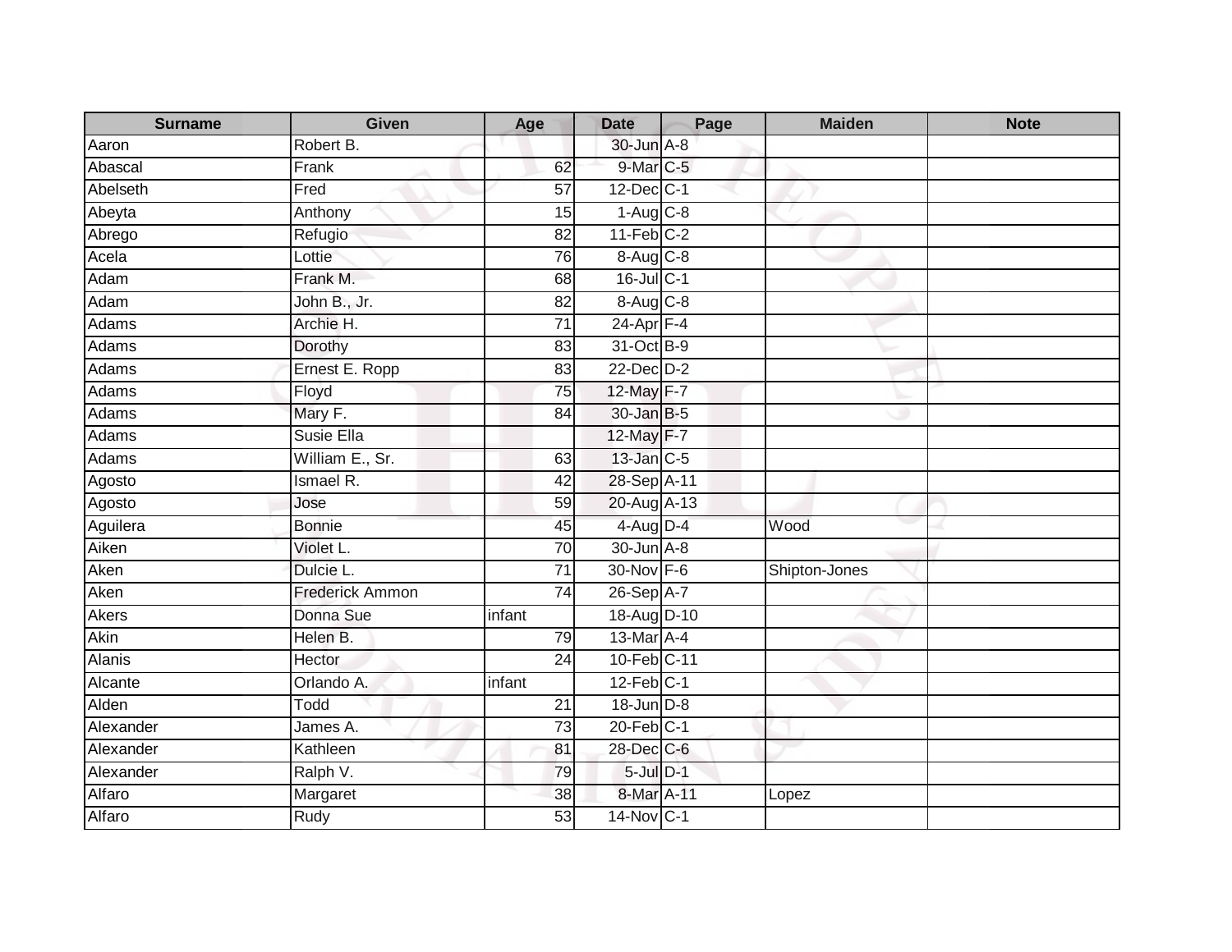| Surname | Given | Age | Date | Page | Maiden | Note |
| --- | --- | --- | --- | --- | --- | --- |
| Aaron | Robert B. | | 30-Jun | A-8 | | |
| Abascal | Frank | 62 | 9-Mar | C-5 | | |
| Abelseth | Fred | 57 | 12-Dec | C-1 | | |
| Abeyta | Anthony | 15 | 1-Aug | C-8 | | |
| Abrego | Refugio | 82 | 11-Feb | C-2 | | |
| Acela | Lottie | 76 | 8-Aug | C-8 | | |
| Adam | Frank M. | 68 | 16-Jul | C-1 | | |
| Adam | John B., Jr. | 82 | 8-Aug | C-8 | | |
| Adams | Archie H. | 71 | 24-Apr | F-4 | | |
| Adams | Dorothy | 83 | 31-Oct | B-9 | | |
| Adams | Ernest E. Ropp | 83 | 22-Dec | D-2 | | |
| Adams | Floyd | 75 | 12-May | F-7 | | |
| Adams | Mary F. | 84 | 30-Jan | B-5 | | |
| Adams | Susie Ella | | 12-May | F-7 | | |
| Adams | William E., Sr. | 63 | 13-Jan | C-5 | | |
| Agosto | Ismael R. | 42 | 28-Sep | A-11 | | |
| Agosto | Jose | 59 | 20-Aug | A-13 | | |
| Aguilera | Bonnie | 45 | 4-Aug | D-4 | Wood | |
| Aiken | Violet L. | 70 | 30-Jun | A-8 | | |
| Aken | Dulcie L. | 71 | 30-Nov | F-6 | Shipton-Jones | |
| Aken | Frederick Ammon | 74 | 26-Sep | A-7 | | |
| Akers | Donna Sue | infant | 18-Aug | D-10 | | |
| Akin | Helen B. | 79 | 13-Mar | A-4 | | |
| Alanis | Hector | 24 | 10-Feb | C-11 | | |
| Alcante | Orlando A. | infant | 12-Feb | C-1 | | |
| Alden | Todd | 21 | 18-Jun | D-8 | | |
| Alexander | James A. | 73 | 20-Feb | C-1 | | |
| Alexander | Kathleen | 81 | 28-Dec | C-6 | | |
| Alexander | Ralph V. | 79 | 5-Jul | D-1 | | |
| Alfaro | Margaret | 38 | 8-Mar | A-11 | Lopez | |
| Alfaro | Rudy | 53 | 14-Nov | C-1 | | |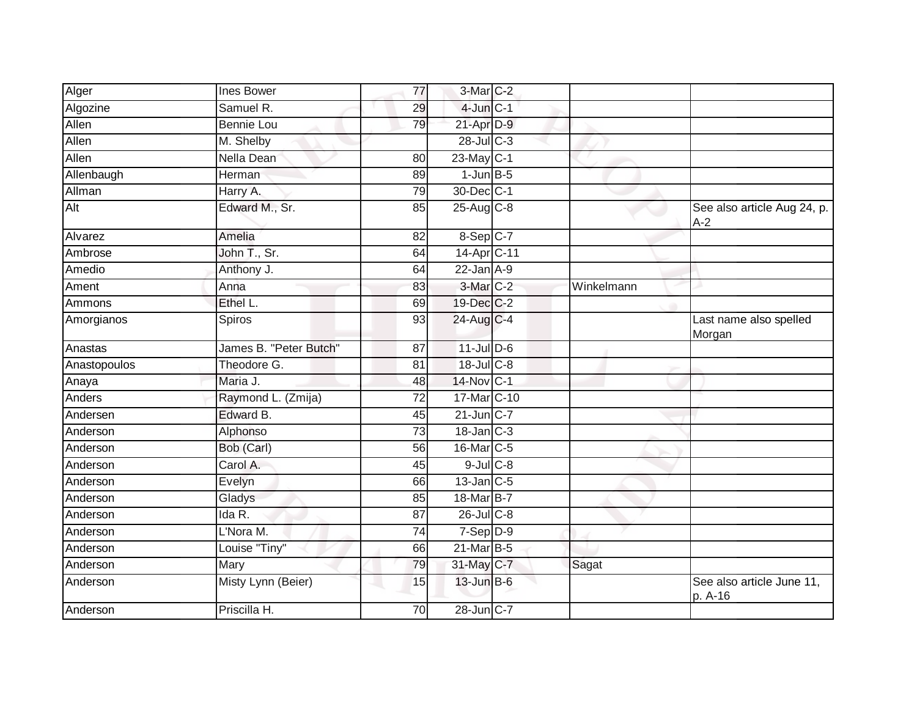| | | | | | | |
|---|---|---|---|---|---|---|
| Alger | Ines Bower | 77 | 3-Mar | C-2 | | |
| Algozine | Samuel R. | 29 | 4-Jun | C-1 | | |
| Allen | Bennie Lou | 79 | 21-Apr | D-9 | | |
| Allen | M. Shelby | | 28-Jul | C-3 | | |
| Allen | Nella Dean | 80 | 23-May | C-1 | | |
| Allenbaugh | Herman | 89 | 1-Jun | B-5 | | |
| Allman | Harry A. | 79 | 30-Dec | C-1 | | |
| Alt | Edward M., Sr. | 85 | 25-Aug | C-8 | | See also article Aug 24, p. A-2 |
| Alvarez | Amelia | 82 | 8-Sep | C-7 | | |
| Ambrose | John T., Sr. | 64 | 14-Apr | C-11 | | |
| Amedio | Anthony J. | 64 | 22-Jan | A-9 | | |
| Ament | Anna | 83 | 3-Mar | C-2 | Winkelmann | |
| Ammons | Ethel L. | 69 | 19-Dec | C-2 | | |
| Amorgianos | Spiros | 93 | 24-Aug | C-4 | | Last name also spelled Morgan |
| Anastas | James B. "Peter Butch" | 87 | 11-Jul | D-6 | | |
| Anastopoulos | Theodore G. | 81 | 18-Jul | C-8 | | |
| Anaya | Maria J. | 48 | 14-Nov | C-1 | | |
| Anders | Raymond L. (Zmija) | 72 | 17-Mar | C-10 | | |
| Andersen | Edward B. | 45 | 21-Jun | C-7 | | |
| Anderson | Alphonso | 73 | 18-Jan | C-3 | | |
| Anderson | Bob (Carl) | 56 | 16-Mar | C-5 | | |
| Anderson | Carol A. | 45 | 9-Jul | C-8 | | |
| Anderson | Evelyn | 66 | 13-Jan | C-5 | | |
| Anderson | Gladys | 85 | 18-Mar | B-7 | | |
| Anderson | Ida R. | 87 | 26-Jul | C-8 | | |
| Anderson | L'Nora M. | 74 | 7-Sep | D-9 | | |
| Anderson | Louise "Tiny" | 66 | 21-Mar | B-5 | | |
| Anderson | Mary | 79 | 31-May | C-7 | Sagat | |
| Anderson | Misty Lynn (Beier) | 15 | 13-Jun | B-6 | | See also article June 11, p. A-16 |
| Anderson | Priscilla H. | 70 | 28-Jun | C-7 | | |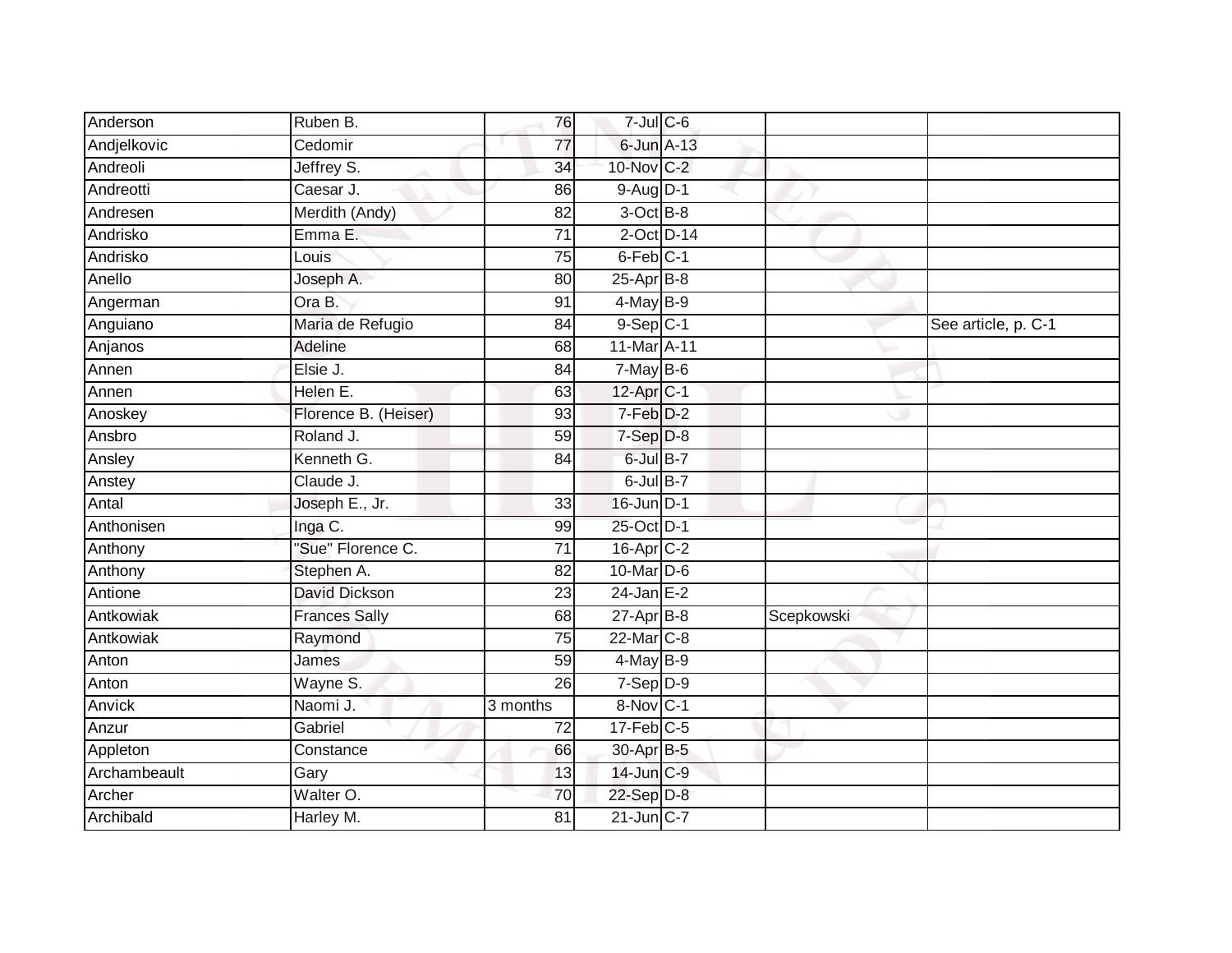| | | | | | | |
|---|---|---|---|---|---|---|
| Anderson | Ruben B. | 76 | 7-Jul | C-6 | | |
| Andjelkovic | Cedomir | 77 | 6-Jun | A-13 | | |
| Andreoli | Jeffrey S. | 34 | 10-Nov | C-2 | | |
| Andreotti | Caesar J. | 86 | 9-Aug | D-1 | | |
| Andresen | Merdith (Andy) | 82 | 3-Oct | B-8 | | |
| Andrisko | Emma E. | 71 | 2-Oct | D-14 | | |
| Andrisko | Louis | 75 | 6-Feb | C-1 | | |
| Anello | Joseph A. | 80 | 25-Apr | B-8 | | |
| Angerman | Ora B. | 91 | 4-May | B-9 | | |
| Anguiano | Maria de Refugio | 84 | 9-Sep | C-1 | | See article, p. C-1 |
| Anjanos | Adeline | 68 | 11-Mar | A-11 | | |
| Annen | Elsie J. | 84 | 7-May | B-6 | | |
| Annen | Helen E. | 63 | 12-Apr | C-1 | | |
| Anoskey | Florence B. (Heiser) | 93 | 7-Feb | D-2 | | |
| Ansbro | Roland J. | 59 | 7-Sep | D-8 | | |
| Ansley | Kenneth G. | 84 | 6-Jul | B-7 | | |
| Anstey | Claude J. | | 6-Jul | B-7 | | |
| Antal | Joseph E., Jr. | 33 | 16-Jun | D-1 | | |
| Anthonisen | Inga C. | 99 | 25-Oct | D-1 | | |
| Anthony | "Sue" Florence C. | 71 | 16-Apr | C-2 | | |
| Anthony | Stephen A. | 82 | 10-Mar | D-6 | | |
| Antione | David Dickson | 23 | 24-Jan | E-2 | | |
| Antkowiak | Frances Sally | 68 | 27-Apr | B-8 | Scepkowski | |
| Antkowiak | Raymond | 75 | 22-Mar | C-8 | | |
| Anton | James | 59 | 4-May | B-9 | | |
| Anton | Wayne S. | 26 | 7-Sep | D-9 | | |
| Anvick | Naomi J. | 3 months | 8-Nov | C-1 | | |
| Anzur | Gabriel | 72 | 17-Feb | C-5 | | |
| Appleton | Constance | 66 | 30-Apr | B-5 | | |
| Archambeault | Gary | 13 | 14-Jun | C-9 | | |
| Archer | Walter O. | 70 | 22-Sep | D-8 | | |
| Archibald | Harley M. | 81 | 21-Jun | C-7 | | |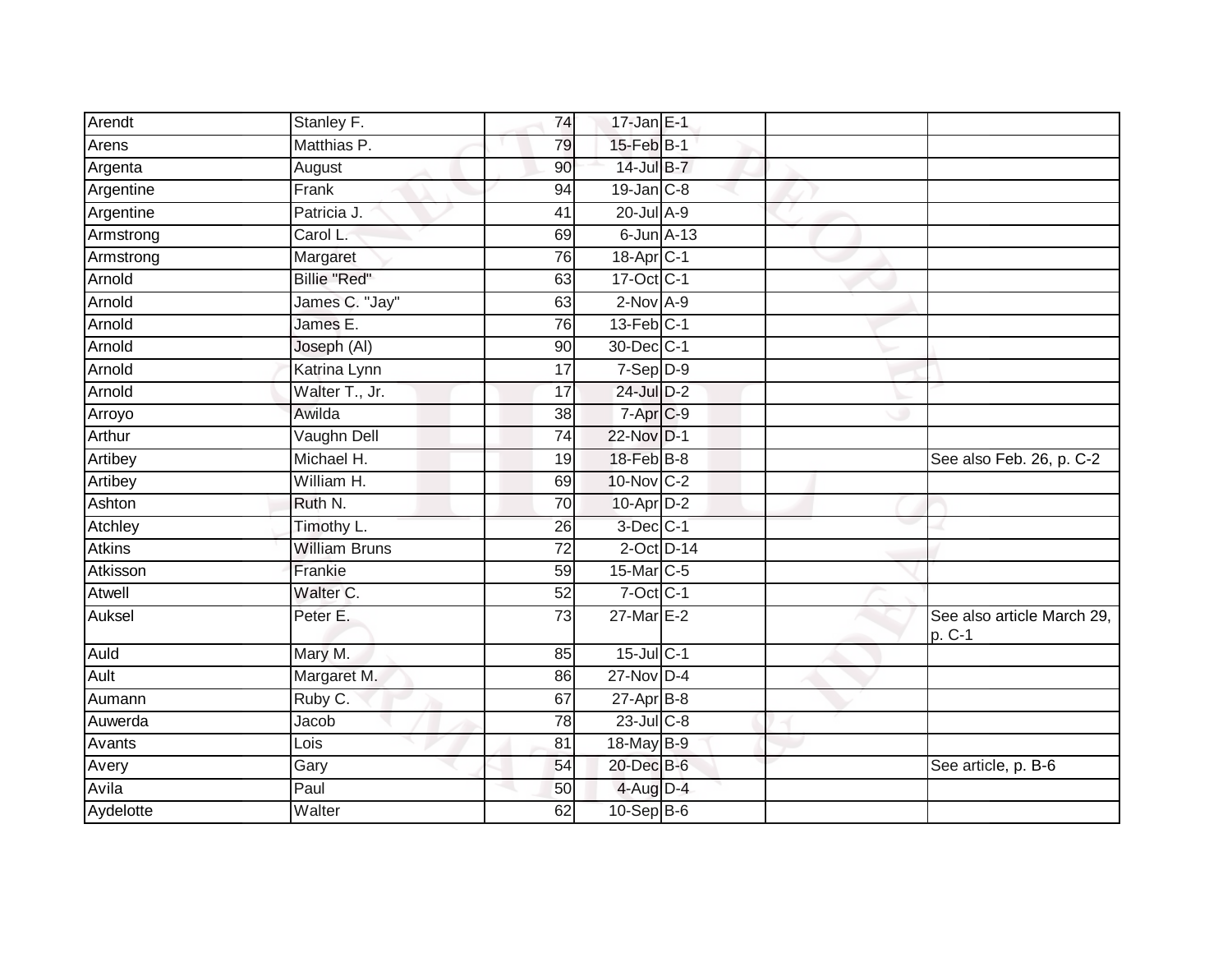| | | | | | | |
|---|---|---|---|---|---|---|
| Arendt | Stanley F. | 74 | 17-Jan | E-1 | | |
| Arens | Matthias P. | 79 | 15-Feb | B-1 | | |
| Argenta | August | 90 | 14-Jul | B-7 | | |
| Argentine | Frank | 94 | 19-Jan | C-8 | | |
| Argentine | Patricia J. | 41 | 20-Jul | A-9 | | |
| Armstrong | Carol L. | 69 | 6-Jun | A-13 | | |
| Armstrong | Margaret | 76 | 18-Apr | C-1 | | |
| Arnold | Billie "Red" | 63 | 17-Oct | C-1 | | |
| Arnold | James C. "Jay" | 63 | 2-Nov | A-9 | | |
| Arnold | James E. | 76 | 13-Feb | C-1 | | |
| Arnold | Joseph (Al) | 90 | 30-Dec | C-1 | | |
| Arnold | Katrina Lynn | 17 | 7-Sep | D-9 | | |
| Arnold | Walter T., Jr. | 17 | 24-Jul | D-2 | | |
| Arroyo | Awilda | 38 | 7-Apr | C-9 | | |
| Arthur | Vaughn Dell | 74 | 22-Nov | D-1 | | |
| Artibey | Michael H. | 19 | 18-Feb | B-8 | | See also Feb. 26, p. C-2 |
| Artibey | William H. | 69 | 10-Nov | C-2 | | |
| Ashton | Ruth N. | 70 | 10-Apr | D-2 | | |
| Atchley | Timothy L. | 26 | 3-Dec | C-1 | | |
| Atkins | William Bruns | 72 | 2-Oct | D-14 | | |
| Atkisson | Frankie | 59 | 15-Mar | C-5 | | |
| Atwell | Walter C. | 52 | 7-Oct | C-1 | | |
| Auksel | Peter E. | 73 | 27-Mar | E-2 | | See also article March 29, p. C-1 |
| Auld | Mary M. | 85 | 15-Jul | C-1 | | |
| Ault | Margaret M. | 86 | 27-Nov | D-4 | | |
| Aumann | Ruby C. | 67 | 27-Apr | B-8 | | |
| Auwerda | Jacob | 78 | 23-Jul | C-8 | | |
| Avants | Lois | 81 | 18-May | B-9 | | |
| Avery | Gary | 54 | 20-Dec | B-6 | | See article, p. B-6 |
| Avila | Paul | 50 | 4-Aug | D-4 | | |
| Aydelotte | Walter | 62 | 10-Sep | B-6 | | |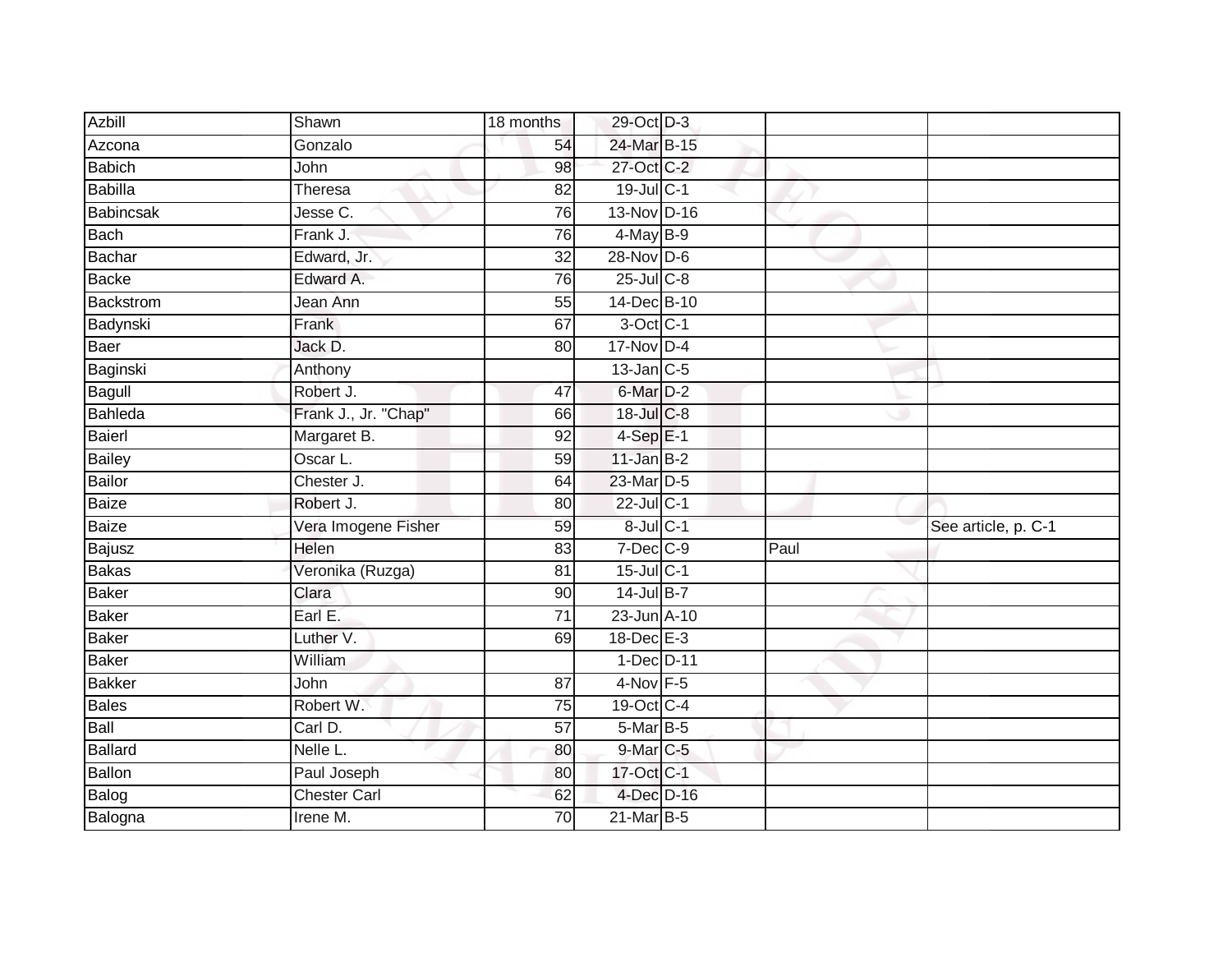| | | | | | | |
|---|---|---|---|---|---|---|
| Azbill | Shawn | 18 months | 29-Oct | D-3 | | |
| Azcona | Gonzalo | 54 | 24-Mar | B-15 | | |
| Babich | John | 98 | 27-Oct | C-2 | | |
| Babilla | Theresa | 82 | 19-Jul | C-1 | | |
| Babincsak | Jesse C. | 76 | 13-Nov | D-16 | | |
| Bach | Frank J. | 76 | 4-May | B-9 | | |
| Bachar | Edward, Jr. | 32 | 28-Nov | D-6 | | |
| Backe | Edward A. | 76 | 25-Jul | C-8 | | |
| Backstrom | Jean Ann | 55 | 14-Dec | B-10 | | |
| Badynski | Frank | 67 | 3-Oct | C-1 | | |
| Baer | Jack D. | 80 | 17-Nov | D-4 | | |
| Baginski | Anthony | | 13-Jan | C-5 | | |
| Bagull | Robert J. | 47 | 6-Mar | D-2 | | |
| Bahleda | Frank J., Jr. "Chap" | 66 | 18-Jul | C-8 | | |
| Baierl | Margaret B. | 92 | 4-Sep | E-1 | | |
| Bailey | Oscar L. | 59 | 11-Jan | B-2 | | |
| Bailor | Chester J. | 64 | 23-Mar | D-5 | | |
| Baize | Robert J. | 80 | 22-Jul | C-1 | | |
| Baize | Vera Imogene Fisher | 59 | 8-Jul | C-1 | | See article, p. C-1 |
| Bajusz | Helen | 83 | 7-Dec | C-9 | Paul | |
| Bakas | Veronika (Ruzga) | 81 | 15-Jul | C-1 | | |
| Baker | Clara | 90 | 14-Jul | B-7 | | |
| Baker | Earl E. | 71 | 23-Jun | A-10 | | |
| Baker | Luther V. | 69 | 18-Dec | E-3 | | |
| Baker | William | | 1-Dec | D-11 | | |
| Bakker | John | 87 | 4-Nov | F-5 | | |
| Bales | Robert W. | 75 | 19-Oct | C-4 | | |
| Ball | Carl D. | 57 | 5-Mar | B-5 | | |
| Ballard | Nelle L. | 80 | 9-Mar | C-5 | | |
| Ballon | Paul Joseph | 80 | 17-Oct | C-1 | | |
| Balog | Chester Carl | 62 | 4-Dec | D-16 | | |
| Balogna | Irene M. | 70 | 21-Mar | B-5 | | |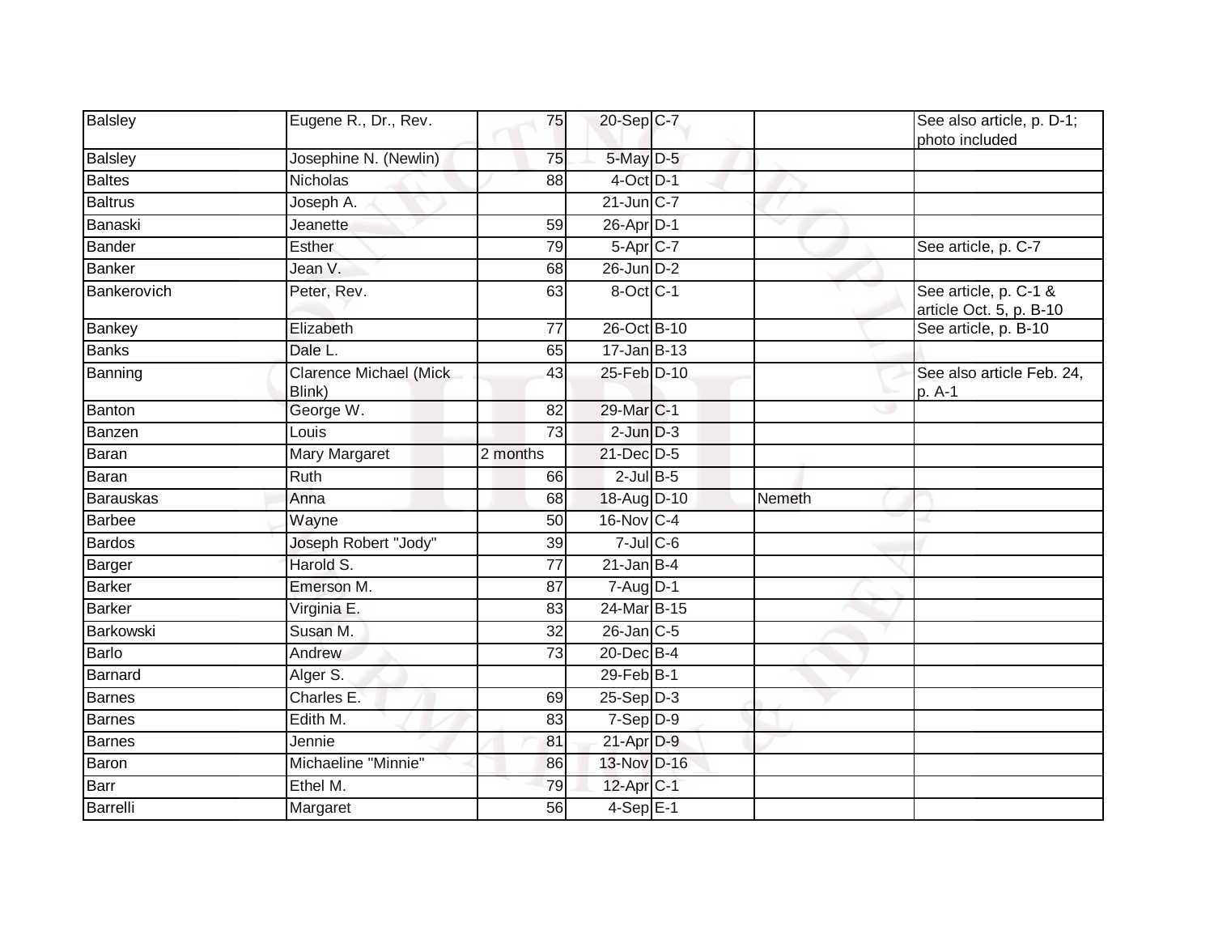| Balsley | Eugene R., Dr., Rev. | 75 | 20-Sep | C-7 | | See also article, p. D-1; photo included |
|---|---|---|---|---|---|---|
| Balsley | Josephine N. (Newlin) | 75 | 5-May | D-5 | | |
| Baltes | Nicholas | 88 | 4-Oct | D-1 | | |
| Baltrus | Joseph A. | | 21-Jun | C-7 | | |
| Banaski | Jeanette | 59 | 26-Apr | D-1 | | |
| Bander | Esther | 79 | 5-Apr | C-7 | | See article, p. C-7 |
| Banker | Jean V. | 68 | 26-Jun | D-2 | | |
| Bankerovich | Peter, Rev. | 63 | 8-Oct | C-1 | | See article, p. C-1 & article Oct. 5, p. B-10 |
| Bankey | Elizabeth | 77 | 26-Oct | B-10 | | See article, p. B-10 |
| Banks | Dale L. | 65 | 17-Jan | B-13 | | |
| Banning | Clarence Michael (Mick Blink) | 43 | 25-Feb | D-10 | | See also article Feb. 24, p. A-1 |
| Banton | George W. | 82 | 29-Mar | C-1 | | |
| Banzen | Louis | 73 | 2-Jun | D-3 | | |
| Baran | Mary Margaret | 2 months | 21-Dec | D-5 | | |
| Baran | Ruth | 66 | 2-Jul | B-5 | | |
| Barauskas | Anna | 68 | 18-Aug | D-10 | Nemeth | |
| Barbee | Wayne | 50 | 16-Nov | C-4 | | |
| Bardos | Joseph Robert "Jody" | 39 | 7-Jul | C-6 | | |
| Barger | Harold S. | 77 | 21-Jan | B-4 | | |
| Barker | Emerson M. | 87 | 7-Aug | D-1 | | |
| Barker | Virginia E. | 83 | 24-Mar | B-15 | | |
| Barkowski | Susan M. | 32 | 26-Jan | C-5 | | |
| Barlo | Andrew | 73 | 20-Dec | B-4 | | |
| Barnard | Alger S. | | 29-Feb | B-1 | | |
| Barnes | Charles E. | 69 | 25-Sep | D-3 | | |
| Barnes | Edith M. | 83 | 7-Sep | D-9 | | |
| Barnes | Jennie | 81 | 21-Apr | D-9 | | |
| Baron | Michaeline "Minnie" | 86 | 13-Nov | D-16 | | |
| Barr | Ethel M. | 79 | 12-Apr | C-1 | | |
| Barrelli | Margaret | 56 | 4-Sep | E-1 | | |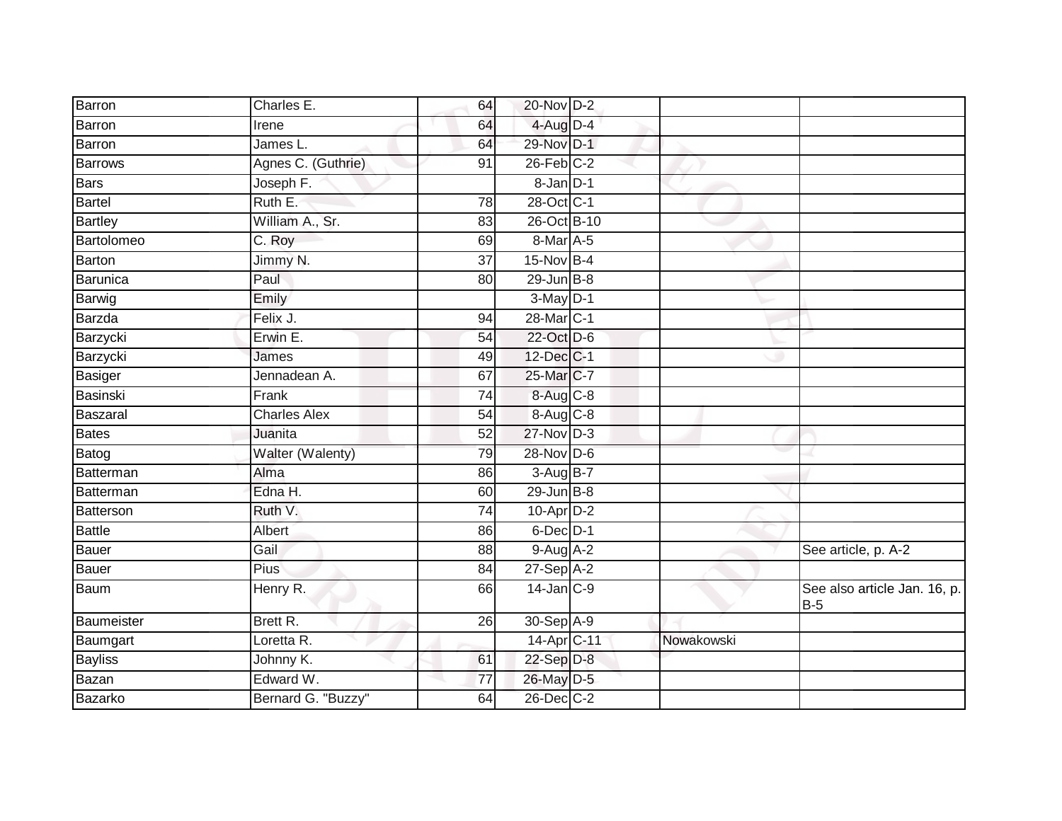| | | | | | | |
|---|---|---|---|---|---|---|
| Barron | Charles E. | 64 | 20-Nov | D-2 | | |
| Barron | Irene | 64 | 4-Aug | D-4 | | |
| Barron | James L. | 64 | 29-Nov | D-1 | | |
| Barrows | Agnes C. (Guthrie) | 91 | 26-Feb | C-2 | | |
| Bars | Joseph F. | | 8-Jan | D-1 | | |
| Bartel | Ruth E. | 78 | 28-Oct | C-1 | | |
| Bartley | William A., Sr. | 83 | 26-Oct | B-10 | | |
| Bartolomeo | C. Roy | 69 | 8-Mar | A-5 | | |
| Barton | Jimmy N. | 37 | 15-Nov | B-4 | | |
| Barunica | Paul | 80 | 29-Jun | B-8 | | |
| Barwig | Emily | | 3-May | D-1 | | |
| Barzda | Felix J. | 94 | 28-Mar | C-1 | | |
| Barzycki | Erwin E. | 54 | 22-Oct | D-6 | | |
| Barzycki | James | 49 | 12-Dec | C-1 | | |
| Basiger | Jennadean A. | 67 | 25-Mar | C-7 | | |
| Basinski | Frank | 74 | 8-Aug | C-8 | | |
| Baszaral | Charles Alex | 54 | 8-Aug | C-8 | | |
| Bates | Juanita | 52 | 27-Nov | D-3 | | |
| Batog | Walter (Walenty) | 79 | 28-Nov | D-6 | | |
| Batterman | Alma | 86 | 3-Aug | B-7 | | |
| Batterman | Edna H. | 60 | 29-Jun | B-8 | | |
| Batterson | Ruth V. | 74 | 10-Apr | D-2 | | |
| Battle | Albert | 86 | 6-Dec | D-1 | | |
| Bauer | Gail | 88 | 9-Aug | A-2 | | See article, p. A-2 |
| Bauer | Pius | 84 | 27-Sep | A-2 | | |
| Baum | Henry R. | 66 | 14-Jan | C-9 | | See also article Jan. 16, p. B-5 |
| Baumeister | Brett R. | 26 | 30-Sep | A-9 | | |
| Baumgart | Loretta R. | | 14-Apr | C-11 | Nowakowski | |
| Bayliss | Johnny K. | 61 | 22-Sep | D-8 | | |
| Bazan | Edward W. | 77 | 26-May | D-5 | | |
| Bazarko | Bernard G. "Buzzy" | 64 | 26-Dec | C-2 | | |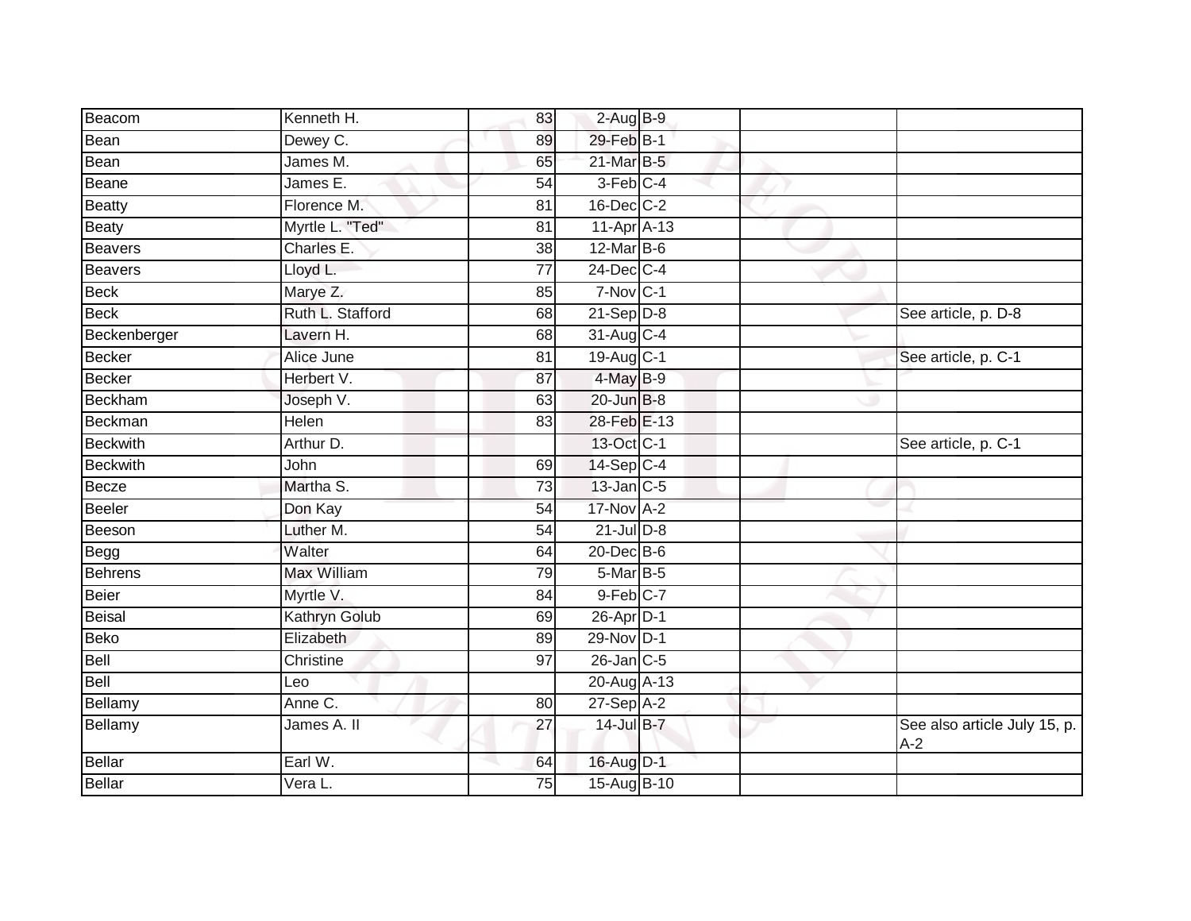| | | | | | | |
|---|---|---|---|---|---|---|
| Beacom | Kenneth H. | 83 | 2-Aug | B-9 | | |
| Bean | Dewey C. | 89 | 29-Feb | B-1 | | |
| Bean | James M. | 65 | 21-Mar | B-5 | | |
| Beane | James E. | 54 | 3-Feb | C-4 | | |
| Beatty | Florence M. | 81 | 16-Dec | C-2 | | |
| Beaty | Myrtle L. "Ted" | 81 | 11-Apr | A-13 | | |
| Beavers | Charles E. | 38 | 12-Mar | B-6 | | |
| Beavers | Lloyd L. | 77 | 24-Dec | C-4 | | |
| Beck | Marye Z. | 85 | 7-Nov | C-1 | | |
| Beck | Ruth L. Stafford | 68 | 21-Sep | D-8 | | See article, p. D-8 |
| Beckenberger | Lavern H. | 68 | 31-Aug | C-4 | | |
| Becker | Alice June | 81 | 19-Aug | C-1 | | See article, p. C-1 |
| Becker | Herbert V. | 87 | 4-May | B-9 | | |
| Beckham | Joseph V. | 63 | 20-Jun | B-8 | | |
| Beckman | Helen | 83 | 28-Feb | E-13 | | |
| Beckwith | Arthur D. | | 13-Oct | C-1 | | See article, p. C-1 |
| Beckwith | John | 69 | 14-Sep | C-4 | | |
| Becze | Martha S. | 73 | 13-Jan | C-5 | | |
| Beeler | Don Kay | 54 | 17-Nov | A-2 | | |
| Beeson | Luther M. | 54 | 21-Jul | D-8 | | |
| Begg | Walter | 64 | 20-Dec | B-6 | | |
| Behrens | Max William | 79 | 5-Mar | B-5 | | |
| Beier | Myrtle V. | 84 | 9-Feb | C-7 | | |
| Beisal | Kathryn Golub | 69 | 26-Apr | D-1 | | |
| Beko | Elizabeth | 89 | 29-Nov | D-1 | | |
| Bell | Christine | 97 | 26-Jan | C-5 | | |
| Bell | Leo | | 20-Aug | A-13 | | |
| Bellamy | Anne C. | 80 | 27-Sep | A-2 | | |
| Bellamy | James A. II | 27 | 14-Jul | B-7 | | See also article July 15, p. A-2 |
| Bellar | Earl W. | 64 | 16-Aug | D-1 | | |
| Bellar | Vera L. | 75 | 15-Aug | B-10 | | |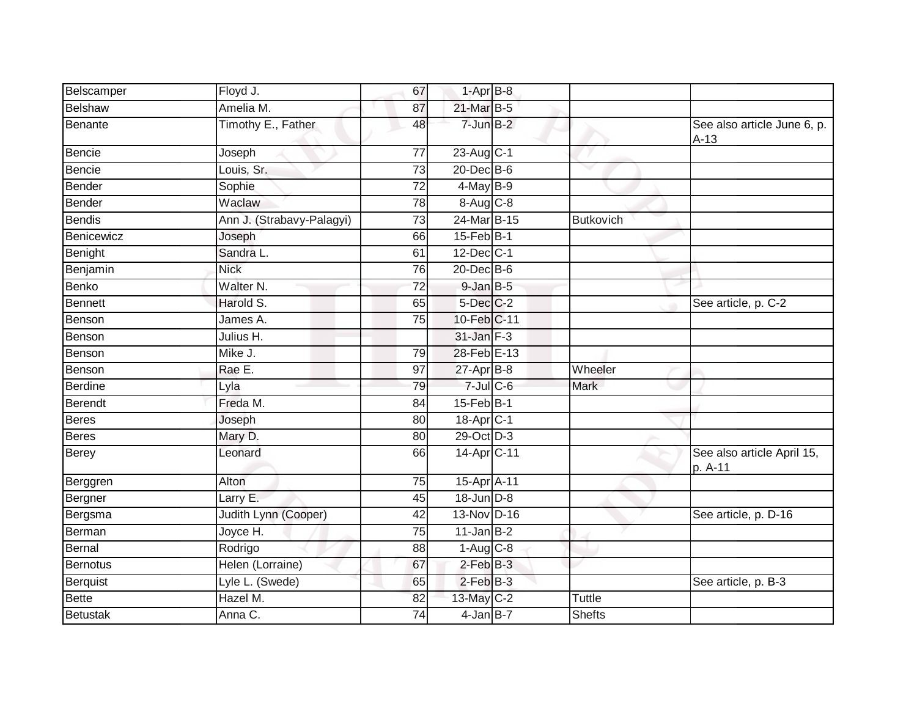| | | | | | | |
|---|---|---|---|---|---|---|
| Belscamper | Floyd J. | 67 | 1-Apr | B-8 | | |
| Belshaw | Amelia M. | 87 | 21-Mar | B-5 | | |
| Benante | Timothy E., Father | 48 | 7-Jun | B-2 | | See also article June 6, p. A-13 |
| Bencie | Joseph | 77 | 23-Aug | C-1 | | |
| Bencie | Louis, Sr. | 73 | 20-Dec | B-6 | | |
| Bender | Sophie | 72 | 4-May | B-9 | | |
| Bender | Waclaw | 78 | 8-Aug | C-8 | | |
| Bendis | Ann J. (Strabavy-Palagyi) | 73 | 24-Mar | B-15 | Butkovich | |
| Benicewicz | Joseph | 66 | 15-Feb | B-1 | | |
| Benight | Sandra L. | 61 | 12-Dec | C-1 | | |
| Benjamin | Nick | 76 | 20-Dec | B-6 | | |
| Benko | Walter N. | 72 | 9-Jan | B-5 | | |
| Bennett | Harold S. | 65 | 5-Dec | C-2 | | See article, p. C-2 |
| Benson | James A. | 75 | 10-Feb | C-11 | | |
| Benson | Julius H. | | 31-Jan | F-3 | | |
| Benson | Mike J. | 79 | 28-Feb | E-13 | | |
| Benson | Rae E. | 97 | 27-Apr | B-8 | Wheeler | |
| Berdine | Lyla | 79 | 7-Jul | C-6 | Mark | |
| Berendt | Freda M. | 84 | 15-Feb | B-1 | | |
| Beres | Joseph | 80 | 18-Apr | C-1 | | |
| Beres | Mary D. | 80 | 29-Oct | D-3 | | |
| Berey | Leonard | 66 | 14-Apr | C-11 | | See also article April 15, p. A-11 |
| Berggren | Alton | 75 | 15-Apr | A-11 | | |
| Bergner | Larry E. | 45 | 18-Jun | D-8 | | |
| Bergsma | Judith Lynn (Cooper) | 42 | 13-Nov | D-16 | | See article, p. D-16 |
| Berman | Joyce H. | 75 | 11-Jan | B-2 | | |
| Bernal | Rodrigo | 88 | 1-Aug | C-8 | | |
| Bernotus | Helen (Lorraine) | 67 | 2-Feb | B-3 | | |
| Berquist | Lyle L. (Swede) | 65 | 2-Feb | B-3 | | See article, p. B-3 |
| Bette | Hazel M. | 82 | 13-May | C-2 | Tuttle | |
| Betustak | Anna C. | 74 | 4-Jan | B-7 | Shefts | |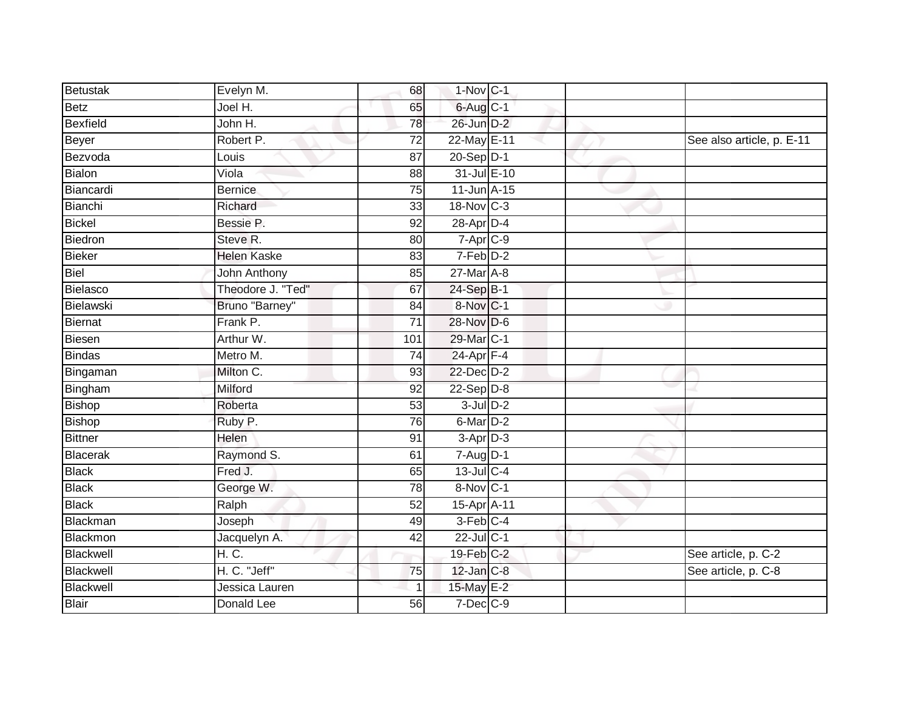| | | | | | | |
|---|---|---|---|---|---|---|
| Betustak | Evelyn M. | 68 | 1-Nov | C-1 | | |
| Betz | Joel H. | 65 | 6-Aug | C-1 | | |
| Bexfield | John H. | 78 | 26-Jun | D-2 | | |
| Beyer | Robert P. | 72 | 22-May | E-11 | | See also article, p. E-11 |
| Bezvoda | Louis | 87 | 20-Sep | D-1 | | |
| Bialon | Viola | 88 | 31-Jul | E-10 | | |
| Biancardi | Bernice | 75 | 11-Jun | A-15 | | |
| Bianchi | Richard | 33 | 18-Nov | C-3 | | |
| Bickel | Bessie P. | 92 | 28-Apr | D-4 | | |
| Biedron | Steve R. | 80 | 7-Apr | C-9 | | |
| Bieker | Helen Kaske | 83 | 7-Feb | D-2 | | |
| Biel | John Anthony | 85 | 27-Mar | A-8 | | |
| Bielasco | Theodore J. "Ted" | 67 | 24-Sep | B-1 | | |
| Bielawski | Bruno "Barney" | 84 | 8-Nov | C-1 | | |
| Biernat | Frank P. | 71 | 28-Nov | D-6 | | |
| Biesen | Arthur W. | 101 | 29-Mar | C-1 | | |
| Bindas | Metro M. | 74 | 24-Apr | F-4 | | |
| Bingaman | Milton C. | 93 | 22-Dec | D-2 | | |
| Bingham | Milford | 92 | 22-Sep | D-8 | | |
| Bishop | Roberta | 53 | 3-Jul | D-2 | | |
| Bishop | Ruby P. | 76 | 6-Mar | D-2 | | |
| Bittner | Helen | 91 | 3-Apr | D-3 | | |
| Blacerak | Raymond S. | 61 | 7-Aug | D-1 | | |
| Black | Fred J. | 65 | 13-Jul | C-4 | | |
| Black | George W. | 78 | 8-Nov | C-1 | | |
| Black | Ralph | 52 | 15-Apr | A-11 | | |
| Blackman | Joseph | 49 | 3-Feb | C-4 | | |
| Blackmon | Jacquelyn A. | 42 | 22-Jul | C-1 | | |
| Blackwell | H. C. | | 19-Feb | C-2 | | See article, p. C-2 |
| Blackwell | H. C. "Jeff" | 75 | 12-Jan | C-8 | | See article, p. C-8 |
| Blackwell | Jessica Lauren | 1 | 15-May | E-2 | | |
| Blair | Donald Lee | 56 | 7-Dec | C-9 | | |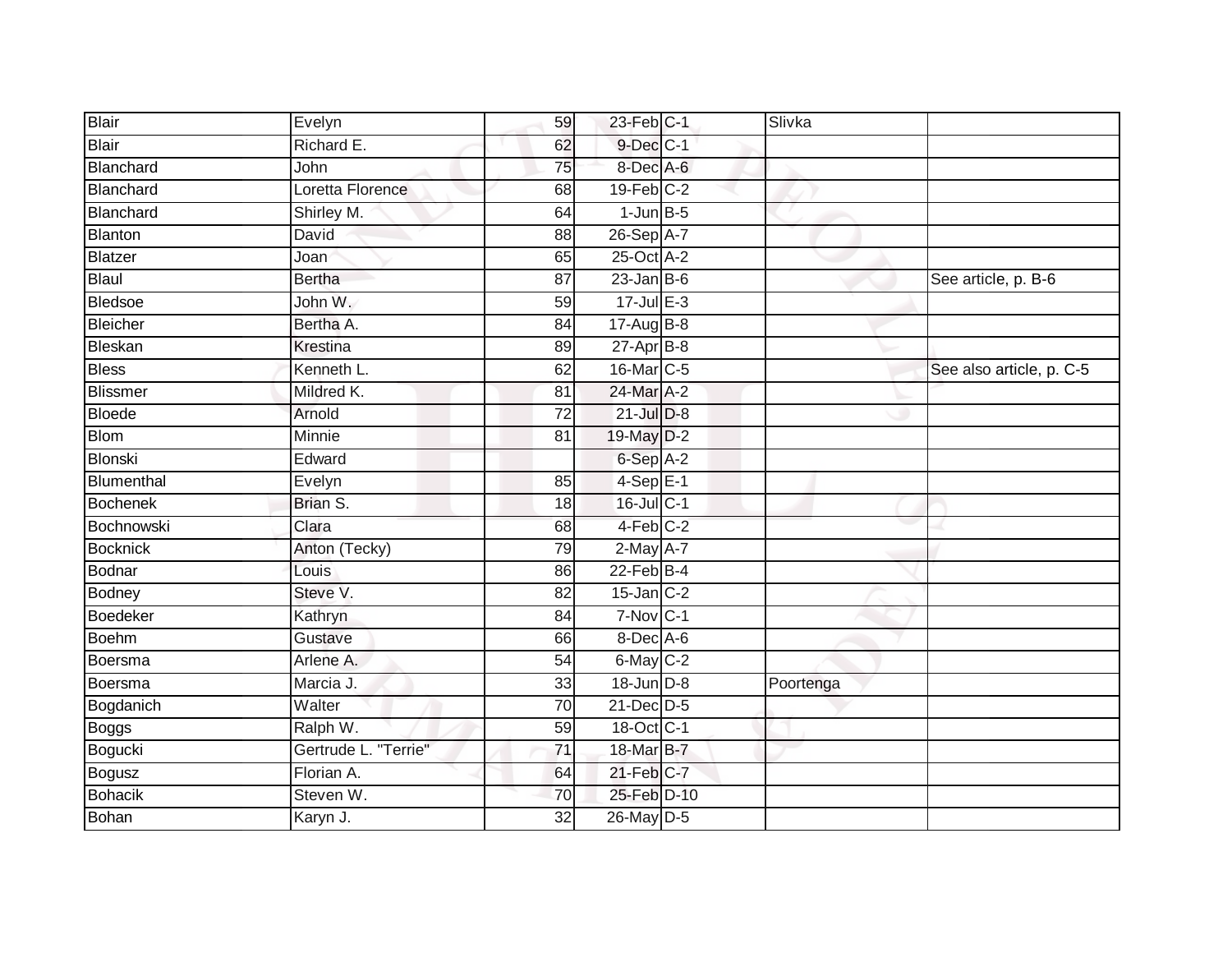| | | | | | | |
|---|---|---|---|---|---|---|
| Blair | Evelyn | 59 | 23-Feb | C-1 | Slivka | |
| Blair | Richard E. | 62 | 9-Dec | C-1 | | |
| Blanchard | John | 75 | 8-Dec | A-6 | | |
| Blanchard | Loretta Florence | 68 | 19-Feb | C-2 | | |
| Blanchard | Shirley M. | 64 | 1-Jun | B-5 | | |
| Blanton | David | 88 | 26-Sep | A-7 | | |
| Blatzer | Joan | 65 | 25-Oct | A-2 | | |
| Blaul | Bertha | 87 | 23-Jan | B-6 | | See article, p. B-6 |
| Bledsoe | John W. | 59 | 17-Jul | E-3 | | |
| Bleicher | Bertha A. | 84 | 17-Aug | B-8 | | |
| Bleskan | Krestina | 89 | 27-Apr | B-8 | | |
| Bless | Kenneth L. | 62 | 16-Mar | C-5 | | See also article, p. C-5 |
| Blissmer | Mildred K. | 81 | 24-Mar | A-2 | | |
| Bloede | Arnold | 72 | 21-Jul | D-8 | | |
| Blom | Minnie | 81 | 19-May | D-2 | | |
| Blonski | Edward | | 6-Sep | A-2 | | |
| Blumenthal | Evelyn | 85 | 4-Sep | E-1 | | |
| Bochenek | Brian S. | 18 | 16-Jul | C-1 | | |
| Bochnowski | Clara | 68 | 4-Feb | C-2 | | |
| Bocknick | Anton (Tecky) | 79 | 2-May | A-7 | | |
| Bodnar | Louis | 86 | 22-Feb | B-4 | | |
| Bodney | Steve V. | 82 | 15-Jan | C-2 | | |
| Boedeker | Kathryn | 84 | 7-Nov | C-1 | | |
| Boehm | Gustave | 66 | 8-Dec | A-6 | | |
| Boersma | Arlene A. | 54 | 6-May | C-2 | | |
| Boersma | Marcia J. | 33 | 18-Jun | D-8 | Poortenga | |
| Bogdanich | Walter | 70 | 21-Dec | D-5 | | |
| Boggs | Ralph W. | 59 | 18-Oct | C-1 | | |
| Bogucki | Gertrude L. "Terrie" | 71 | 18-Mar | B-7 | | |
| Bogusz | Florian A. | 64 | 21-Feb | C-7 | | |
| Bohacik | Steven W. | 70 | 25-Feb | D-10 | | |
| Bohan | Karyn J. | 32 | 26-May | D-5 | | |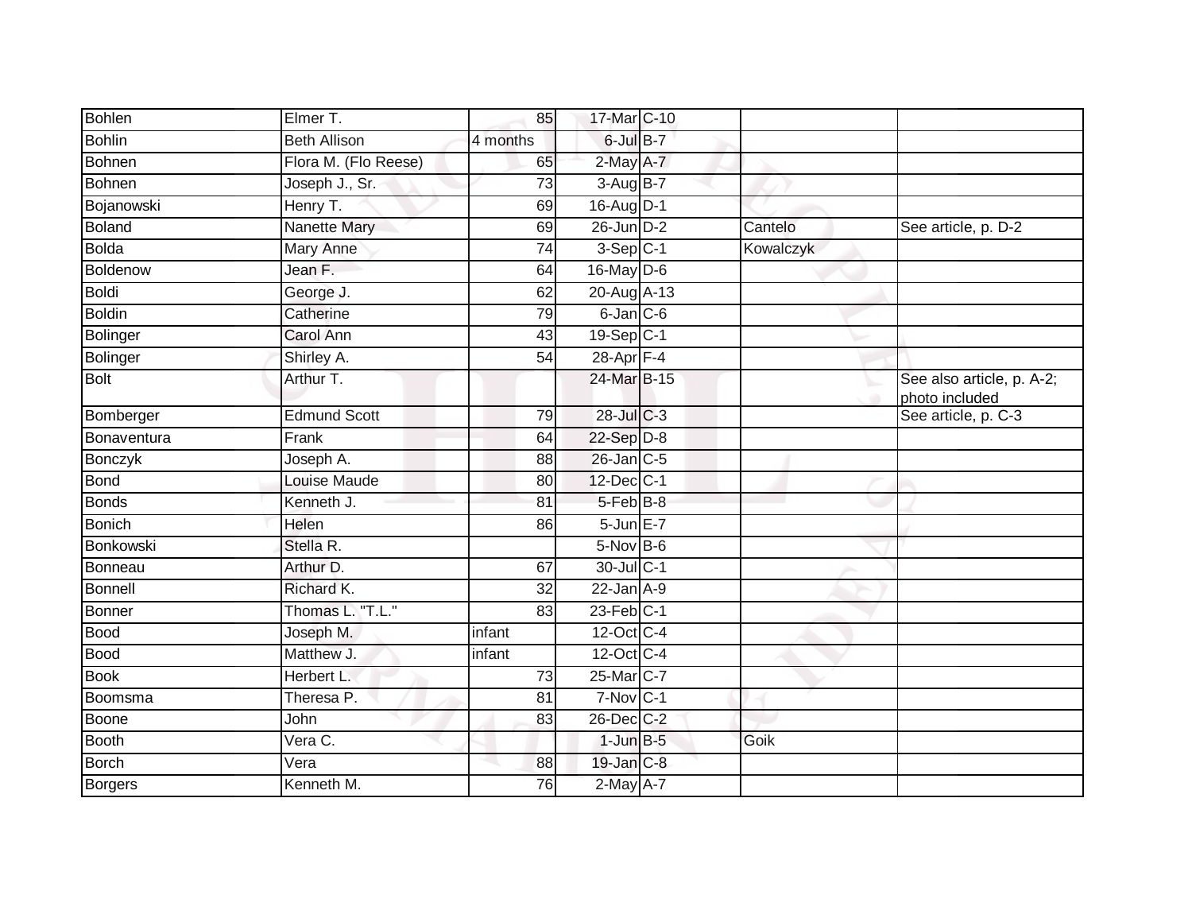| | | | | | | |
|---|---|---|---|---|---|---|
| Bohlen | Elmer T. | 85 | 17-Mar | C-10 | | |
| Bohlin | Beth Allison | 4 months | 6-Jul | B-7 | | |
| Bohnen | Flora M. (Flo Reese) | 65 | 2-May | A-7 | | |
| Bohnen | Joseph J., Sr. | 73 | 3-Aug | B-7 | | |
| Bojanowski | Henry T. | 69 | 16-Aug | D-1 | | |
| Boland | Nanette Mary | 69 | 26-Jun | D-2 | Cantelo | See article, p. D-2 |
| Bolda | Mary Anne | 74 | 3-Sep | C-1 | Kowalczyk | |
| Boldenow | Jean F. | 64 | 16-May | D-6 | | |
| Boldi | George J. | 62 | 20-Aug | A-13 | | |
| Boldin | Catherine | 79 | 6-Jan | C-6 | | |
| Bolinger | Carol Ann | 43 | 19-Sep | C-1 | | |
| Bolinger | Shirley A. | 54 | 28-Apr | F-4 | | |
| Bolt | Arthur T. | | 24-Mar | B-15 | | See also article, p. A-2; photo included |
| Bomberger | Edmund Scott | 79 | 28-Jul | C-3 | | See article, p. C-3 |
| Bonaventura | Frank | 64 | 22-Sep | D-8 | | |
| Bonczyk | Joseph A. | 88 | 26-Jan | C-5 | | |
| Bond | Louise Maude | 80 | 12-Dec | C-1 | | |
| Bonds | Kenneth J. | 81 | 5-Feb | B-8 | | |
| Bonich | Helen | 86 | 5-Jun | E-7 | | |
| Bonkowski | Stella R. | | 5-Nov | B-6 | | |
| Bonneau | Arthur D. | 67 | 30-Jul | C-1 | | |
| Bonnell | Richard K. | 32 | 22-Jan | A-9 | | |
| Bonner | Thomas L. "T.L." | 83 | 23-Feb | C-1 | | |
| Bood | Joseph M. | infant | 12-Oct | C-4 | | |
| Bood | Matthew J. | infant | 12-Oct | C-4 | | |
| Book | Herbert L. | 73 | 25-Mar | C-7 | | |
| Boomsma | Theresa P. | 81 | 7-Nov | C-1 | | |
| Boone | John | 83 | 26-Dec | C-2 | | |
| Booth | Vera C. | | 1-Jun | B-5 | Goik | |
| Borch | Vera | 88 | 19-Jan | C-8 | | |
| Borgers | Kenneth M. | 76 | 2-May | A-7 | | |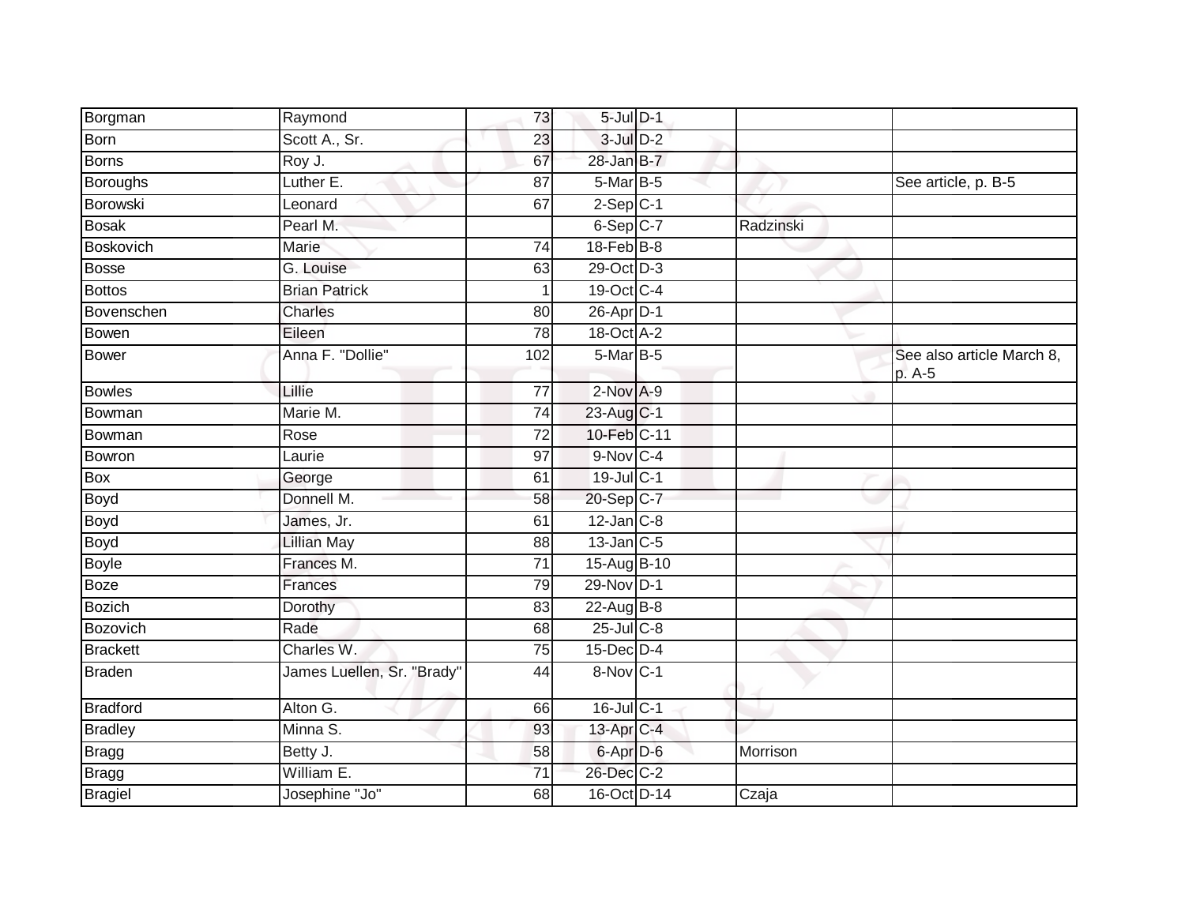| Borgman | Raymond | 73 | 5-Jul | D-1 | | |
|---|---|---|---|---|---|---|
| Born | Scott A., Sr. | 23 | 3-Jul | D-2 | | |
| Borns | Roy J. | 67 | 28-Jan | B-7 | | |
| Boroughs | Luther E. | 87 | 5-Mar | B-5 | | See article, p. B-5 |
| Borowski | Leonard | 67 | 2-Sep | C-1 | | |
| Bosak | Pearl M. | | 6-Sep | C-7 | Radzinski | |
| Boskovich | Marie | 74 | 18-Feb | B-8 | | |
| Bosse | G. Louise | 63 | 29-Oct | D-3 | | |
| Bottos | Brian Patrick | 1 | 19-Oct | C-4 | | |
| Bovenschen | Charles | 80 | 26-Apr | D-1 | | |
| Bowen | Eileen | 78 | 18-Oct | A-2 | | |
| Bower | Anna F. "Dollie" | 102 | 5-Mar | B-5 | | See also article March 8, p. A-5 |
| Bowles | Lillie | 77 | 2-Nov | A-9 | | |
| Bowman | Marie M. | 74 | 23-Aug | C-1 | | |
| Bowman | Rose | 72 | 10-Feb | C-11 | | |
| Bowron | Laurie | 97 | 9-Nov | C-4 | | |
| Box | George | 61 | 19-Jul | C-1 | | |
| Boyd | Donnell M. | 58 | 20-Sep | C-7 | | |
| Boyd | James, Jr. | 61 | 12-Jan | C-8 | | |
| Boyd | Lillian May | 88 | 13-Jan | C-5 | | |
| Boyle | Frances M. | 71 | 15-Aug | B-10 | | |
| Boze | Frances | 79 | 29-Nov | D-1 | | |
| Bozich | Dorothy | 83 | 22-Aug | B-8 | | |
| Bozovich | Rade | 68 | 25-Jul | C-8 | | |
| Brackett | Charles W. | 75 | 15-Dec | D-4 | | |
| Braden | James Luellen, Sr. "Brady" | 44 | 8-Nov | C-1 | | |
| Bradford | Alton G. | 66 | 16-Jul | C-1 | | |
| Bradley | Minna S. | 93 | 13-Apr | C-4 | | |
| Bragg | Betty J. | 58 | 6-Apr | D-6 | Morrison | |
| Bragg | William E. | 71 | 26-Dec | C-2 | | |
| Bragiel | Josephine "Jo" | 68 | 16-Oct | D-14 | Czaja | |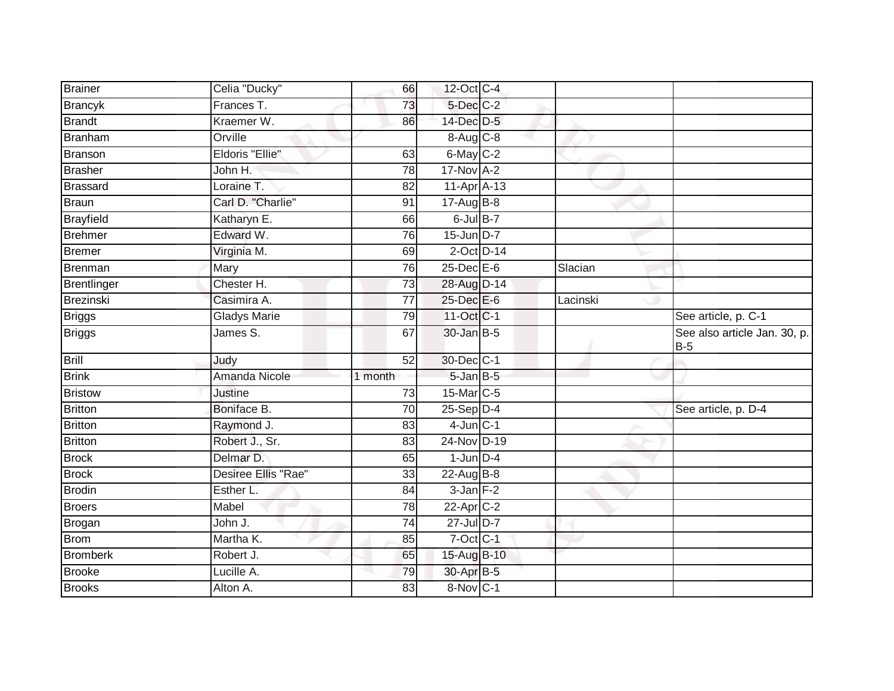| | | | | | | |
|---|---|---|---|---|---|---|
| Brainer | Celia "Ducky" | 66 | 12-Oct | C-4 | | |
| Brancyk | Frances T. | 73 | 5-Dec | C-2 | | |
| Brandt | Kraemer W. | 86 | 14-Dec | D-5 | | |
| Branham | Orville | | 8-Aug | C-8 | | |
| Branson | Eldoris "Ellie" | 63 | 6-May | C-2 | | |
| Brasher | John H. | 78 | 17-Nov | A-2 | | |
| Brassard | Loraine T. | 82 | 11-Apr | A-13 | | |
| Braun | Carl D. "Charlie" | 91 | 17-Aug | B-8 | | |
| Brayfield | Katharyn E. | 66 | 6-Jul | B-7 | | |
| Brehmer | Edward W. | 76 | 15-Jun | D-7 | | |
| Bremer | Virginia M. | 69 | 2-Oct | D-14 | | |
| Brenman | Mary | 76 | 25-Dec | E-6 | Slacian | |
| Brentlinger | Chester H. | 73 | 28-Aug | D-14 | | |
| Brezinski | Casimira A. | 77 | 25-Dec | E-6 | Lacinski | |
| Briggs | Gladys Marie | 79 | 11-Oct | C-1 | | See article, p. C-1 |
| Briggs | James S. | 67 | 30-Jan | B-5 | | See also article Jan. 30, p. B-5 |
| Brill | Judy | 52 | 30-Dec | C-1 | | |
| Brink | Amanda Nicole | 1 month | 5-Jan | B-5 | | |
| Bristow | Justine | 73 | 15-Mar | C-5 | | |
| Britton | Boniface B. | 70 | 25-Sep | D-4 | | See article, p. D-4 |
| Britton | Raymond J. | 83 | 4-Jun | C-1 | | |
| Britton | Robert J., Sr. | 83 | 24-Nov | D-19 | | |
| Brock | Delmar D. | 65 | 1-Jun | D-4 | | |
| Brock | Desiree Ellis "Rae" | 33 | 22-Aug | B-8 | | |
| Brodin | Esther L. | 84 | 3-Jan | F-2 | | |
| Broers | Mabel | 78 | 22-Apr | C-2 | | |
| Brogan | John J. | 74 | 27-Jul | D-7 | | |
| Brom | Martha K. | 85 | 7-Oct | C-1 | | |
| Bromberk | Robert J. | 65 | 15-Aug | B-10 | | |
| Brooke | Lucille A. | 79 | 30-Apr | B-5 | | |
| Brooks | Alton A. | 83 | 8-Nov | C-1 | | |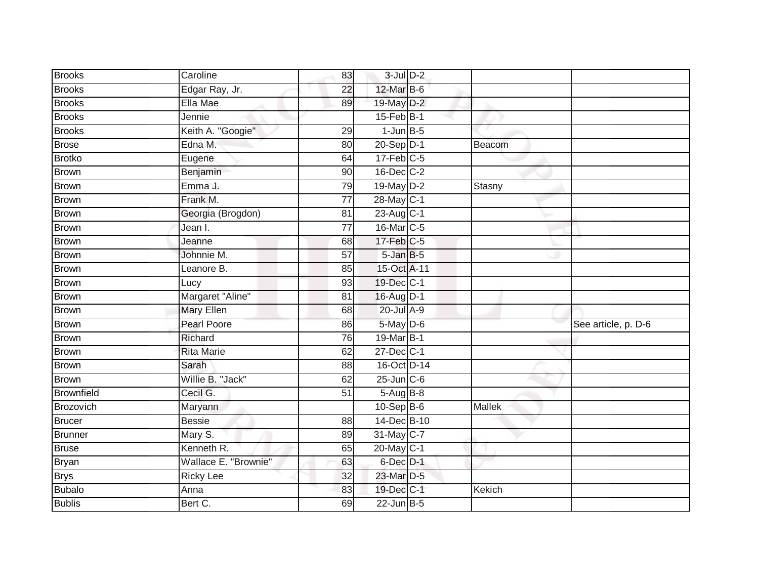| | | | | | | |
|---|---|---|---|---|---|---|
| Brooks | Caroline | 83 | 3-Jul | D-2 | | |
| Brooks | Edgar Ray, Jr. | 22 | 12-Mar | B-6 | | |
| Brooks | Ella Mae | 89 | 19-May | D-2 | | |
| Brooks | Jennie | | 15-Feb | B-1 | | |
| Brooks | Keith A. "Googie" | 29 | 1-Jun | B-5 | | |
| Brose | Edna M. | 80 | 20-Sep | D-1 | Beacom | |
| Brotko | Eugene | 64 | 17-Feb | C-5 | | |
| Brown | Benjamin | 90 | 16-Dec | C-2 | | |
| Brown | Emma J. | 79 | 19-May | D-2 | Stasny | |
| Brown | Frank M. | 77 | 28-May | C-1 | | |
| Brown | Georgia (Brogdon) | 81 | 23-Aug | C-1 | | |
| Brown | Jean I. | 77 | 16-Mar | C-5 | | |
| Brown | Jeanne | 68 | 17-Feb | C-5 | | |
| Brown | Johnnie M. | 57 | 5-Jan | B-5 | | |
| Brown | Leanore B. | 85 | 15-Oct | A-11 | | |
| Brown | Lucy | 93 | 19-Dec | C-1 | | |
| Brown | Margaret "Aline" | 81 | 16-Aug | D-1 | | |
| Brown | Mary Ellen | 68 | 20-Jul | A-9 | | |
| Brown | Pearl Poore | 86 | 5-May | D-6 | | See article, p. D-6 |
| Brown | Richard | 76 | 19-Mar | B-1 | | |
| Brown | Rita Marie | 62 | 27-Dec | C-1 | | |
| Brown | Sarah | 88 | 16-Oct | D-14 | | |
| Brown | Willie B. "Jack" | 62 | 25-Jun | C-6 | | |
| Brownfield | Cecil G. | 51 | 5-Aug | B-8 | | |
| Brozovich | Maryann | | 10-Sep | B-6 | Mallek | |
| Brucer | Bessie | 88 | 14-Dec | B-10 | | |
| Brunner | Mary S. | 89 | 31-May | C-7 | | |
| Bruse | Kenneth R. | 65 | 20-May | C-1 | | |
| Bryan | Wallace E. "Brownie" | 63 | 6-Dec | D-1 | | |
| Brys | Ricky Lee | 32 | 23-Mar | D-5 | | |
| Bubalo | Anna | 83 | 19-Dec | C-1 | Kekich | |
| Bublis | Bert C. | 69 | 22-Jun | B-5 | | |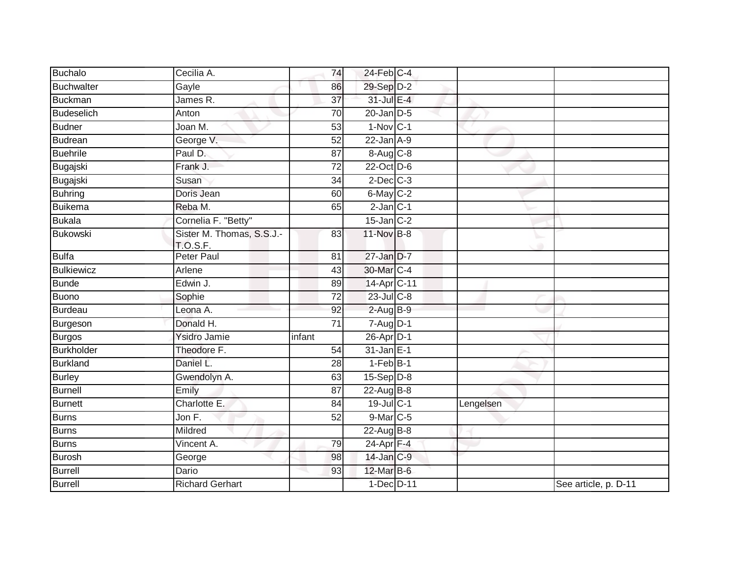| | | | | | | |
|---|---|---|---|---|---|---|
| Buchalo | Cecilia A. | 74 | 24-Feb | C-4 | | |
| Buchwalter | Gayle | 86 | 29-Sep | D-2 | | |
| Buckman | James R. | 37 | 31-Jul | E-4 | | |
| Budeselich | Anton | 70 | 20-Jan | D-5 | | |
| Budner | Joan M. | 53 | 1-Nov | C-1 | | |
| Budrean | George V. | 52 | 22-Jan | A-9 | | |
| Buehrile | Paul D. | 87 | 8-Aug | C-8 | | |
| Bugajski | Frank J. | 72 | 22-Oct | D-6 | | |
| Bugajski | Susan | 34 | 2-Dec | C-3 | | |
| Buhring | Doris Jean | 60 | 6-May | C-2 | | |
| Buikema | Reba M. | 65 | 2-Jan | C-1 | | |
| Bukala | Cornelia F. "Betty" | | 15-Jan | C-2 | | |
| Bukowski | Sister M. Thomas, S.S.J.-T.O.S.F. | 83 | 11-Nov | B-8 | | |
| Bulfa | Peter Paul | 81 | 27-Jan | D-7 | | |
| Bulkiewicz | Arlene | 43 | 30-Mar | C-4 | | |
| Bunde | Edwin J. | 89 | 14-Apr | C-11 | | |
| Buono | Sophie | 72 | 23-Jul | C-8 | | |
| Burdeau | Leona A. | 92 | 2-Aug | B-9 | | |
| Burgeson | Donald H. | 71 | 7-Aug | D-1 | | |
| Burgos | Ysidro Jamie | infant | 26-Apr | D-1 | | |
| Burkholder | Theodore F. | 54 | 31-Jan | E-1 | | |
| Burkland | Daniel L. | 28 | 1-Feb | B-1 | | |
| Burley | Gwendolyn A. | 63 | 15-Sep | D-8 | | |
| Burnell | Emily | 87 | 22-Aug | B-8 | | |
| Burnett | Charlotte E. | 84 | 19-Jul | C-1 | Lengelsen | |
| Burns | Jon F. | 52 | 9-Mar | C-5 | | |
| Burns | Mildred | | 22-Aug | B-8 | | |
| Burns | Vincent A. | 79 | 24-Apr | F-4 | | |
| Burosh | George | 98 | 14-Jan | C-9 | | |
| Burrell | Dario | 93 | 12-Mar | B-6 | | |
| Burrell | Richard Gerhart | | 1-Dec | D-11 | | See article, p. D-11 |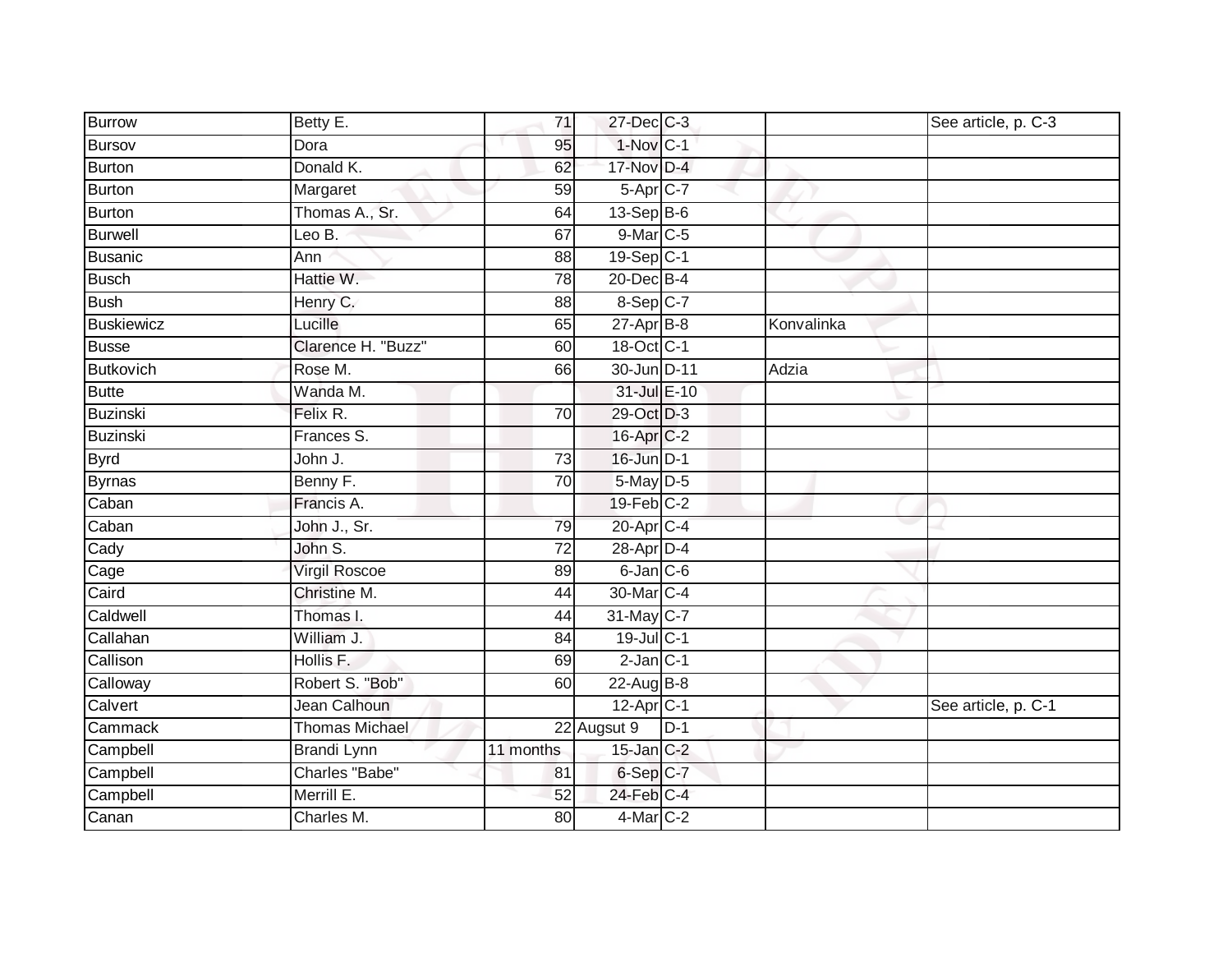| | | | | | | |
|---|---|---|---|---|---|---|
| Burrow | Betty E. | 71 | 27-Dec | C-3 | | See article, p. C-3 |
| Bursov | Dora | 95 | 1-Nov | C-1 | | |
| Burton | Donald K. | 62 | 17-Nov | D-4 | | |
| Burton | Margaret | 59 | 5-Apr | C-7 | | |
| Burton | Thomas A., Sr. | 64 | 13-Sep | B-6 | | |
| Burwell | Leo B. | 67 | 9-Mar | C-5 | | |
| Busanic | Ann | 88 | 19-Sep | C-1 | | |
| Busch | Hattie W. | 78 | 20-Dec | B-4 | | |
| Bush | Henry C. | 88 | 8-Sep | C-7 | | |
| Buskiewicz | Lucille | 65 | 27-Apr | B-8 | Konvalinka | |
| Busse | Clarence H. "Buzz" | 60 | 18-Oct | C-1 | | |
| Butkovich | Rose M. | 66 | 30-Jun | D-11 | Adzia | |
| Butte | Wanda M. | | 31-Jul | E-10 | | |
| Buzinski | Felix R. | 70 | 29-Oct | D-3 | | |
| Buzinski | Frances S. | | 16-Apr | C-2 | | |
| Byrd | John J. | 73 | 16-Jun | D-1 | | |
| Byrnas | Benny F. | 70 | 5-May | D-5 | | |
| Caban | Francis A. | | 19-Feb | C-2 | | |
| Caban | John J., Sr. | 79 | 20-Apr | C-4 | | |
| Cady | John S. | 72 | 28-Apr | D-4 | | |
| Cage | Virgil Roscoe | 89 | 6-Jan | C-6 | | |
| Caird | Christine M. | 44 | 30-Mar | C-4 | | |
| Caldwell | Thomas I. | 44 | 31-May | C-7 | | |
| Callahan | William J. | 84 | 19-Jul | C-1 | | |
| Callison | Hollis F. | 69 | 2-Jan | C-1 | | |
| Calloway | Robert S. "Bob" | 60 | 22-Aug | B-8 | | |
| Calvert | Jean Calhoun | | 12-Apr | C-1 | | See article, p. C-1 |
| Cammack | Thomas Michael | 22 | Augsut 9 | D-1 | | |
| Campbell | Brandi Lynn | 11 months | 15-Jan | C-2 | | |
| Campbell | Charles "Babe" | 81 | 6-Sep | C-7 | | |
| Campbell | Merrill E. | 52 | 24-Feb | C-4 | | |
| Canan | Charles M. | 80 | 4-Mar | C-2 | | |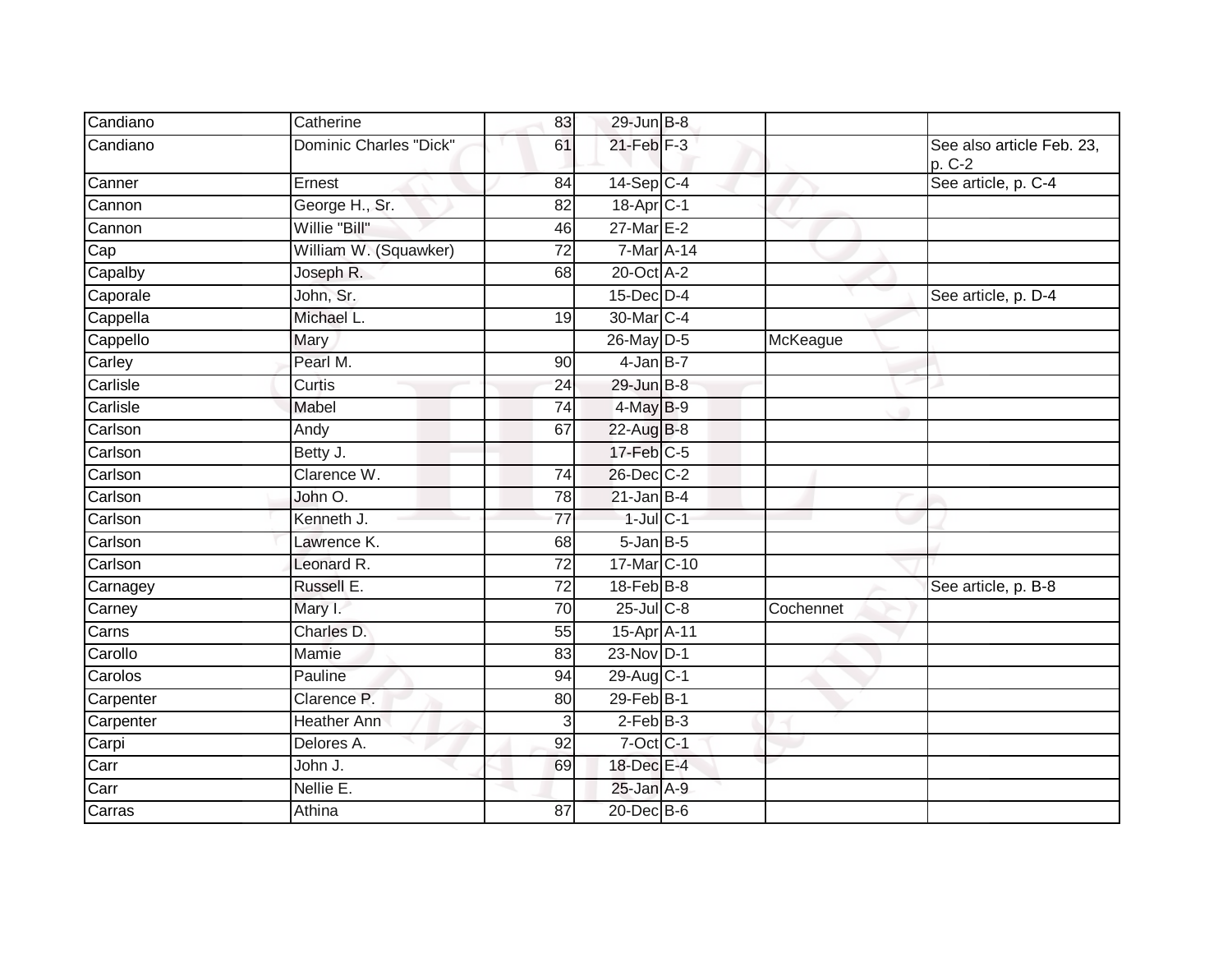| | | | | | | |
|---|---|---|---|---|---|---|
| Candiano | Catherine | 83 | 29-Jun | B-8 | | |
| Candiano | Dominic Charles "Dick" | 61 | 21-Feb | F-3 | | See also article Feb. 23, p. C-2 |
| Canner | Ernest | 84 | 14-Sep | C-4 | | See article, p. C-4 |
| Cannon | George H., Sr. | 82 | 18-Apr | C-1 | | |
| Cannon | Willie "Bill" | 46 | 27-Mar | E-2 | | |
| Cap | William W. (Squawker) | 72 | 7-Mar | A-14 | | |
| Capalby | Joseph R. | 68 | 20-Oct | A-2 | | |
| Caporale | John, Sr. | | 15-Dec | D-4 | | See article, p. D-4 |
| Cappella | Michael L. | 19 | 30-Mar | C-4 | | |
| Cappello | Mary | | 26-May | D-5 | McKeague | |
| Carley | Pearl M. | 90 | 4-Jan | B-7 | | |
| Carlisle | Curtis | 24 | 29-Jun | B-8 | | |
| Carlisle | Mabel | 74 | 4-May | B-9 | | |
| Carlson | Andy | 67 | 22-Aug | B-8 | | |
| Carlson | Betty J. | | 17-Feb | C-5 | | |
| Carlson | Clarence W. | 74 | 26-Dec | C-2 | | |
| Carlson | John O. | 78 | 21-Jan | B-4 | | |
| Carlson | Kenneth J. | 77 | 1-Jul | C-1 | | |
| Carlson | Lawrence K. | 68 | 5-Jan | B-5 | | |
| Carlson | Leonard R. | 72 | 17-Mar | C-10 | | |
| Carnagey | Russell E. | 72 | 18-Feb | B-8 | | See article, p. B-8 |
| Carney | Mary I. | 70 | 25-Jul | C-8 | Cochennet | |
| Carns | Charles D. | 55 | 15-Apr | A-11 | | |
| Carollo | Mamie | 83 | 23-Nov | D-1 | | |
| Carolos | Pauline | 94 | 29-Aug | C-1 | | |
| Carpenter | Clarence P. | 80 | 29-Feb | B-1 | | |
| Carpenter | Heather Ann | 3 | 2-Feb | B-3 | | |
| Carpi | Delores A. | 92 | 7-Oct | C-1 | | |
| Carr | John J. | 69 | 18-Dec | E-4 | | |
| Carr | Nellie E. | | 25-Jan | A-9 | | |
| Carras | Athina | 87 | 20-Dec | B-6 | | |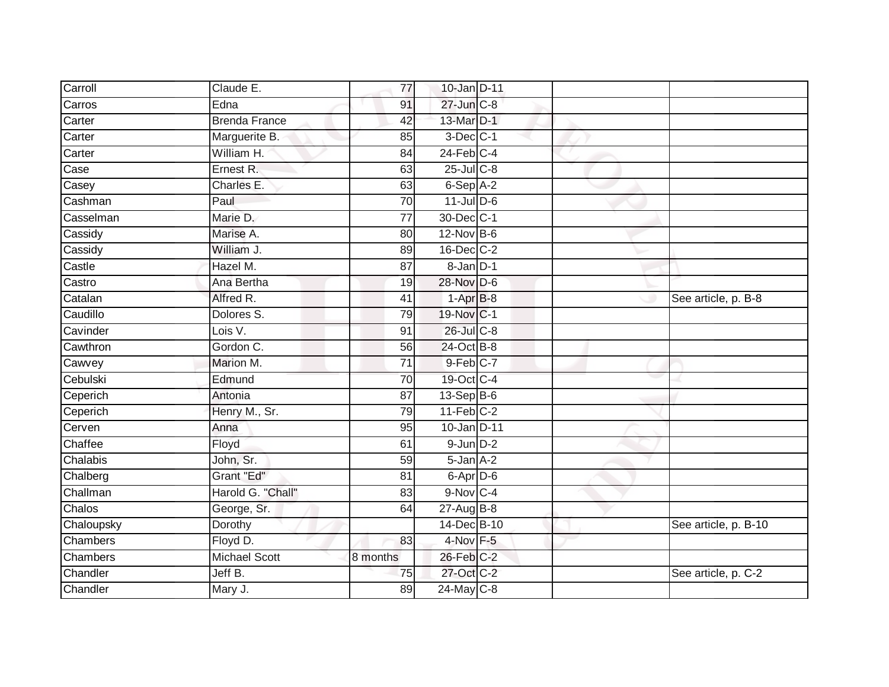| Carroll | Claude E. | 77 | 10-Jan | D-11 | | |
|---|---|---|---|---|---|---|
| Carros | Edna | 91 | 27-Jun | C-8 | | |
| Carter | Brenda France | 42 | 13-Mar | D-1 | | |
| Carter | Marguerite B. | 85 | 3-Dec | C-1 | | |
| Carter | William H. | 84 | 24-Feb | C-4 | | |
| Case | Ernest R. | 63 | 25-Jul | C-8 | | |
| Casey | Charles E. | 63 | 6-Sep | A-2 | | |
| Cashman | Paul | 70 | 11-Jul | D-6 | | |
| Casselman | Marie D. | 77 | 30-Dec | C-1 | | |
| Cassidy | Marise A. | 80 | 12-Nov | B-6 | | |
| Cassidy | William J. | 89 | 16-Dec | C-2 | | |
| Castle | Hazel M. | 87 | 8-Jan | D-1 | | |
| Castro | Ana Bertha | 19 | 28-Nov | D-6 | | |
| Catalan | Alfred R. | 41 | 1-Apr | B-8 | | See article, p. B-8 |
| Caudillo | Dolores S. | 79 | 19-Nov | C-1 | | |
| Cavinder | Lois V. | 91 | 26-Jul | C-8 | | |
| Cawthron | Gordon C. | 56 | 24-Oct | B-8 | | |
| Cawvey | Marion M. | 71 | 9-Feb | C-7 | | |
| Cebulski | Edmund | 70 | 19-Oct | C-4 | | |
| Ceperich | Antonia | 87 | 13-Sep | B-6 | | |
| Ceperich | Henry M., Sr. | 79 | 11-Feb | C-2 | | |
| Cerven | Anna | 95 | 10-Jan | D-11 | | |
| Chaffee | Floyd | 61 | 9-Jun | D-2 | | |
| Chalabis | John, Sr. | 59 | 5-Jan | A-2 | | |
| Chalberg | Grant "Ed" | 81 | 6-Apr | D-6 | | |
| Challman | Harold G. "Chall" | 83 | 9-Nov | C-4 | | |
| Chalos | George, Sr. | 64 | 27-Aug | B-8 | | |
| Chaloupsky | Dorothy | | 14-Dec | B-10 | | See article, p. B-10 |
| Chambers | Floyd D. | 83 | 4-Nov | F-5 | | |
| Chambers | Michael Scott | 8 months | 26-Feb | C-2 | | |
| Chandler | Jeff B. | 75 | 27-Oct | C-2 | | See article, p. C-2 |
| Chandler | Mary J. | 89 | 24-May | C-8 | | |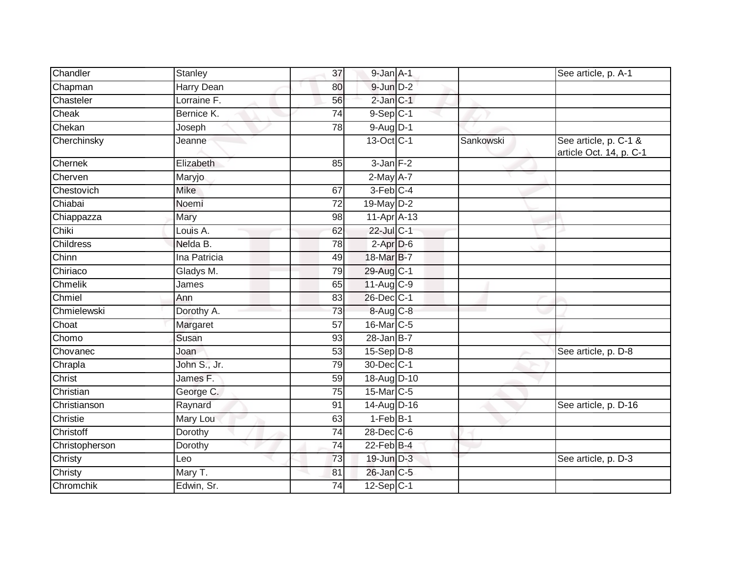| | | | | | | |
|---|---|---|---|---|---|---|
| Chandler | Stanley | 37 | 9-Jan | A-1 | | See article, p. A-1 |
| Chapman | Harry Dean | 80 | 9-Jun | D-2 | | |
| Chasteler | Lorraine F. | 56 | 2-Jan | C-1 | | |
| Cheak | Bernice K. | 74 | 9-Sep | C-1 | | |
| Chekan | Joseph | 78 | 9-Aug | D-1 | | |
| Cherchinsky | Jeanne | | 13-Oct | C-1 | Sankowski | See article, p. C-1 & article Oct. 14, p. C-1 |
| Chernek | Elizabeth | 85 | 3-Jan | F-2 | | |
| Cherven | Maryjo | | 2-May | A-7 | | |
| Chestovich | Mike | 67 | 3-Feb | C-4 | | |
| Chiabai | Noemi | 72 | 19-May | D-2 | | |
| Chiappazza | Mary | 98 | 11-Apr | A-13 | | |
| Chiki | Louis A. | 62 | 22-Jul | C-1 | | |
| Childress | Nelda B. | 78 | 2-Apr | D-6 | | |
| Chinn | Ina Patricia | 49 | 18-Mar | B-7 | | |
| Chiriaco | Gladys M. | 79 | 29-Aug | C-1 | | |
| Chmelik | James | 65 | 11-Aug | C-9 | | |
| Chmiel | Ann | 83 | 26-Dec | C-1 | | |
| Chmielewski | Dorothy A. | 73 | 8-Aug | C-8 | | |
| Choat | Margaret | 57 | 16-Mar | C-5 | | |
| Chomo | Susan | 93 | 28-Jan | B-7 | | |
| Chovanec | Joan | 53 | 15-Sep | D-8 | | See article, p. D-8 |
| Chrapla | John S., Jr. | 79 | 30-Dec | C-1 | | |
| Christ | James F. | 59 | 18-Aug | D-10 | | |
| Christian | George C. | 75 | 15-Mar | C-5 | | |
| Christianson | Raynard | 91 | 14-Aug | D-16 | | See article, p. D-16 |
| Christie | Mary Lou | 63 | 1-Feb | B-1 | | |
| Christoff | Dorothy | 74 | 28-Dec | C-6 | | |
| Christopherson | Dorothy | 74 | 22-Feb | B-4 | | |
| Christy | Leo | 73 | 19-Jun | D-3 | | See article, p. D-3 |
| Christy | Mary T. | 81 | 26-Jan | C-5 | | |
| Chromchik | Edwin, Sr. | 74 | 12-Sep | C-1 | | |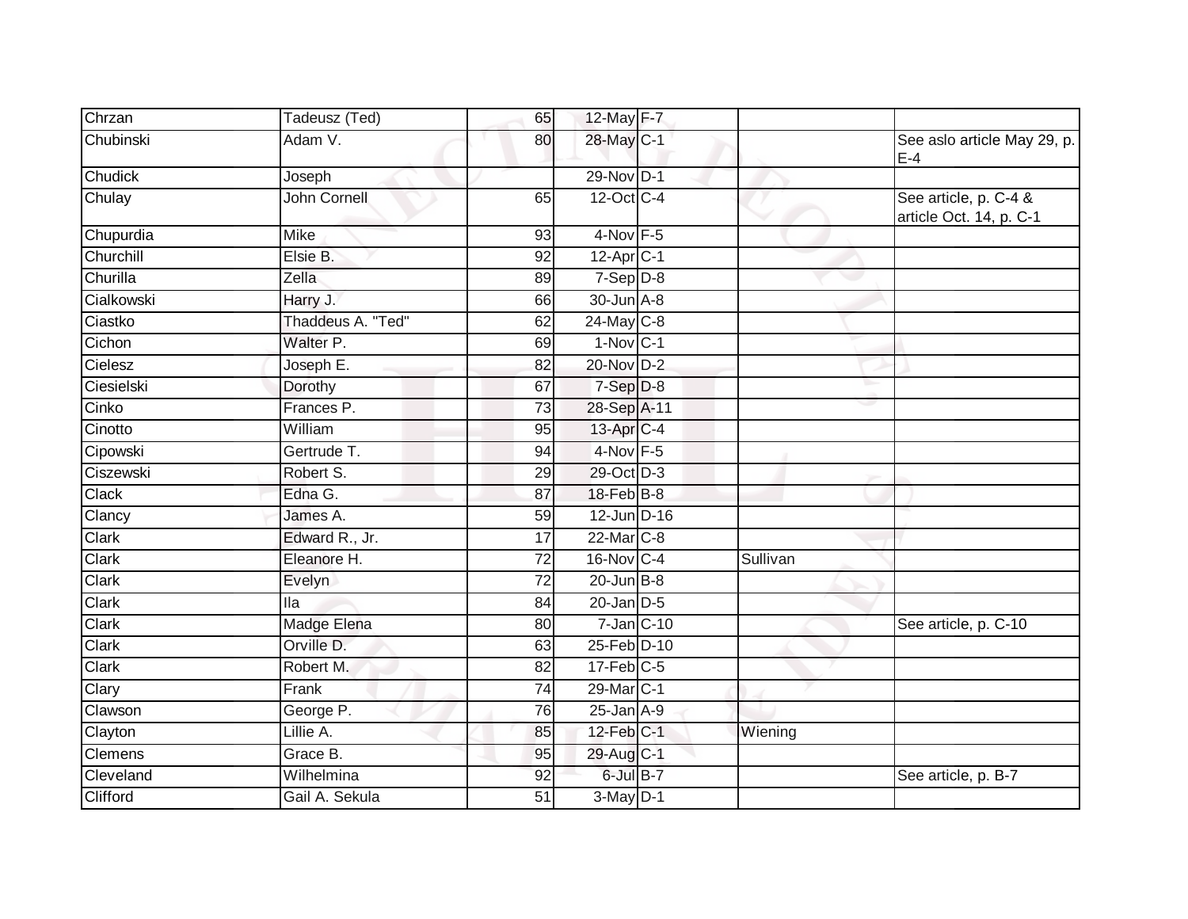| | | | | | | |
|---|---|---|---|---|---|---|
| Chrzan | Tadeusz (Ted) | 65 | 12-May | F-7 | | |
| Chubinski | Adam V. | 80 | 28-May | C-1 | | See aslo article May 29, p. E-4 |
| Chudick | Joseph | | 29-Nov | D-1 | | |
| Chulay | John Cornell | 65 | 12-Oct | C-4 | | See article, p. C-4 & article Oct. 14, p. C-1 |
| Chupurdia | Mike | 93 | 4-Nov | F-5 | | |
| Churchill | Elsie B. | 92 | 12-Apr | C-1 | | |
| Churilla | Zella | 89 | 7-Sep | D-8 | | |
| Cialkowski | Harry J. | 66 | 30-Jun | A-8 | | |
| Ciastko | Thaddeus A. "Ted" | 62 | 24-May | C-8 | | |
| Cichon | Walter P. | 69 | 1-Nov | C-1 | | |
| Cielesz | Joseph E. | 82 | 20-Nov | D-2 | | |
| Ciesielski | Dorothy | 67 | 7-Sep | D-8 | | |
| Cinko | Frances P. | 73 | 28-Sep | A-11 | | |
| Cinotto | William | 95 | 13-Apr | C-4 | | |
| Cipowski | Gertrude T. | 94 | 4-Nov | F-5 | | |
| Ciszewski | Robert S. | 29 | 29-Oct | D-3 | | |
| Clack | Edna G. | 87 | 18-Feb | B-8 | | |
| Clancy | James A. | 59 | 12-Jun | D-16 | | |
| Clark | Edward R., Jr. | 17 | 22-Mar | C-8 | | |
| Clark | Eleanore H. | 72 | 16-Nov | C-4 | Sullivan | |
| Clark | Evelyn | 72 | 20-Jun | B-8 | | |
| Clark | Ila | 84 | 20-Jan | D-5 | | |
| Clark | Madge Elena | 80 | 7-Jan | C-10 | | See article, p. C-10 |
| Clark | Orville D. | 63 | 25-Feb | D-10 | | |
| Clark | Robert M. | 82 | 17-Feb | C-5 | | |
| Clary | Frank | 74 | 29-Mar | C-1 | | |
| Clawson | George P. | 76 | 25-Jan | A-9 | | |
| Clayton | Lillie A. | 85 | 12-Feb | C-1 | Wiening | |
| Clemens | Grace B. | 95 | 29-Aug | C-1 | | |
| Cleveland | Wilhelmina | 92 | 6-Jul | B-7 | | See article, p. B-7 |
| Clifford | Gail A. Sekula | 51 | 3-May | D-1 | | |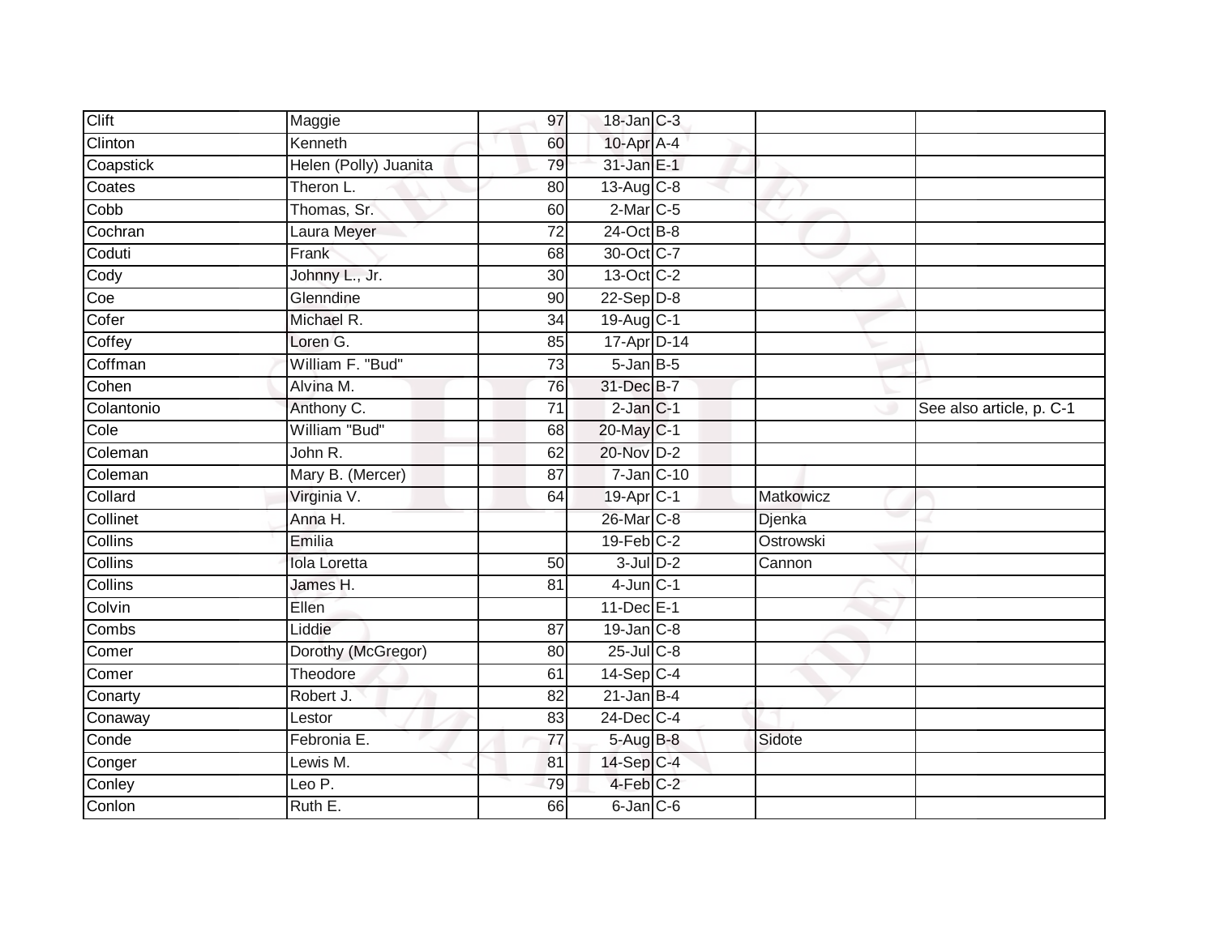| | | | | | | |
|---|---|---|---|---|---|---|
| Clift | Maggie | 97 | 18-Jan | C-3 | | |
| Clinton | Kenneth | 60 | 10-Apr | A-4 | | |
| Coapstick | Helen (Polly) Juanita | 79 | 31-Jan | E-1 | | |
| Coates | Theron L. | 80 | 13-Aug | C-8 | | |
| Cobb | Thomas, Sr. | 60 | 2-Mar | C-5 | | |
| Cochran | Laura Meyer | 72 | 24-Oct | B-8 | | |
| Coduti | Frank | 68 | 30-Oct | C-7 | | |
| Cody | Johnny L., Jr. | 30 | 13-Oct | C-2 | | |
| Coe | Glenndine | 90 | 22-Sep | D-8 | | |
| Cofer | Michael R. | 34 | 19-Aug | C-1 | | |
| Coffey | Loren G. | 85 | 17-Apr | D-14 | | |
| Coffman | William F. "Bud" | 73 | 5-Jan | B-5 | | |
| Cohen | Alvina M. | 76 | 31-Dec | B-7 | | |
| Colantonio | Anthony C. | 71 | 2-Jan | C-1 | | See also article, p. C-1 |
| Cole | William "Bud" | 68 | 20-May | C-1 | | |
| Coleman | John R. | 62 | 20-Nov | D-2 | | |
| Coleman | Mary B. (Mercer) | 87 | 7-Jan | C-10 | | |
| Collard | Virginia V. | 64 | 19-Apr | C-1 | Matkowicz | |
| Collinet | Anna H. | | 26-Mar | C-8 | Djenka | |
| Collins | Emilia | | 19-Feb | C-2 | Ostrowski | |
| Collins | Iola Loretta | 50 | 3-Jul | D-2 | Cannon | |
| Collins | James H. | 81 | 4-Jun | C-1 | | |
| Colvin | Ellen | | 11-Dec | E-1 | | |
| Combs | Liddie | 87 | 19-Jan | C-8 | | |
| Comer | Dorothy (McGregor) | 80 | 25-Jul | C-8 | | |
| Comer | Theodore | 61 | 14-Sep | C-4 | | |
| Conarty | Robert J. | 82 | 21-Jan | B-4 | | |
| Conaway | Lestor | 83 | 24-Dec | C-4 | | |
| Conde | Febronia E. | 77 | 5-Aug | B-8 | Sidote | |
| Conger | Lewis M. | 81 | 14-Sep | C-4 | | |
| Conley | Leo P. | 79 | 4-Feb | C-2 | | |
| Conlon | Ruth E. | 66 | 6-Jan | C-6 | | |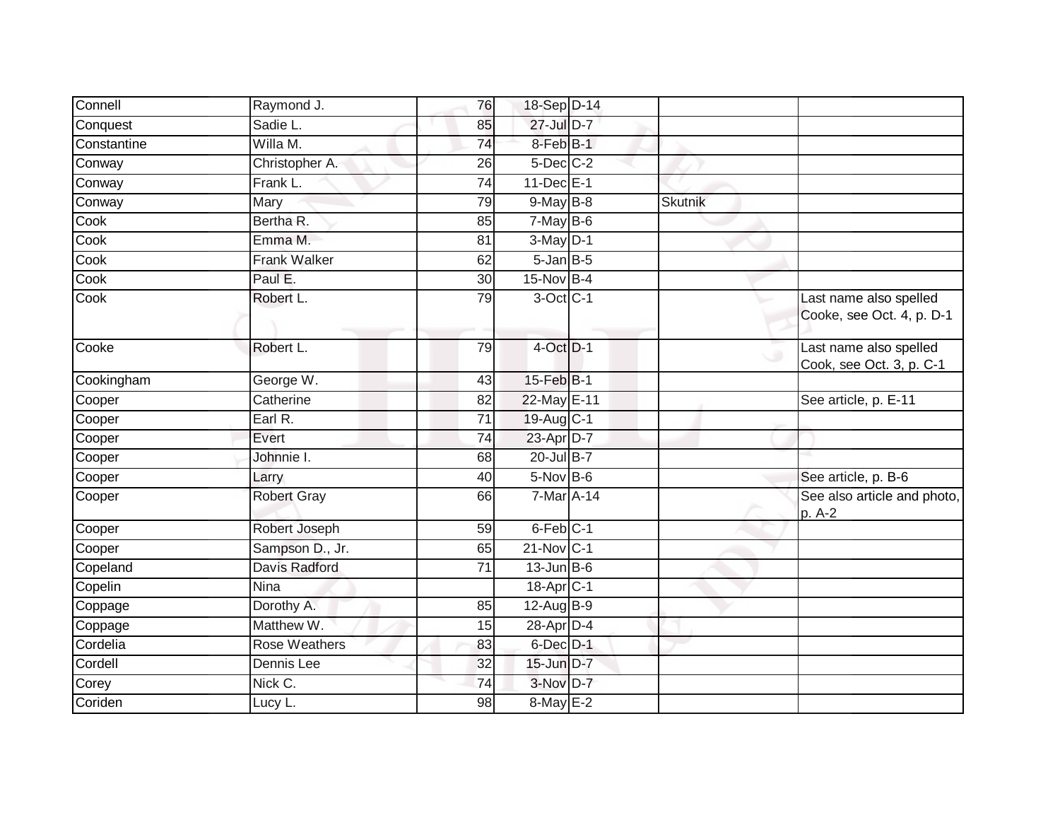| Connell | Raymond J. | 76 | 18-Sep | D-14 | | |
|---|---|---|---|---|---|---|
| Conquest | Sadie L. | 85 | 27-Jul | D-7 | | |
| Constantine | Willa M. | 74 | 8-Feb | B-1 | | |
| Conway | Christopher A. | 26 | 5-Dec | C-2 | | |
| Conway | Frank L. | 74 | 11-Dec | E-1 | | |
| Conway | Mary | 79 | 9-May | B-8 | Skutnik | |
| Cook | Bertha R. | 85 | 7-May | B-6 | | |
| Cook | Emma M. | 81 | 3-May | D-1 | | |
| Cook | Frank Walker | 62 | 5-Jan | B-5 | | |
| Cook | Paul E. | 30 | 15-Nov | B-4 | | |
| Cook | Robert L. | 79 | 3-Oct | C-1 | | Last name also spelled Cooke, see Oct. 4, p. D-1 |
| Cooke | Robert L. | 79 | 4-Oct | D-1 | | Last name also spelled Cook, see Oct. 3, p. C-1 |
| Cookingham | George W. | 43 | 15-Feb | B-1 | | |
| Cooper | Catherine | 82 | 22-May | E-11 | | See article, p. E-11 |
| Cooper | Earl R. | 71 | 19-Aug | C-1 | | |
| Cooper | Evert | 74 | 23-Apr | D-7 | | |
| Cooper | Johnnie I. | 68 | 20-Jul | B-7 | | |
| Cooper | Larry | 40 | 5-Nov | B-6 | | See article, p. B-6 |
| Cooper | Robert Gray | 66 | 7-Mar | A-14 | | See also article and photo, p. A-2 |
| Cooper | Robert Joseph | 59 | 6-Feb | C-1 | | |
| Cooper | Sampson D., Jr. | 65 | 21-Nov | C-1 | | |
| Copeland | Davis Radford | 71 | 13-Jun | B-6 | | |
| Copelin | Nina | | 18-Apr | C-1 | | |
| Coppage | Dorothy A. | 85 | 12-Aug | B-9 | | |
| Coppage | Matthew W. | 15 | 28-Apr | D-4 | | |
| Cordelia | Rose Weathers | 83 | 6-Dec | D-1 | | |
| Cordell | Dennis Lee | 32 | 15-Jun | D-7 | | |
| Corey | Nick C. | 74 | 3-Nov | D-7 | | |
| Coriden | Lucy L. | 98 | 8-May | E-2 | | |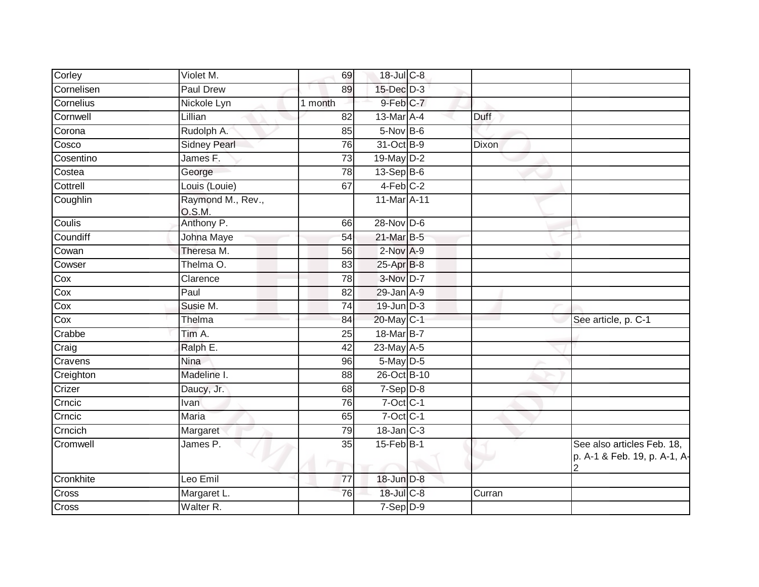| | | | | | | |
|---|---|---|---|---|---|---|
| Corley | Violet M. | 69 | 18-Jul | C-8 | | |
| Cornelisen | Paul Drew | 89 | 15-Dec | D-3 | | |
| Cornelius | Nickole Lyn | 1 month | 9-Feb | C-7 | | |
| Cornwell | Lillian | 82 | 13-Mar | A-4 | Duff | |
| Corona | Rudolph A. | 85 | 5-Nov | B-6 | | |
| Cosco | Sidney Pearl | 76 | 31-Oct | B-9 | Dixon | |
| Cosentino | James F. | 73 | 19-May | D-2 | | |
| Costea | George | 78 | 13-Sep | B-6 | | |
| Cottrell | Louis (Louie) | 67 | 4-Feb | C-2 | | |
| Coughlin | Raymond M., Rev., O.S.M. | | 11-Mar | A-11 | | |
| Coulis | Anthony P. | 66 | 28-Nov | D-6 | | |
| Coundiff | Johna Maye | 54 | 21-Mar | B-5 | | |
| Cowan | Theresa M. | 56 | 2-Nov | A-9 | | |
| Cowser | Thelma O. | 83 | 25-Apr | B-8 | | |
| Cox | Clarence | 78 | 3-Nov | D-7 | | |
| Cox | Paul | 82 | 29-Jan | A-9 | | |
| Cox | Susie M. | 74 | 19-Jun | D-3 | | |
| Cox | Thelma | 84 | 20-May | C-1 | | See article, p. C-1 |
| Crabbe | Tim A. | 25 | 18-Mar | B-7 | | |
| Craig | Ralph E. | 42 | 23-May | A-5 | | |
| Cravens | Nina | 96 | 5-May | D-5 | | |
| Creighton | Madeline I. | 88 | 26-Oct | B-10 | | |
| Crizer | Daucy, Jr. | 68 | 7-Sep | D-8 | | |
| Crncic | Ivan | 76 | 7-Oct | C-1 | | |
| Crncic | Maria | 65 | 7-Oct | C-1 | | |
| Crncich | Margaret | 79 | 18-Jan | C-3 | | |
| Cromwell | James P. | 35 | 15-Feb | B-1 | | See also articles Feb. 18, p. A-1 & Feb. 19, p. A-1, A-2 |
| Cronkhite | Leo Emil | 77 | 18-Jun | D-8 | | |
| Cross | Margaret L. | 76 | 18-Jul | C-8 | Curran | |
| Cross | Walter R. | | 7-Sep | D-9 | | |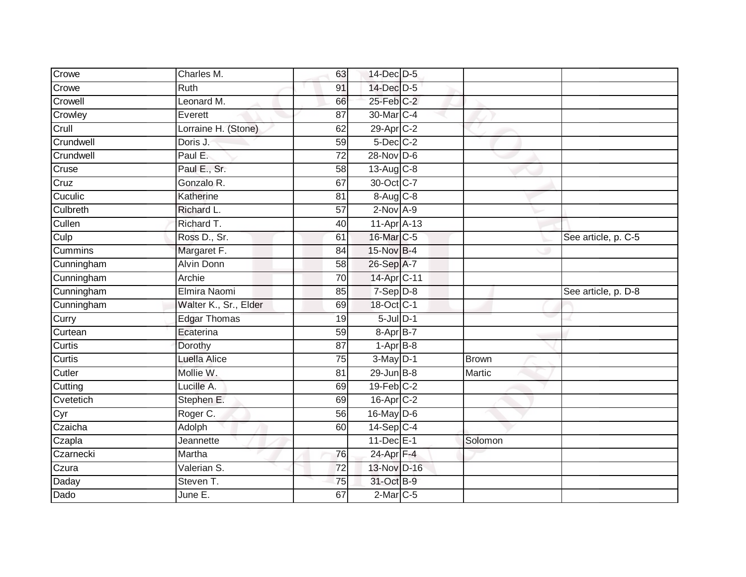| Crowe | Charles M. | 63 | 14-Dec | D-5 | | |
|---|---|---|---|---|---|---|
| Crowe | Ruth | 91 | 14-Dec | D-5 | | |
| Crowell | Leonard M. | 66 | 25-Feb | C-2 | | |
| Crowley | Everett | 87 | 30-Mar | C-4 | | |
| Crull | Lorraine H. (Stone) | 62 | 29-Apr | C-2 | | |
| Crundwell | Doris J. | 59 | 5-Dec | C-2 | | |
| Crundwell | Paul E. | 72 | 28-Nov | D-6 | | |
| Cruse | Paul E., Sr. | 58 | 13-Aug | C-8 | | |
| Cruz | Gonzalo R. | 67 | 30-Oct | C-7 | | |
| Cuculic | Katherine | 81 | 8-Aug | C-8 | | |
| Culbreth | Richard L. | 57 | 2-Nov | A-9 | | |
| Cullen | Richard T. | 40 | 11-Apr | A-13 | | |
| Culp | Ross D., Sr. | 61 | 16-Mar | C-5 | | See article, p. C-5 |
| Cummins | Margaret F. | 84 | 15-Nov | B-4 | | |
| Cunningham | Alvin Donn | 58 | 26-Sep | A-7 | | |
| Cunningham | Archie | 70 | 14-Apr | C-11 | | |
| Cunningham | Elmira Naomi | 85 | 7-Sep | D-8 | | See article, p. D-8 |
| Cunningham | Walter K., Sr., Elder | 69 | 18-Oct | C-1 | | |
| Curry | Edgar Thomas | 19 | 5-Jul | D-1 | | |
| Curtean | Ecaterina | 59 | 8-Apr | B-7 | | |
| Curtis | Dorothy | 87 | 1-Apr | B-8 | | |
| Curtis | Luella Alice | 75 | 3-May | D-1 | Brown | |
| Cutler | Mollie W. | 81 | 29-Jun | B-8 | Martic | |
| Cutting | Lucille A. | 69 | 19-Feb | C-2 | | |
| Cvetetich | Stephen E. | 69 | 16-Apr | C-2 | | |
| Cyr | Roger C. | 56 | 16-May | D-6 | | |
| Czaicha | Adolph | 60 | 14-Sep | C-4 | | |
| Czapla | Jeannette | | 11-Dec | E-1 | Solomon | |
| Czarnecki | Martha | 76 | 24-Apr | F-4 | | |
| Czura | Valerian S. | 72 | 13-Nov | D-16 | | |
| Daday | Steven T. | 75 | 31-Oct | B-9 | | |
| Dado | June E. | 67 | 2-Mar | C-5 | | |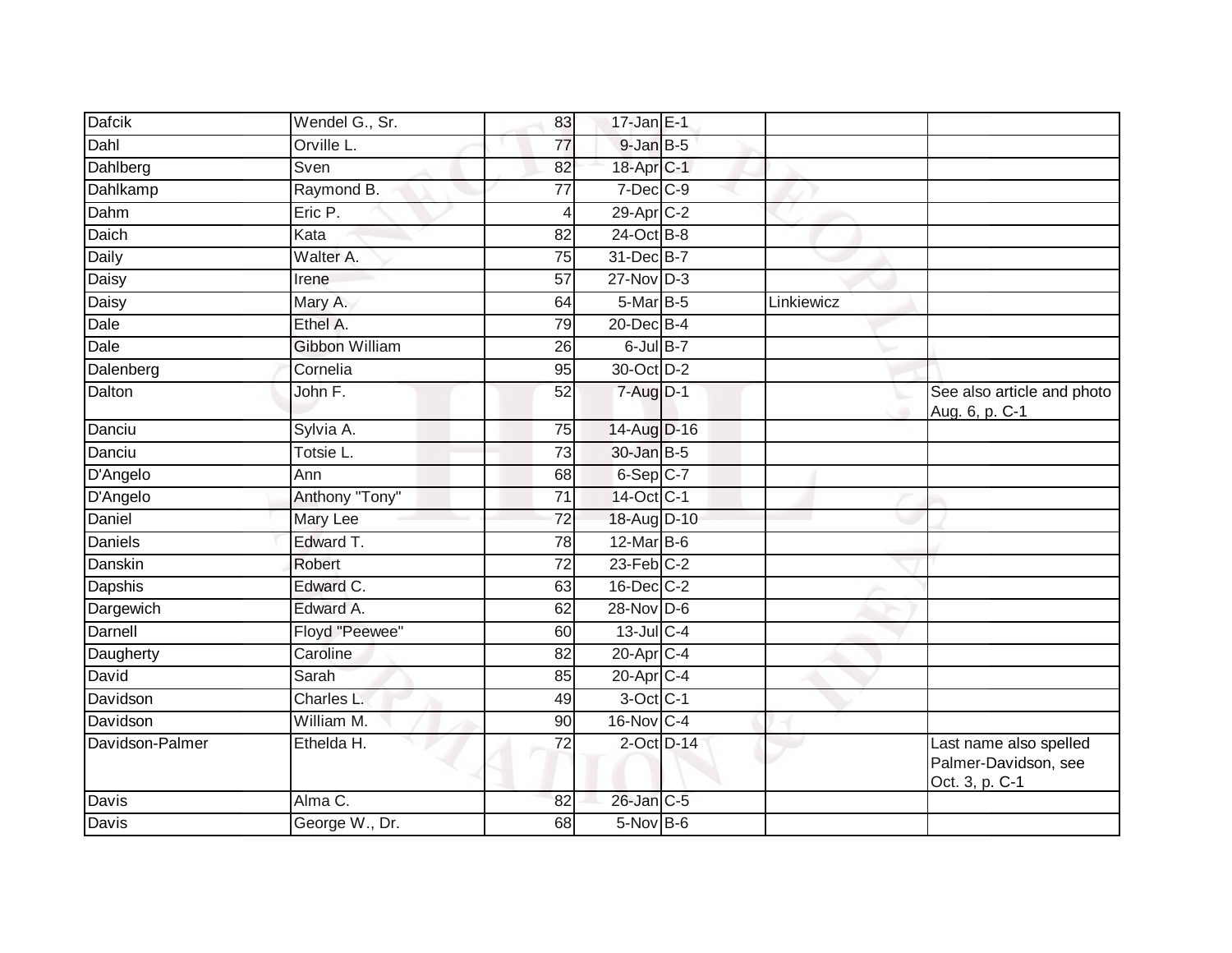| Dafcik | Wendel G., Sr. | 83 | 17-Jan | E-1 | | |
|---|---|---|---|---|---|---|
| Dahl | Orville L. | 77 | 9-Jan | B-5 | | |
| Dahlberg | Sven | 82 | 18-Apr | C-1 | | |
| Dahlkamp | Raymond B. | 77 | 7-Dec | C-9 | | |
| Dahm | Eric P. | 4 | 29-Apr | C-2 | | |
| Daich | Kata | 82 | 24-Oct | B-8 | | |
| Daily | Walter A. | 75 | 31-Dec | B-7 | | |
| Daisy | Irene | 57 | 27-Nov | D-3 | | |
| Daisy | Mary A. | 64 | 5-Mar | B-5 | Linkiewicz | |
| Dale | Ethel A. | 79 | 20-Dec | B-4 | | |
| Dale | Gibbon William | 26 | 6-Jul | B-7 | | |
| Dalenberg | Cornelia | 95 | 30-Oct | D-2 | | |
| Dalton | John F. | 52 | 7-Aug | D-1 | | See also article and photo Aug. 6, p. C-1 |
| Danciu | Sylvia A. | 75 | 14-Aug | D-16 | | |
| Danciu | Totsie L. | 73 | 30-Jan | B-5 | | |
| D'Angelo | Ann | 68 | 6-Sep | C-7 | | |
| D'Angelo | Anthony "Tony" | 71 | 14-Oct | C-1 | | |
| Daniel | Mary Lee | 72 | 18-Aug | D-10 | | |
| Daniels | Edward T. | 78 | 12-Mar | B-6 | | |
| Danskin | Robert | 72 | 23-Feb | C-2 | | |
| Dapshis | Edward C. | 63 | 16-Dec | C-2 | | |
| Dargewich | Edward A. | 62 | 28-Nov | D-6 | | |
| Darnell | Floyd "Peewee" | 60 | 13-Jul | C-4 | | |
| Daugherty | Caroline | 82 | 20-Apr | C-4 | | |
| David | Sarah | 85 | 20-Apr | C-4 | | |
| Davidson | Charles L. | 49 | 3-Oct | C-1 | | |
| Davidson | William M. | 90 | 16-Nov | C-4 | | |
| Davidson-Palmer | Ethelda H. | 72 | 2-Oct | D-14 | | Last name also spelled Palmer-Davidson, see Oct. 3, p. C-1 |
| Davis | Alma C. | 82 | 26-Jan | C-5 | | |
| Davis | George W., Dr. | 68 | 5-Nov | B-6 | | |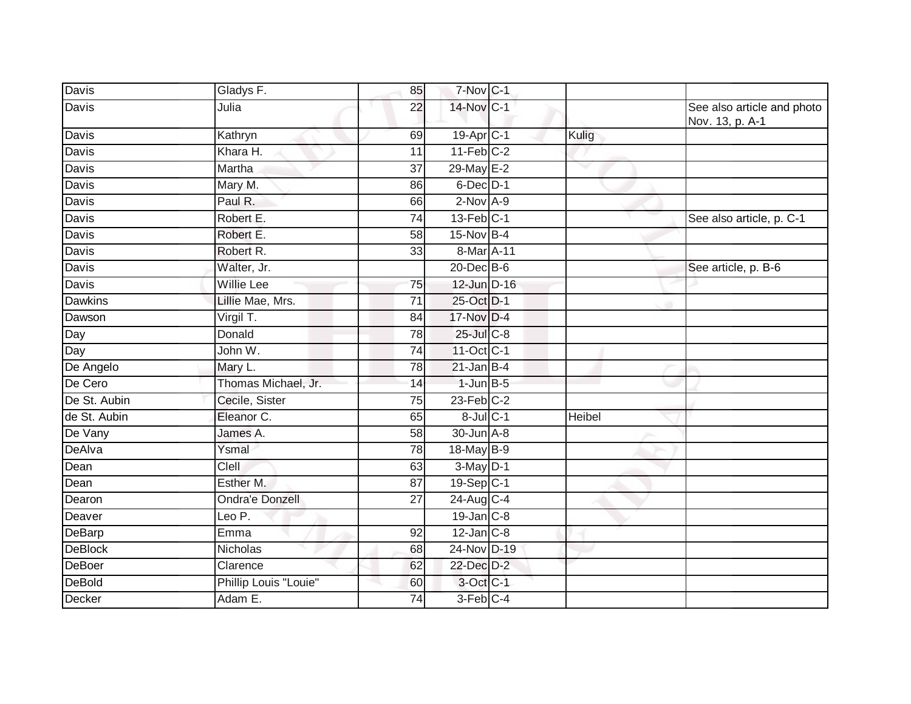| Davis | Gladys F. | 85 | 7-Nov | C-1 | | |
|---|---|---|---|---|---|---|
| Davis | Julia | 22 | 14-Nov | C-1 | | See also article and photo Nov. 13, p. A-1 |
| Davis | Kathryn | 69 | 19-Apr | C-1 | Kulig | |
| Davis | Khara H. | 11 | 11-Feb | C-2 | | |
| Davis | Martha | 37 | 29-May | E-2 | | |
| Davis | Mary M. | 86 | 6-Dec | D-1 | | |
| Davis | Paul R. | 66 | 2-Nov | A-9 | | |
| Davis | Robert E. | 74 | 13-Feb | C-1 | | See also article, p. C-1 |
| Davis | Robert E. | 58 | 15-Nov | B-4 | | |
| Davis | Robert R. | 33 | 8-Mar | A-11 | | |
| Davis | Walter, Jr. | | 20-Dec | B-6 | | See article, p. B-6 |
| Davis | Willie Lee | 75 | 12-Jun | D-16 | | |
| Dawkins | Lillie Mae, Mrs. | 71 | 25-Oct | D-1 | | |
| Dawson | Virgil T. | 84 | 17-Nov | D-4 | | |
| Day | Donald | 78 | 25-Jul | C-8 | | |
| Day | John W. | 74 | 11-Oct | C-1 | | |
| De Angelo | Mary L. | 78 | 21-Jan | B-4 | | |
| De Cero | Thomas Michael, Jr. | 14 | 1-Jun | B-5 | | |
| De St. Aubin | Cecile, Sister | 75 | 23-Feb | C-2 | | |
| de St. Aubin | Eleanor C. | 65 | 8-Jul | C-1 | Heibel | |
| De Vany | James A. | 58 | 30-Jun | A-8 | | |
| DeAlva | Ysmal | 78 | 18-May | B-9 | | |
| Dean | Clell | 63 | 3-May | D-1 | | |
| Dean | Esther M. | 87 | 19-Sep | C-1 | | |
| Dearon | Ondra'e Donzell | 27 | 24-Aug | C-4 | | |
| Deaver | Leo P. | | 19-Jan | C-8 | | |
| DeBarp | Emma | 92 | 12-Jan | C-8 | | |
| DeBlock | Nicholas | 68 | 24-Nov | D-19 | | |
| DeBoer | Clarence | 62 | 22-Dec | D-2 | | |
| DeBold | Phillip Louis "Louie" | 60 | 3-Oct | C-1 | | |
| Decker | Adam E. | 74 | 3-Feb | C-4 | | |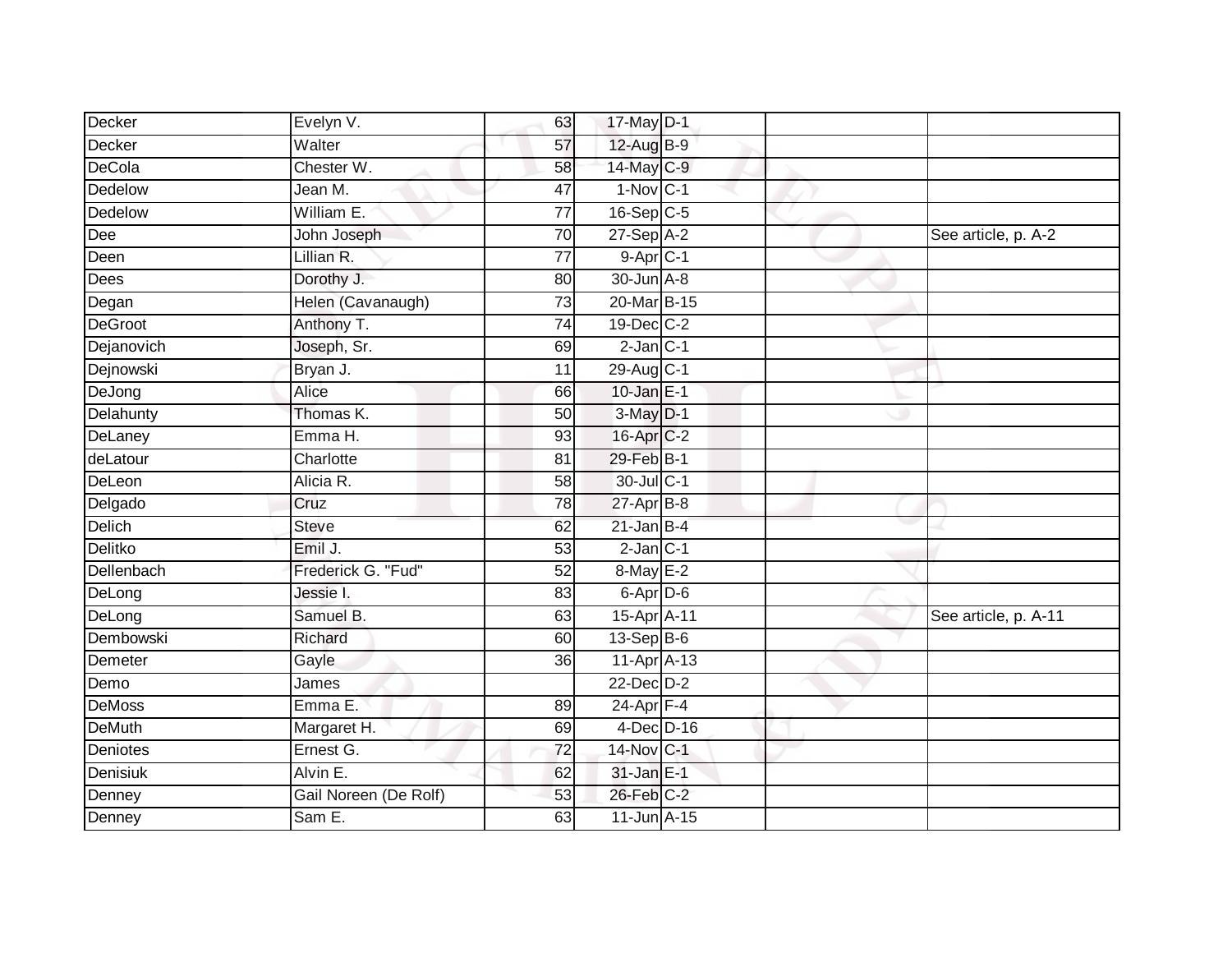| | | | | | | |
|---|---|---|---|---|---|---|
| Decker | Evelyn V. | 63 | 17-May | D-1 | | |
| Decker | Walter | 57 | 12-Aug | B-9 | | |
| DeCola | Chester W. | 58 | 14-May | C-9 | | |
| Dedelow | Jean M. | 47 | 1-Nov | C-1 | | |
| Dedelow | William E. | 77 | 16-Sep | C-5 | | |
| Dee | John Joseph | 70 | 27-Sep | A-2 | | See article, p. A-2 |
| Deen | Lillian R. | 77 | 9-Apr | C-1 | | |
| Dees | Dorothy J. | 80 | 30-Jun | A-8 | | |
| Degan | Helen (Cavanaugh) | 73 | 20-Mar | B-15 | | |
| DeGroot | Anthony T. | 74 | 19-Dec | C-2 | | |
| Dejanovich | Joseph, Sr. | 69 | 2-Jan | C-1 | | |
| Dejnowski | Bryan J. | 11 | 29-Aug | C-1 | | |
| DeJong | Alice | 66 | 10-Jan | E-1 | | |
| Delahunty | Thomas K. | 50 | 3-May | D-1 | | |
| DeLaney | Emma H. | 93 | 16-Apr | C-2 | | |
| deLatour | Charlotte | 81 | 29-Feb | B-1 | | |
| DeLeon | Alicia R. | 58 | 30-Jul | C-1 | | |
| Delgado | Cruz | 78 | 27-Apr | B-8 | | |
| Delich | Steve | 62 | 21-Jan | B-4 | | |
| Delitko | Emil J. | 53 | 2-Jan | C-1 | | |
| Dellenbach | Frederick G. "Fud" | 52 | 8-May | E-2 | | |
| DeLong | Jessie I. | 83 | 6-Apr | D-6 | | |
| DeLong | Samuel B. | 63 | 15-Apr | A-11 | | See article, p. A-11 |
| Dembowski | Richard | 60 | 13-Sep | B-6 | | |
| Demeter | Gayle | 36 | 11-Apr | A-13 | | |
| Demo | James | | 22-Dec | D-2 | | |
| DeMoss | Emma E. | 89 | 24-Apr | F-4 | | |
| DeMuth | Margaret H. | 69 | 4-Dec | D-16 | | |
| Deniotes | Ernest G. | 72 | 14-Nov | C-1 | | |
| Denisiuk | Alvin E. | 62 | 31-Jan | E-1 | | |
| Denney | Gail Noreen (De Rolf) | 53 | 26-Feb | C-2 | | |
| Denney | Sam E. | 63 | 11-Jun | A-15 | | |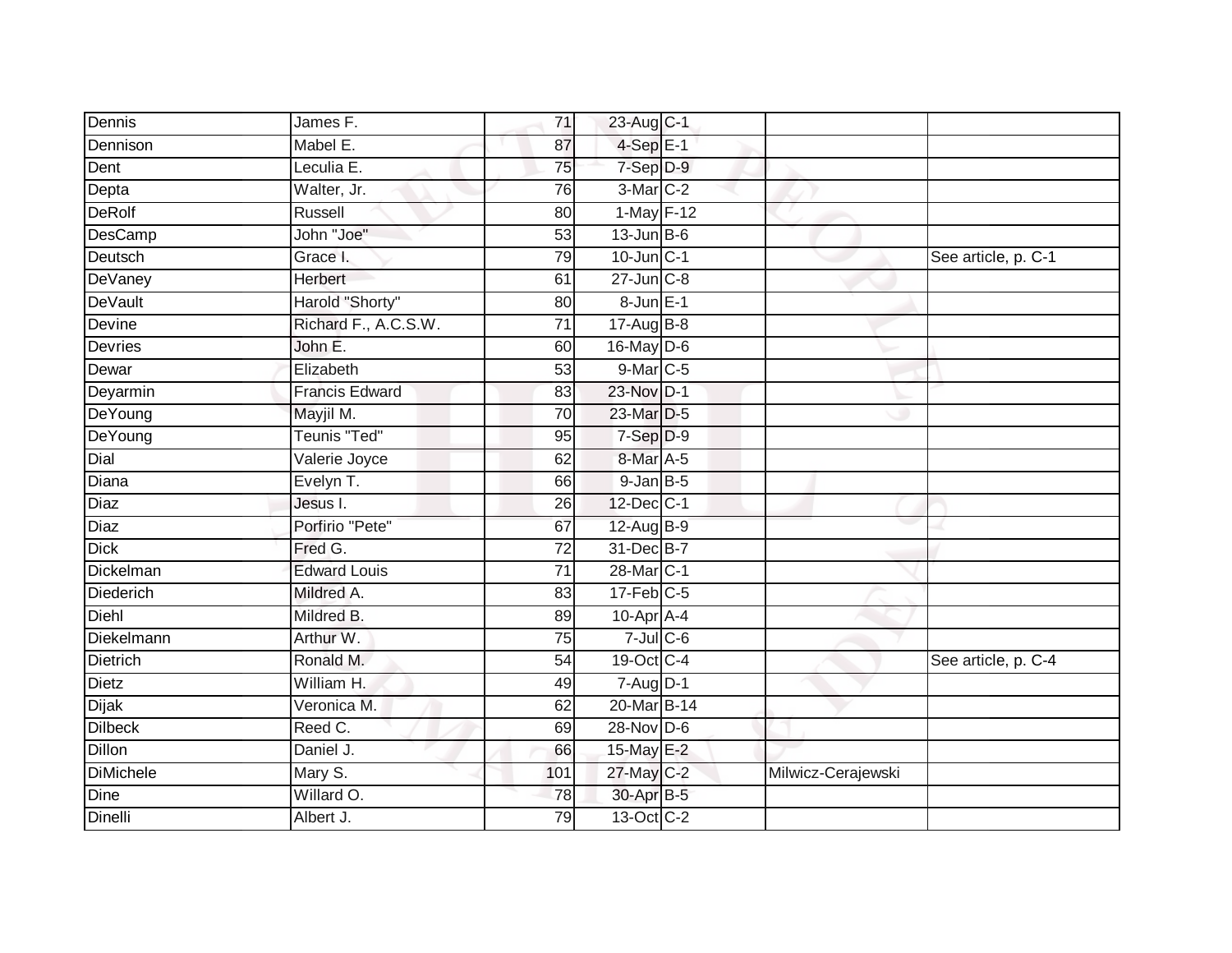| | | | | | | |
|---|---|---|---|---|---|---|
| Dennis | James F. | 71 | 23-Aug | C-1 | | |
| Dennison | Mabel E. | 87 | 4-Sep | E-1 | | |
| Dent | Leculia E. | 75 | 7-Sep | D-9 | | |
| Depta | Walter, Jr. | 76 | 3-Mar | C-2 | | |
| DeRolf | Russell | 80 | 1-May | F-12 | | |
| DesCamp | John "Joe" | 53 | 13-Jun | B-6 | | |
| Deutsch | Grace I. | 79 | 10-Jun | C-1 | | See article, p. C-1 |
| DeVaney | Herbert | 61 | 27-Jun | C-8 | | |
| DeVault | Harold "Shorty" | 80 | 8-Jun | E-1 | | |
| Devine | Richard F., A.C.S.W. | 71 | 17-Aug | B-8 | | |
| Devries | John E. | 60 | 16-May | D-6 | | |
| Dewar | Elizabeth | 53 | 9-Mar | C-5 | | |
| Deyarmin | Francis Edward | 83 | 23-Nov | D-1 | | |
| DeYoung | Mayjil M. | 70 | 23-Mar | D-5 | | |
| DeYoung | Teunis "Ted" | 95 | 7-Sep | D-9 | | |
| Dial | Valerie Joyce | 62 | 8-Mar | A-5 | | |
| Diana | Evelyn T. | 66 | 9-Jan | B-5 | | |
| Diaz | Jesus I. | 26 | 12-Dec | C-1 | | |
| Diaz | Porfirio "Pete" | 67 | 12-Aug | B-9 | | |
| Dick | Fred G. | 72 | 31-Dec | B-7 | | |
| Dickelman | Edward Louis | 71 | 28-Mar | C-1 | | |
| Diederich | Mildred A. | 83 | 17-Feb | C-5 | | |
| Diehl | Mildred B. | 89 | 10-Apr | A-4 | | |
| Diekelmann | Arthur W. | 75 | 7-Jul | C-6 | | |
| Dietrich | Ronald M. | 54 | 19-Oct | C-4 | | See article, p. C-4 |
| Dietz | William H. | 49 | 7-Aug | D-1 | | |
| Dijak | Veronica M. | 62 | 20-Mar | B-14 | | |
| Dilbeck | Reed C. | 69 | 28-Nov | D-6 | | |
| Dillon | Daniel J. | 66 | 15-May | E-2 | | |
| DiMichele | Mary S. | 101 | 27-May | C-2 | Milwicz-Cerajewski | |
| Dine | Willard O. | 78 | 30-Apr | B-5 | | |
| Dinelli | Albert J. | 79 | 13-Oct | C-2 | | |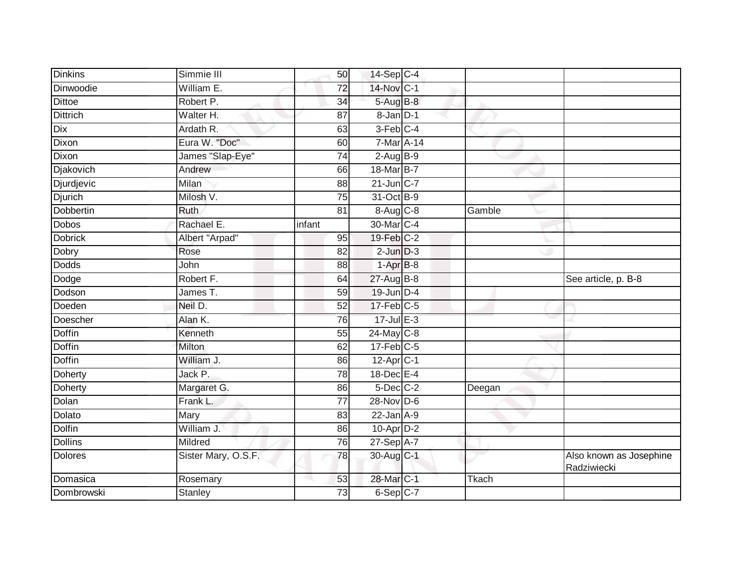| Dinkins | Simmie III | 50 | 14-Sep | C-4 | | |
|---|---|---|---|---|---|---|
| Dinwoodie | William E. | 72 | 14-Nov | C-1 | | |
| Dittoe | Robert P. | 34 | 5-Aug | B-8 | | |
| Dittrich | Walter H. | 87 | 8-Jan | D-1 | | |
| Dix | Ardath R. | 63 | 3-Feb | C-4 | | |
| Dixon | Eura W. "Doc" | 60 | 7-Mar | A-14 | | |
| Dixon | James "Slap-Eye" | 74 | 2-Aug | B-9 | | |
| Djakovich | Andrew | 66 | 18-Mar | B-7 | | |
| Djurdjevic | Milan | 88 | 21-Jun | C-7 | | |
| Djurich | Milosh V. | 75 | 31-Oct | B-9 | | |
| Dobbertin | Ruth | 81 | 8-Aug | C-8 | Gamble | |
| Dobos | Rachael E. | infant | 30-Mar | C-4 | | |
| Dobrick | Albert "Arpad" | 95 | 19-Feb | C-2 | | |
| Dobry | Rose | 82 | 2-Jun | D-3 | | |
| Dodds | John | 88 | 1-Apr | B-8 | | |
| Dodge | Robert F. | 64 | 27-Aug | B-8 | | See article, p. B-8 |
| Dodson | James T. | 59 | 19-Jun | D-4 | | |
| Doeden | Neil D. | 52 | 17-Feb | C-5 | | |
| Doescher | Alan K. | 76 | 17-Jul | E-3 | | |
| Doffin | Kenneth | 55 | 24-May | C-8 | | |
| Doffin | Milton | 62 | 17-Feb | C-5 | | |
| Doffin | William J. | 86 | 12-Apr | C-1 | | |
| Doherty | Jack P. | 78 | 18-Dec | E-4 | | |
| Doherty | Margaret G. | 86 | 5-Dec | C-2 | Deegan | |
| Dolan | Frank L. | 77 | 28-Nov | D-6 | | |
| Dolato | Mary | 83 | 22-Jan | A-9 | | |
| Dolfin | William J. | 86 | 10-Apr | D-2 | | |
| Dollins | Mildred | 76 | 27-Sep | A-7 | | |
| Dolores | Sister Mary, O.S.F. | 78 | 30-Aug | C-1 | | Also known as Josephine Radziwiecki |
| Domasica | Rosemary | 53 | 28-Mar | C-1 | Tkach | |
| Dombrowski | Stanley | 73 | 6-Sep | C-7 | | |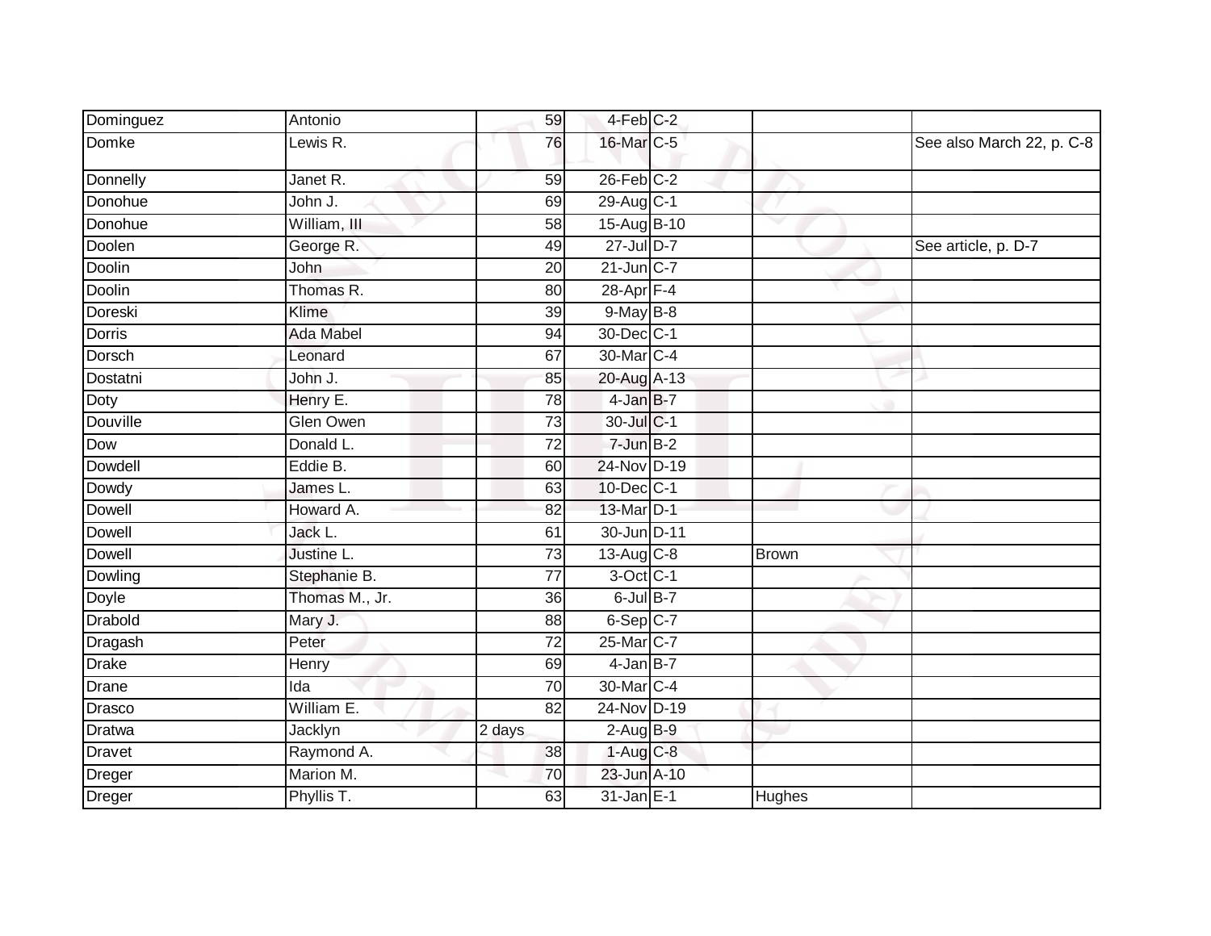| | | | | | | |
|---|---|---|---|---|---|---|
| Dominguez | Antonio | 59 | 4-Feb | C-2 | | |
| Domke | Lewis R. | 76 | 16-Mar | C-5 | | See also March 22, p. C-8 |
| Donnelly | Janet R. | 59 | 26-Feb | C-2 | | |
| Donohue | John J. | 69 | 29-Aug | C-1 | | |
| Donohue | William, III | 58 | 15-Aug | B-10 | | |
| Doolen | George R. | 49 | 27-Jul | D-7 | | See article, p. D-7 |
| Doolin | John | 20 | 21-Jun | C-7 | | |
| Doolin | Thomas R. | 80 | 28-Apr | F-4 | | |
| Doreski | Klime | 39 | 9-May | B-8 | | |
| Dorris | Ada Mabel | 94 | 30-Dec | C-1 | | |
| Dorsch | Leonard | 67 | 30-Mar | C-4 | | |
| Dostatni | John J. | 85 | 20-Aug | A-13 | | |
| Doty | Henry E. | 78 | 4-Jan | B-7 | | |
| Douville | Glen Owen | 73 | 30-Jul | C-1 | | |
| Dow | Donald L. | 72 | 7-Jun | B-2 | | |
| Dowdell | Eddie B. | 60 | 24-Nov | D-19 | | |
| Dowdy | James L. | 63 | 10-Dec | C-1 | | |
| Dowell | Howard A. | 82 | 13-Mar | D-1 | | |
| Dowell | Jack L. | 61 | 30-Jun | D-11 | | |
| Dowell | Justine L. | 73 | 13-Aug | C-8 | Brown | |
| Dowling | Stephanie B. | 77 | 3-Oct | C-1 | | |
| Doyle | Thomas M., Jr. | 36 | 6-Jul | B-7 | | |
| Drabold | Mary J. | 88 | 6-Sep | C-7 | | |
| Dragash | Peter | 72 | 25-Mar | C-7 | | |
| Drake | Henry | 69 | 4-Jan | B-7 | | |
| Drane | Ida | 70 | 30-Mar | C-4 | | |
| Drasco | William E. | 82 | 24-Nov | D-19 | | |
| Dratwa | Jacklyn | 2 days | 2-Aug | B-9 | | |
| Dravet | Raymond A. | 38 | 1-Aug | C-8 | | |
| Dreger | Marion M. | 70 | 23-Jun | A-10 | | |
| Dreger | Phyllis T. | 63 | 31-Jan | E-1 | Hughes | |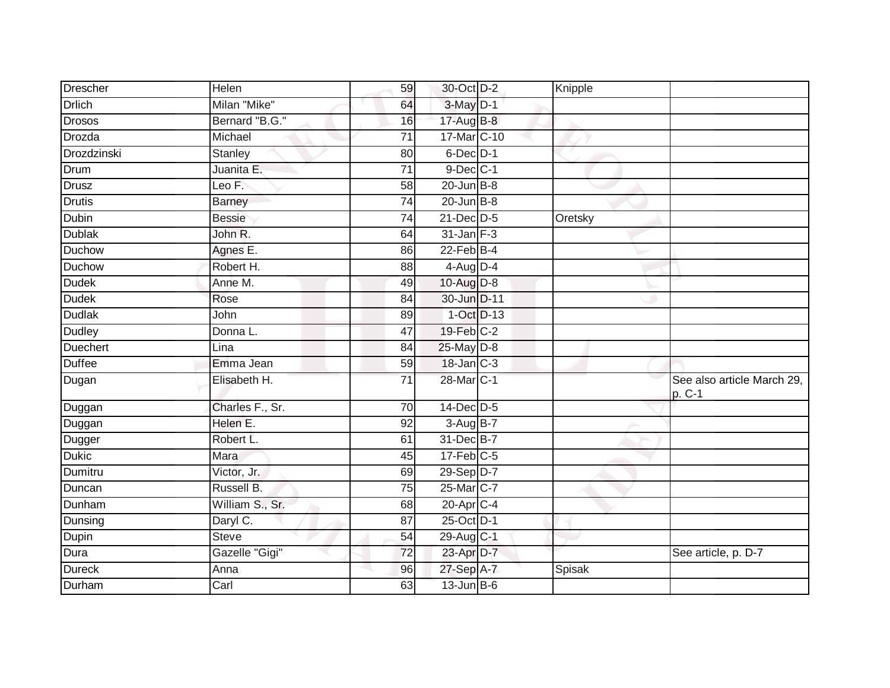| | | | | | | |
|---|---|---|---|---|---|---|
| Drescher | Helen | 59 | 30-Oct | D-2 | Knipple | |
| Drlich | Milan "Mike" | 64 | 3-May | D-1 | | |
| Drosos | Bernard "B.G." | 16 | 17-Aug | B-8 | | |
| Drozda | Michael | 71 | 17-Mar | C-10 | | |
| Drozdzinski | Stanley | 80 | 6-Dec | D-1 | | |
| Drum | Juanita E. | 71 | 9-Dec | C-1 | | |
| Drusz | Leo F. | 58 | 20-Jun | B-8 | | |
| Drutis | Barney | 74 | 20-Jun | B-8 | | |
| Dubin | Bessie | 74 | 21-Dec | D-5 | Oretsky | |
| Dublak | John R. | 64 | 31-Jan | F-3 | | |
| Duchow | Agnes E. | 86 | 22-Feb | B-4 | | |
| Duchow | Robert H. | 88 | 4-Aug | D-4 | | |
| Dudek | Anne M. | 49 | 10-Aug | D-8 | | |
| Dudek | Rose | 84 | 30-Jun | D-11 | | |
| Dudlak | John | 89 | 1-Oct | D-13 | | |
| Dudley | Donna L. | 47 | 19-Feb | C-2 | | |
| Duechert | Lina | 84 | 25-May | D-8 | | |
| Duffee | Emma Jean | 59 | 18-Jan | C-3 | | |
| Dugan | Elisabeth H. | 71 | 28-Mar | C-1 | | See also article March 29, p. C-1 |
| Duggan | Charles F., Sr. | 70 | 14-Dec | D-5 | | |
| Duggan | Helen E. | 92 | 3-Aug | B-7 | | |
| Dugger | Robert L. | 61 | 31-Dec | B-7 | | |
| Dukic | Mara | 45 | 17-Feb | C-5 | | |
| Dumitru | Victor, Jr. | 69 | 29-Sep | D-7 | | |
| Duncan | Russell B. | 75 | 25-Mar | C-7 | | |
| Dunham | William S., Sr. | 68 | 20-Apr | C-4 | | |
| Dunsing | Daryl C. | 87 | 25-Oct | D-1 | | |
| Dupin | Steve | 54 | 29-Aug | C-1 | | |
| Dura | Gazelle "Gigi" | 72 | 23-Apr | D-7 | | See article, p. D-7 |
| Dureck | Anna | 96 | 27-Sep | A-7 | Spisak | |
| Durham | Carl | 63 | 13-Jun | B-6 | | |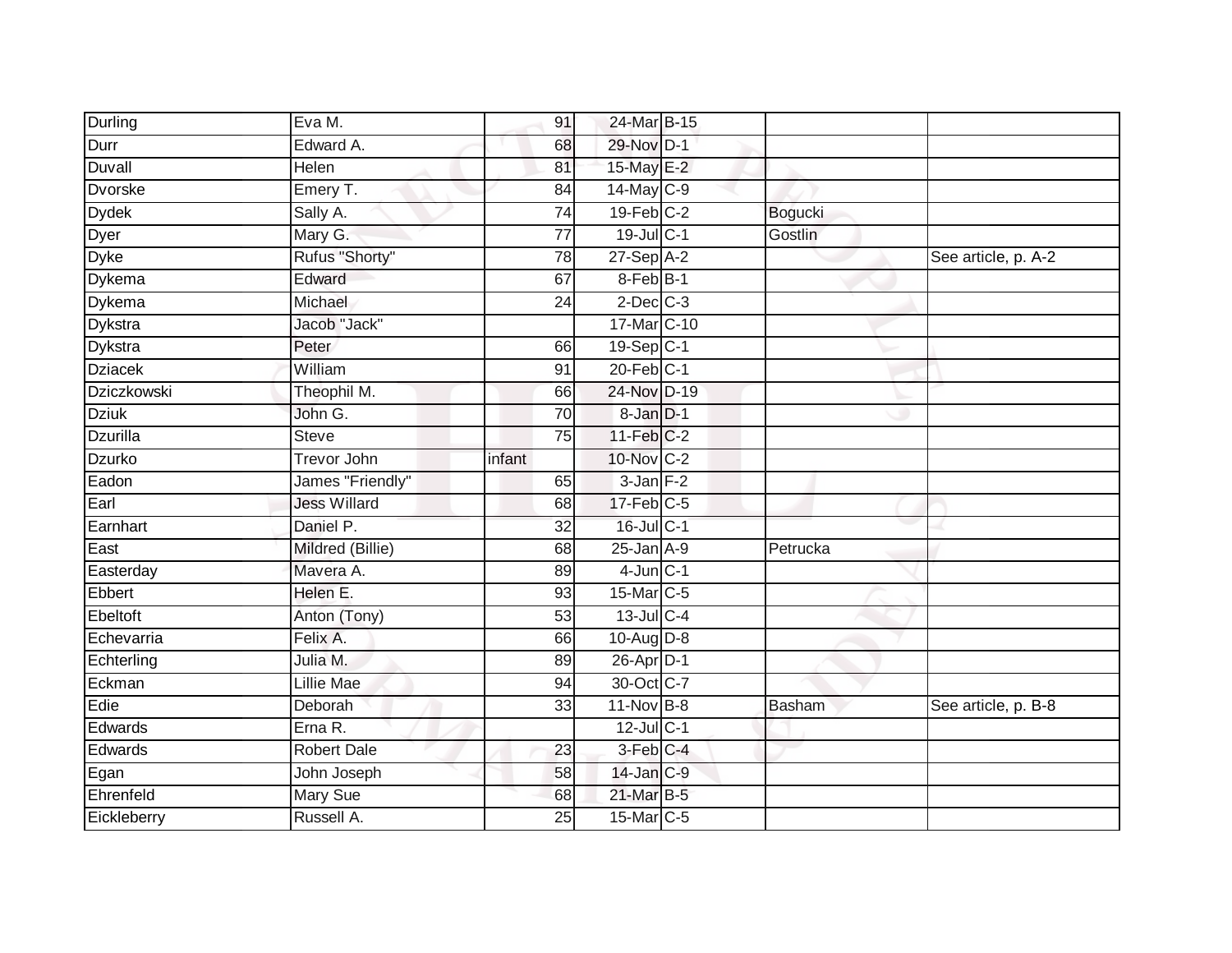| | | | | | | |
|---|---|---|---|---|---|---|
| Durling | Eva M. | 91 | 24-Mar | B-15 | | |
| Durr | Edward A. | 68 | 29-Nov | D-1 | | |
| Duvall | Helen | 81 | 15-May | E-2 | | |
| Dvorske | Emery T. | 84 | 14-May | C-9 | | |
| Dydek | Sally A. | 74 | 19-Feb | C-2 | Bogucki | |
| Dyer | Mary G. | 77 | 19-Jul | C-1 | Gostlin | |
| Dyke | Rufus "Shorty" | 78 | 27-Sep | A-2 | | See article, p. A-2 |
| Dykema | Edward | 67 | 8-Feb | B-1 | | |
| Dykema | Michael | 24 | 2-Dec | C-3 | | |
| Dykstra | Jacob "Jack" | | 17-Mar | C-10 | | |
| Dykstra | Peter | 66 | 19-Sep | C-1 | | |
| Dziacek | William | 91 | 20-Feb | C-1 | | |
| Dziczkowski | Theophil M. | 66 | 24-Nov | D-19 | | |
| Dziuk | John G. | 70 | 8-Jan | D-1 | | |
| Dzurilla | Steve | 75 | 11-Feb | C-2 | | |
| Dzurko | Trevor John | infant | 10-Nov | C-2 | | |
| Eadon | James "Friendly" | 65 | 3-Jan | F-2 | | |
| Earl | Jess Willard | 68 | 17-Feb | C-5 | | |
| Earnhart | Daniel P. | 32 | 16-Jul | C-1 | | |
| East | Mildred (Billie) | 68 | 25-Jan | A-9 | Petrucka | |
| Easterday | Mavera A. | 89 | 4-Jun | C-1 | | |
| Ebbert | Helen E. | 93 | 15-Mar | C-5 | | |
| Ebeltoft | Anton (Tony) | 53 | 13-Jul | C-4 | | |
| Echevarria | Felix A. | 66 | 10-Aug | D-8 | | |
| Echterling | Julia M. | 89 | 26-Apr | D-1 | | |
| Eckman | Lillie Mae | 94 | 30-Oct | C-7 | | |
| Edie | Deborah | 33 | 11-Nov | B-8 | Basham | See article, p. B-8 |
| Edwards | Erna R. | | 12-Jul | C-1 | | |
| Edwards | Robert Dale | 23 | 3-Feb | C-4 | | |
| Egan | John Joseph | 58 | 14-Jan | C-9 | | |
| Ehrenfeld | Mary Sue | 68 | 21-Mar | B-5 | | |
| Eickleberry | Russell A. | 25 | 15-Mar | C-5 | | |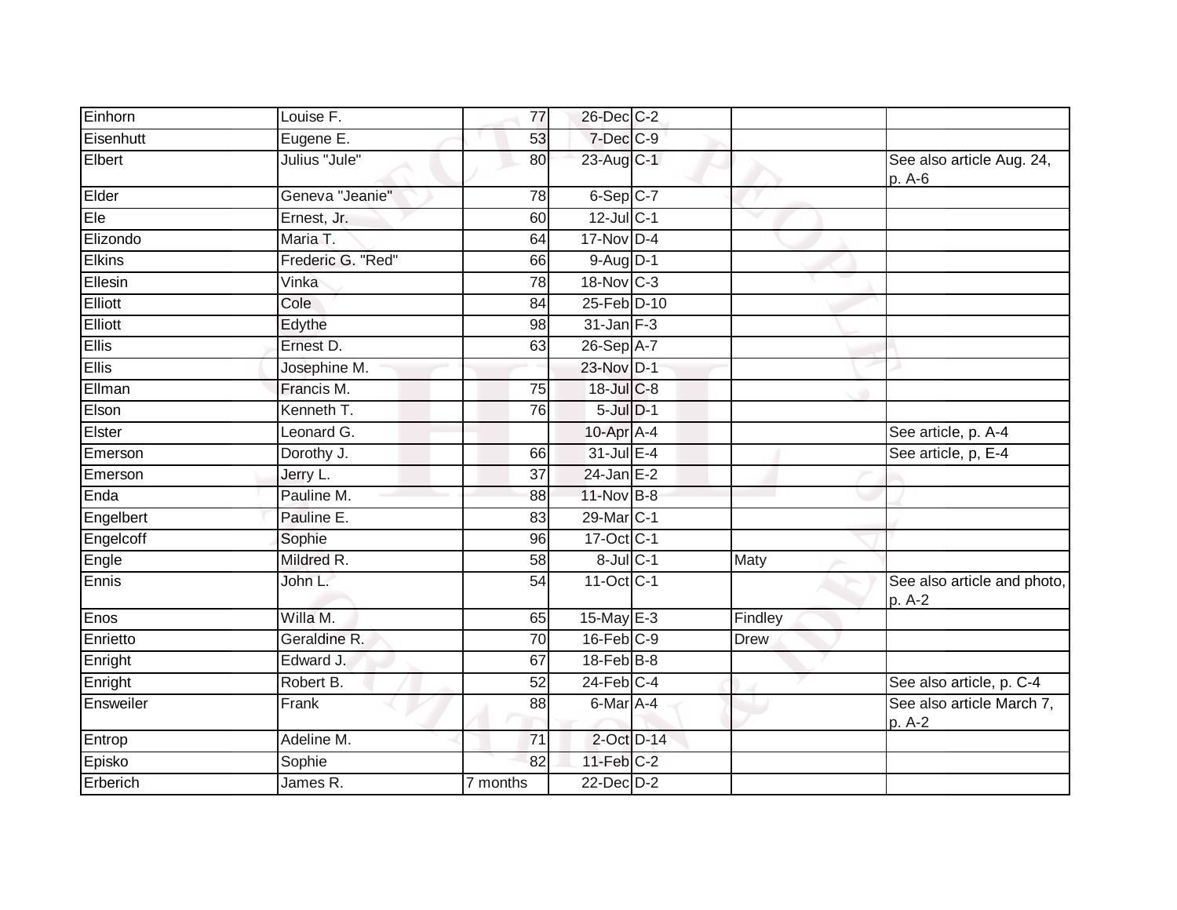| | | | | | | |
|---|---|---|---|---|---|---|
| Einhorn | Louise F. | 77 | 26-Dec | C-2 | | |
| Eisenhutt | Eugene E. | 53 | 7-Dec | C-9 | | |
| Elbert | Julius "Jule" | 80 | 23-Aug | C-1 | | See also article Aug. 24, p. A-6 |
| Elder | Geneva "Jeanie" | 78 | 6-Sep | C-7 | | |
| Ele | Ernest, Jr. | 60 | 12-Jul | C-1 | | |
| Elizondo | Maria T. | 64 | 17-Nov | D-4 | | |
| Elkins | Frederic G. "Red" | 66 | 9-Aug | D-1 | | |
| Ellesin | Vinka | 78 | 18-Nov | C-3 | | |
| Elliott | Cole | 84 | 25-Feb | D-10 | | |
| Elliott | Edythe | 98 | 31-Jan | F-3 | | |
| Ellis | Ernest D. | 63 | 26-Sep | A-7 | | |
| Ellis | Josephine M. | | 23-Nov | D-1 | | |
| Ellman | Francis M. | 75 | 18-Jul | C-8 | | |
| Elson | Kenneth T. | 76 | 5-Jul | D-1 | | |
| Elster | Leonard G. | | 10-Apr | A-4 | | See article, p. A-4 |
| Emerson | Dorothy J. | 66 | 31-Jul | E-4 | | See article, p, E-4 |
| Emerson | Jerry L. | 37 | 24-Jan | E-2 | | |
| Enda | Pauline M. | 88 | 11-Nov | B-8 | | |
| Engelbert | Pauline E. | 83 | 29-Mar | C-1 | | |
| Engelcoff | Sophie | 96 | 17-Oct | C-1 | | |
| Engle | Mildred R. | 58 | 8-Jul | C-1 | Maty | |
| Ennis | John L. | 54 | 11-Oct | C-1 | | See also article and photo, p. A-2 |
| Enos | Willa M. | 65 | 15-May | E-3 | Findley | |
| Enrietto | Geraldine R. | 70 | 16-Feb | C-9 | Drew | |
| Enright | Edward J. | 67 | 18-Feb | B-8 | | |
| Enright | Robert B. | 52 | 24-Feb | C-4 | | See also article, p. C-4 |
| Ensweiler | Frank | 88 | 6-Mar | A-4 | | See also article March 7, p. A-2 |
| Entrop | Adeline M. | 71 | 2-Oct | D-14 | | |
| Episko | Sophie | 82 | 11-Feb | C-2 | | |
| Erberich | James R. | 7 months | 22-Dec | D-2 | | |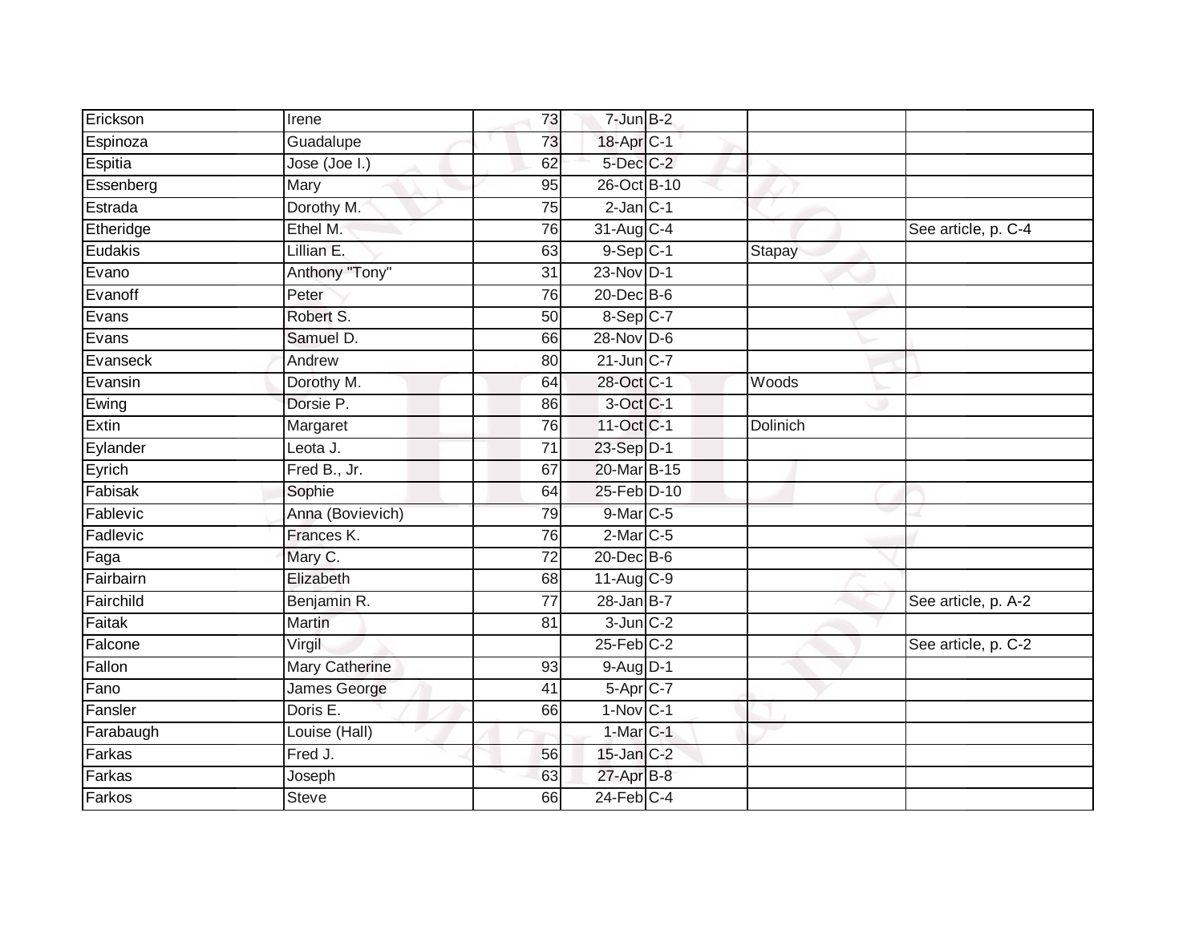| | | | | | | |
|---|---|---|---|---|---|---|
| Erickson | Irene | 73 | 7-Jun | B-2 | | |
| Espinoza | Guadalupe | 73 | 18-Apr | C-1 | | |
| Espitia | Jose (Joe I.) | 62 | 5-Dec | C-2 | | |
| Essenberg | Mary | 95 | 26-Oct | B-10 | | |
| Estrada | Dorothy M. | 75 | 2-Jan | C-1 | | |
| Etheridge | Ethel M. | 76 | 31-Aug | C-4 | | See article, p. C-4 |
| Eudakis | Lillian E. | 63 | 9-Sep | C-1 | Stapay | |
| Evano | Anthony "Tony" | 31 | 23-Nov | D-1 | | |
| Evanoff | Peter | 76 | 20-Dec | B-6 | | |
| Evans | Robert S. | 50 | 8-Sep | C-7 | | |
| Evans | Samuel D. | 66 | 28-Nov | D-6 | | |
| Evanseck | Andrew | 80 | 21-Jun | C-7 | | |
| Evansin | Dorothy M. | 64 | 28-Oct | C-1 | Woods | |
| Ewing | Dorsie P. | 86 | 3-Oct | C-1 | | |
| Extin | Margaret | 76 | 11-Oct | C-1 | Dolinich | |
| Eylander | Leota J. | 71 | 23-Sep | D-1 | | |
| Eyrich | Fred B., Jr. | 67 | 20-Mar | B-15 | | |
| Fabisak | Sophie | 64 | 25-Feb | D-10 | | |
| Fablevic | Anna (Bovievich) | 79 | 9-Mar | C-5 | | |
| Fadlevic | Frances K. | 76 | 2-Mar | C-5 | | |
| Faga | Mary C. | 72 | 20-Dec | B-6 | | |
| Fairbairn | Elizabeth | 68 | 11-Aug | C-9 | | |
| Fairchild | Benjamin R. | 77 | 28-Jan | B-7 | | See article, p. A-2 |
| Faitak | Martin | 81 | 3-Jun | C-2 | | |
| Falcone | Virgil | | 25-Feb | C-2 | | See article, p. C-2 |
| Fallon | Mary Catherine | 93 | 9-Aug | D-1 | | |
| Fano | James George | 41 | 5-Apr | C-7 | | |
| Fansler | Doris E. | 66 | 1-Nov | C-1 | | |
| Farabaugh | Louise (Hall) | | 1-Mar | C-1 | | |
| Farkas | Fred J. | 56 | 15-Jan | C-2 | | |
| Farkas | Joseph | 63 | 27-Apr | B-8 | | |
| Farkos | Steve | 66 | 24-Feb | C-4 | | |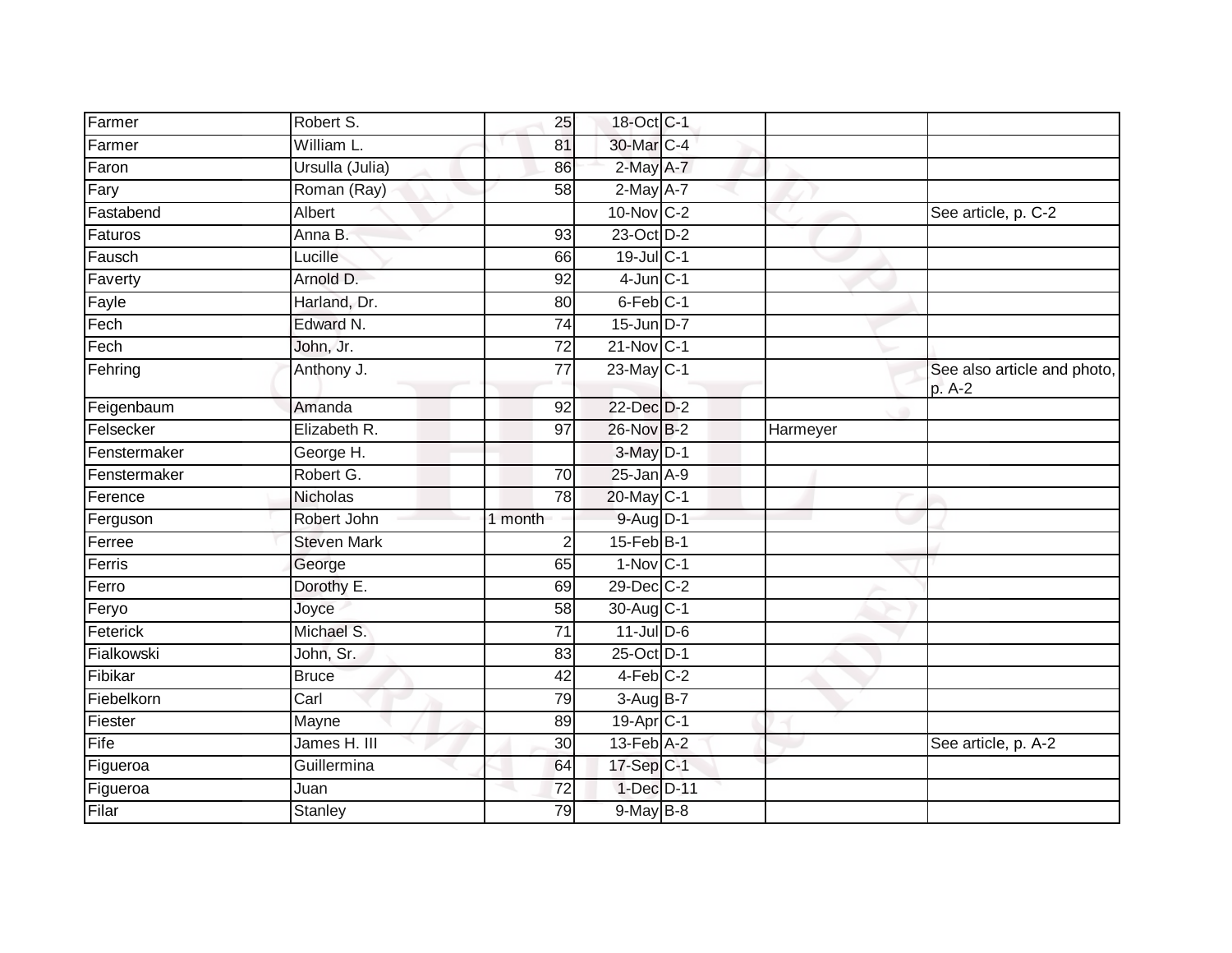| | | | | | | |
|---|---|---|---|---|---|---|
| Farmer | Robert S. | 25 | 18-Oct | C-1 | | |
| Farmer | William L. | 81 | 30-Mar | C-4 | | |
| Faron | Ursulla (Julia) | 86 | 2-May | A-7 | | |
| Fary | Roman (Ray) | 58 | 2-May | A-7 | | |
| Fastabend | Albert | | 10-Nov | C-2 | | See article, p. C-2 |
| Faturos | Anna B. | 93 | 23-Oct | D-2 | | |
| Fausch | Lucille | 66 | 19-Jul | C-1 | | |
| Faverty | Arnold D. | 92 | 4-Jun | C-1 | | |
| Fayle | Harland, Dr. | 80 | 6-Feb | C-1 | | |
| Fech | Edward N. | 74 | 15-Jun | D-7 | | |
| Fech | John, Jr. | 72 | 21-Nov | C-1 | | |
| Fehring | Anthony J. | 77 | 23-May | C-1 | | See also article and photo, p. A-2 |
| Feigenbaum | Amanda | 92 | 22-Dec | D-2 | | |
| Felsecker | Elizabeth R. | 97 | 26-Nov | B-2 | Harmeyer | |
| Fenstermaker | George H. | | 3-May | D-1 | | |
| Fenstermaker | Robert G. | 70 | 25-Jan | A-9 | | |
| Ference | Nicholas | 78 | 20-May | C-1 | | |
| Ferguson | Robert John | 1 month | 9-Aug | D-1 | | |
| Ferree | Steven Mark | 2 | 15-Feb | B-1 | | |
| Ferris | George | 65 | 1-Nov | C-1 | | |
| Ferro | Dorothy E. | 69 | 29-Dec | C-2 | | |
| Feryo | Joyce | 58 | 30-Aug | C-1 | | |
| Feterick | Michael S. | 71 | 11-Jul | D-6 | | |
| Fialkowski | John, Sr. | 83 | 25-Oct | D-1 | | |
| Fibikar | Bruce | 42 | 4-Feb | C-2 | | |
| Fiebelkorn | Carl | 79 | 3-Aug | B-7 | | |
| Fiester | Mayne | 89 | 19-Apr | C-1 | | |
| Fife | James H. III | 30 | 13-Feb | A-2 | | See article, p. A-2 |
| Figueroa | Guillermina | 64 | 17-Sep | C-1 | | |
| Figueroa | Juan | 72 | 1-Dec | D-11 | | |
| Filar | Stanley | 79 | 9-May | B-8 | | |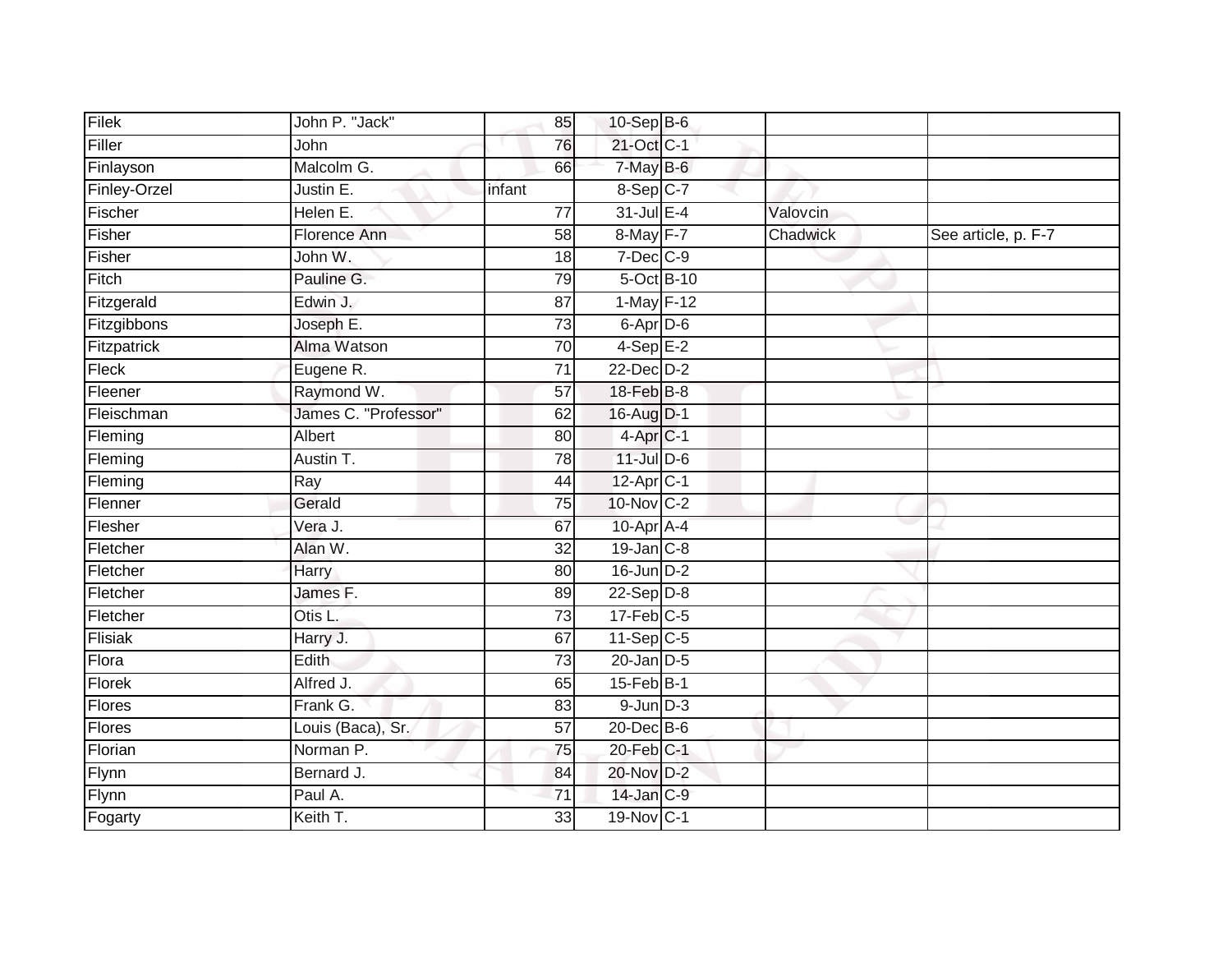| | | | | | | |
|---|---|---|---|---|---|---|
| Filek | John P. "Jack" | 85 | 10-Sep | B-6 | | |
| Filler | John | 76 | 21-Oct | C-1 | | |
| Finlayson | Malcolm G. | 66 | 7-May | B-6 | | |
| Finley-Orzel | Justin E. | infant | 8-Sep | C-7 | | |
| Fischer | Helen E. | 77 | 31-Jul | E-4 | Valovcin | |
| Fisher | Florence Ann | 58 | 8-May | F-7 | Chadwick | See article, p. F-7 |
| Fisher | John W. | 18 | 7-Dec | C-9 | | |
| Fitch | Pauline G. | 79 | 5-Oct | B-10 | | |
| Fitzgerald | Edwin J. | 87 | 1-May | F-12 | | |
| Fitzgibbons | Joseph E. | 73 | 6-Apr | D-6 | | |
| Fitzpatrick | Alma Watson | 70 | 4-Sep | E-2 | | |
| Fleck | Eugene R. | 71 | 22-Dec | D-2 | | |
| Fleener | Raymond W. | 57 | 18-Feb | B-8 | | |
| Fleischman | James C. "Professor" | 62 | 16-Aug | D-1 | | |
| Fleming | Albert | 80 | 4-Apr | C-1 | | |
| Fleming | Austin T. | 78 | 11-Jul | D-6 | | |
| Fleming | Ray | 44 | 12-Apr | C-1 | | |
| Flenner | Gerald | 75 | 10-Nov | C-2 | | |
| Flesher | Vera J. | 67 | 10-Apr | A-4 | | |
| Fletcher | Alan W. | 32 | 19-Jan | C-8 | | |
| Fletcher | Harry | 80 | 16-Jun | D-2 | | |
| Fletcher | James F. | 89 | 22-Sep | D-8 | | |
| Fletcher | Otis L. | 73 | 17-Feb | C-5 | | |
| Flisiak | Harry J. | 67 | 11-Sep | C-5 | | |
| Flora | Edith | 73 | 20-Jan | D-5 | | |
| Florek | Alfred J. | 65 | 15-Feb | B-1 | | |
| Flores | Frank G. | 83 | 9-Jun | D-3 | | |
| Flores | Louis (Baca), Sr. | 57 | 20-Dec | B-6 | | |
| Florian | Norman P. | 75 | 20-Feb | C-1 | | |
| Flynn | Bernard J. | 84 | 20-Nov | D-2 | | |
| Flynn | Paul A. | 71 | 14-Jan | C-9 | | |
| Fogarty | Keith T. | 33 | 19-Nov | C-1 | | |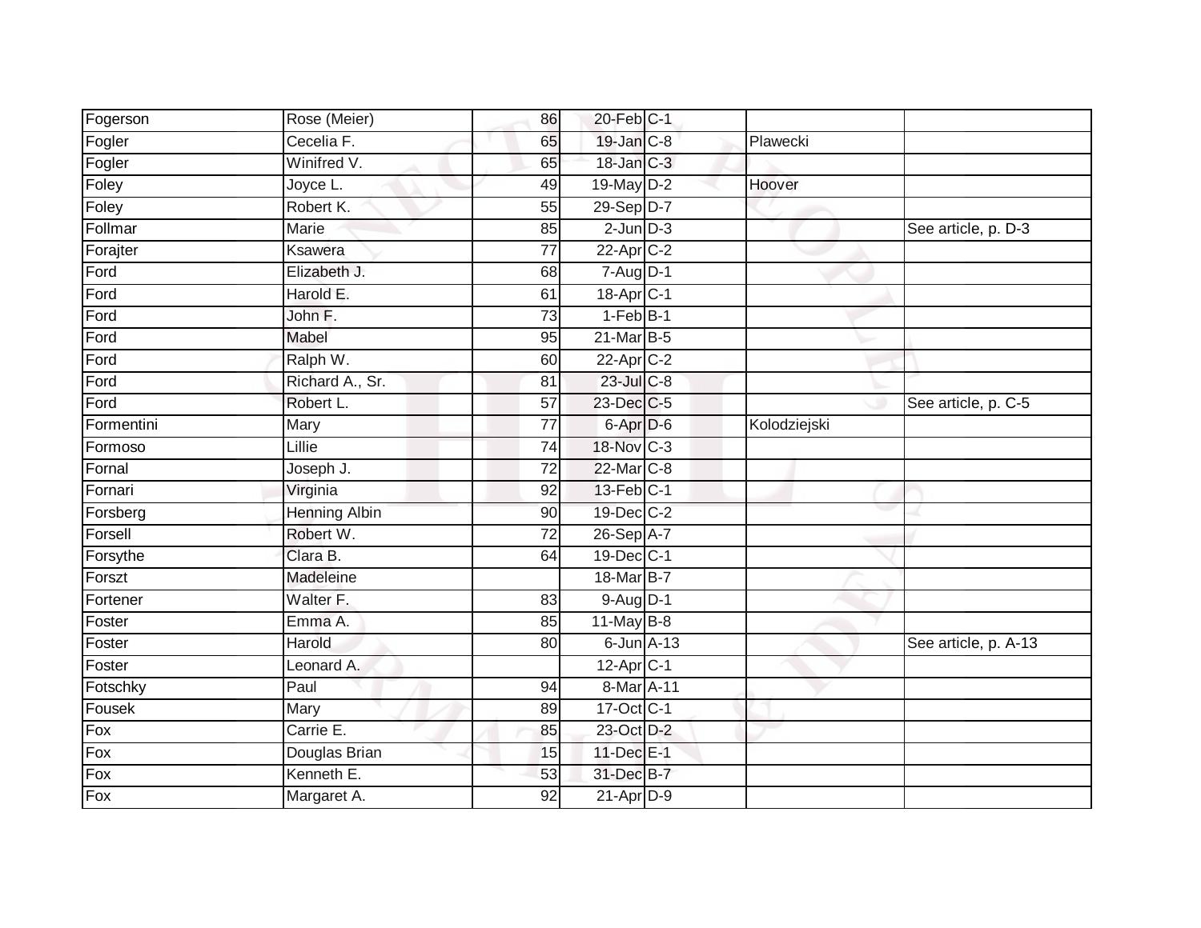| | | | | | | |
|---|---|---|---|---|---|---|
| Fogerson | Rose (Meier) | 86 | 20-Feb | C-1 | | |
| Fogler | Cecelia F. | 65 | 19-Jan | C-8 | Plawecki | |
| Fogler | Winifred V. | 65 | 18-Jan | C-3 | | |
| Foley | Joyce L. | 49 | 19-May | D-2 | Hoover | |
| Foley | Robert K. | 55 | 29-Sep | D-7 | | |
| Follmar | Marie | 85 | 2-Jun | D-3 | | See article, p. D-3 |
| Forajter | Ksawera | 77 | 22-Apr | C-2 | | |
| Ford | Elizabeth J. | 68 | 7-Aug | D-1 | | |
| Ford | Harold E. | 61 | 18-Apr | C-1 | | |
| Ford | John F. | 73 | 1-Feb | B-1 | | |
| Ford | Mabel | 95 | 21-Mar | B-5 | | |
| Ford | Ralph W. | 60 | 22-Apr | C-2 | | |
| Ford | Richard A., Sr. | 81 | 23-Jul | C-8 | | |
| Ford | Robert L. | 57 | 23-Dec | C-5 | | See article, p. C-5 |
| Formentini | Mary | 77 | 6-Apr | D-6 | Kolodziejski | |
| Formoso | Lillie | 74 | 18-Nov | C-3 | | |
| Fornal | Joseph J. | 72 | 22-Mar | C-8 | | |
| Fornari | Virginia | 92 | 13-Feb | C-1 | | |
| Forsberg | Henning Albin | 90 | 19-Dec | C-2 | | |
| Forsell | Robert W. | 72 | 26-Sep | A-7 | | |
| Forsythe | Clara B. | 64 | 19-Dec | C-1 | | |
| Forszt | Madeleine | | 18-Mar | B-7 | | |
| Fortener | Walter F. | 83 | 9-Aug | D-1 | | |
| Foster | Emma A. | 85 | 11-May | B-8 | | |
| Foster | Harold | 80 | 6-Jun | A-13 | | See article, p. A-13 |
| Foster | Leonard A. | | 12-Apr | C-1 | | |
| Fotschky | Paul | 94 | 8-Mar | A-11 | | |
| Fousek | Mary | 89 | 17-Oct | C-1 | | |
| Fox | Carrie E. | 85 | 23-Oct | D-2 | | |
| Fox | Douglas Brian | 15 | 11-Dec | E-1 | | |
| Fox | Kenneth E. | 53 | 31-Dec | B-7 | | |
| Fox | Margaret A. | 92 | 21-Apr | D-9 | | |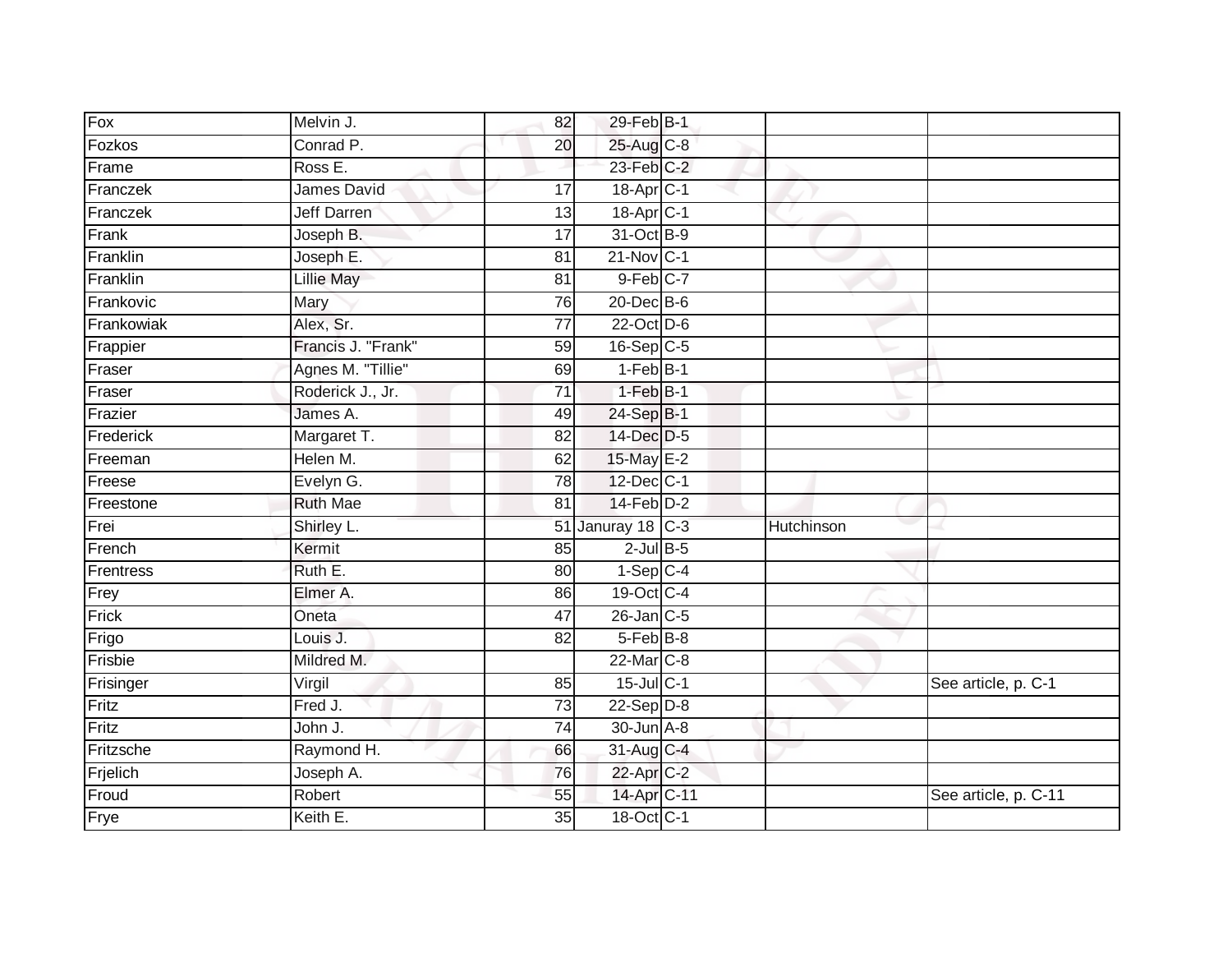| | | | | | | |
|---|---|---|---|---|---|---|
| Fox | Melvin J. | 82 | 29-Feb | B-1 | | |
| Fozkos | Conrad P. | 20 | 25-Aug | C-8 | | |
| Frame | Ross E. | | 23-Feb | C-2 | | |
| Franczek | James David | 17 | 18-Apr | C-1 | | |
| Franczek | Jeff Darren | 13 | 18-Apr | C-1 | | |
| Frank | Joseph B. | 17 | 31-Oct | B-9 | | |
| Franklin | Joseph E. | 81 | 21-Nov | C-1 | | |
| Franklin | Lillie May | 81 | 9-Feb | C-7 | | |
| Frankovic | Mary | 76 | 20-Dec | B-6 | | |
| Frankowiak | Alex, Sr. | 77 | 22-Oct | D-6 | | |
| Frappier | Francis J. "Frank" | 59 | 16-Sep | C-5 | | |
| Fraser | Agnes M. "Tillie" | 69 | 1-Feb | B-1 | | |
| Fraser | Roderick J., Jr. | 71 | 1-Feb | B-1 | | |
| Frazier | James A. | 49 | 24-Sep | B-1 | | |
| Frederick | Margaret T. | 82 | 14-Dec | D-5 | | |
| Freeman | Helen M. | 62 | 15-May | E-2 | | |
| Freese | Evelyn G. | 78 | 12-Dec | C-1 | | |
| Freestone | Ruth Mae | 81 | 14-Feb | D-2 | | |
| Frei | Shirley L. | 51 | Januray 18 | C-3 | Hutchinson | |
| French | Kermit | 85 | 2-Jul | B-5 | | |
| Frentress | Ruth E. | 80 | 1-Sep | C-4 | | |
| Frey | Elmer A. | 86 | 19-Oct | C-4 | | |
| Frick | Oneta | 47 | 26-Jan | C-5 | | |
| Frigo | Louis J. | 82 | 5-Feb | B-8 | | |
| Frisbie | Mildred M. | | 22-Mar | C-8 | | |
| Frisinger | Virgil | 85 | 15-Jul | C-1 | | See article, p. C-1 |
| Fritz | Fred J. | 73 | 22-Sep | D-8 | | |
| Fritz | John J. | 74 | 30-Jun | A-8 | | |
| Fritzsche | Raymond H. | 66 | 31-Aug | C-4 | | |
| Frjelich | Joseph A. | 76 | 22-Apr | C-2 | | |
| Froud | Robert | 55 | 14-Apr | C-11 | | See article, p. C-11 |
| Frye | Keith E. | 35 | 18-Oct | C-1 | | |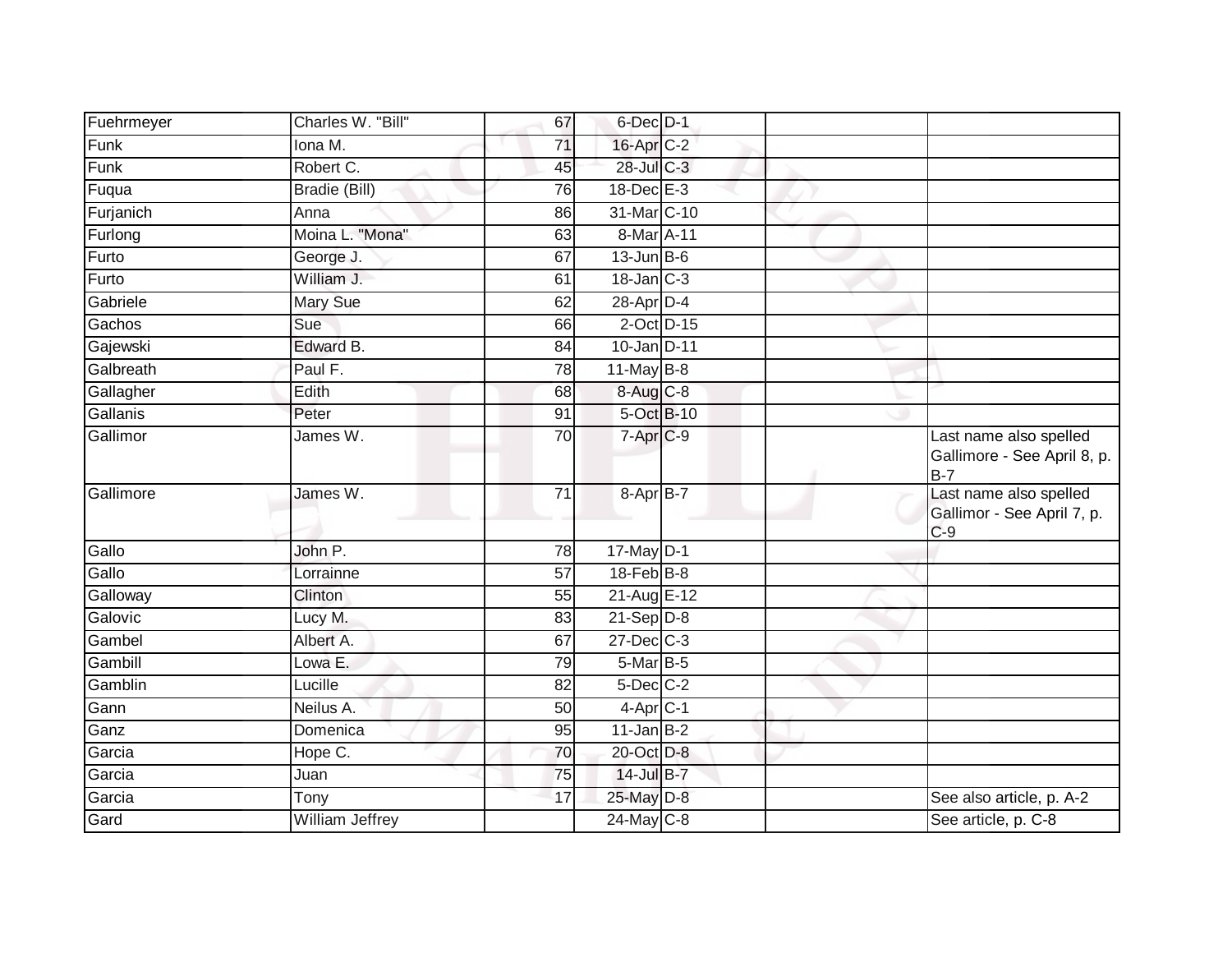| | | | | | | |
|---|---|---|---|---|---|---|
| Fuehrmeyer | Charles W. "Bill" | 67 | 6-Dec | D-1 | | |
| Funk | Iona M. | 71 | 16-Apr | C-2 | | |
| Funk | Robert C. | 45 | 28-Jul | C-3 | | |
| Fuqua | Bradie (Bill) | 76 | 18-Dec | E-3 | | |
| Furjanich | Anna | 86 | 31-Mar | C-10 | | |
| Furlong | Moina L. "Mona" | 63 | 8-Mar | A-11 | | |
| Furto | George J. | 67 | 13-Jun | B-6 | | |
| Furto | William J. | 61 | 18-Jan | C-3 | | |
| Gabriele | Mary Sue | 62 | 28-Apr | D-4 | | |
| Gachos | Sue | 66 | 2-Oct | D-15 | | |
| Gajewski | Edward B. | 84 | 10-Jan | D-11 | | |
| Galbreath | Paul F. | 78 | 11-May | B-8 | | |
| Gallagher | Edith | 68 | 8-Aug | C-8 | | |
| Gallanis | Peter | 91 | 5-Oct | B-10 | | |
| Gallimor | James W. | 70 | 7-Apr | C-9 | | Last name also spelled Gallimore - See April 8, p. B-7 |
| Gallimore | James W. | 71 | 8-Apr | B-7 | | Last name also spelled Gallimor - See April 7, p. C-9 |
| Gallo | John P. | 78 | 17-May | D-1 | | |
| Gallo | Lorrainne | 57 | 18-Feb | B-8 | | |
| Galloway | Clinton | 55 | 21-Aug | E-12 | | |
| Galovic | Lucy M. | 83 | 21-Sep | D-8 | | |
| Gambel | Albert A. | 67 | 27-Dec | C-3 | | |
| Gambill | Lowa E. | 79 | 5-Mar | B-5 | | |
| Gamblin | Lucille | 82 | 5-Dec | C-2 | | |
| Gann | Neilus A. | 50 | 4-Apr | C-1 | | |
| Ganz | Domenica | 95 | 11-Jan | B-2 | | |
| Garcia | Hope C. | 70 | 20-Oct | D-8 | | |
| Garcia | Juan | 75 | 14-Jul | B-7 | | |
| Garcia | Tony | 17 | 25-May | D-8 | | See also article, p. A-2 |
| Gard | William Jeffrey | | 24-May | C-8 | | See article, p. C-8 |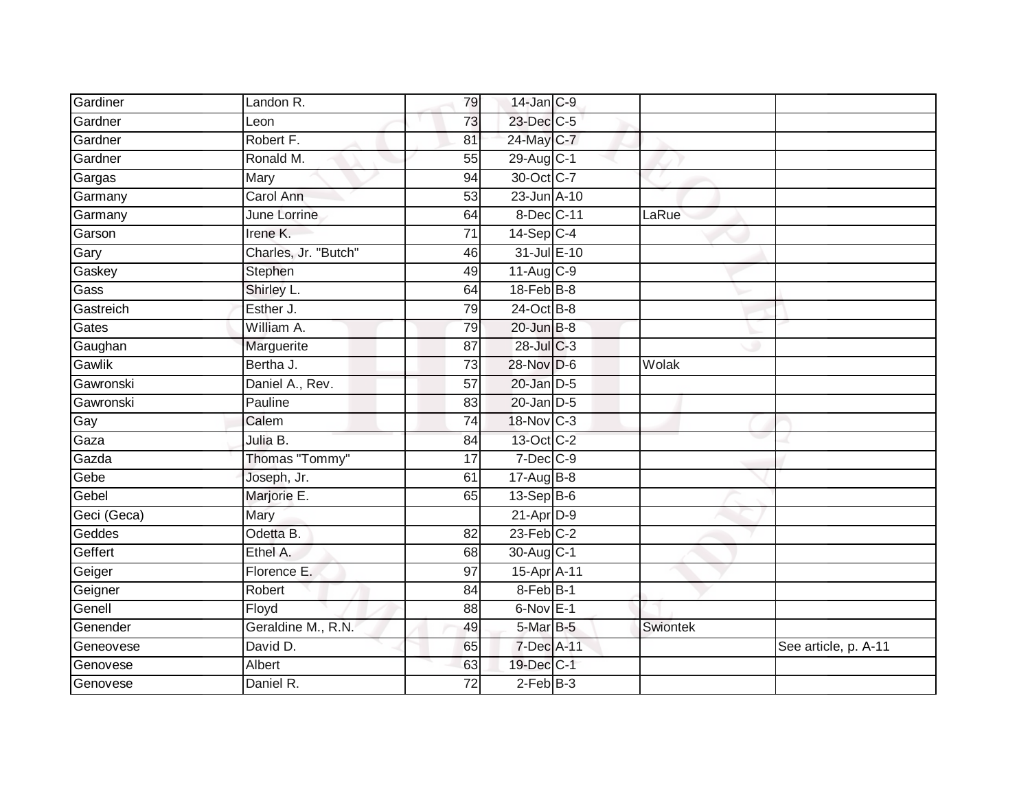| | | | | | | |
|---|---|---|---|---|---|---|
| Gardiner | Landon R. | 79 | 14-Jan | C-9 | | |
| Gardner | Leon | 73 | 23-Dec | C-5 | | |
| Gardner | Robert F. | 81 | 24-May | C-7 | | |
| Gardner | Ronald M. | 55 | 29-Aug | C-1 | | |
| Gargas | Mary | 94 | 30-Oct | C-7 | | |
| Garmany | Carol Ann | 53 | 23-Jun | A-10 | | |
| Garmany | June Lorrine | 64 | 8-Dec | C-11 | LaRue | |
| Garson | Irene K. | 71 | 14-Sep | C-4 | | |
| Gary | Charles, Jr. "Butch" | 46 | 31-Jul | E-10 | | |
| Gaskey | Stephen | 49 | 11-Aug | C-9 | | |
| Gass | Shirley L. | 64 | 18-Feb | B-8 | | |
| Gastreich | Esther J. | 79 | 24-Oct | B-8 | | |
| Gates | William A. | 79 | 20-Jun | B-8 | | |
| Gaughan | Marguerite | 87 | 28-Jul | C-3 | | |
| Gawlik | Bertha J. | 73 | 28-Nov | D-6 | Wolak | |
| Gawronski | Daniel A., Rev. | 57 | 20-Jan | D-5 | | |
| Gawronski | Pauline | 83 | 20-Jan | D-5 | | |
| Gay | Calem | 74 | 18-Nov | C-3 | | |
| Gaza | Julia B. | 84 | 13-Oct | C-2 | | |
| Gazda | Thomas "Tommy" | 17 | 7-Dec | C-9 | | |
| Gebe | Joseph, Jr. | 61 | 17-Aug | B-8 | | |
| Gebel | Marjorie E. | 65 | 13-Sep | B-6 | | |
| Geci (Geca) | Mary | | 21-Apr | D-9 | | |
| Geddes | Odetta B. | 82 | 23-Feb | C-2 | | |
| Geffert | Ethel A. | 68 | 30-Aug | C-1 | | |
| Geiger | Florence E. | 97 | 15-Apr | A-11 | | |
| Geigner | Robert | 84 | 8-Feb | B-1 | | |
| Genell | Floyd | 88 | 6-Nov | E-1 | | |
| Genender | Geraldine M., R.N. | 49 | 5-Mar | B-5 | Swiontek | |
| Geneovese | David D. | 65 | 7-Dec | A-11 | | See article, p. A-11 |
| Genovese | Albert | 63 | 19-Dec | C-1 | | |
| Genovese | Daniel R. | 72 | 2-Feb | B-3 | | |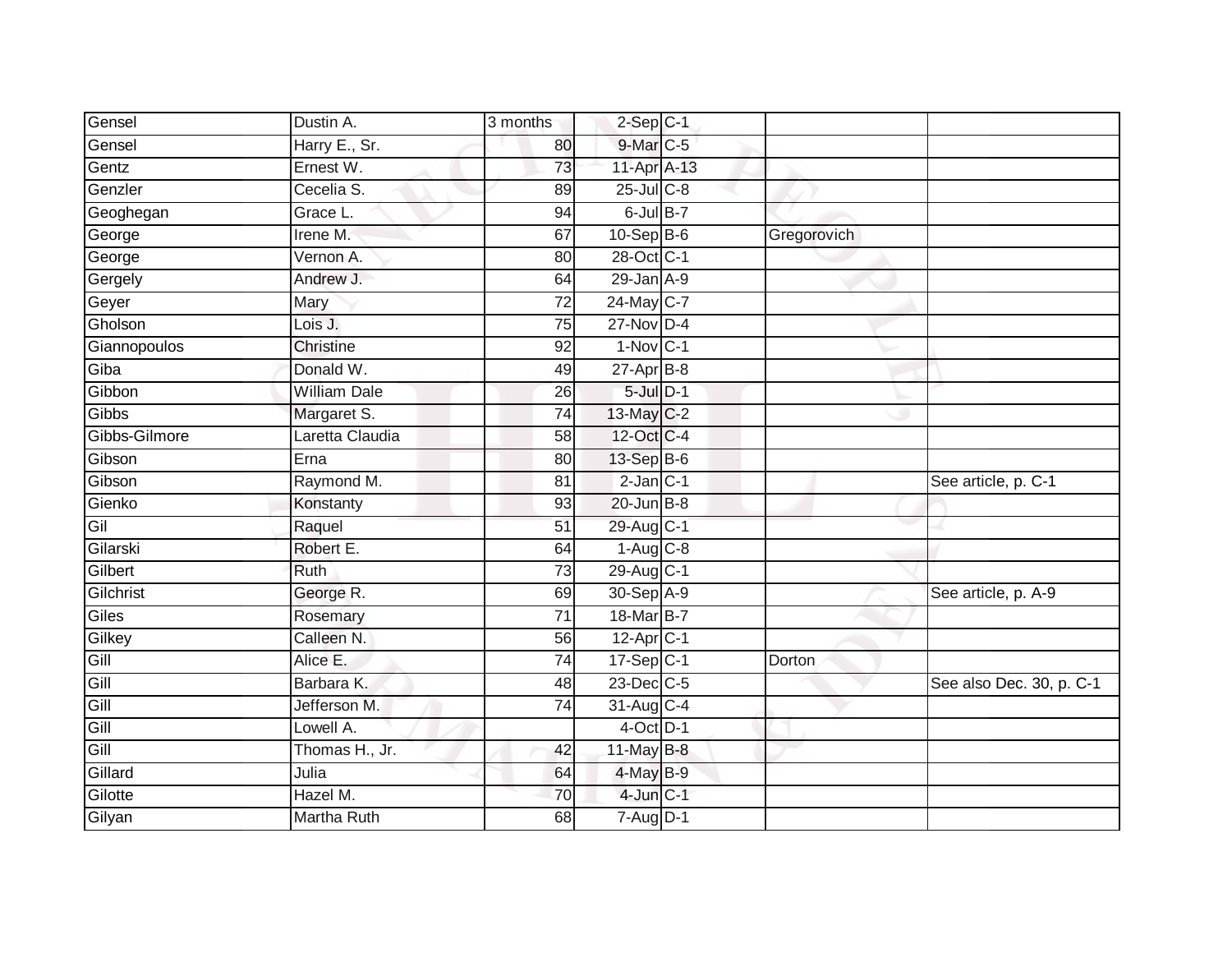| Gensel | Dustin A. | 3 months | 2-Sep | C-1 | | |
|---|---|---|---|---|---|---|
| Gensel | Harry E., Sr. | 80 | 9-Mar | C-5 | | |
| Gentz | Ernest W. | 73 | 11-Apr | A-13 | | |
| Genzler | Cecelia S. | 89 | 25-Jul | C-8 | | |
| Geoghegan | Grace L. | 94 | 6-Jul | B-7 | | |
| George | Irene M. | 67 | 10-Sep | B-6 | Gregorovich | |
| George | Vernon A. | 80 | 28-Oct | C-1 | | |
| Gergely | Andrew J. | 64 | 29-Jan | A-9 | | |
| Geyer | Mary | 72 | 24-May | C-7 | | |
| Gholson | Lois J. | 75 | 27-Nov | D-4 | | |
| Giannopoulos | Christine | 92 | 1-Nov | C-1 | | |
| Giba | Donald W. | 49 | 27-Apr | B-8 | | |
| Gibbon | William Dale | 26 | 5-Jul | D-1 | | |
| Gibbs | Margaret S. | 74 | 13-May | C-2 | | |
| Gibbs-Gilmore | Laretta Claudia | 58 | 12-Oct | C-4 | | |
| Gibson | Erna | 80 | 13-Sep | B-6 | | |
| Gibson | Raymond M. | 81 | 2-Jan | C-1 | | See article, p. C-1 |
| Gienko | Konstanty | 93 | 20-Jun | B-8 | | |
| Gil | Raquel | 51 | 29-Aug | C-1 | | |
| Gilarski | Robert E. | 64 | 1-Aug | C-8 | | |
| Gilbert | Ruth | 73 | 29-Aug | C-1 | | |
| Gilchrist | George R. | 69 | 30-Sep | A-9 | | See article, p. A-9 |
| Giles | Rosemary | 71 | 18-Mar | B-7 | | |
| Gilkey | Calleen N. | 56 | 12-Apr | C-1 | | |
| Gill | Alice E. | 74 | 17-Sep | C-1 | Dorton | |
| Gill | Barbara K. | 48 | 23-Dec | C-5 | | See also Dec. 30, p. C-1 |
| Gill | Jefferson M. | 74 | 31-Aug | C-4 | | |
| Gill | Lowell A. | | 4-Oct | D-1 | | |
| Gill | Thomas H., Jr. | 42 | 11-May | B-8 | | |
| Gillard | Julia | 64 | 4-May | B-9 | | |
| Gilotte | Hazel M. | 70 | 4-Jun | C-1 | | |
| Gilyan | Martha Ruth | 68 | 7-Aug | D-1 | | |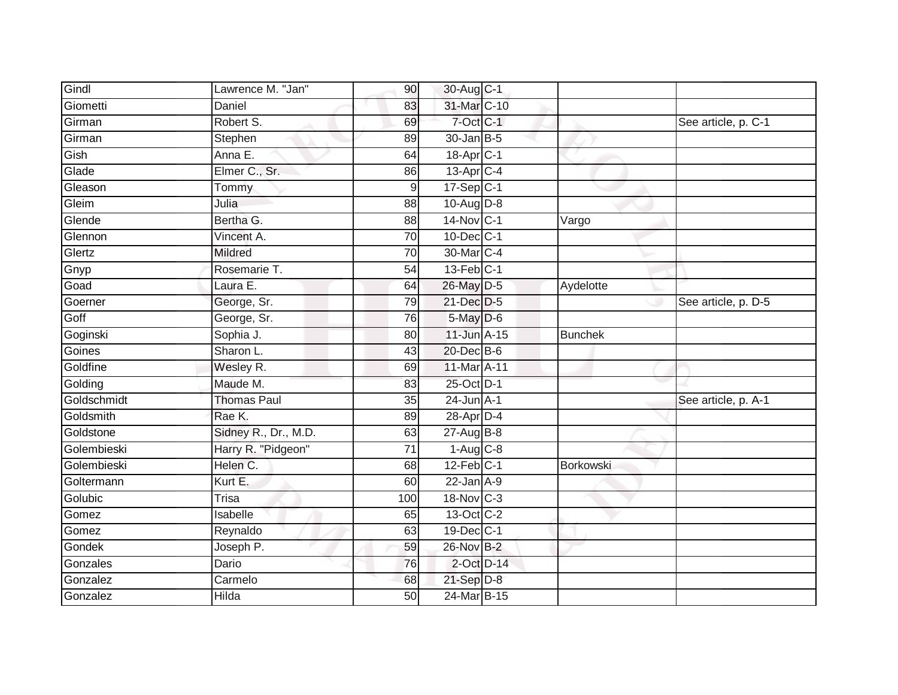| | | | | | | |
|---|---|---|---|---|---|---|
| Gindl | Lawrence M. "Jan" | 90 | 30-Aug | C-1 | | |
| Giometti | Daniel | 83 | 31-Mar | C-10 | | |
| Girman | Robert S. | 69 | 7-Oct | C-1 | | See article, p. C-1 |
| Girman | Stephen | 89 | 30-Jan | B-5 | | |
| Gish | Anna E. | 64 | 18-Apr | C-1 | | |
| Glade | Elmer C., Sr. | 86 | 13-Apr | C-4 | | |
| Gleason | Tommy | 9 | 17-Sep | C-1 | | |
| Gleim | Julia | 88 | 10-Aug | D-8 | | |
| Glende | Bertha G. | 88 | 14-Nov | C-1 | Vargo | |
| Glennon | Vincent A. | 70 | 10-Dec | C-1 | | |
| Glertz | Mildred | 70 | 30-Mar | C-4 | | |
| Gnyp | Rosemarie T. | 54 | 13-Feb | C-1 | | |
| Goad | Laura E. | 64 | 26-May | D-5 | Aydelotte | |
| Goerner | George, Sr. | 79 | 21-Dec | D-5 | | See article, p. D-5 |
| Goff | George, Sr. | 76 | 5-May | D-6 | | |
| Goginski | Sophia J. | 80 | 11-Jun | A-15 | Bunchek | |
| Goines | Sharon L. | 43 | 20-Dec | B-6 | | |
| Goldfine | Wesley R. | 69 | 11-Mar | A-11 | | |
| Golding | Maude M. | 83 | 25-Oct | D-1 | | |
| Goldschmidt | Thomas Paul | 35 | 24-Jun | A-1 | | See article, p. A-1 |
| Goldsmith | Rae K. | 89 | 28-Apr | D-4 | | |
| Goldstone | Sidney R., Dr., M.D. | 63 | 27-Aug | B-8 | | |
| Golembieski | Harry R. "Pidgeon" | 71 | 1-Aug | C-8 | | |
| Golembieski | Helen C. | 68 | 12-Feb | C-1 | Borkowski | |
| Goltermann | Kurt E. | 60 | 22-Jan | A-9 | | |
| Golubic | Trisa | 100 | 18-Nov | C-3 | | |
| Gomez | Isabelle | 65 | 13-Oct | C-2 | | |
| Gomez | Reynaldo | 63 | 19-Dec | C-1 | | |
| Gondek | Joseph P. | 59 | 26-Nov | B-2 | | |
| Gonzales | Dario | 76 | 2-Oct | D-14 | | |
| Gonzalez | Carmelo | 68 | 21-Sep | D-8 | | |
| Gonzalez | Hilda | 50 | 24-Mar | B-15 | | |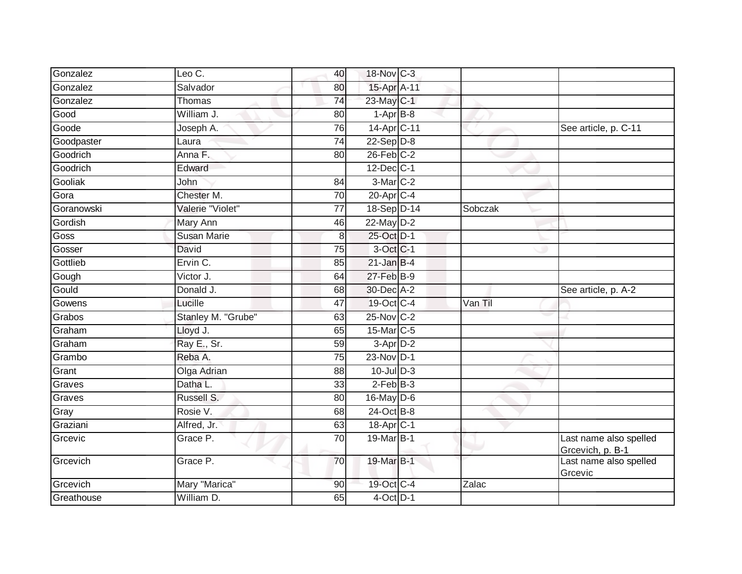| | | | | | | |
|---|---|---|---|---|---|---|
| Gonzalez | Leo C. | 40 | 18-Nov | C-3 | | |
| Gonzalez | Salvador | 80 | 15-Apr | A-11 | | |
| Gonzalez | Thomas | 74 | 23-May | C-1 | | |
| Good | William J. | 80 | 1-Apr | B-8 | | |
| Goode | Joseph A. | 76 | 14-Apr | C-11 | | See article, p. C-11 |
| Goodpaster | Laura | 74 | 22-Sep | D-8 | | |
| Goodrich | Anna F. | 80 | 26-Feb | C-2 | | |
| Goodrich | Edward | | 12-Dec | C-1 | | |
| Gooliak | John | 84 | 3-Mar | C-2 | | |
| Gora | Chester M. | 70 | 20-Apr | C-4 | | |
| Goranowski | Valerie "Violet" | 77 | 18-Sep | D-14 | Sobczak | |
| Gordish | Mary Ann | 46 | 22-May | D-2 | | |
| Goss | Susan Marie | 8 | 25-Oct | D-1 | | |
| Gosser | David | 75 | 3-Oct | C-1 | | |
| Gottlieb | Ervin C. | 85 | 21-Jan | B-4 | | |
| Gough | Victor J. | 64 | 27-Feb | B-9 | | |
| Gould | Donald J. | 68 | 30-Dec | A-2 | | See article, p. A-2 |
| Gowens | Lucille | 47 | 19-Oct | C-4 | Van Til | |
| Grabos | Stanley M. "Grube" | 63 | 25-Nov | C-2 | | |
| Graham | Lloyd J. | 65 | 15-Mar | C-5 | | |
| Graham | Ray E., Sr. | 59 | 3-Apr | D-2 | | |
| Grambo | Reba A. | 75 | 23-Nov | D-1 | | |
| Grant | Olga Adrian | 88 | 10-Jul | D-3 | | |
| Graves | Datha L. | 33 | 2-Feb | B-3 | | |
| Graves | Russell S. | 80 | 16-May | D-6 | | |
| Gray | Rosie V. | 68 | 24-Oct | B-8 | | |
| Graziani | Alfred, Jr. | 63 | 18-Apr | C-1 | | |
| Grcevic | Grace P. | 70 | 19-Mar | B-1 | | Last name also spelled Grcevich, p. B-1 |
| Grcevich | Grace P. | 70 | 19-Mar | B-1 | | Last name also spelled Grcevic |
| Grcevich | Mary "Marica" | 90 | 19-Oct | C-4 | Zalac | |
| Greathouse | William D. | 65 | 4-Oct | D-1 | | |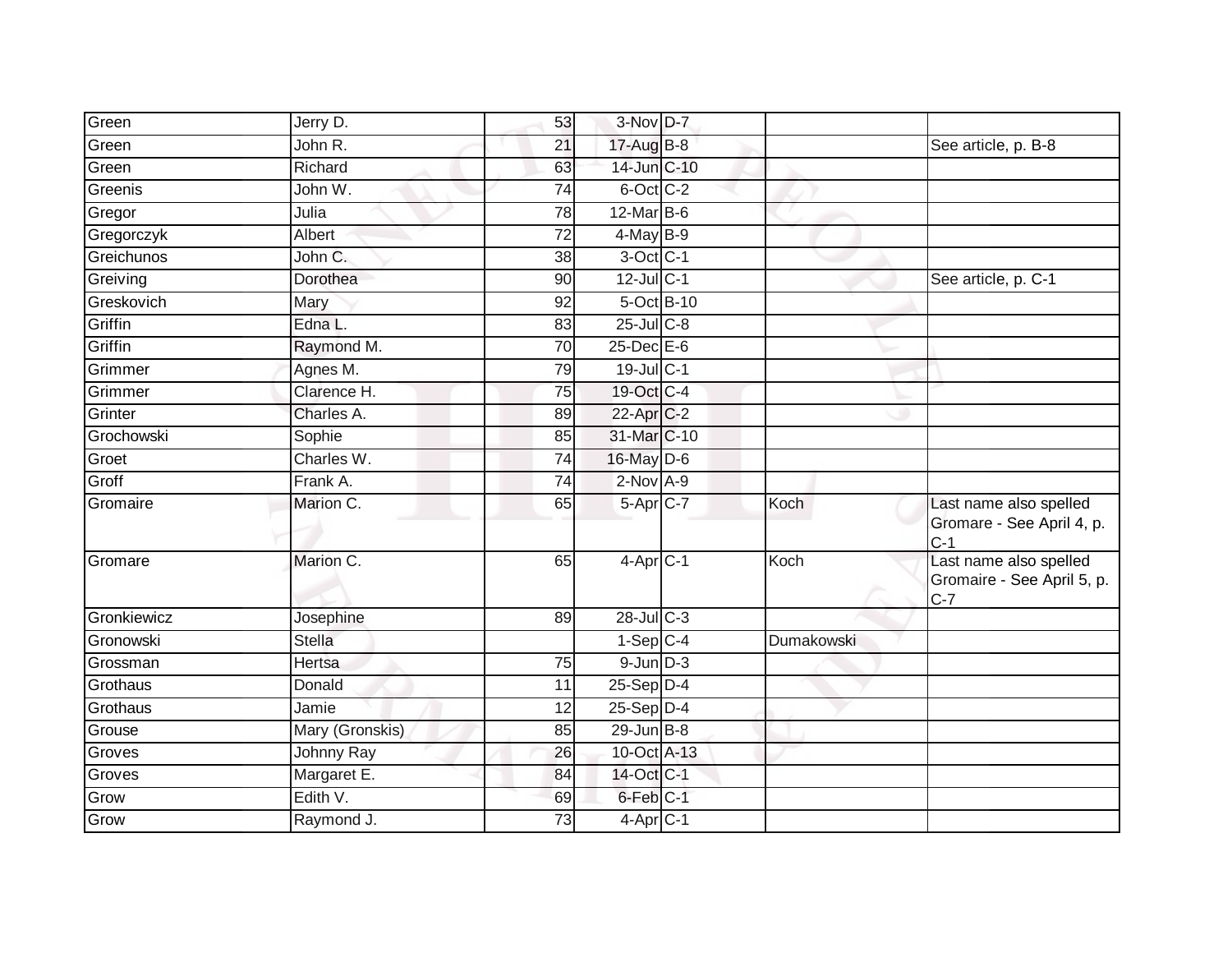| | | | | | | |
|---|---|---|---|---|---|---|
| Green | Jerry D. | 53 | 3-Nov | D-7 | | |
| Green | John R. | 21 | 17-Aug | B-8 | | See article, p. B-8 |
| Green | Richard | 63 | 14-Jun | C-10 | | |
| Greenis | John W. | 74 | 6-Oct | C-2 | | |
| Gregor | Julia | 78 | 12-Mar | B-6 | | |
| Gregorczyk | Albert | 72 | 4-May | B-9 | | |
| Greichunos | John C. | 38 | 3-Oct | C-1 | | |
| Greiving | Dorothea | 90 | 12-Jul | C-1 | | See article, p. C-1 |
| Greskovich | Mary | 92 | 5-Oct | B-10 | | |
| Griffin | Edna L. | 83 | 25-Jul | C-8 | | |
| Griffin | Raymond M. | 70 | 25-Dec | E-6 | | |
| Grimmer | Agnes M. | 79 | 19-Jul | C-1 | | |
| Grimmer | Clarence H. | 75 | 19-Oct | C-4 | | |
| Grinter | Charles A. | 89 | 22-Apr | C-2 | | |
| Grochowski | Sophie | 85 | 31-Mar | C-10 | | |
| Groet | Charles W. | 74 | 16-May | D-6 | | |
| Groff | Frank A. | 74 | 2-Nov | A-9 | | |
| Gromaire | Marion C. | 65 | 5-Apr | C-7 | Koch | Last name also spelled Gromare - See April 4, p. C-1 |
| Gromare | Marion C. | 65 | 4-Apr | C-1 | Koch | Last name also spelled Gromaire - See April 5, p. C-7 |
| Gronkiewicz | Josephine | 89 | 28-Jul | C-3 | | |
| Gronowski | Stella | | 1-Sep | C-4 | Dumakowski | |
| Grossman | Hertsa | 75 | 9-Jun | D-3 | | |
| Grothaus | Donald | 11 | 25-Sep | D-4 | | |
| Grothaus | Jamie | 12 | 25-Sep | D-4 | | |
| Grouse | Mary (Gronskis) | 85 | 29-Jun | B-8 | | |
| Groves | Johnny Ray | 26 | 10-Oct | A-13 | | |
| Groves | Margaret E. | 84 | 14-Oct | C-1 | | |
| Grow | Edith V. | 69 | 6-Feb | C-1 | | |
| Grow | Raymond J. | 73 | 4-Apr | C-1 | | |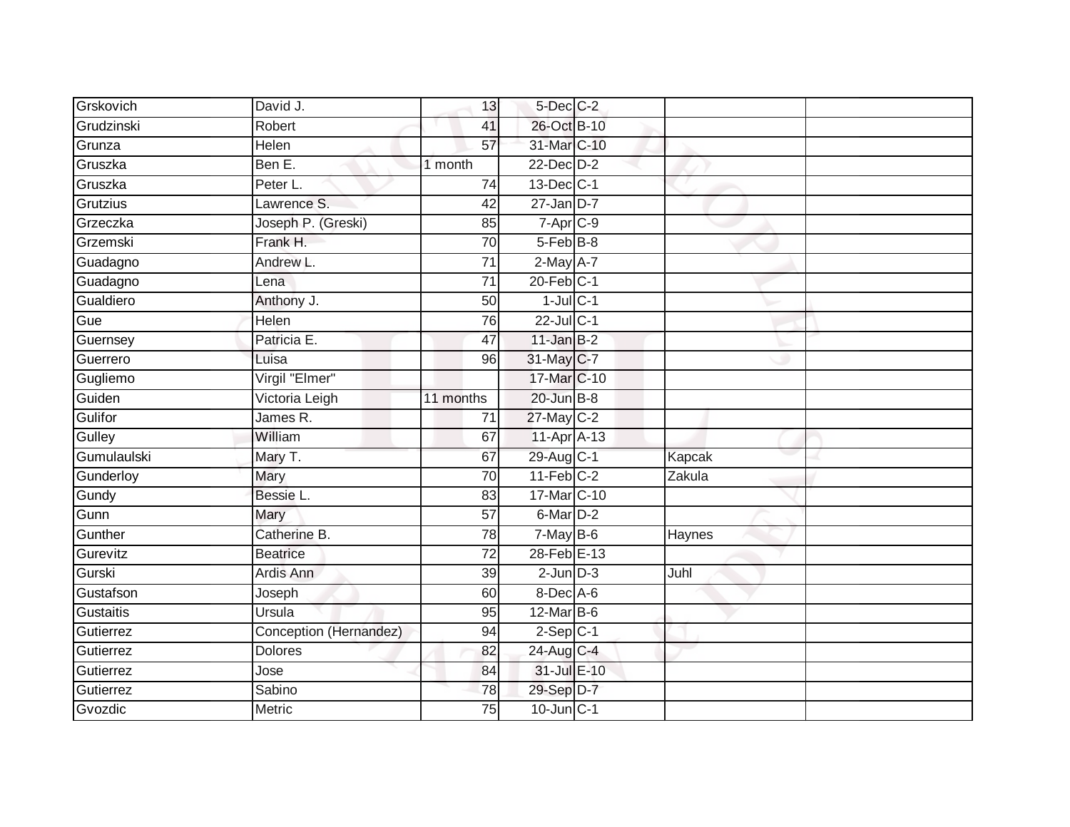| | | | | | | |
|---|---|---|---|---|---|---|
| Grskovich | David J. | 13 | 5-Dec | C-2 | | |
| Grudzinski | Robert | 41 | 26-Oct | B-10 | | |
| Grunza | Helen | 57 | 31-Mar | C-10 | | |
| Gruszka | Ben E. | 1 month | 22-Dec | D-2 | | |
| Gruszka | Peter L. | 74 | 13-Dec | C-1 | | |
| Grutzius | Lawrence S. | 42 | 27-Jan | D-7 | | |
| Grzeczka | Joseph P. (Greski) | 85 | 7-Apr | C-9 | | |
| Grzemski | Frank H. | 70 | 5-Feb | B-8 | | |
| Guadagno | Andrew L. | 71 | 2-May | A-7 | | |
| Guadagno | Lena | 71 | 20-Feb | C-1 | | |
| Gualdiero | Anthony J. | 50 | 1-Jul | C-1 | | |
| Gue | Helen | 76 | 22-Jul | C-1 | | |
| Guernsey | Patricia E. | 47 | 11-Jan | B-2 | | |
| Guerrero | Luisa | 96 | 31-May | C-7 | | |
| Gugliemo | Virgil "Elmer" | | 17-Mar | C-10 | | |
| Guiden | Victoria Leigh | 11 months | 20-Jun | B-8 | | |
| Gulifor | James R. | 71 | 27-May | C-2 | | |
| Gulley | William | 67 | 11-Apr | A-13 | | |
| Gumulaulski | Mary T. | 67 | 29-Aug | C-1 | Kapcak | |
| Gunderloy | Mary | 70 | 11-Feb | C-2 | Zakula | |
| Gundy | Bessie L. | 83 | 17-Mar | C-10 | | |
| Gunn | Mary | 57 | 6-Mar | D-2 | | |
| Gunther | Catherine B. | 78 | 7-May | B-6 | Haynes | |
| Gurevitz | Beatrice | 72 | 28-Feb | E-13 | | |
| Gurski | Ardis Ann | 39 | 2-Jun | D-3 | Juhl | |
| Gustafson | Joseph | 60 | 8-Dec | A-6 | | |
| Gustaitis | Ursula | 95 | 12-Mar | B-6 | | |
| Gutierrez | Conception (Hernandez) | 94 | 2-Sep | C-1 | | |
| Gutierrez | Dolores | 82 | 24-Aug | C-4 | | |
| Gutierrez | Jose | 84 | 31-Jul | E-10 | | |
| Gutierrez | Sabino | 78 | 29-Sep | D-7 | | |
| Gvozdic | Metric | 75 | 10-Jun | C-1 | | |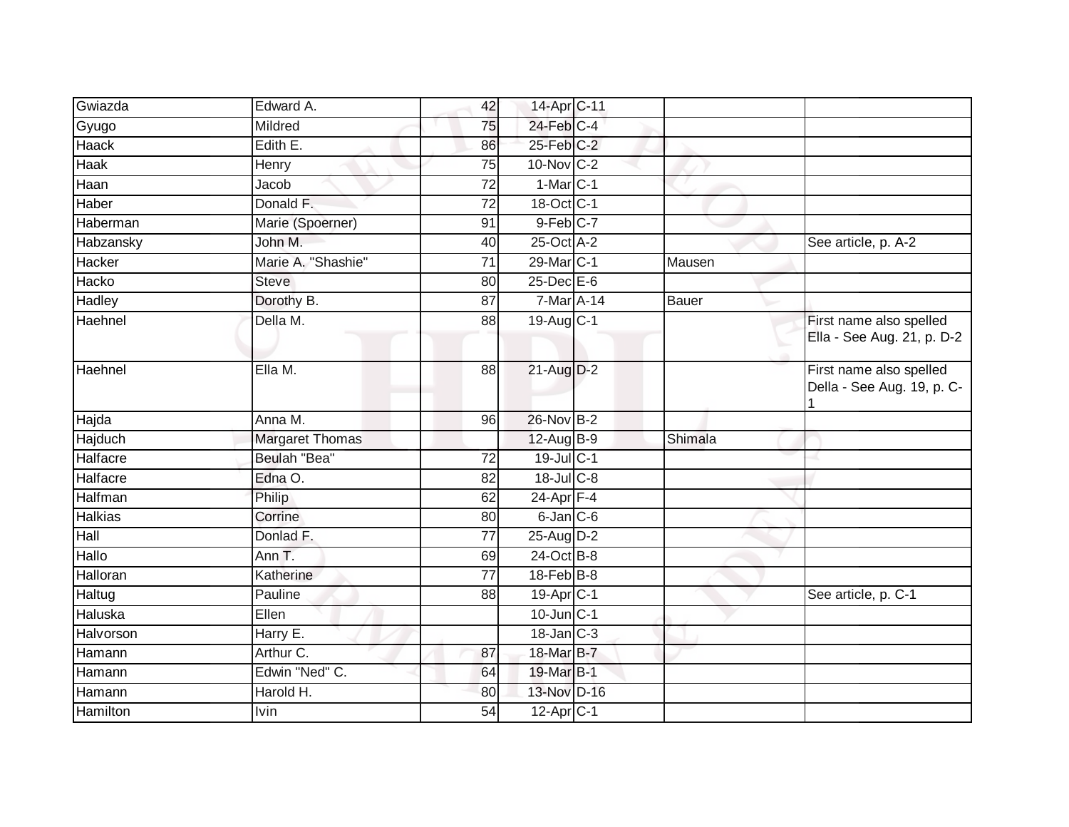| | | | | | | |
|---|---|---|---|---|---|---|
| Gwiazda | Edward A. | 42 | 14-Apr | C-11 | | |
| Gyugo | Mildred | 75 | 24-Feb | C-4 | | |
| Haack | Edith E. | 86 | 25-Feb | C-2 | | |
| Haak | Henry | 75 | 10-Nov | C-2 | | |
| Haan | Jacob | 72 | 1-Mar | C-1 | | |
| Haber | Donald F. | 72 | 18-Oct | C-1 | | |
| Haberman | Marie (Spoerner) | 91 | 9-Feb | C-7 | | |
| Habzansky | John M. | 40 | 25-Oct | A-2 | | See article, p. A-2 |
| Hacker | Marie A. "Shashie" | 71 | 29-Mar | C-1 | Mausen | |
| Hacko | Steve | 80 | 25-Dec | E-6 | | |
| Hadley | Dorothy B. | 87 | 7-Mar | A-14 | Bauer | |
| Haehnel | Della M. | 88 | 19-Aug | C-1 | | First name also spelled Ella - See Aug. 21, p. D-2 |
| Haehnel | Ella M. | 88 | 21-Aug | D-2 | | First name also spelled Della - See Aug. 19, p. C-1 |
| Hajda | Anna M. | 96 | 26-Nov | B-2 | | |
| Hajduch | Margaret Thomas | | 12-Aug | B-9 | Shimala | |
| Halfacre | Beulah "Bea" | 72 | 19-Jul | C-1 | | |
| Halfacre | Edna O. | 82 | 18-Jul | C-8 | | |
| Halfman | Philip | 62 | 24-Apr | F-4 | | |
| Halkias | Corrine | 80 | 6-Jan | C-6 | | |
| Hall | Donlad F. | 77 | 25-Aug | D-2 | | |
| Hallo | Ann T. | 69 | 24-Oct | B-8 | | |
| Halloran | Katherine | 77 | 18-Feb | B-8 | | |
| Haltug | Pauline | 88 | 19-Apr | C-1 | | See article, p. C-1 |
| Haluska | Ellen | | 10-Jun | C-1 | | |
| Halvorson | Harry E. | | 18-Jan | C-3 | | |
| Hamann | Arthur C. | 87 | 18-Mar | B-7 | | |
| Hamann | Edwin "Ned" C. | 64 | 19-Mar | B-1 | | |
| Hamann | Harold H. | 80 | 13-Nov | D-16 | | |
| Hamilton | Ivin | 54 | 12-Apr | C-1 | | |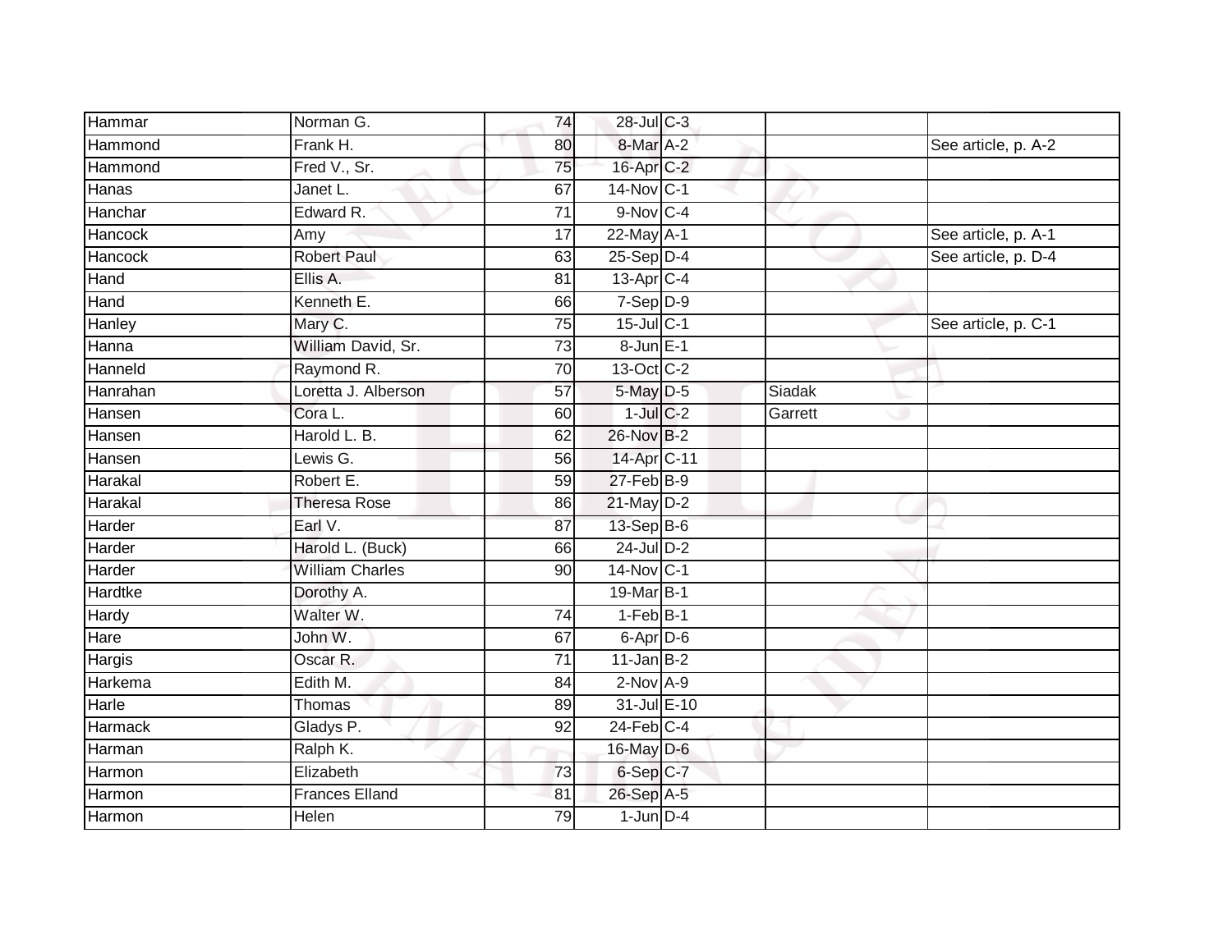| | | | | | | |
|---|---|---|---|---|---|---|
| Hammar | Norman G. | 74 | 28-Jul | C-3 | | |
| Hammond | Frank H. | 80 | 8-Mar | A-2 | | See article, p. A-2 |
| Hammond | Fred V., Sr. | 75 | 16-Apr | C-2 | | |
| Hanas | Janet L. | 67 | 14-Nov | C-1 | | |
| Hanchar | Edward R. | 71 | 9-Nov | C-4 | | |
| Hancock | Amy | 17 | 22-May | A-1 | | See article, p. A-1 |
| Hancock | Robert Paul | 63 | 25-Sep | D-4 | | See article, p. D-4 |
| Hand | Ellis A. | 81 | 13-Apr | C-4 | | |
| Hand | Kenneth E. | 66 | 7-Sep | D-9 | | |
| Hanley | Mary C. | 75 | 15-Jul | C-1 | | See article, p. C-1 |
| Hanna | William David, Sr. | 73 | 8-Jun | E-1 | | |
| Hanneld | Raymond R. | 70 | 13-Oct | C-2 | | |
| Hanrahan | Loretta J. Alberson | 57 | 5-May | D-5 | Siadak | |
| Hansen | Cora L. | 60 | 1-Jul | C-2 | Garrett | |
| Hansen | Harold L. B. | 62 | 26-Nov | B-2 | | |
| Hansen | Lewis G. | 56 | 14-Apr | C-11 | | |
| Harakal | Robert E. | 59 | 27-Feb | B-9 | | |
| Harakal | Theresa Rose | 86 | 21-May | D-2 | | |
| Harder | Earl V. | 87 | 13-Sep | B-6 | | |
| Harder | Harold L. (Buck) | 66 | 24-Jul | D-2 | | |
| Harder | William Charles | 90 | 14-Nov | C-1 | | |
| Hardtke | Dorothy A. | | 19-Mar | B-1 | | |
| Hardy | Walter W. | 74 | 1-Feb | B-1 | | |
| Hare | John W. | 67 | 6-Apr | D-6 | | |
| Hargis | Oscar R. | 71 | 11-Jan | B-2 | | |
| Harkema | Edith M. | 84 | 2-Nov | A-9 | | |
| Harle | Thomas | 89 | 31-Jul | E-10 | | |
| Harmack | Gladys P. | 92 | 24-Feb | C-4 | | |
| Harman | Ralph K. | | 16-May | D-6 | | |
| Harmon | Elizabeth | 73 | 6-Sep | C-7 | | |
| Harmon | Frances Elland | 81 | 26-Sep | A-5 | | |
| Harmon | Helen | 79 | 1-Jun | D-4 | | |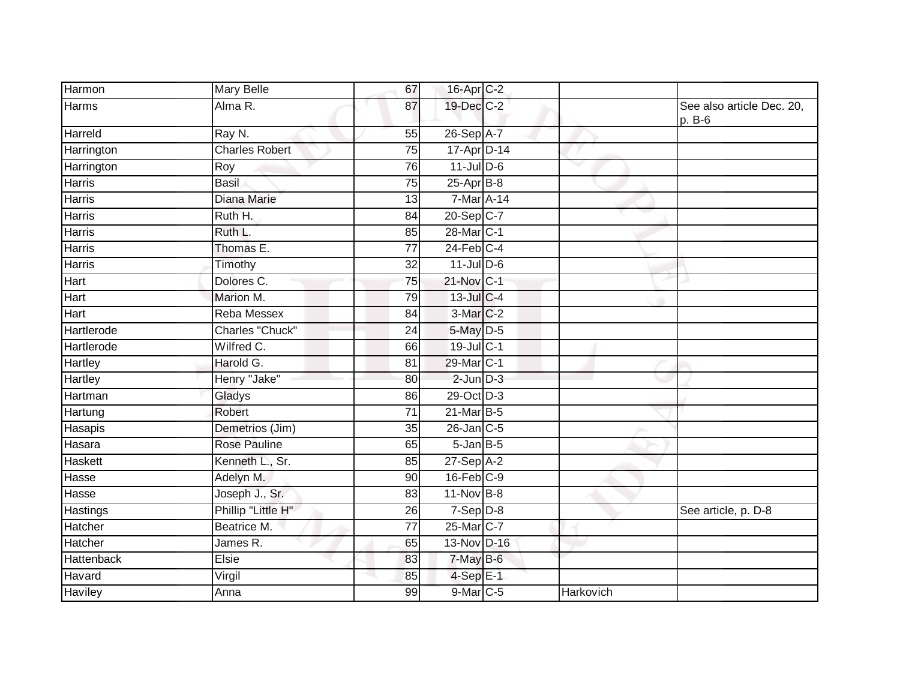| | | | | | | |
|---|---|---|---|---|---|---|
| Harmon | Mary Belle | 67 | 16-Apr | C-2 | | |
| Harms | Alma R. | 87 | 19-Dec | C-2 | | See also article Dec. 20, p. B-6 |
| Harreld | Ray N. | 55 | 26-Sep | A-7 | | |
| Harrington | Charles Robert | 75 | 17-Apr | D-14 | | |
| Harrington | Roy | 76 | 11-Jul | D-6 | | |
| Harris | Basil | 75 | 25-Apr | B-8 | | |
| Harris | Diana Marie | 13 | 7-Mar | A-14 | | |
| Harris | Ruth H. | 84 | 20-Sep | C-7 | | |
| Harris | Ruth L. | 85 | 28-Mar | C-1 | | |
| Harris | Thomas E. | 77 | 24-Feb | C-4 | | |
| Harris | Timothy | 32 | 11-Jul | D-6 | | |
| Hart | Dolores C. | 75 | 21-Nov | C-1 | | |
| Hart | Marion M. | 79 | 13-Jul | C-4 | | |
| Hart | Reba Messex | 84 | 3-Mar | C-2 | | |
| Hartlerode | Charles "Chuck" | 24 | 5-May | D-5 | | |
| Hartlerode | Wilfred C. | 66 | 19-Jul | C-1 | | |
| Hartley | Harold G. | 81 | 29-Mar | C-1 | | |
| Hartley | Henry "Jake" | 80 | 2-Jun | D-3 | | |
| Hartman | Gladys | 86 | 29-Oct | D-3 | | |
| Hartung | Robert | 71 | 21-Mar | B-5 | | |
| Hasapis | Demetrios (Jim) | 35 | 26-Jan | C-5 | | |
| Hasara | Rose Pauline | 65 | 5-Jan | B-5 | | |
| Haskett | Kenneth L., Sr. | 85 | 27-Sep | A-2 | | |
| Hasse | Adelyn M. | 90 | 16-Feb | C-9 | | |
| Hasse | Joseph J., Sr. | 83 | 11-Nov | B-8 | | |
| Hastings | Phillip "Little H" | 26 | 7-Sep | D-8 | | See article, p. D-8 |
| Hatcher | Beatrice M. | 77 | 25-Mar | C-7 | | |
| Hatcher | James R. | 65 | 13-Nov | D-16 | | |
| Hattenback | Elsie | 83 | 7-May | B-6 | | |
| Havard | Virgil | 85 | 4-Sep | E-1 | | |
| Haviley | Anna | 99 | 9-Mar | C-5 | Harkovich | |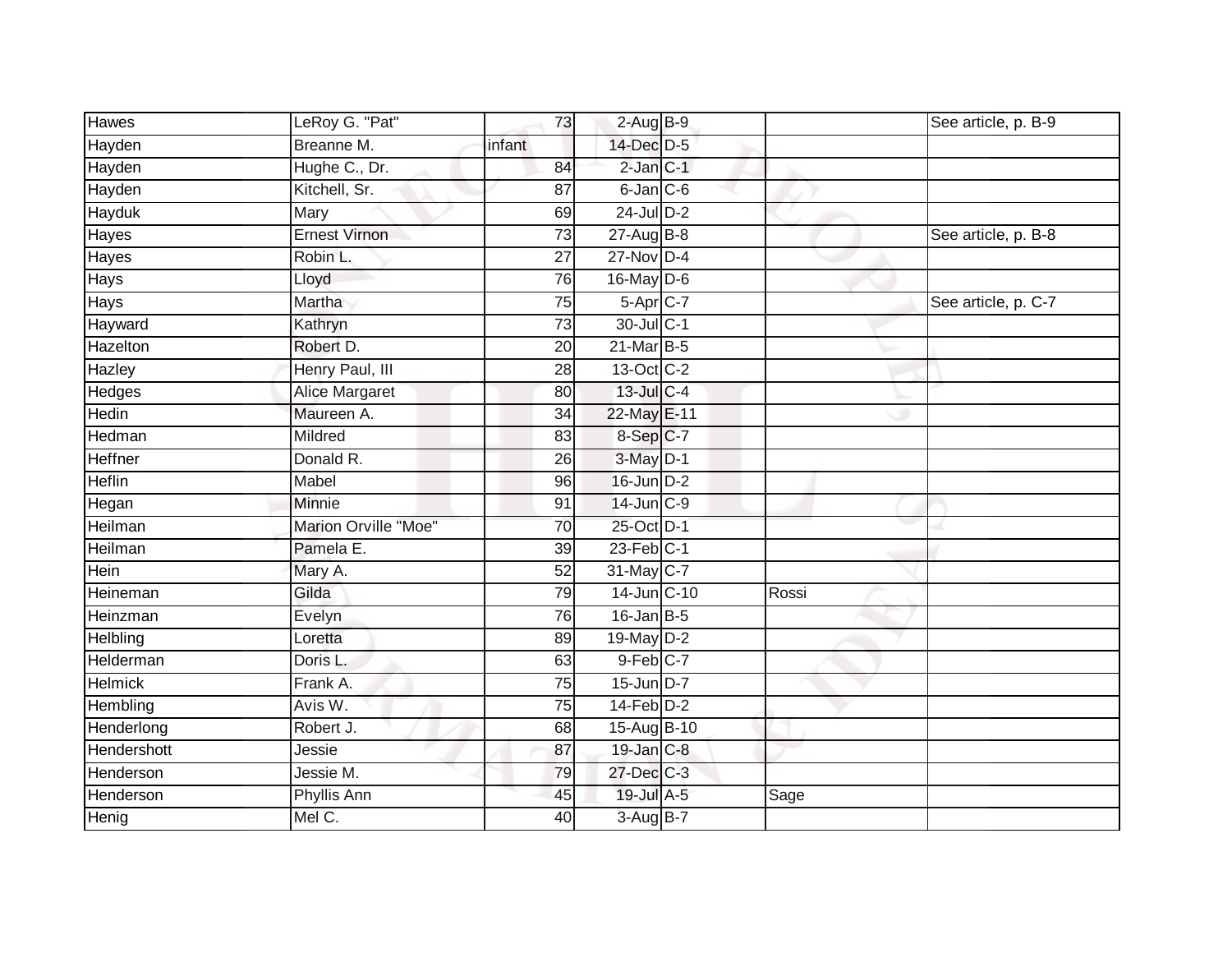| Hawes | LeRoy G. "Pat" | 73 | 2-Aug | B-9 | | See article, p. B-9 |
|---|---|---|---|---|---|---|
| Hayden | Breanne M. | infant | 14-Dec | D-5 | | |
| Hayden | Hughe C., Dr. | 84 | 2-Jan | C-1 | | |
| Hayden | Kitchell, Sr. | 87 | 6-Jan | C-6 | | |
| Hayduk | Mary | 69 | 24-Jul | D-2 | | |
| Hayes | Ernest Virnon | 73 | 27-Aug | B-8 | | See article, p. B-8 |
| Hayes | Robin L. | 27 | 27-Nov | D-4 | | |
| Hays | Lloyd | 76 | 16-May | D-6 | | |
| Hays | Martha | 75 | 5-Apr | C-7 | | See article, p. C-7 |
| Hayward | Kathryn | 73 | 30-Jul | C-1 | | |
| Hazelton | Robert D. | 20 | 21-Mar | B-5 | | |
| Hazley | Henry Paul, III | 28 | 13-Oct | C-2 | | |
| Hedges | Alice Margaret | 80 | 13-Jul | C-4 | | |
| Hedin | Maureen A. | 34 | 22-May | E-11 | | |
| Hedman | Mildred | 83 | 8-Sep | C-7 | | |
| Heffner | Donald R. | 26 | 3-May | D-1 | | |
| Heflin | Mabel | 96 | 16-Jun | D-2 | | |
| Hegan | Minnie | 91 | 14-Jun | C-9 | | |
| Heilman | Marion Orville "Moe" | 70 | 25-Oct | D-1 | | |
| Heilman | Pamela E. | 39 | 23-Feb | C-1 | | |
| Hein | Mary A. | 52 | 31-May | C-7 | | |
| Heineman | Gilda | 79 | 14-Jun | C-10 | Rossi | |
| Heinzman | Evelyn | 76 | 16-Jan | B-5 | | |
| Helbling | Loretta | 89 | 19-May | D-2 | | |
| Helderman | Doris L. | 63 | 9-Feb | C-7 | | |
| Helmick | Frank A. | 75 | 15-Jun | D-7 | | |
| Hembling | Avis W. | 75 | 14-Feb | D-2 | | |
| Henderlong | Robert J. | 68 | 15-Aug | B-10 | | |
| Hendershott | Jessie | 87 | 19-Jan | C-8 | | |
| Henderson | Jessie M. | 79 | 27-Dec | C-3 | | |
| Henderson | Phyllis Ann | 45 | 19-Jul | A-5 | Sage | |
| Henig | Mel C. | 40 | 3-Aug | B-7 | | |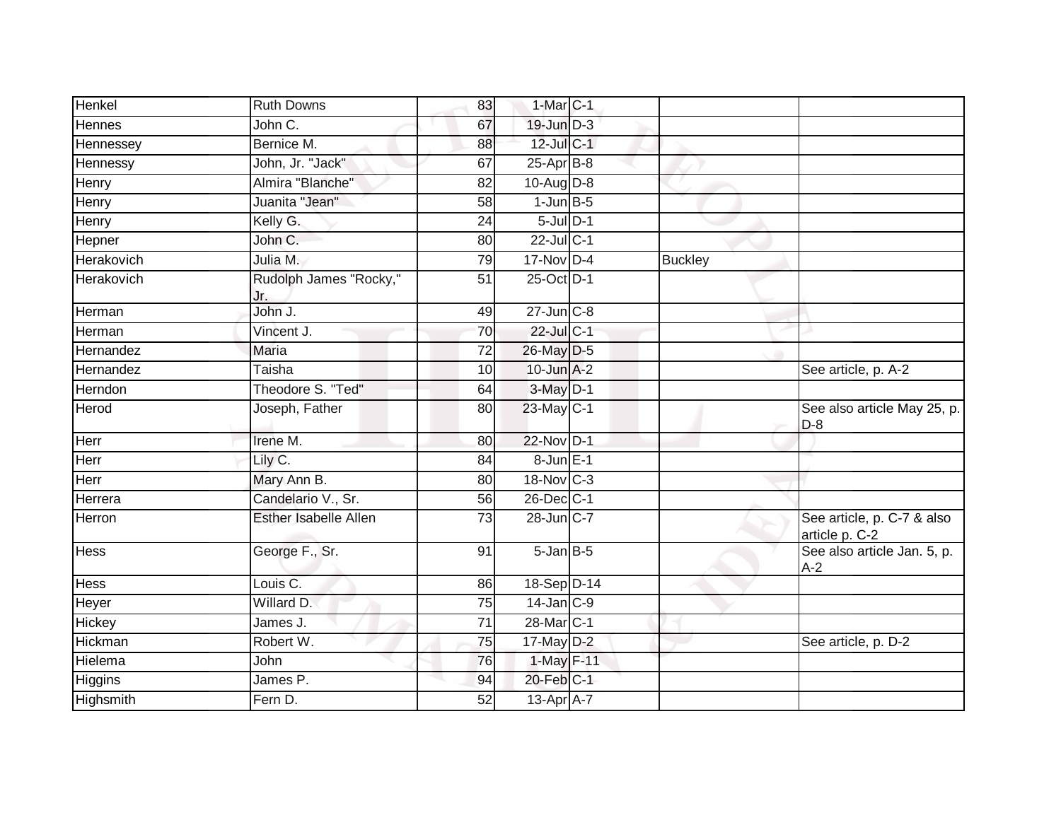| | | | | | | |
|---|---|---|---|---|---|---|
| Henkel | Ruth Downs | 83 | 1-Mar | C-1 | | |
| Hennes | John C. | 67 | 19-Jun | D-3 | | |
| Hennessey | Bernice M. | 88 | 12-Jul | C-1 | | |
| Hennessy | John, Jr. "Jack" | 67 | 25-Apr | B-8 | | |
| Henry | Almira "Blanche" | 82 | 10-Aug | D-8 | | |
| Henry | Juanita "Jean" | 58 | 1-Jun | B-5 | | |
| Henry | Kelly G. | 24 | 5-Jul | D-1 | | |
| Hepner | John C. | 80 | 22-Jul | C-1 | | |
| Herakovich | Julia M. | 79 | 17-Nov | D-4 | Buckley | |
| Herakovich | Rudolph James "Rocky," Jr. | 51 | 25-Oct | D-1 | | |
| Herman | John J. | 49 | 27-Jun | C-8 | | |
| Herman | Vincent J. | 70 | 22-Jul | C-1 | | |
| Hernandez | Maria | 72 | 26-May | D-5 | | |
| Hernandez | Taisha | 10 | 10-Jun | A-2 | | See article, p. A-2 |
| Herndon | Theodore S. "Ted" | 64 | 3-May | D-1 | | |
| Herod | Joseph, Father | 80 | 23-May | C-1 | | See also article May 25, p. D-8 |
| Herr | Irene M. | 80 | 22-Nov | D-1 | | |
| Herr | Lily C. | 84 | 8-Jun | E-1 | | |
| Herr | Mary Ann B. | 80 | 18-Nov | C-3 | | |
| Herrera | Candelario V., Sr. | 56 | 26-Dec | C-1 | | |
| Herron | Esther Isabelle Allen | 73 | 28-Jun | C-7 | | See article, p. C-7 & also article p. C-2 |
| Hess | George F., Sr. | 91 | 5-Jan | B-5 | | See also article Jan. 5, p. A-2 |
| Hess | Louis C. | 86 | 18-Sep | D-14 | | |
| Heyer | Willard D. | 75 | 14-Jan | C-9 | | |
| Hickey | James J. | 71 | 28-Mar | C-1 | | |
| Hickman | Robert W. | 75 | 17-May | D-2 | | See article, p. D-2 |
| Hielema | John | 76 | 1-May | F-11 | | |
| Higgins | James P. | 94 | 20-Feb | C-1 | | |
| Highsmith | Fern D. | 52 | 13-Apr | A-7 | | |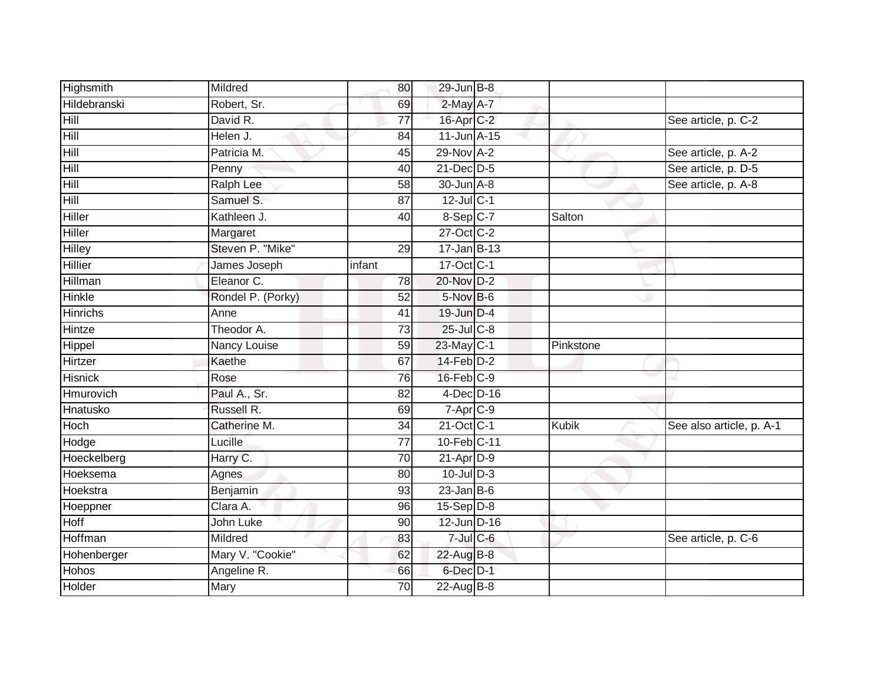| | | | | | | |
|---|---|---|---|---|---|---|
| Highsmith | Mildred | 80 | 29-Jun | B-8 | | |
| Hildebranski | Robert, Sr. | 69 | 2-May | A-7 | | |
| Hill | David R. | 77 | 16-Apr | C-2 | | See article, p. C-2 |
| Hill | Helen J. | 84 | 11-Jun | A-15 | | |
| Hill | Patricia M. | 45 | 29-Nov | A-2 | | See article, p. A-2 |
| Hill | Penny | 40 | 21-Dec | D-5 | | See article, p. D-5 |
| Hill | Ralph Lee | 58 | 30-Jun | A-8 | | See article, p. A-8 |
| Hill | Samuel S. | 87 | 12-Jul | C-1 | | |
| Hiller | Kathleen J. | 40 | 8-Sep | C-7 | Salton | |
| Hiller | Margaret | | 27-Oct | C-2 | | |
| Hilley | Steven P. "Mike" | 29 | 17-Jan | B-13 | | |
| Hillier | James Joseph | infant | 17-Oct | C-1 | | |
| Hillman | Eleanor C. | 78 | 20-Nov | D-2 | | |
| Hinkle | Rondel P. (Porky) | 52 | 5-Nov | B-6 | | |
| Hinrichs | Anne | 41 | 19-Jun | D-4 | | |
| Hintze | Theodor A. | 73 | 25-Jul | C-8 | | |
| Hippel | Nancy Louise | 59 | 23-May | C-1 | Pinkstone | |
| Hirtzer | Kaethe | 67 | 14-Feb | D-2 | | |
| Hisnick | Rose | 76 | 16-Feb | C-9 | | |
| Hmurovich | Paul A., Sr. | 82 | 4-Dec | D-16 | | |
| Hnatusko | Russell R. | 69 | 7-Apr | C-9 | | |
| Hoch | Catherine M. | 34 | 21-Oct | C-1 | Kubik | See also article, p. A-1 |
| Hodge | Lucille | 77 | 10-Feb | C-11 | | |
| Hoeckelberg | Harry C. | 70 | 21-Apr | D-9 | | |
| Hoeksema | Agnes | 80 | 10-Jul | D-3 | | |
| Hoekstra | Benjamin | 93 | 23-Jan | B-6 | | |
| Hoeppner | Clara A. | 96 | 15-Sep | D-8 | | |
| Hoff | John Luke | 90 | 12-Jun | D-16 | | |
| Hoffman | Mildred | 83 | 7-Jul | C-6 | | See article, p. C-6 |
| Hohenberger | Mary V. "Cookie" | 62 | 22-Aug | B-8 | | |
| Hohos | Angeline R. | 66 | 6-Dec | D-1 | | |
| Holder | Mary | 70 | 22-Aug | B-8 | | |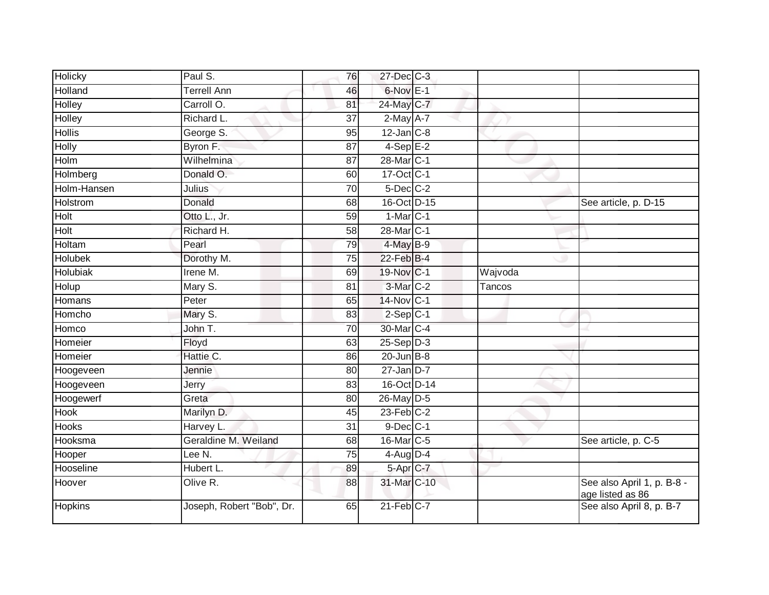| | | | | | | |
|---|---|---|---|---|---|---|
| Holicky | Paul S. | 76 | 27-Dec | C-3 | | |
| Holland | Terrell Ann | 46 | 6-Nov | E-1 | | |
| Holley | Carroll O. | 81 | 24-May | C-7 | | |
| Holley | Richard L. | 37 | 2-May | A-7 | | |
| Hollis | George S. | 95 | 12-Jan | C-8 | | |
| Holly | Byron F. | 87 | 4-Sep | E-2 | | |
| Holm | Wilhelmina | 87 | 28-Mar | C-1 | | |
| Holmberg | Donald O. | 60 | 17-Oct | C-1 | | |
| Holm-Hansen | Julius | 70 | 5-Dec | C-2 | | |
| Holstrom | Donald | 68 | 16-Oct | D-15 | | See article, p. D-15 |
| Holt | Otto L., Jr. | 59 | 1-Mar | C-1 | | |
| Holt | Richard H. | 58 | 28-Mar | C-1 | | |
| Holtam | Pearl | 79 | 4-May | B-9 | | |
| Holubek | Dorothy M. | 75 | 22-Feb | B-4 | | |
| Holubiak | Irene M. | 69 | 19-Nov | C-1 | Wajvoda | |
| Holup | Mary S. | 81 | 3-Mar | C-2 | Tancos | |
| Homans | Peter | 65 | 14-Nov | C-1 | | |
| Homcho | Mary S. | 83 | 2-Sep | C-1 | | |
| Homco | John T. | 70 | 30-Mar | C-4 | | |
| Homeier | Floyd | 63 | 25-Sep | D-3 | | |
| Homeier | Hattie C. | 86 | 20-Jun | B-8 | | |
| Hoogeveen | Jennie | 80 | 27-Jan | D-7 | | |
| Hoogeveen | Jerry | 83 | 16-Oct | D-14 | | |
| Hoogewerf | Greta | 80 | 26-May | D-5 | | |
| Hook | Marilyn D. | 45 | 23-Feb | C-2 | | |
| Hooks | Harvey L. | 31 | 9-Dec | C-1 | | |
| Hooksma | Geraldine M. Weiland | 68 | 16-Mar | C-5 | | See article, p. C-5 |
| Hooper | Lee N. | 75 | 4-Aug | D-4 | | |
| Hooseline | Hubert L. | 89 | 5-Apr | C-7 | | |
| Hoover | Olive R. | 88 | 31-Mar | C-10 | | See also April 1, p. B-8 - age listed as 86 |
| Hopkins | Joseph, Robert "Bob", Dr. | 65 | 21-Feb | C-7 | | See also April 8, p. B-7 |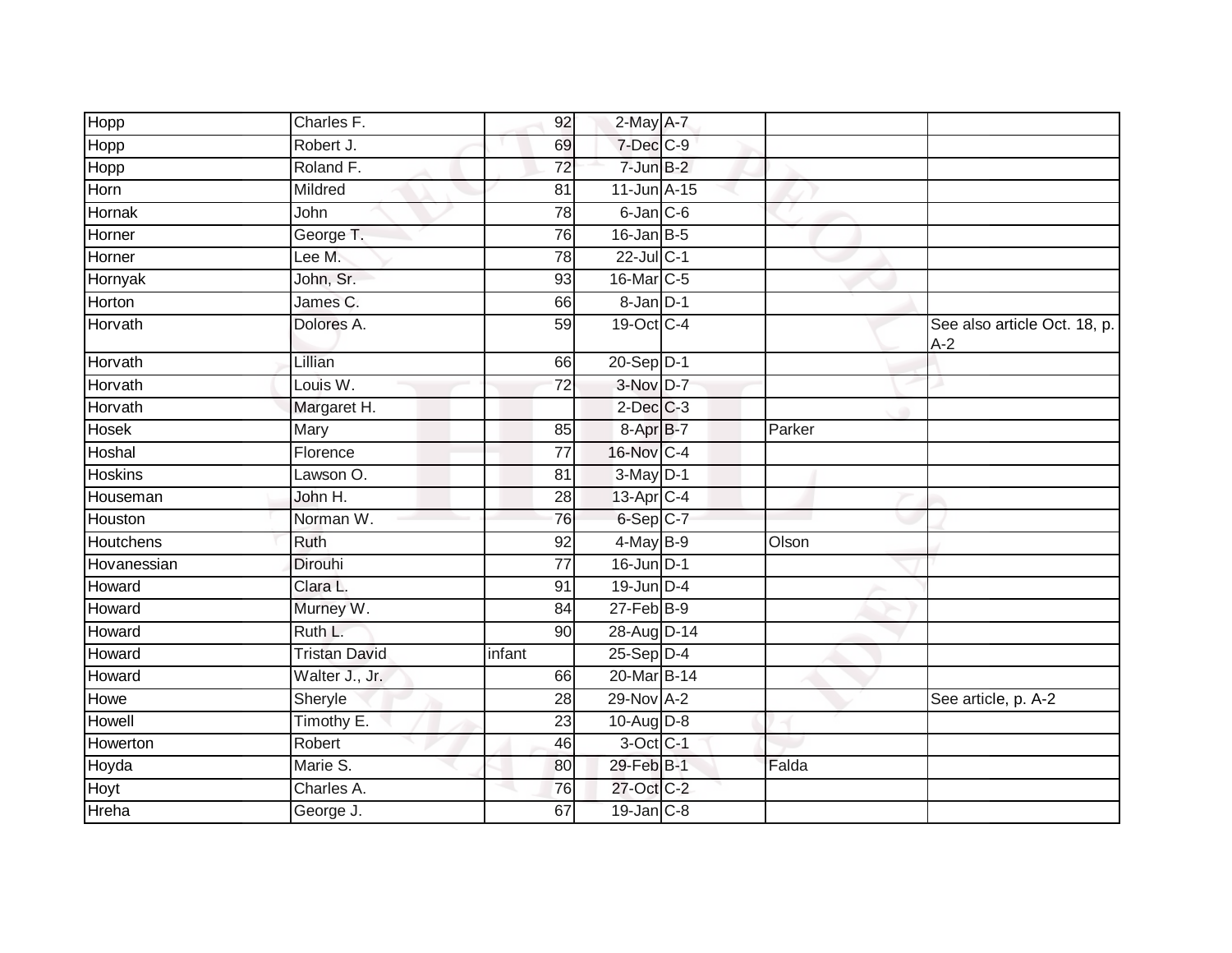| | | | | | | |
|---|---|---|---|---|---|---|
| Hopp | Charles F. | 92 | 2-May | A-7 | | |
| Hopp | Robert J. | 69 | 7-Dec | C-9 | | |
| Hopp | Roland F. | 72 | 7-Jun | B-2 | | |
| Horn | Mildred | 81 | 11-Jun | A-15 | | |
| Hornak | John | 78 | 6-Jan | C-6 | | |
| Horner | George T. | 76 | 16-Jan | B-5 | | |
| Horner | Lee M. | 78 | 22-Jul | C-1 | | |
| Hornyak | John, Sr. | 93 | 16-Mar | C-5 | | |
| Horton | James C. | 66 | 8-Jan | D-1 | | |
| Horvath | Dolores A. | 59 | 19-Oct | C-4 | | See also article Oct. 18, p. A-2 |
| Horvath | Lillian | 66 | 20-Sep | D-1 | | |
| Horvath | Louis W. | 72 | 3-Nov | D-7 | | |
| Horvath | Margaret H. | | 2-Dec | C-3 | | |
| Hosek | Mary | 85 | 8-Apr | B-7 | Parker | |
| Hoshal | Florence | 77 | 16-Nov | C-4 | | |
| Hoskins | Lawson O. | 81 | 3-May | D-1 | | |
| Houseman | John H. | 28 | 13-Apr | C-4 | | |
| Houston | Norman W. | 76 | 6-Sep | C-7 | | |
| Houtchens | Ruth | 92 | 4-May | B-9 | Olson | |
| Hovanessian | Dirouhi | 77 | 16-Jun | D-1 | | |
| Howard | Clara L. | 91 | 19-Jun | D-4 | | |
| Howard | Murney W. | 84 | 27-Feb | B-9 | | |
| Howard | Ruth L. | 90 | 28-Aug | D-14 | | |
| Howard | Tristan David | infant | 25-Sep | D-4 | | |
| Howard | Walter J., Jr. | 66 | 20-Mar | B-14 | | |
| Howe | Sheryle | 28 | 29-Nov | A-2 | | See article, p. A-2 |
| Howell | Timothy E. | 23 | 10-Aug | D-8 | | |
| Howerton | Robert | 46 | 3-Oct | C-1 | | |
| Hoyda | Marie S. | 80 | 29-Feb | B-1 | Falda | |
| Hoyt | Charles A. | 76 | 27-Oct | C-2 | | |
| Hreha | George J. | 67 | 19-Jan | C-8 | | |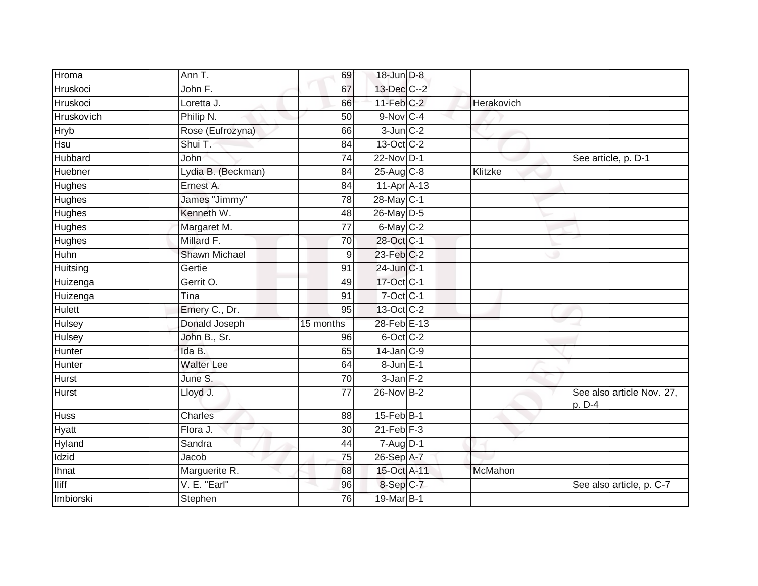| Hroma | Ann T. | 69 | 18-Jun | D-8 | | |
|---|---|---|---|---|---|---|
| Hruskoci | John F. | 67 | 13-Dec | C--2 | | |
| Hruskoci | Loretta J. | 66 | 11-Feb | C-2 | Herakovich | |
| Hruskovich | Philip N. | 50 | 9-Nov | C-4 | | |
| Hryb | Rose (Eufrozyna) | 66 | 3-Jun | C-2 | | |
| Hsu | Shui T. | 84 | 13-Oct | C-2 | | |
| Hubbard | John | 74 | 22-Nov | D-1 | | See article, p. D-1 |
| Huebner | Lydia B. (Beckman) | 84 | 25-Aug | C-8 | Klitzke | |
| Hughes | Ernest A. | 84 | 11-Apr | A-13 | | |
| Hughes | James "Jimmy" | 78 | 28-May | C-1 | | |
| Hughes | Kenneth W. | 48 | 26-May | D-5 | | |
| Hughes | Margaret M. | 77 | 6-May | C-2 | | |
| Hughes | Millard F. | 70 | 28-Oct | C-1 | | |
| Huhn | Shawn Michael | 9 | 23-Feb | C-2 | | |
| Huitsing | Gertie | 91 | 24-Jun | C-1 | | |
| Huizenga | Gerrit O. | 49 | 17-Oct | C-1 | | |
| Huizenga | Tina | 91 | 7-Oct | C-1 | | |
| Hulett | Emery C., Dr. | 95 | 13-Oct | C-2 | | |
| Hulsey | Donald Joseph | 15 months | 28-Feb | E-13 | | |
| Hulsey | John B., Sr. | 96 | 6-Oct | C-2 | | |
| Hunter | Ida B. | 65 | 14-Jan | C-9 | | |
| Hunter | Walter Lee | 64 | 8-Jun | E-1 | | |
| Hurst | June S. | 70 | 3-Jan | F-2 | | |
| Hurst | Lloyd J. | 77 | 26-Nov | B-2 | | See also article Nov. 27, p. D-4 |
| Huss | Charles | 88 | 15-Feb | B-1 | | |
| Hyatt | Flora J. | 30 | 21-Feb | F-3 | | |
| Hyland | Sandra | 44 | 7-Aug | D-1 | | |
| Idzid | Jacob | 75 | 26-Sep | A-7 | | |
| Ihnat | Marguerite R. | 68 | 15-Oct | A-11 | McMahon | |
| Iliff | V. E. "Earl" | 96 | 8-Sep | C-7 | | See also article, p. C-7 |
| Imbiorski | Stephen | 76 | 19-Mar | B-1 | | |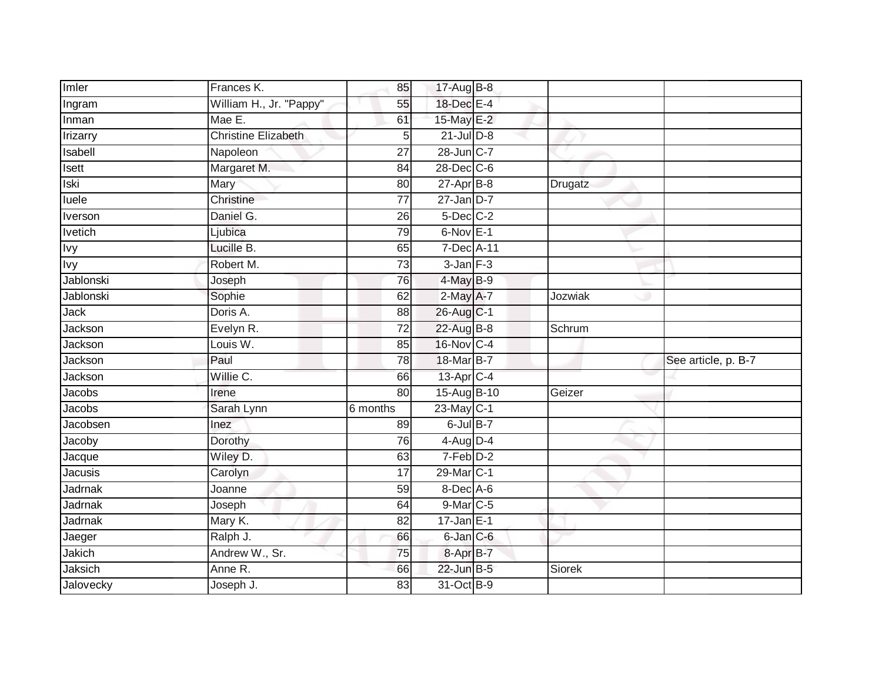| | | | | | | |
|---|---|---|---|---|---|---|
| Imler | Frances K. | 85 | 17-Aug | B-8 | | |
| Ingram | William H., Jr. "Pappy" | 55 | 18-Dec | E-4 | | |
| Inman | Mae E. | 61 | 15-May | E-2 | | |
| Irizarry | Christine Elizabeth | 5 | 21-Jul | D-8 | | |
| Isabell | Napoleon | 27 | 28-Jun | C-7 | | |
| Isett | Margaret M. | 84 | 28-Dec | C-6 | | |
| Iski | Mary | 80 | 27-Apr | B-8 | Drugatz | |
| Iuele | Christine | 77 | 27-Jan | D-7 | | |
| Iverson | Daniel G. | 26 | 5-Dec | C-2 | | |
| Ivetich | Ljubica | 79 | 6-Nov | E-1 | | |
| Ivy | Lucille B. | 65 | 7-Dec | A-11 | | |
| Ivy | Robert M. | 73 | 3-Jan | F-3 | | |
| Jablonski | Joseph | 76 | 4-May | B-9 | | |
| Jablonski | Sophie | 62 | 2-May | A-7 | Jozwiak | |
| Jack | Doris A. | 88 | 26-Aug | C-1 | | |
| Jackson | Evelyn R. | 72 | 22-Aug | B-8 | Schrum | |
| Jackson | Louis W. | 85 | 16-Nov | C-4 | | |
| Jackson | Paul | 78 | 18-Mar | B-7 | | See article, p. B-7 |
| Jackson | Willie C. | 66 | 13-Apr | C-4 | | |
| Jacobs | Irene | 80 | 15-Aug | B-10 | Geizer | |
| Jacobs | Sarah Lynn | 6 months | 23-May | C-1 | | |
| Jacobsen | Inez | 89 | 6-Jul | B-7 | | |
| Jacoby | Dorothy | 76 | 4-Aug | D-4 | | |
| Jacque | Wiley D. | 63 | 7-Feb | D-2 | | |
| Jacusis | Carolyn | 17 | 29-Mar | C-1 | | |
| Jadrnak | Joanne | 59 | 8-Dec | A-6 | | |
| Jadrnak | Joseph | 64 | 9-Mar | C-5 | | |
| Jadrnak | Mary K. | 82 | 17-Jan | E-1 | | |
| Jaeger | Ralph J. | 66 | 6-Jan | C-6 | | |
| Jakich | Andrew W., Sr. | 75 | 8-Apr | B-7 | | |
| Jaksich | Anne R. | 66 | 22-Jun | B-5 | Siorek | |
| Jalovecky | Joseph J. | 83 | 31-Oct | B-9 | | |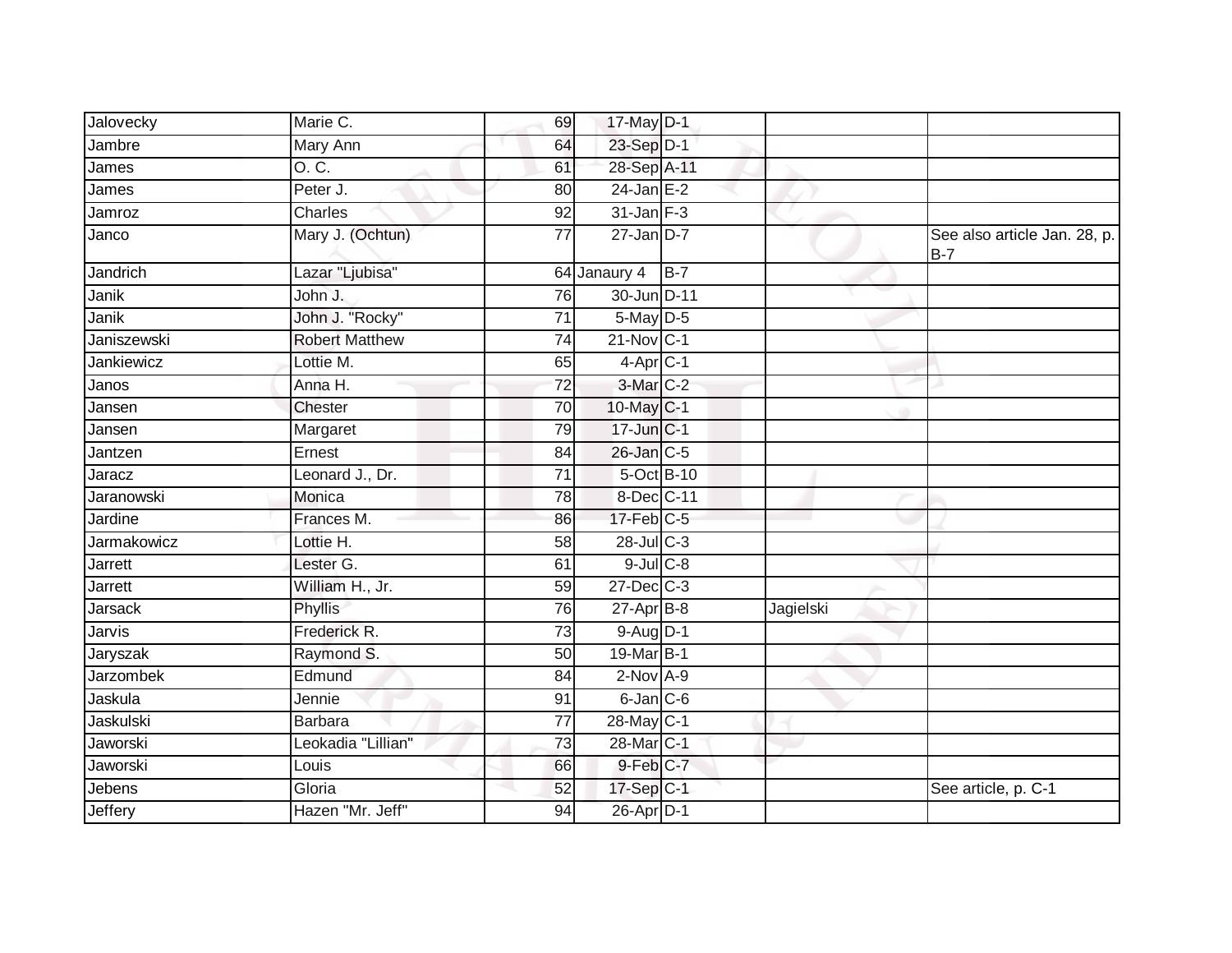| | | | | | | |
|---|---|---|---|---|---|---|
| Jalovecky | Marie C. | 69 | 17-May | D-1 | | |
| Jambre | Mary Ann | 64 | 23-Sep | D-1 | | |
| James | O. C. | 61 | 28-Sep | A-11 | | |
| James | Peter J. | 80 | 24-Jan | E-2 | | |
| Jamroz | Charles | 92 | 31-Jan | F-3 | | |
| Janco | Mary J. (Ochtun) | 77 | 27-Jan | D-7 | | See also article Jan. 28, p. B-7 |
| Jandrich | Lazar "Ljubisa" | 64 | Janaury 4 | B-7 | | |
| Janik | John J. | 76 | 30-Jun | D-11 | | |
| Janik | John J. "Rocky" | 71 | 5-May | D-5 | | |
| Janiszewski | Robert Matthew | 74 | 21-Nov | C-1 | | |
| Jankiewicz | Lottie M. | 65 | 4-Apr | C-1 | | |
| Janos | Anna H. | 72 | 3-Mar | C-2 | | |
| Jansen | Chester | 70 | 10-May | C-1 | | |
| Jansen | Margaret | 79 | 17-Jun | C-1 | | |
| Jantzen | Ernest | 84 | 26-Jan | C-5 | | |
| Jaracz | Leonard J., Dr. | 71 | 5-Oct | B-10 | | |
| Jaranowski | Monica | 78 | 8-Dec | C-11 | | |
| Jardine | Frances M. | 86 | 17-Feb | C-5 | | |
| Jarmakowicz | Lottie H. | 58 | 28-Jul | C-3 | | |
| Jarrett | Lester G. | 61 | 9-Jul | C-8 | | |
| Jarrett | William H., Jr. | 59 | 27-Dec | C-3 | | |
| Jarsack | Phyllis | 76 | 27-Apr | B-8 | Jagielski | |
| Jarvis | Frederick R. | 73 | 9-Aug | D-1 | | |
| Jaryszak | Raymond S. | 50 | 19-Mar | B-1 | | |
| Jarzombek | Edmund | 84 | 2-Nov | A-9 | | |
| Jaskula | Jennie | 91 | 6-Jan | C-6 | | |
| Jaskulski | Barbara | 77 | 28-May | C-1 | | |
| Jaworski | Leokadia "Lillian" | 73 | 28-Mar | C-1 | | |
| Jaworski | Louis | 66 | 9-Feb | C-7 | | |
| Jebens | Gloria | 52 | 17-Sep | C-1 | | See article, p. C-1 |
| Jeffery | Hazen "Mr. Jeff" | 94 | 26-Apr | D-1 | | |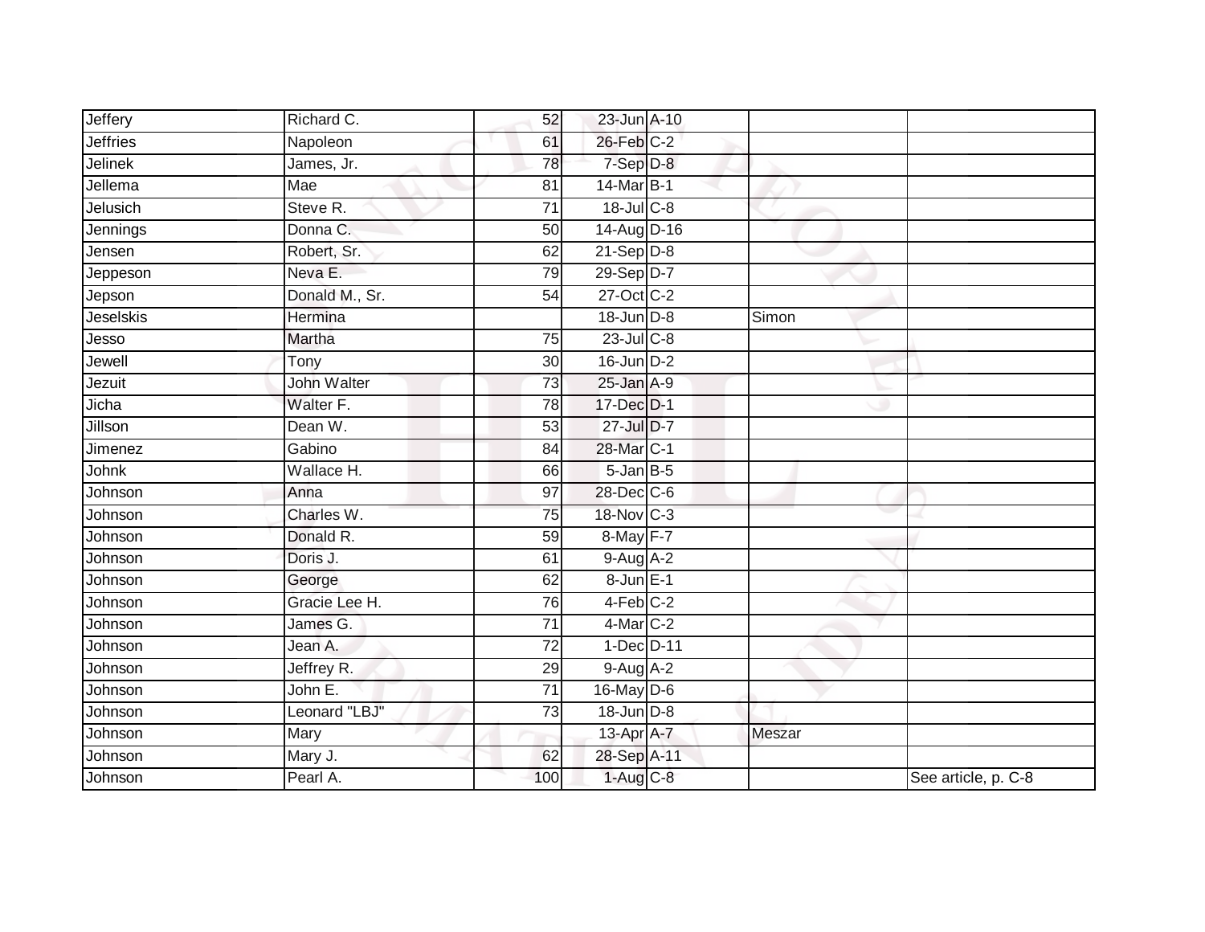| | | | | | | |
|---|---|---|---|---|---|---|
| Jeffery | Richard C. | 52 | 23-Jun | A-10 | | |
| Jeffries | Napoleon | 61 | 26-Feb | C-2 | | |
| Jelinek | James, Jr. | 78 | 7-Sep | D-8 | | |
| Jellema | Mae | 81 | 14-Mar | B-1 | | |
| Jelusich | Steve R. | 71 | 18-Jul | C-8 | | |
| Jennings | Donna C. | 50 | 14-Aug | D-16 | | |
| Jensen | Robert, Sr. | 62 | 21-Sep | D-8 | | |
| Jeppeson | Neva E. | 79 | 29-Sep | D-7 | | |
| Jepson | Donald M., Sr. | 54 | 27-Oct | C-2 | | |
| Jeselskis | Hermina | | 18-Jun | D-8 | Simon | |
| Jesso | Martha | 75 | 23-Jul | C-8 | | |
| Jewell | Tony | 30 | 16-Jun | D-2 | | |
| Jezuit | John Walter | 73 | 25-Jan | A-9 | | |
| Jicha | Walter F. | 78 | 17-Dec | D-1 | | |
| Jillson | Dean W. | 53 | 27-Jul | D-7 | | |
| Jimenez | Gabino | 84 | 28-Mar | C-1 | | |
| Johnk | Wallace H. | 66 | 5-Jan | B-5 | | |
| Johnson | Anna | 97 | 28-Dec | C-6 | | |
| Johnson | Charles W. | 75 | 18-Nov | C-3 | | |
| Johnson | Donald R. | 59 | 8-May | F-7 | | |
| Johnson | Doris J. | 61 | 9-Aug | A-2 | | |
| Johnson | George | 62 | 8-Jun | E-1 | | |
| Johnson | Gracie Lee H. | 76 | 4-Feb | C-2 | | |
| Johnson | James G. | 71 | 4-Mar | C-2 | | |
| Johnson | Jean A. | 72 | 1-Dec | D-11 | | |
| Johnson | Jeffrey R. | 29 | 9-Aug | A-2 | | |
| Johnson | John E. | 71 | 16-May | D-6 | | |
| Johnson | Leonard "LBJ" | 73 | 18-Jun | D-8 | | |
| Johnson | Mary | | 13-Apr | A-7 | Meszar | |
| Johnson | Mary J. | 62 | 28-Sep | A-11 | | |
| Johnson | Pearl A. | 100 | 1-Aug | C-8 | | See article, p. C-8 |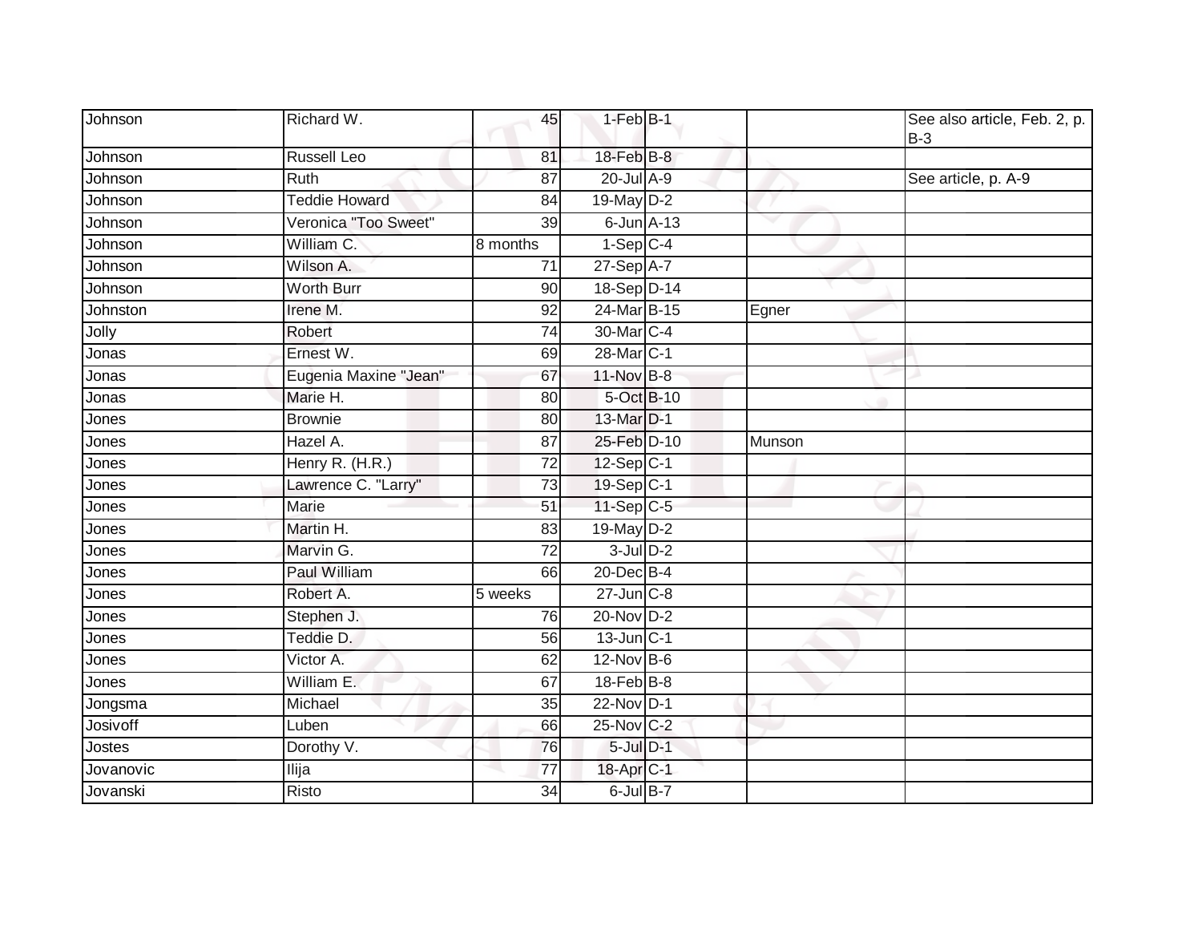| Johnson | Richard W. | 45 | 1-Feb | B-1 | | See also article, Feb. 2, p. B-3 |
|---|---|---|---|---|---|---|
| Johnson | Russell Leo | 81 | 18-Feb | B-8 | | |
| Johnson | Ruth | 87 | 20-Jul | A-9 | | See article, p. A-9 |
| Johnson | Teddie Howard | 84 | 19-May | D-2 | | |
| Johnson | Veronica "Too Sweet" | 39 | 6-Jun | A-13 | | |
| Johnson | William C. | 8 months | 1-Sep | C-4 | | |
| Johnson | Wilson A. | 71 | 27-Sep | A-7 | | |
| Johnson | Worth Burr | 90 | 18-Sep | D-14 | | |
| Johnston | Irene M. | 92 | 24-Mar | B-15 | Egner | |
| Jolly | Robert | 74 | 30-Mar | C-4 | | |
| Jonas | Ernest W. | 69 | 28-Mar | C-1 | | |
| Jonas | Eugenia Maxine "Jean" | 67 | 11-Nov | B-8 | | |
| Jonas | Marie H. | 80 | 5-Oct | B-10 | | |
| Jones | Brownie | 80 | 13-Mar | D-1 | | |
| Jones | Hazel A. | 87 | 25-Feb | D-10 | Munson | |
| Jones | Henry R. (H.R.) | 72 | 12-Sep | C-1 | | |
| Jones | Lawrence C. "Larry" | 73 | 19-Sep | C-1 | | |
| Jones | Marie | 51 | 11-Sep | C-5 | | |
| Jones | Martin H. | 83 | 19-May | D-2 | | |
| Jones | Marvin G. | 72 | 3-Jul | D-2 | | |
| Jones | Paul William | 66 | 20-Dec | B-4 | | |
| Jones | Robert A. | 5 weeks | 27-Jun | C-8 | | |
| Jones | Stephen J. | 76 | 20-Nov | D-2 | | |
| Jones | Teddie D. | 56 | 13-Jun | C-1 | | |
| Jones | Victor A. | 62 | 12-Nov | B-6 | | |
| Jones | William E. | 67 | 18-Feb | B-8 | | |
| Jongsma | Michael | 35 | 22-Nov | D-1 | | |
| Josivoff | Luben | 66 | 25-Nov | C-2 | | |
| Jostes | Dorothy V. | 76 | 5-Jul | D-1 | | |
| Jovanovic | Ilija | 77 | 18-Apr | C-1 | | |
| Jovanski | Risto | 34 | 6-Jul | B-7 | | |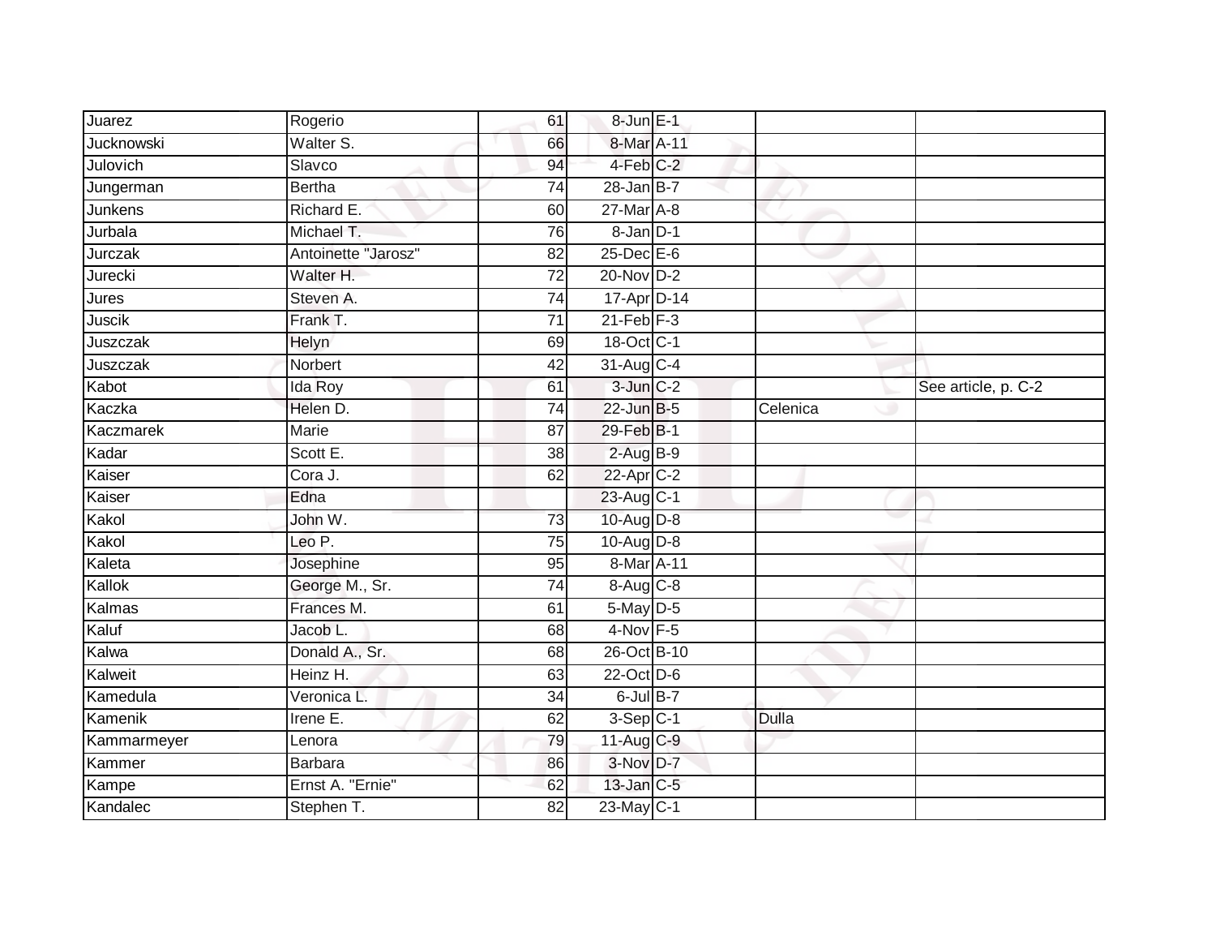| | | | | | | |
|---|---|---|---|---|---|---|
| Juarez | Rogerio | 61 | 8-Jun | E-1 | | |
| Jucknowski | Walter S. | 66 | 8-Mar | A-11 | | |
| Julovich | Slavco | 94 | 4-Feb | C-2 | | |
| Jungerman | Bertha | 74 | 28-Jan | B-7 | | |
| Junkens | Richard E. | 60 | 27-Mar | A-8 | | |
| Jurbala | Michael T. | 76 | 8-Jan | D-1 | | |
| Jurczak | Antoinette "Jarosz" | 82 | 25-Dec | E-6 | | |
| Jurecki | Walter H. | 72 | 20-Nov | D-2 | | |
| Jures | Steven A. | 74 | 17-Apr | D-14 | | |
| Juscik | Frank T. | 71 | 21-Feb | F-3 | | |
| Juszczak | Helyn | 69 | 18-Oct | C-1 | | |
| Juszczak | Norbert | 42 | 31-Aug | C-4 | | |
| Kabot | Ida Roy | 61 | 3-Jun | C-2 | | See article, p. C-2 |
| Kaczka | Helen D. | 74 | 22-Jun | B-5 | Celenica | |
| Kaczmarek | Marie | 87 | 29-Feb | B-1 | | |
| Kadar | Scott E. | 38 | 2-Aug | B-9 | | |
| Kaiser | Cora J. | 62 | 22-Apr | C-2 | | |
| Kaiser | Edna | | 23-Aug | C-1 | | |
| Kakol | John W. | 73 | 10-Aug | D-8 | | |
| Kakol | Leo P. | 75 | 10-Aug | D-8 | | |
| Kaleta | Josephine | 95 | 8-Mar | A-11 | | |
| Kallok | George M., Sr. | 74 | 8-Aug | C-8 | | |
| Kalmas | Frances M. | 61 | 5-May | D-5 | | |
| Kaluf | Jacob L. | 68 | 4-Nov | F-5 | | |
| Kalwa | Donald A., Sr. | 68 | 26-Oct | B-10 | | |
| Kalweit | Heinz H. | 63 | 22-Oct | D-6 | | |
| Kamedula | Veronica L. | 34 | 6-Jul | B-7 | | |
| Kamenik | Irene E. | 62 | 3-Sep | C-1 | Dulla | |
| Kammarmeyer | Lenora | 79 | 11-Aug | C-9 | | |
| Kammer | Barbara | 86 | 3-Nov | D-7 | | |
| Kampe | Ernst A. "Ernie" | 62 | 13-Jan | C-5 | | |
| Kandalec | Stephen T. | 82 | 23-May | C-1 | | |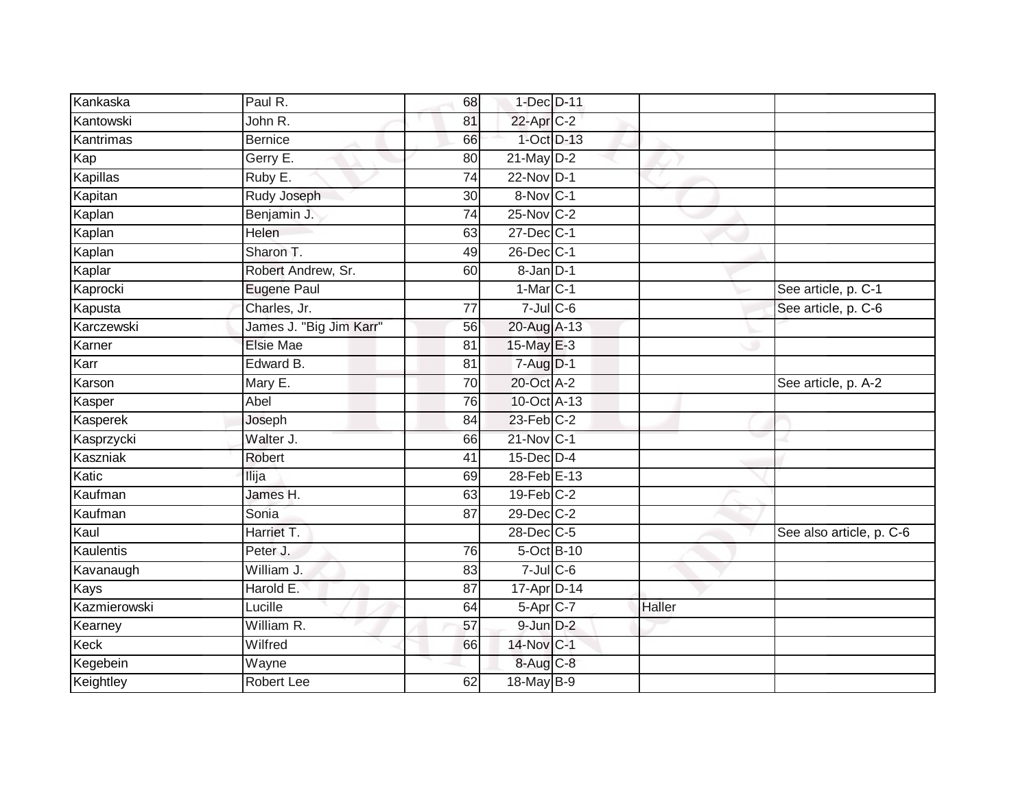| | | | | | | |
|---|---|---|---|---|---|---|
| Kankaska | Paul R. | 68 | 1-Dec | D-11 | | |
| Kantowski | John R. | 81 | 22-Apr | C-2 | | |
| Kantrimas | Bernice | 66 | 1-Oct | D-13 | | |
| Kap | Gerry E. | 80 | 21-May | D-2 | | |
| Kapillas | Ruby E. | 74 | 22-Nov | D-1 | | |
| Kapitan | Rudy Joseph | 30 | 8-Nov | C-1 | | |
| Kaplan | Benjamin J. | 74 | 25-Nov | C-2 | | |
| Kaplan | Helen | 63 | 27-Dec | C-1 | | |
| Kaplan | Sharon T. | 49 | 26-Dec | C-1 | | |
| Kaplar | Robert Andrew, Sr. | 60 | 8-Jan | D-1 | | |
| Kaprocki | Eugene Paul | | 1-Mar | C-1 | | See article, p. C-1 |
| Kapusta | Charles, Jr. | 77 | 7-Jul | C-6 | | See article, p. C-6 |
| Karczewski | James J. "Big Jim Karr" | 56 | 20-Aug | A-13 | | |
| Karner | Elsie Mae | 81 | 15-May | E-3 | | |
| Karr | Edward B. | 81 | 7-Aug | D-1 | | |
| Karson | Mary E. | 70 | 20-Oct | A-2 | | See article, p. A-2 |
| Kasper | Abel | 76 | 10-Oct | A-13 | | |
| Kasperek | Joseph | 84 | 23-Feb | C-2 | | |
| Kasprzycki | Walter J. | 66 | 21-Nov | C-1 | | |
| Kaszniak | Robert | 41 | 15-Dec | D-4 | | |
| Katic | Ilija | 69 | 28-Feb | E-13 | | |
| Kaufman | James H. | 63 | 19-Feb | C-2 | | |
| Kaufman | Sonia | 87 | 29-Dec | C-2 | | |
| Kaul | Harriet T. | | 28-Dec | C-5 | | See also article, p. C-6 |
| Kaulentis | Peter J. | 76 | 5-Oct | B-10 | | |
| Kavanaugh | William J. | 83 | 7-Jul | C-6 | | |
| Kays | Harold E. | 87 | 17-Apr | D-14 | | |
| Kazmierowski | Lucille | 64 | 5-Apr | C-7 | Haller | |
| Kearney | William R. | 57 | 9-Jun | D-2 | | |
| Keck | Wilfred | 66 | 14-Nov | C-1 | | |
| Kegebein | Wayne | | 8-Aug | C-8 | | |
| Keightley | Robert Lee | 62 | 18-May | B-9 | | |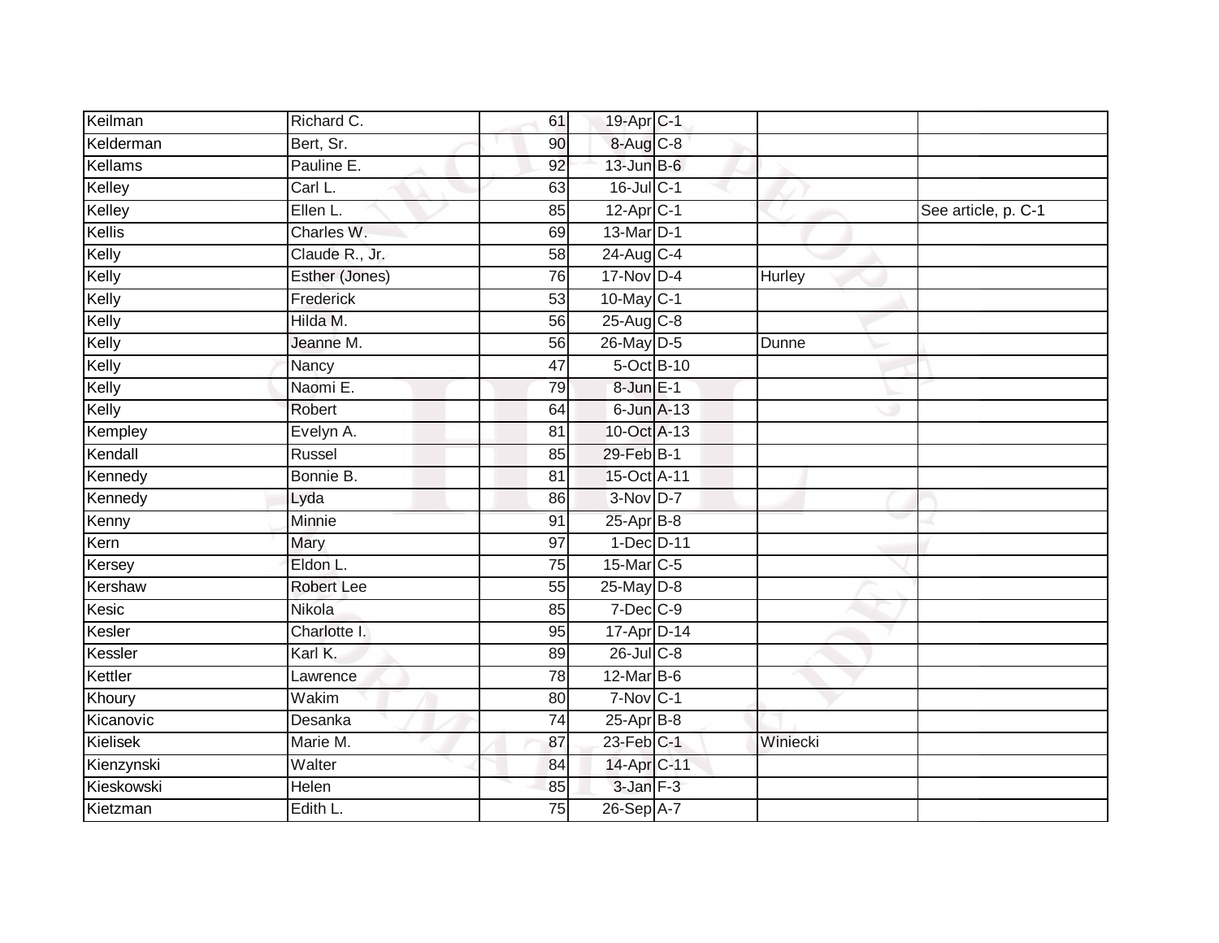| | | | | | | |
|---|---|---|---|---|---|---|
| Keilman | Richard C. | 61 | 19-Apr | C-1 | | |
| Kelderman | Bert, Sr. | 90 | 8-Aug | C-8 | | |
| Kellams | Pauline E. | 92 | 13-Jun | B-6 | | |
| Kelley | Carl L. | 63 | 16-Jul | C-1 | | |
| Kelley | Ellen L. | 85 | 12-Apr | C-1 | | See article, p. C-1 |
| Kellis | Charles W. | 69 | 13-Mar | D-1 | | |
| Kelly | Claude R., Jr. | 58 | 24-Aug | C-4 | | |
| Kelly | Esther (Jones) | 76 | 17-Nov | D-4 | Hurley | |
| Kelly | Frederick | 53 | 10-May | C-1 | | |
| Kelly | Hilda M. | 56 | 25-Aug | C-8 | | |
| Kelly | Jeanne M. | 56 | 26-May | D-5 | Dunne | |
| Kelly | Nancy | 47 | 5-Oct | B-10 | | |
| Kelly | Naomi E. | 79 | 8-Jun | E-1 | | |
| Kelly | Robert | 64 | 6-Jun | A-13 | | |
| Kempley | Evelyn A. | 81 | 10-Oct | A-13 | | |
| Kendall | Russel | 85 | 29-Feb | B-1 | | |
| Kennedy | Bonnie B. | 81 | 15-Oct | A-11 | | |
| Kennedy | Lyda | 86 | 3-Nov | D-7 | | |
| Kenny | Minnie | 91 | 25-Apr | B-8 | | |
| Kern | Mary | 97 | 1-Dec | D-11 | | |
| Kersey | Eldon L. | 75 | 15-Mar | C-5 | | |
| Kershaw | Robert Lee | 55 | 25-May | D-8 | | |
| Kesic | Nikola | 85 | 7-Dec | C-9 | | |
| Kesler | Charlotte I. | 95 | 17-Apr | D-14 | | |
| Kessler | Karl K. | 89 | 26-Jul | C-8 | | |
| Kettler | Lawrence | 78 | 12-Mar | B-6 | | |
| Khoury | Wakim | 80 | 7-Nov | C-1 | | |
| Kicanovic | Desanka | 74 | 25-Apr | B-8 | | |
| Kielisek | Marie M. | 87 | 23-Feb | C-1 | Winiecki | |
| Kienzynski | Walter | 84 | 14-Apr | C-11 | | |
| Kieskowski | Helen | 85 | 3-Jan | F-3 | | |
| Kietzman | Edith L. | 75 | 26-Sep | A-7 | | |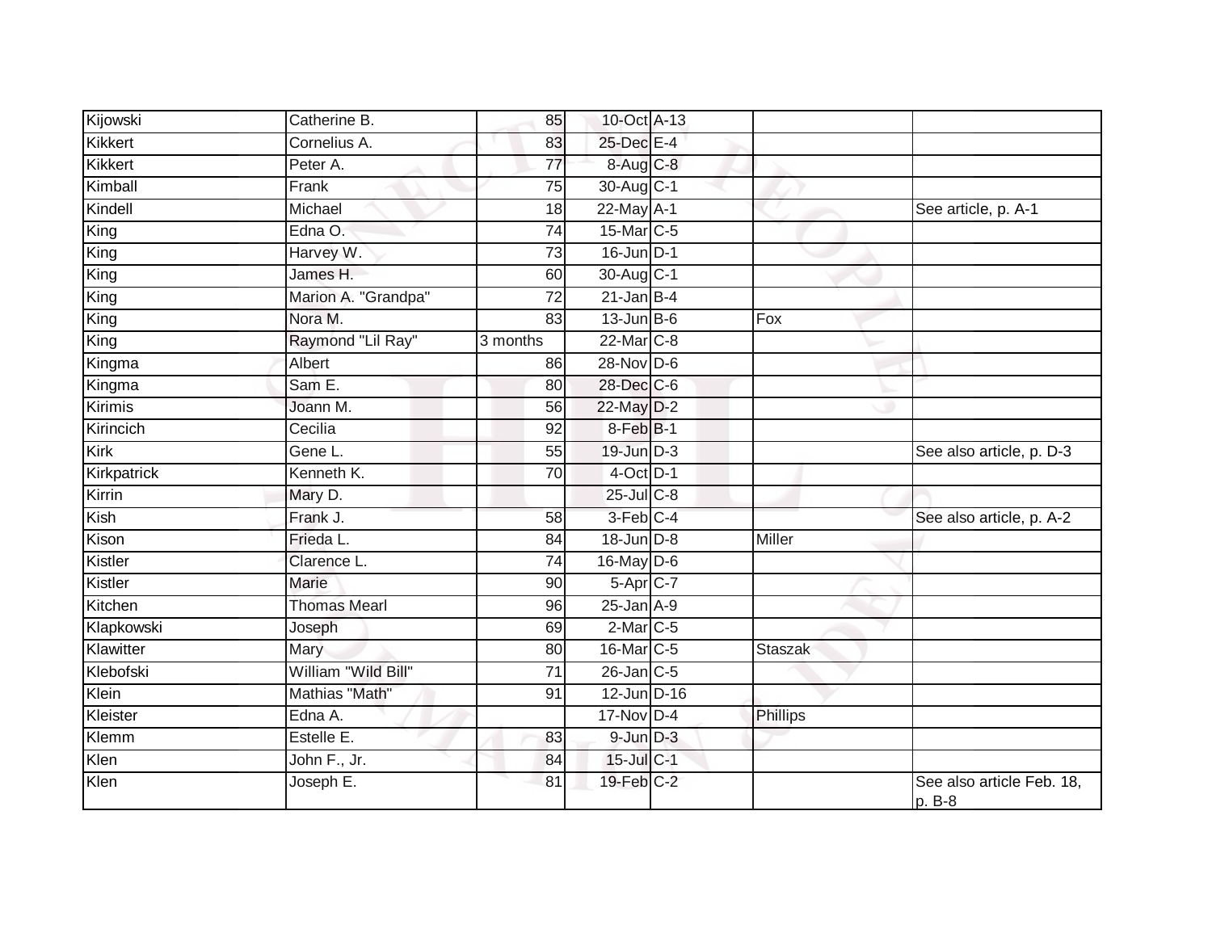| | | | | | | |
|---|---|---|---|---|---|---|
| Kijowski | Catherine B. | 85 | 10-Oct | A-13 | | |
| Kikkert | Cornelius A. | 83 | 25-Dec | E-4 | | |
| Kikkert | Peter A. | 77 | 8-Aug | C-8 | | |
| Kimball | Frank | 75 | 30-Aug | C-1 | | |
| Kindell | Michael | 18 | 22-May | A-1 | | See article, p. A-1 |
| King | Edna O. | 74 | 15-Mar | C-5 | | |
| King | Harvey W. | 73 | 16-Jun | D-1 | | |
| King | James H. | 60 | 30-Aug | C-1 | | |
| King | Marion A. "Grandpa" | 72 | 21-Jan | B-4 | | |
| King | Nora M. | 83 | 13-Jun | B-6 | Fox | |
| King | Raymond "Lil Ray" | 3 months | 22-Mar | C-8 | | |
| Kingma | Albert | 86 | 28-Nov | D-6 | | |
| Kingma | Sam E. | 80 | 28-Dec | C-6 | | |
| Kirimis | Joann M. | 56 | 22-May | D-2 | | |
| Kirincich | Cecilia | 92 | 8-Feb | B-1 | | |
| Kirk | Gene L. | 55 | 19-Jun | D-3 | | See also article, p. D-3 |
| Kirkpatrick | Kenneth K. | 70 | 4-Oct | D-1 | | |
| Kirrin | Mary D. | | 25-Jul | C-8 | | |
| Kish | Frank J. | 58 | 3-Feb | C-4 | | See also article, p. A-2 |
| Kison | Frieda L. | 84 | 18-Jun | D-8 | Miller | |
| Kistler | Clarence L. | 74 | 16-May | D-6 | | |
| Kistler | Marie | 90 | 5-Apr | C-7 | | |
| Kitchen | Thomas Mearl | 96 | 25-Jan | A-9 | | |
| Klapkowski | Joseph | 69 | 2-Mar | C-5 | | |
| Klawitter | Mary | 80 | 16-Mar | C-5 | Staszak | |
| Klebofski | William "Wild Bill" | 71 | 26-Jan | C-5 | | |
| Klein | Mathias "Math" | 91 | 12-Jun | D-16 | | |
| Kleister | Edna A. | | 17-Nov | D-4 | Phillips | |
| Klemm | Estelle E. | 83 | 9-Jun | D-3 | | |
| Klen | John F., Jr. | 84 | 15-Jul | C-1 | | |
| Klen | Joseph E. | 81 | 19-Feb | C-2 | | See also article Feb. 18, p. B-8 |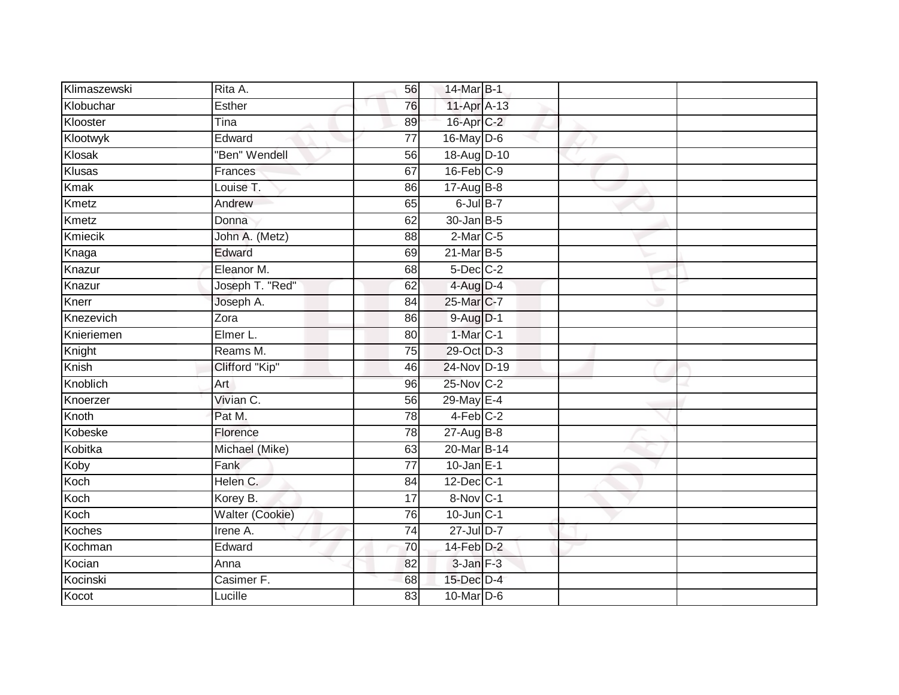| | | | | | | |
|---|---|---|---|---|---|---|
| Klimaszewski | Rita A. | 56 | 14-Mar | B-1 | | |
| Klobuchar | Esther | 76 | 11-Apr | A-13 | | |
| Klooster | Tina | 89 | 16-Apr | C-2 | | |
| Klootwyk | Edward | 77 | 16-May | D-6 | | |
| Klosak | "Ben" Wendell | 56 | 18-Aug | D-10 | | |
| Klusas | Frances | 67 | 16-Feb | C-9 | | |
| Kmak | Louise T. | 86 | 17-Aug | B-8 | | |
| Kmetz | Andrew | 65 | 6-Jul | B-7 | | |
| Kmetz | Donna | 62 | 30-Jan | B-5 | | |
| Kmiecik | John A. (Metz) | 88 | 2-Mar | C-5 | | |
| Knaga | Edward | 69 | 21-Mar | B-5 | | |
| Knazur | Eleanor M. | 68 | 5-Dec | C-2 | | |
| Knazur | Joseph T. "Red" | 62 | 4-Aug | D-4 | | |
| Knerr | Joseph A. | 84 | 25-Mar | C-7 | | |
| Knezevich | Zora | 86 | 9-Aug | D-1 | | |
| Knieriemen | Elmer L. | 80 | 1-Mar | C-1 | | |
| Knight | Reams M. | 75 | 29-Oct | D-3 | | |
| Knish | Clifford "Kip" | 46 | 24-Nov | D-19 | | |
| Knoblich | Art | 96 | 25-Nov | C-2 | | |
| Knoerzer | Vivian C. | 56 | 29-May | E-4 | | |
| Knoth | Pat M. | 78 | 4-Feb | C-2 | | |
| Kobeske | Florence | 78 | 27-Aug | B-8 | | |
| Kobitka | Michael (Mike) | 63 | 20-Mar | B-14 | | |
| Koby | Fank | 77 | 10-Jan | E-1 | | |
| Koch | Helen C. | 84 | 12-Dec | C-1 | | |
| Koch | Korey B. | 17 | 8-Nov | C-1 | | |
| Koch | Walter (Cookie) | 76 | 10-Jun | C-1 | | |
| Koches | Irene A. | 74 | 27-Jul | D-7 | | |
| Kochman | Edward | 70 | 14-Feb | D-2 | | |
| Kocian | Anna | 82 | 3-Jan | F-3 | | |
| Kocinski | Casimer F. | 68 | 15-Dec | D-4 | | |
| Kocot | Lucille | 83 | 10-Mar | D-6 | | |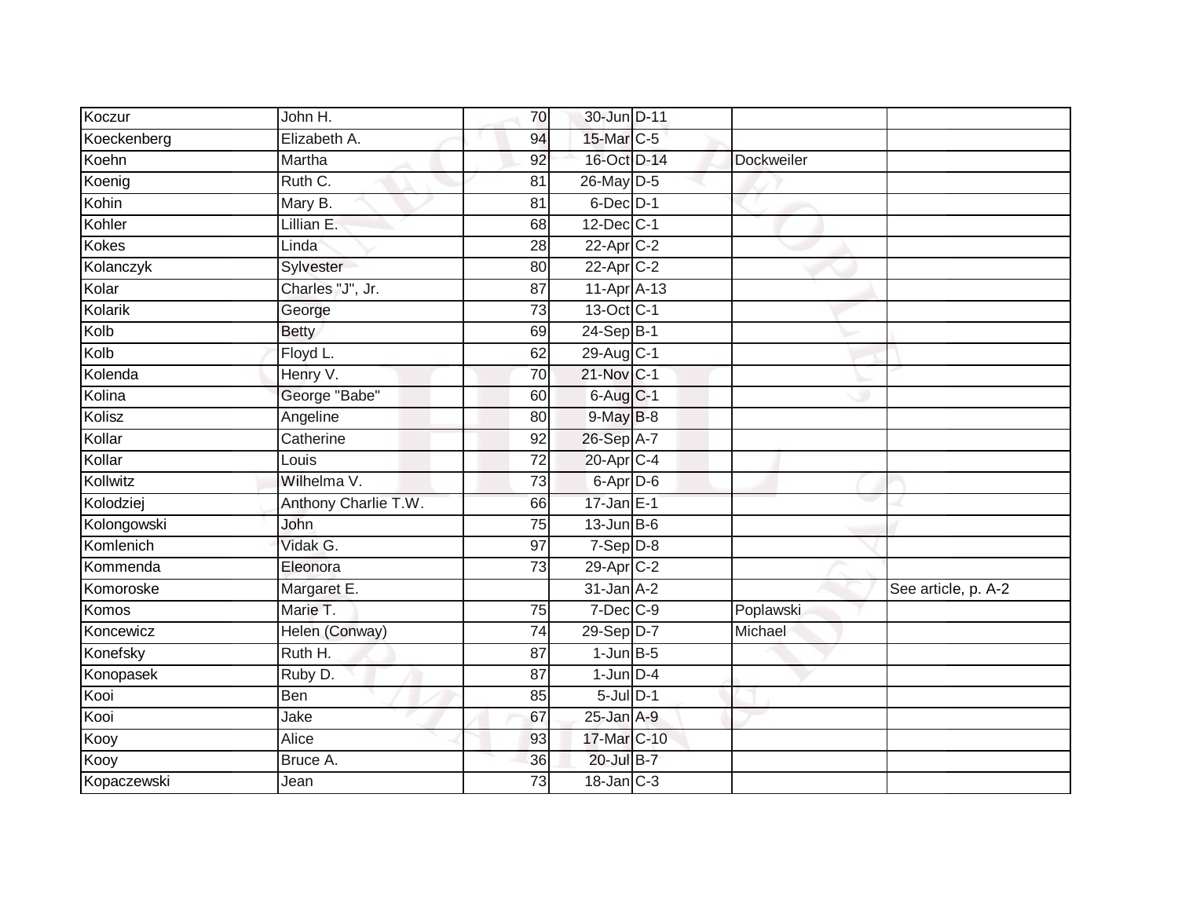| | | | | | | |
|---|---|---|---|---|---|---|
| Koczur | John H. | 70 | 30-Jun | D-11 | | |
| Koeckenberg | Elizabeth A. | 94 | 15-Mar | C-5 | | |
| Koehn | Martha | 92 | 16-Oct | D-14 | Dockweiler | |
| Koenig | Ruth C. | 81 | 26-May | D-5 | | |
| Kohin | Mary B. | 81 | 6-Dec | D-1 | | |
| Kohler | Lillian E. | 68 | 12-Dec | C-1 | | |
| Kokes | Linda | 28 | 22-Apr | C-2 | | |
| Kolanczyk | Sylvester | 80 | 22-Apr | C-2 | | |
| Kolar | Charles "J", Jr. | 87 | 11-Apr | A-13 | | |
| Kolarik | George | 73 | 13-Oct | C-1 | | |
| Kolb | Betty | 69 | 24-Sep | B-1 | | |
| Kolb | Floyd L. | 62 | 29-Aug | C-1 | | |
| Kolenda | Henry V. | 70 | 21-Nov | C-1 | | |
| Kolina | George "Babe" | 60 | 6-Aug | C-1 | | |
| Kolisz | Angeline | 80 | 9-May | B-8 | | |
| Kollar | Catherine | 92 | 26-Sep | A-7 | | |
| Kollar | Louis | 72 | 20-Apr | C-4 | | |
| Kollwitz | Wilhelma V. | 73 | 6-Apr | D-6 | | |
| Kolodziej | Anthony Charlie T.W. | 66 | 17-Jan | E-1 | | |
| Kolongowski | John | 75 | 13-Jun | B-6 | | |
| Komlenich | Vidak G. | 97 | 7-Sep | D-8 | | |
| Kommenda | Eleonora | 73 | 29-Apr | C-2 | | |
| Komoroske | Margaret E. | | 31-Jan | A-2 | | See article, p. A-2 |
| Komos | Marie T. | 75 | 7-Dec | C-9 | Poplawski | |
| Koncewicz | Helen (Conway) | 74 | 29-Sep | D-7 | Michael | |
| Konefsky | Ruth H. | 87 | 1-Jun | B-5 | | |
| Konopasek | Ruby D. | 87 | 1-Jun | D-4 | | |
| Kooi | Ben | 85 | 5-Jul | D-1 | | |
| Kooi | Jake | 67 | 25-Jan | A-9 | | |
| Kooy | Alice | 93 | 17-Mar | C-10 | | |
| Kooy | Bruce A. | 36 | 20-Jul | B-7 | | |
| Kopaczewski | Jean | 73 | 18-Jan | C-3 | | |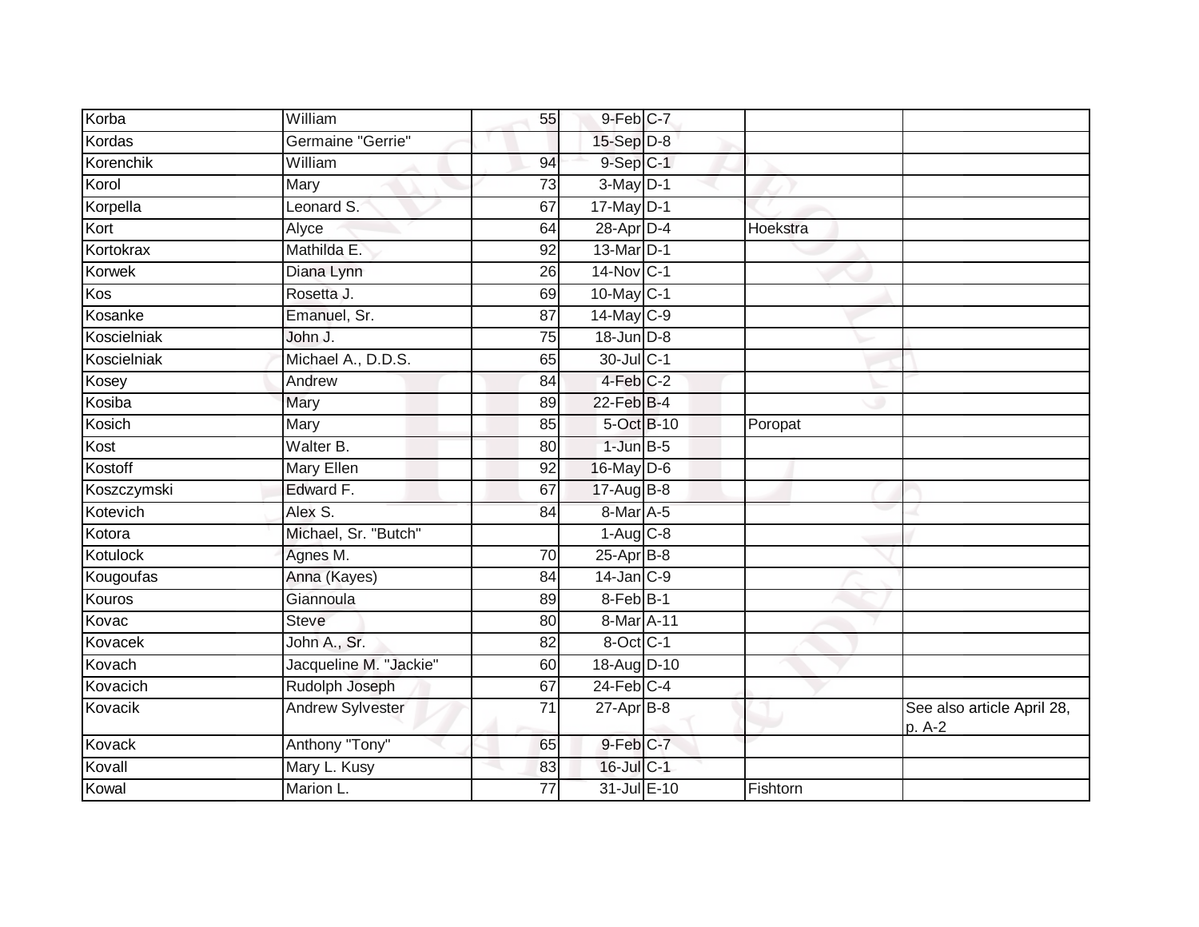| | | | | | | |
|---|---|---|---|---|---|---|
| Korba | William | 55 | 9-Feb | C-7 | | |
| Kordas | Germaine "Gerrie" | | 15-Sep | D-8 | | |
| Korenchik | William | 94 | 9-Sep | C-1 | | |
| Korol | Mary | 73 | 3-May | D-1 | | |
| Korpella | Leonard S. | 67 | 17-May | D-1 | | |
| Kort | Alyce | 64 | 28-Apr | D-4 | Hoekstra | |
| Kortokrax | Mathilda E. | 92 | 13-Mar | D-1 | | |
| Korwek | Diana Lynn | 26 | 14-Nov | C-1 | | |
| Kos | Rosetta J. | 69 | 10-May | C-1 | | |
| Kosanke | Emanuel, Sr. | 87 | 14-May | C-9 | | |
| Koscielniak | John J. | 75 | 18-Jun | D-8 | | |
| Koscielniak | Michael A., D.D.S. | 65 | 30-Jul | C-1 | | |
| Kosey | Andrew | 84 | 4-Feb | C-2 | | |
| Kosiba | Mary | 89 | 22-Feb | B-4 | | |
| Kosich | Mary | 85 | 5-Oct | B-10 | Poropat | |
| Kost | Walter B. | 80 | 1-Jun | B-5 | | |
| Kostoff | Mary Ellen | 92 | 16-May | D-6 | | |
| Koszczymski | Edward F. | 67 | 17-Aug | B-8 | | |
| Kotevich | Alex S. | 84 | 8-Mar | A-5 | | |
| Kotora | Michael, Sr. "Butch" | | 1-Aug | C-8 | | |
| Kotulock | Agnes M. | 70 | 25-Apr | B-8 | | |
| Kougoufas | Anna (Kayes) | 84 | 14-Jan | C-9 | | |
| Kouros | Giannoula | 89 | 8-Feb | B-1 | | |
| Kovac | Steve | 80 | 8-Mar | A-11 | | |
| Kovacek | John A., Sr. | 82 | 8-Oct | C-1 | | |
| Kovach | Jacqueline M. "Jackie" | 60 | 18-Aug | D-10 | | |
| Kovacich | Rudolph Joseph | 67 | 24-Feb | C-4 | | |
| Kovacik | Andrew Sylvester | 71 | 27-Apr | B-8 | | See also article April 28, p. A-2 |
| Kovack | Anthony "Tony" | 65 | 9-Feb | C-7 | | |
| Kovall | Mary L. Kusy | 83 | 16-Jul | C-1 | | |
| Kowal | Marion L. | 77 | 31-Jul | E-10 | Fishtorn | |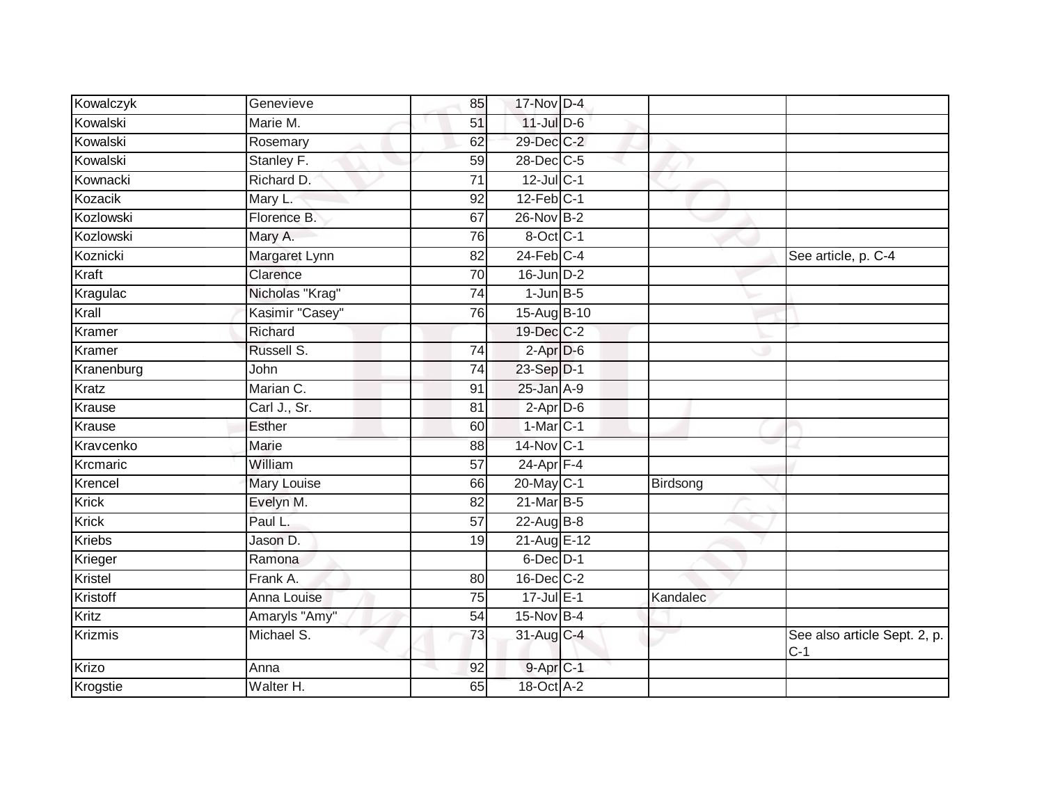| | | | | | | |
|---|---|---|---|---|---|---|
| Kowalczyk | Genevieve | 85 | 17-Nov | D-4 | | |
| Kowalski | Marie M. | 51 | 11-Jul | D-6 | | |
| Kowalski | Rosemary | 62 | 29-Dec | C-2 | | |
| Kowalski | Stanley F. | 59 | 28-Dec | C-5 | | |
| Kownacki | Richard D. | 71 | 12-Jul | C-1 | | |
| Kozacik | Mary L. | 92 | 12-Feb | C-1 | | |
| Kozlowski | Florence B. | 67 | 26-Nov | B-2 | | |
| Kozlowski | Mary A. | 76 | 8-Oct | C-1 | | |
| Koznicki | Margaret Lynn | 82 | 24-Feb | C-4 | | See article, p. C-4 |
| Kraft | Clarence | 70 | 16-Jun | D-2 | | |
| Kragulac | Nicholas "Krag" | 74 | 1-Jun | B-5 | | |
| Krall | Kasimir "Casey" | 76 | 15-Aug | B-10 | | |
| Kramer | Richard | | 19-Dec | C-2 | | |
| Kramer | Russell S. | 74 | 2-Apr | D-6 | | |
| Kranenburg | John | 74 | 23-Sep | D-1 | | |
| Kratz | Marian C. | 91 | 25-Jan | A-9 | | |
| Krause | Carl J., Sr. | 81 | 2-Apr | D-6 | | |
| Krause | Esther | 60 | 1-Mar | C-1 | | |
| Kravcenko | Marie | 88 | 14-Nov | C-1 | | |
| Krcmaric | William | 57 | 24-Apr | F-4 | | |
| Krencel | Mary Louise | 66 | 20-May | C-1 | Birdsong | |
| Krick | Evelyn M. | 82 | 21-Mar | B-5 | | |
| Krick | Paul L. | 57 | 22-Aug | B-8 | | |
| Kriebs | Jason D. | 19 | 21-Aug | E-12 | | |
| Krieger | Ramona | | 6-Dec | D-1 | | |
| Kristel | Frank A. | 80 | 16-Dec | C-2 | | |
| Kristoff | Anna Louise | 75 | 17-Jul | E-1 | Kandalec | |
| Kritz | Amaryls "Amy" | 54 | 15-Nov | B-4 | | |
| Krizmis | Michael S. | 73 | 31-Aug | C-4 | | See also article Sept. 2, p. C-1 |
| Krizo | Anna | 92 | 9-Apr | C-1 | | |
| Krogstie | Walter H. | 65 | 18-Oct | A-2 | | |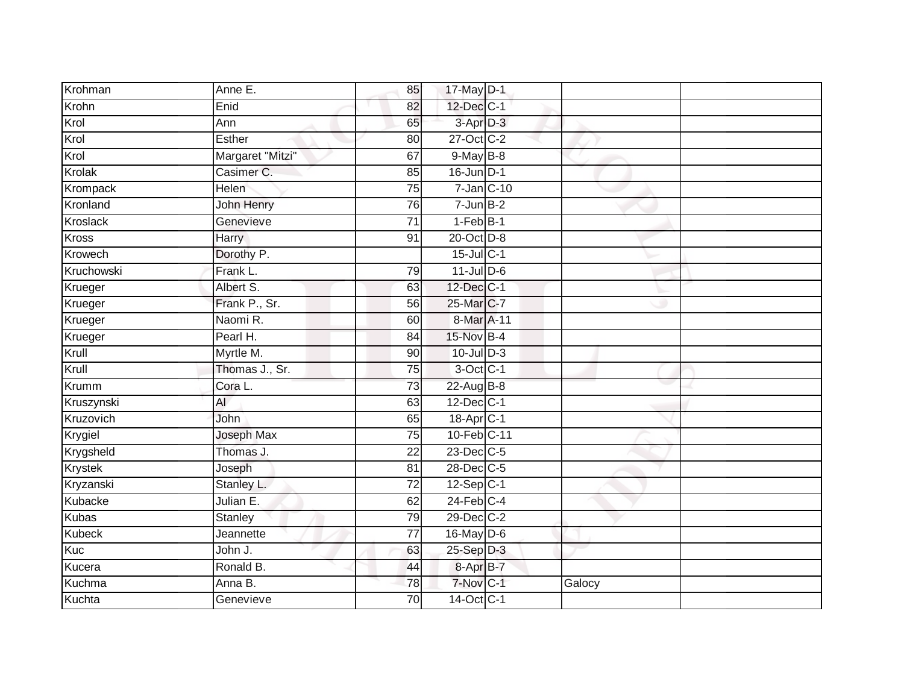| | | | | | | |
|---|---|---|---|---|---|---|
| Krohman | Anne E. | 85 | 17-May | D-1 | | |
| Krohn | Enid | 82 | 12-Dec | C-1 | | |
| Krol | Ann | 65 | 3-Apr | D-3 | | |
| Krol | Esther | 80 | 27-Oct | C-2 | | |
| Krol | Margaret "Mitzi" | 67 | 9-May | B-8 | | |
| Krolak | Casimer C. | 85 | 16-Jun | D-1 | | |
| Krompack | Helen | 75 | 7-Jan | C-10 | | |
| Kronland | John Henry | 76 | 7-Jun | B-2 | | |
| Kroslack | Genevieve | 71 | 1-Feb | B-1 | | |
| Kross | Harry | 91 | 20-Oct | D-8 | | |
| Krowech | Dorothy P. | | 15-Jul | C-1 | | |
| Kruchowski | Frank L. | 79 | 11-Jul | D-6 | | |
| Krueger | Albert S. | 63 | 12-Dec | C-1 | | |
| Krueger | Frank P., Sr. | 56 | 25-Mar | C-7 | | |
| Krueger | Naomi R. | 60 | 8-Mar | A-11 | | |
| Krueger | Pearl H. | 84 | 15-Nov | B-4 | | |
| Krull | Myrtle M. | 90 | 10-Jul | D-3 | | |
| Krull | Thomas J., Sr. | 75 | 3-Oct | C-1 | | |
| Krumm | Cora L. | 73 | 22-Aug | B-8 | | |
| Kruszynski | Al | 63 | 12-Dec | C-1 | | |
| Kruzovich | John | 65 | 18-Apr | C-1 | | |
| Krygiel | Joseph Max | 75 | 10-Feb | C-11 | | |
| Krygsheld | Thomas J. | 22 | 23-Dec | C-5 | | |
| Krystek | Joseph | 81 | 28-Dec | C-5 | | |
| Kryzanski | Stanley L. | 72 | 12-Sep | C-1 | | |
| Kubacke | Julian E. | 62 | 24-Feb | C-4 | | |
| Kubas | Stanley | 79 | 29-Dec | C-2 | | |
| Kubeck | Jeannette | 77 | 16-May | D-6 | | |
| Kuc | John J. | 63 | 25-Sep | D-3 | | |
| Kucera | Ronald B. | 44 | 8-Apr | B-7 | | |
| Kuchma | Anna B. | 78 | 7-Nov | C-1 | Galocy | |
| Kuchta | Genevieve | 70 | 14-Oct | C-1 | | |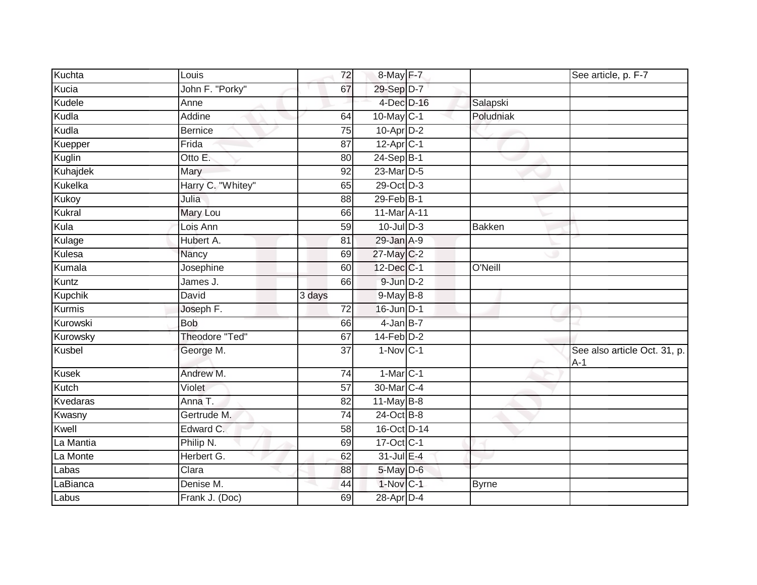| | | | | | | |
|---|---|---|---|---|---|---|
| Kuchta | Louis | 72 | 8-May | F-7 | | See article, p. F-7 |
| Kucia | John F. "Porky" | 67 | 29-Sep | D-7 | | |
| Kudele | Anne | | 4-Dec | D-16 | Salapski | |
| Kudla | Addine | 64 | 10-May | C-1 | Poludniak | |
| Kudla | Bernice | 75 | 10-Apr | D-2 | | |
| Kuepper | Frida | 87 | 12-Apr | C-1 | | |
| Kuglin | Otto E. | 80 | 24-Sep | B-1 | | |
| Kuhajdek | Mary | 92 | 23-Mar | D-5 | | |
| Kukelka | Harry C. "Whitey" | 65 | 29-Oct | D-3 | | |
| Kukoy | Julia | 88 | 29-Feb | B-1 | | |
| Kukral | Mary Lou | 66 | 11-Mar | A-11 | | |
| Kula | Lois Ann | 59 | 10-Jul | D-3 | Bakken | |
| Kulage | Hubert A. | 81 | 29-Jan | A-9 | | |
| Kulesa | Nancy | 69 | 27-May | C-2 | | |
| Kumala | Josephine | 60 | 12-Dec | C-1 | O'Neill | |
| Kuntz | James J. | 66 | 9-Jun | D-2 | | |
| Kupchik | David | 3 days | 9-May | B-8 | | |
| Kurmis | Joseph F. | 72 | 16-Jun | D-1 | | |
| Kurowski | Bob | 66 | 4-Jan | B-7 | | |
| Kurowsky | Theodore "Ted" | 67 | 14-Feb | D-2 | | |
| Kusbel | George M. | 37 | 1-Nov | C-1 | | See also article Oct. 31, p. A-1 |
| Kusek | Andrew M. | 74 | 1-Mar | C-1 | | |
| Kutch | Violet | 57 | 30-Mar | C-4 | | |
| Kvedaras | Anna T. | 82 | 11-May | B-8 | | |
| Kwasny | Gertrude M. | 74 | 24-Oct | B-8 | | |
| Kwell | Edward C. | 58 | 16-Oct | D-14 | | |
| La Mantia | Philip N. | 69 | 17-Oct | C-1 | | |
| La Monte | Herbert G. | 62 | 31-Jul | E-4 | | |
| Labas | Clara | 88 | 5-May | D-6 | | |
| LaBianca | Denise M. | 44 | 1-Nov | C-1 | Byrne | |
| Labus | Frank J. (Doc) | 69 | 28-Apr | D-4 | | |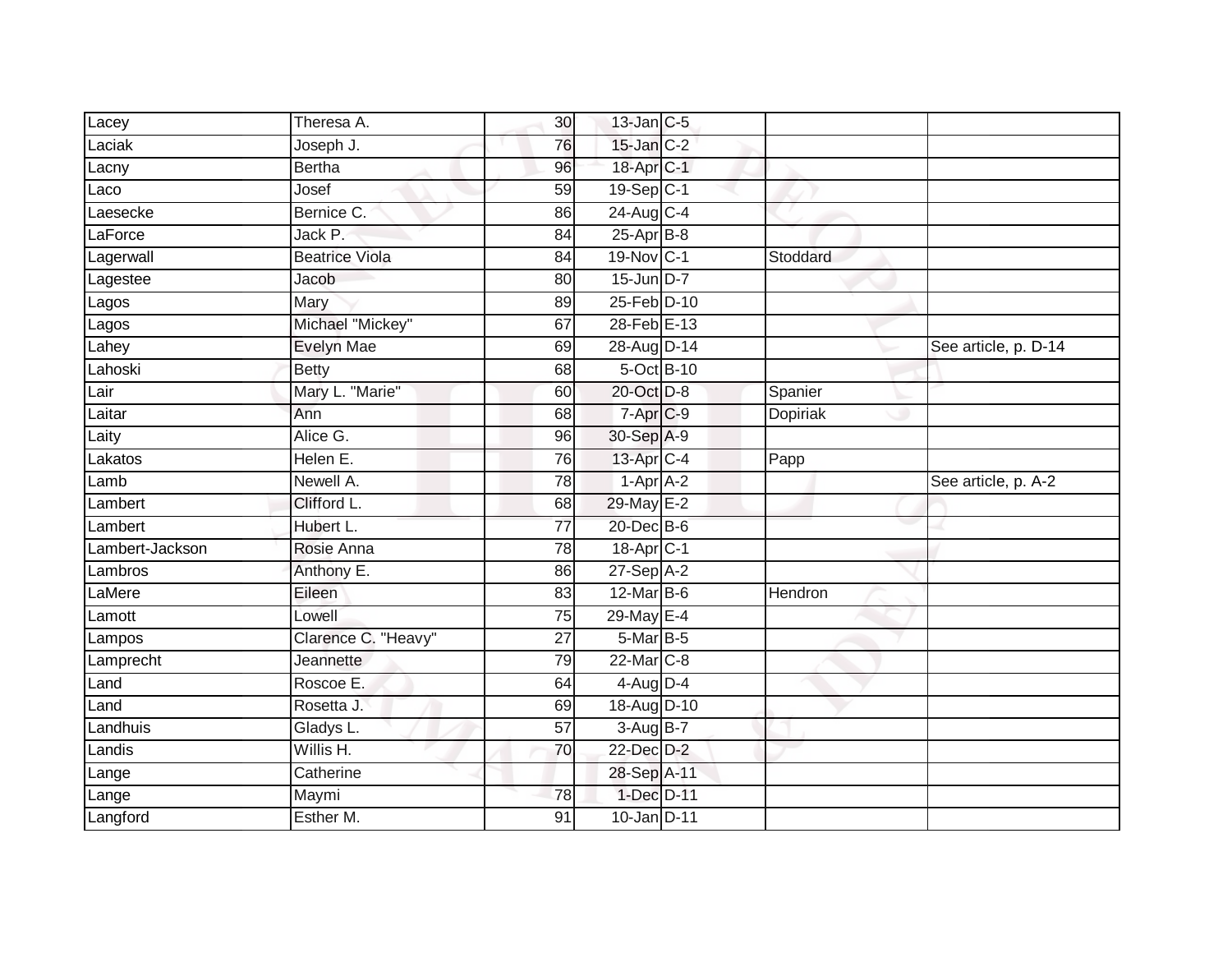| Lacey | Theresa A. | 30 | 13-Jan | C-5 | | |
|---|---|---|---|---|---|---|
| Laciak | Joseph J. | 76 | 15-Jan | C-2 | | |
| Lacny | Bertha | 96 | 18-Apr | C-1 | | |
| Laco | Josef | 59 | 19-Sep | C-1 | | |
| Laesecke | Bernice C. | 86 | 24-Aug | C-4 | | |
| LaForce | Jack P. | 84 | 25-Apr | B-8 | | |
| Lagerwall | Beatrice Viola | 84 | 19-Nov | C-1 | Stoddard | |
| Lagestee | Jacob | 80 | 15-Jun | D-7 | | |
| Lagos | Mary | 89 | 25-Feb | D-10 | | |
| Lagos | Michael "Mickey" | 67 | 28-Feb | E-13 | | |
| Lahey | Evelyn Mae | 69 | 28-Aug | D-14 | | See article, p. D-14 |
| Lahoski | Betty | 68 | 5-Oct | B-10 | | |
| Lair | Mary L. "Marie" | 60 | 20-Oct | D-8 | Spanier | |
| Laitar | Ann | 68 | 7-Apr | C-9 | Dopiriak | |
| Laity | Alice G. | 96 | 30-Sep | A-9 | | |
| Lakatos | Helen E. | 76 | 13-Apr | C-4 | Papp | |
| Lamb | Newell A. | 78 | 1-Apr | A-2 | | See article, p. A-2 |
| Lambert | Clifford L. | 68 | 29-May | E-2 | | |
| Lambert | Hubert L. | 77 | 20-Dec | B-6 | | |
| Lambert-Jackson | Rosie Anna | 78 | 18-Apr | C-1 | | |
| Lambros | Anthony E. | 86 | 27-Sep | A-2 | | |
| LaMere | Eileen | 83 | 12-Mar | B-6 | Hendron | |
| Lamott | Lowell | 75 | 29-May | E-4 | | |
| Lampos | Clarence C. "Heavy" | 27 | 5-Mar | B-5 | | |
| Lamprecht | Jeannette | 79 | 22-Mar | C-8 | | |
| Land | Roscoe E. | 64 | 4-Aug | D-4 | | |
| Land | Rosetta J. | 69 | 18-Aug | D-10 | | |
| Landhuis | Gladys L. | 57 | 3-Aug | B-7 | | |
| Landis | Willis H. | 70 | 22-Dec | D-2 | | |
| Lange | Catherine | | 28-Sep | A-11 | | |
| Lange | Maymi | 78 | 1-Dec | D-11 | | |
| Langford | Esther M. | 91 | 10-Jan | D-11 | | |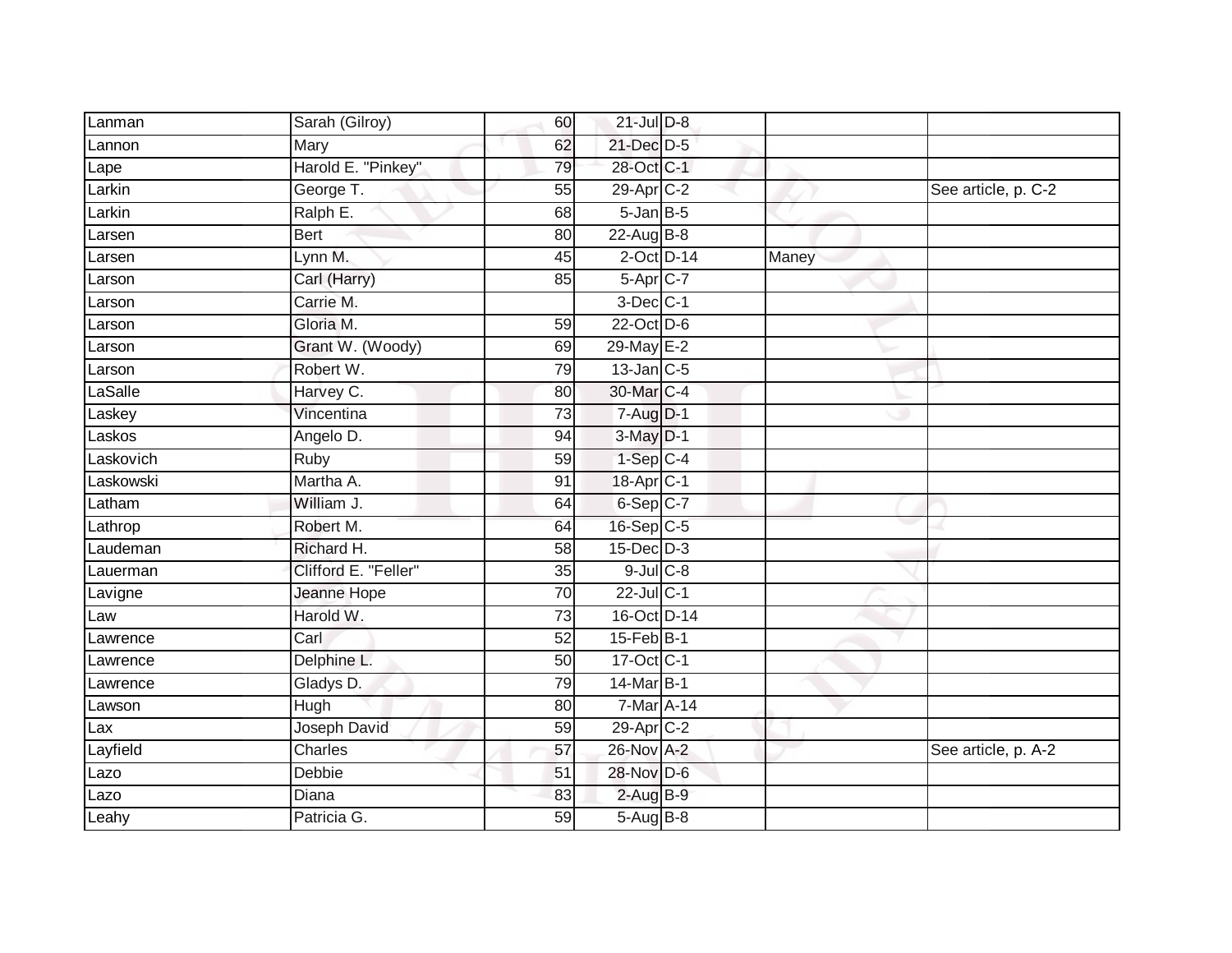| | | | | | | |
|---|---|---|---|---|---|---|
| Lanman | Sarah (Gilroy) | 60 | 21-Jul | D-8 | | |
| Lannon | Mary | 62 | 21-Dec | D-5 | | |
| Lape | Harold E. "Pinkey" | 79 | 28-Oct | C-1 | | |
| Larkin | George T. | 55 | 29-Apr | C-2 | | See article, p. C-2 |
| Larkin | Ralph E. | 68 | 5-Jan | B-5 | | |
| Larsen | Bert | 80 | 22-Aug | B-8 | | |
| Larsen | Lynn M. | 45 | 2-Oct | D-14 | Maney | |
| Larson | Carl (Harry) | 85 | 5-Apr | C-7 | | |
| Larson | Carrie M. | | 3-Dec | C-1 | | |
| Larson | Gloria M. | 59 | 22-Oct | D-6 | | |
| Larson | Grant W. (Woody) | 69 | 29-May | E-2 | | |
| Larson | Robert W. | 79 | 13-Jan | C-5 | | |
| LaSalle | Harvey C. | 80 | 30-Mar | C-4 | | |
| Laskey | Vincentina | 73 | 7-Aug | D-1 | | |
| Laskos | Angelo D. | 94 | 3-May | D-1 | | |
| Laskovich | Ruby | 59 | 1-Sep | C-4 | | |
| Laskowski | Martha A. | 91 | 18-Apr | C-1 | | |
| Latham | William J. | 64 | 6-Sep | C-7 | | |
| Lathrop | Robert M. | 64 | 16-Sep | C-5 | | |
| Laudeman | Richard H. | 58 | 15-Dec | D-3 | | |
| Lauerman | Clifford E. "Feller" | 35 | 9-Jul | C-8 | | |
| Lavigne | Jeanne Hope | 70 | 22-Jul | C-1 | | |
| Law | Harold W. | 73 | 16-Oct | D-14 | | |
| Lawrence | Carl | 52 | 15-Feb | B-1 | | |
| Lawrence | Delphine L. | 50 | 17-Oct | C-1 | | |
| Lawrence | Gladys D. | 79 | 14-Mar | B-1 | | |
| Lawson | Hugh | 80 | 7-Mar | A-14 | | |
| Lax | Joseph David | 59 | 29-Apr | C-2 | | |
| Layfield | Charles | 57 | 26-Nov | A-2 | | See article, p. A-2 |
| Lazo | Debbie | 51 | 28-Nov | D-6 | | |
| Lazo | Diana | 83 | 2-Aug | B-9 | | |
| Leahy | Patricia G. | 59 | 5-Aug | B-8 | | |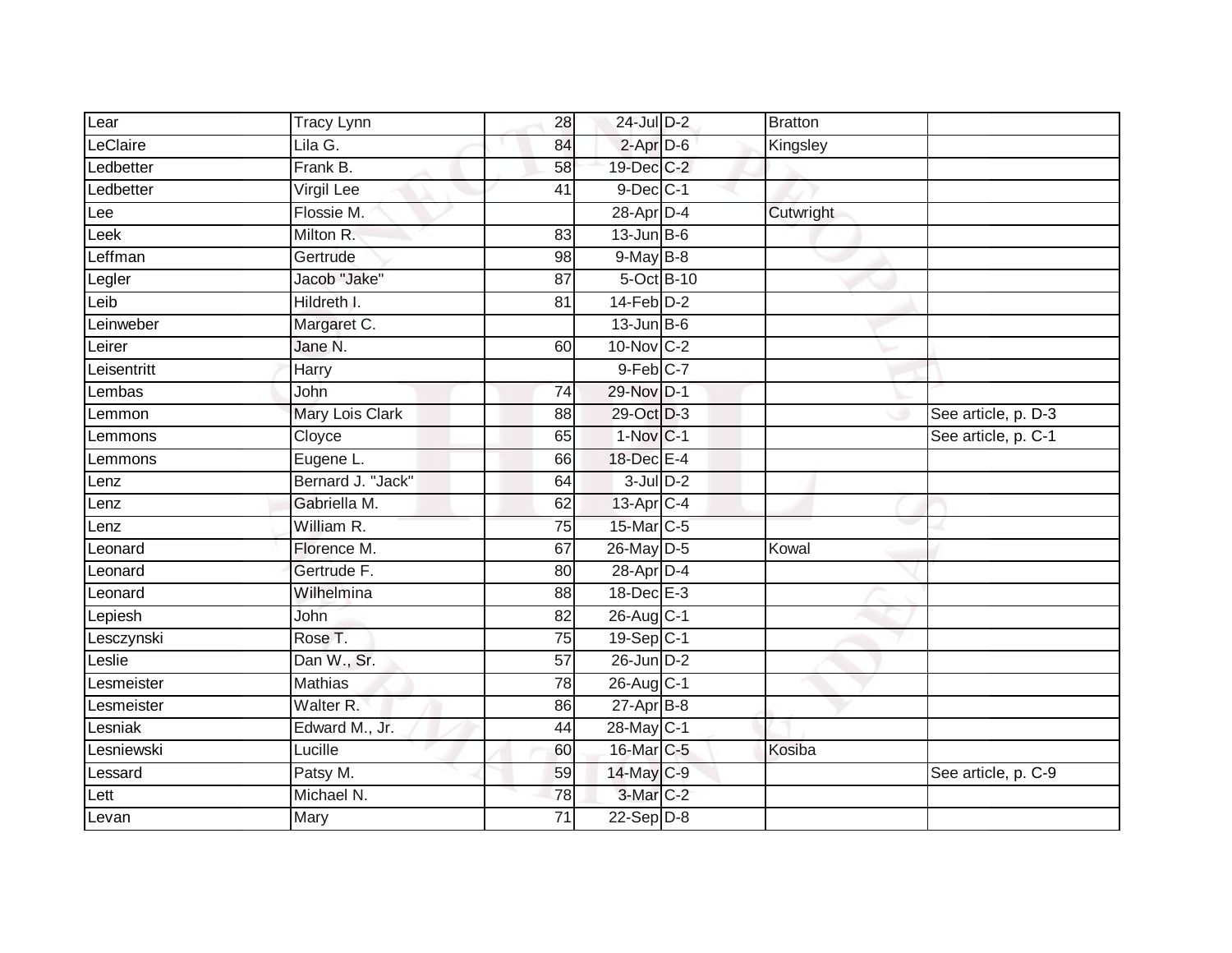| | | | | | | |
|---|---|---|---|---|---|---|
| Lear | Tracy Lynn | 28 | 24-Jul | D-2 | Bratton | |
| LeClaire | Lila G. | 84 | 2-Apr | D-6 | Kingsley | |
| Ledbetter | Frank B. | 58 | 19-Dec | C-2 | | |
| Ledbetter | Virgil Lee | 41 | 9-Dec | C-1 | | |
| Lee | Flossie M. | | 28-Apr | D-4 | Cutwright | |
| Leek | Milton R. | 83 | 13-Jun | B-6 | | |
| Leffman | Gertrude | 98 | 9-May | B-8 | | |
| Legler | Jacob "Jake" | 87 | 5-Oct | B-10 | | |
| Leib | Hildreth I. | 81 | 14-Feb | D-2 | | |
| Leinweber | Margaret C. | | 13-Jun | B-6 | | |
| Leirer | Jane N. | 60 | 10-Nov | C-2 | | |
| Leisentritt | Harry | | 9-Feb | C-7 | | |
| Lembas | John | 74 | 29-Nov | D-1 | | |
| Lemmon | Mary Lois Clark | 88 | 29-Oct | D-3 | | See article, p. D-3 |
| Lemmons | Cloyce | 65 | 1-Nov | C-1 | | See article, p. C-1 |
| Lemmons | Eugene L. | 66 | 18-Dec | E-4 | | |
| Lenz | Bernard J. "Jack" | 64 | 3-Jul | D-2 | | |
| Lenz | Gabriella M. | 62 | 13-Apr | C-4 | | |
| Lenz | William R. | 75 | 15-Mar | C-5 | | |
| Leonard | Florence M. | 67 | 26-May | D-5 | Kowal | |
| Leonard | Gertrude F. | 80 | 28-Apr | D-4 | | |
| Leonard | Wilhelmina | 88 | 18-Dec | E-3 | | |
| Lepiesh | John | 82 | 26-Aug | C-1 | | |
| Lesczynski | Rose T. | 75 | 19-Sep | C-1 | | |
| Leslie | Dan W., Sr. | 57 | 26-Jun | D-2 | | |
| Lesmeister | Mathias | 78 | 26-Aug | C-1 | | |
| Lesmeister | Walter R. | 86 | 27-Apr | B-8 | | |
| Lesniak | Edward M., Jr. | 44 | 28-May | C-1 | | |
| Lesniewski | Lucille | 60 | 16-Mar | C-5 | Kosiba | |
| Lessard | Patsy M. | 59 | 14-May | C-9 | | See article, p. C-9 |
| Lett | Michael N. | 78 | 3-Mar | C-2 | | |
| Levan | Mary | 71 | 22-Sep | D-8 | | |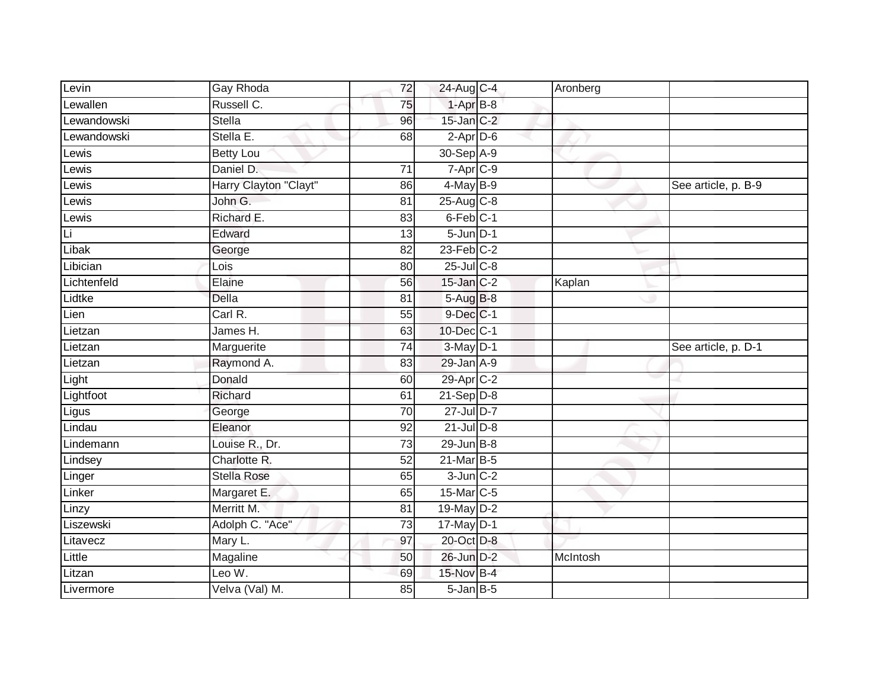| | | | | | | |
|---|---|---|---|---|---|---|
| Levin | Gay Rhoda | 72 | 24-Aug | C-4 | Aronberg | |
| Lewallen | Russell C. | 75 | 1-Apr | B-8 | | |
| Lewandowski | Stella | 96 | 15-Jan | C-2 | | |
| Lewandowski | Stella E. | 68 | 2-Apr | D-6 | | |
| Lewis | Betty Lou | | 30-Sep | A-9 | | |
| Lewis | Daniel D. | 71 | 7-Apr | C-9 | | |
| Lewis | Harry Clayton "Clayt" | 86 | 4-May | B-9 | | See article, p. B-9 |
| Lewis | John G. | 81 | 25-Aug | C-8 | | |
| Lewis | Richard E. | 83 | 6-Feb | C-1 | | |
| Li | Edward | 13 | 5-Jun | D-1 | | |
| Libak | George | 82 | 23-Feb | C-2 | | |
| Libician | Lois | 80 | 25-Jul | C-8 | | |
| Lichtenfeld | Elaine | 56 | 15-Jan | C-2 | Kaplan | |
| Lidtke | Della | 81 | 5-Aug | B-8 | | |
| Lien | Carl R. | 55 | 9-Dec | C-1 | | |
| Lietzan | James H. | 63 | 10-Dec | C-1 | | |
| Lietzan | Marguerite | 74 | 3-May | D-1 | | See article, p. D-1 |
| Lietzan | Raymond A. | 83 | 29-Jan | A-9 | | |
| Light | Donald | 60 | 29-Apr | C-2 | | |
| Lightfoot | Richard | 61 | 21-Sep | D-8 | | |
| Ligus | George | 70 | 27-Jul | D-7 | | |
| Lindau | Eleanor | 92 | 21-Jul | D-8 | | |
| Lindemann | Louise R., Dr. | 73 | 29-Jun | B-8 | | |
| Lindsey | Charlotte R. | 52 | 21-Mar | B-5 | | |
| Linger | Stella Rose | 65 | 3-Jun | C-2 | | |
| Linker | Margaret E. | 65 | 15-Mar | C-5 | | |
| Linzy | Merritt M. | 81 | 19-May | D-2 | | |
| Liszewski | Adolph C. "Ace" | 73 | 17-May | D-1 | | |
| Litavecz | Mary L. | 97 | 20-Oct | D-8 | | |
| Little | Magaline | 50 | 26-Jun | D-2 | McIntosh | |
| Litzan | Leo W. | 69 | 15-Nov | B-4 | | |
| Livermore | Velva (Val) M. | 85 | 5-Jan | B-5 | | |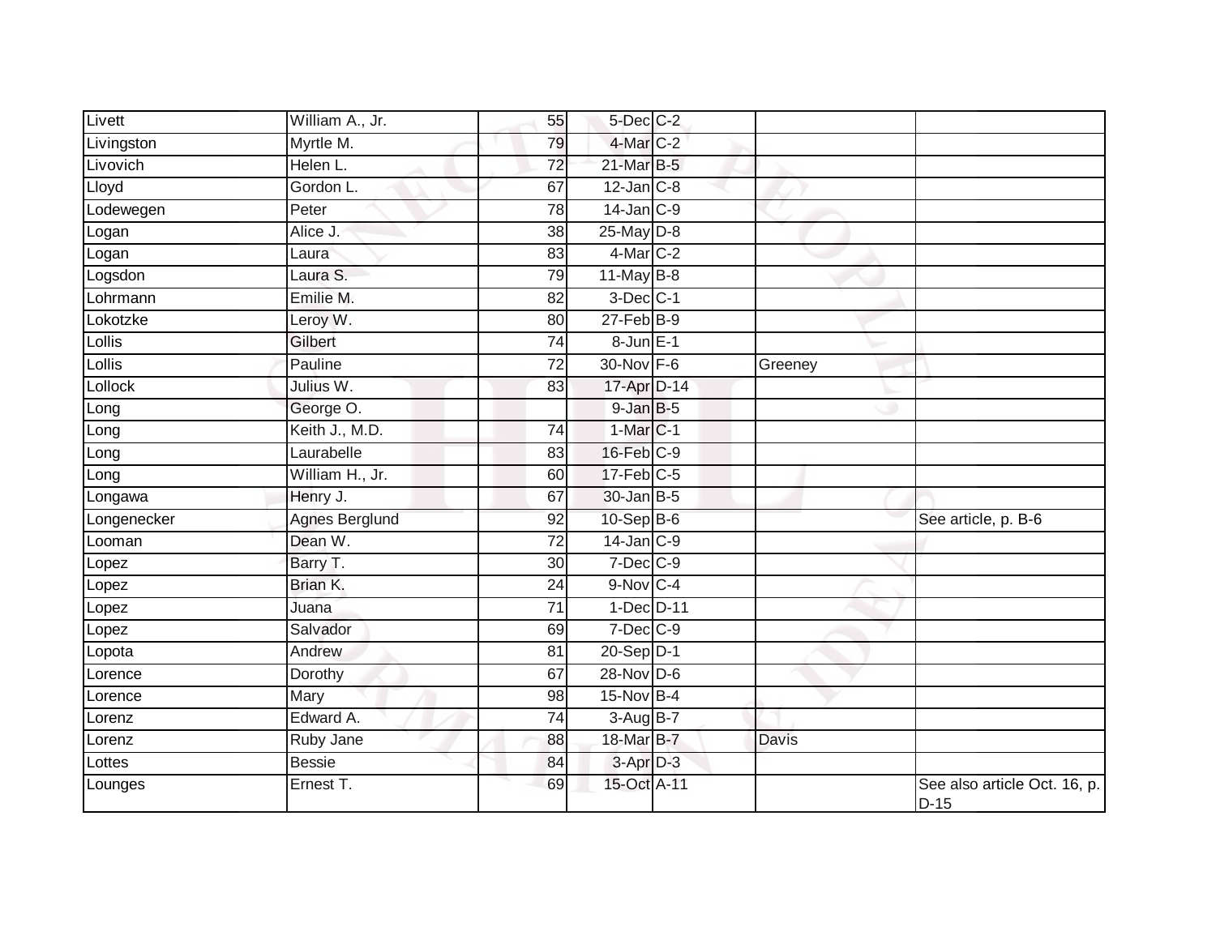| Livett | William A., Jr. | 55 | 5-Dec | C-2 | | |
|---|---|---|---|---|---|---|
| Livingston | Myrtle M. | 79 | 4-Mar | C-2 | | |
| Livovich | Helen L. | 72 | 21-Mar | B-5 | | |
| Lloyd | Gordon L. | 67 | 12-Jan | C-8 | | |
| Lodewegen | Peter | 78 | 14-Jan | C-9 | | |
| Logan | Alice J. | 38 | 25-May | D-8 | | |
| Logan | Laura | 83 | 4-Mar | C-2 | | |
| Logsdon | Laura S. | 79 | 11-May | B-8 | | |
| Lohrmann | Emilie M. | 82 | 3-Dec | C-1 | | |
| Lokotzke | Leroy W. | 80 | 27-Feb | B-9 | | |
| Lollis | Gilbert | 74 | 8-Jun | E-1 | | |
| Lollis | Pauline | 72 | 30-Nov | F-6 | Greeney | |
| Lollock | Julius W. | 83 | 17-Apr | D-14 | | |
| Long | George O. | | 9-Jan | B-5 | | |
| Long | Keith J., M.D. | 74 | 1-Mar | C-1 | | |
| Long | Laurabelle | 83 | 16-Feb | C-9 | | |
| Long | William H., Jr. | 60 | 17-Feb | C-5 | | |
| Longawa | Henry J. | 67 | 30-Jan | B-5 | | |
| Longenecker | Agnes Berglund | 92 | 10-Sep | B-6 | | See article, p. B-6 |
| Looman | Dean W. | 72 | 14-Jan | C-9 | | |
| Lopez | Barry T. | 30 | 7-Dec | C-9 | | |
| Lopez | Brian K. | 24 | 9-Nov | C-4 | | |
| Lopez | Juana | 71 | 1-Dec | D-11 | | |
| Lopez | Salvador | 69 | 7-Dec | C-9 | | |
| Lopota | Andrew | 81 | 20-Sep | D-1 | | |
| Lorence | Dorothy | 67 | 28-Nov | D-6 | | |
| Lorence | Mary | 98 | 15-Nov | B-4 | | |
| Lorenz | Edward A. | 74 | 3-Aug | B-7 | | |
| Lorenz | Ruby Jane | 88 | 18-Mar | B-7 | Davis | |
| Lottes | Bessie | 84 | 3-Apr | D-3 | | |
| Lounges | Ernest T. | 69 | 15-Oct | A-11 | | See also article Oct. 16, p. D-15 |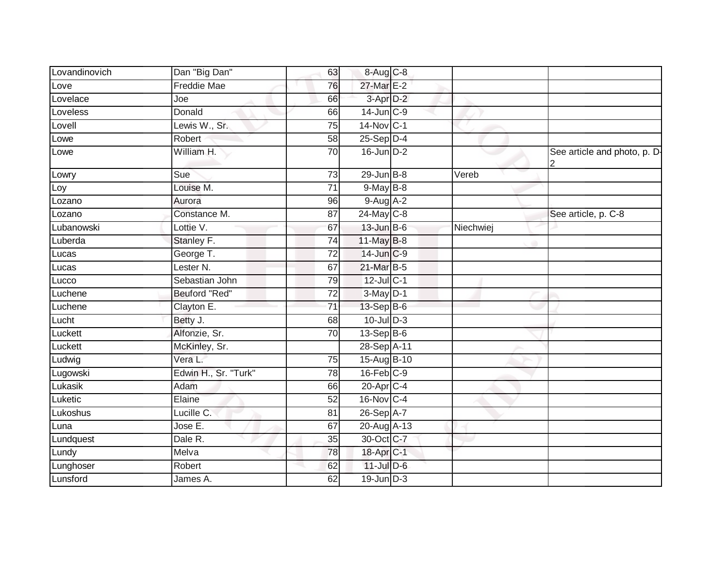| | | | | | | |
|---|---|---|---|---|---|---|
| Lovandinovich | Dan "Big Dan" | 63 | 8-Aug | C-8 | | |
| Love | Freddie Mae | 76 | 27-Mar | E-2 | | |
| Lovelace | Joe | 66 | 3-Apr | D-2 | | |
| Loveless | Donald | 66 | 14-Jun | C-9 | | |
| Lovell | Lewis W., Sr. | 75 | 14-Nov | C-1 | | |
| Lowe | Robert | 58 | 25-Sep | D-4 | | |
| Lowe | William H. | 70 | 16-Jun | D-2 | | See article and photo, p. D-2 |
| Lowry | Sue | 73 | 29-Jun | B-8 | Vereb | |
| Loy | Louise M. | 71 | 9-May | B-8 | | |
| Lozano | Aurora | 96 | 9-Aug | A-2 | | |
| Lozano | Constance M. | 87 | 24-May | C-8 | | See article, p. C-8 |
| Lubanowski | Lottie V. | 67 | 13-Jun | B-6 | Niechwiej | |
| Luberda | Stanley F. | 74 | 11-May | B-8 | | |
| Lucas | George T. | 72 | 14-Jun | C-9 | | |
| Lucas | Lester N. | 67 | 21-Mar | B-5 | | |
| Lucco | Sebastian John | 79 | 12-Jul | C-1 | | |
| Luchene | Beuford "Red" | 72 | 3-May | D-1 | | |
| Luchene | Clayton E. | 71 | 13-Sep | B-6 | | |
| Lucht | Betty J. | 68 | 10-Jul | D-3 | | |
| Luckett | Alfonzie, Sr. | 70 | 13-Sep | B-6 | | |
| Luckett | McKinley, Sr. | | 28-Sep | A-11 | | |
| Ludwig | Vera L. | 75 | 15-Aug | B-10 | | |
| Lugowski | Edwin H., Sr. "Turk" | 78 | 16-Feb | C-9 | | |
| Lukasik | Adam | 66 | 20-Apr | C-4 | | |
| Luketic | Elaine | 52 | 16-Nov | C-4 | | |
| Lukoshus | Lucille C. | 81 | 26-Sep | A-7 | | |
| Luna | Jose E. | 67 | 20-Aug | A-13 | | |
| Lundquest | Dale R. | 35 | 30-Oct | C-7 | | |
| Lundy | Melva | 78 | 18-Apr | C-1 | | |
| Lunghoser | Robert | 62 | 11-Jul | D-6 | | |
| Lunsford | James A. | 62 | 19-Jun | D-3 | | |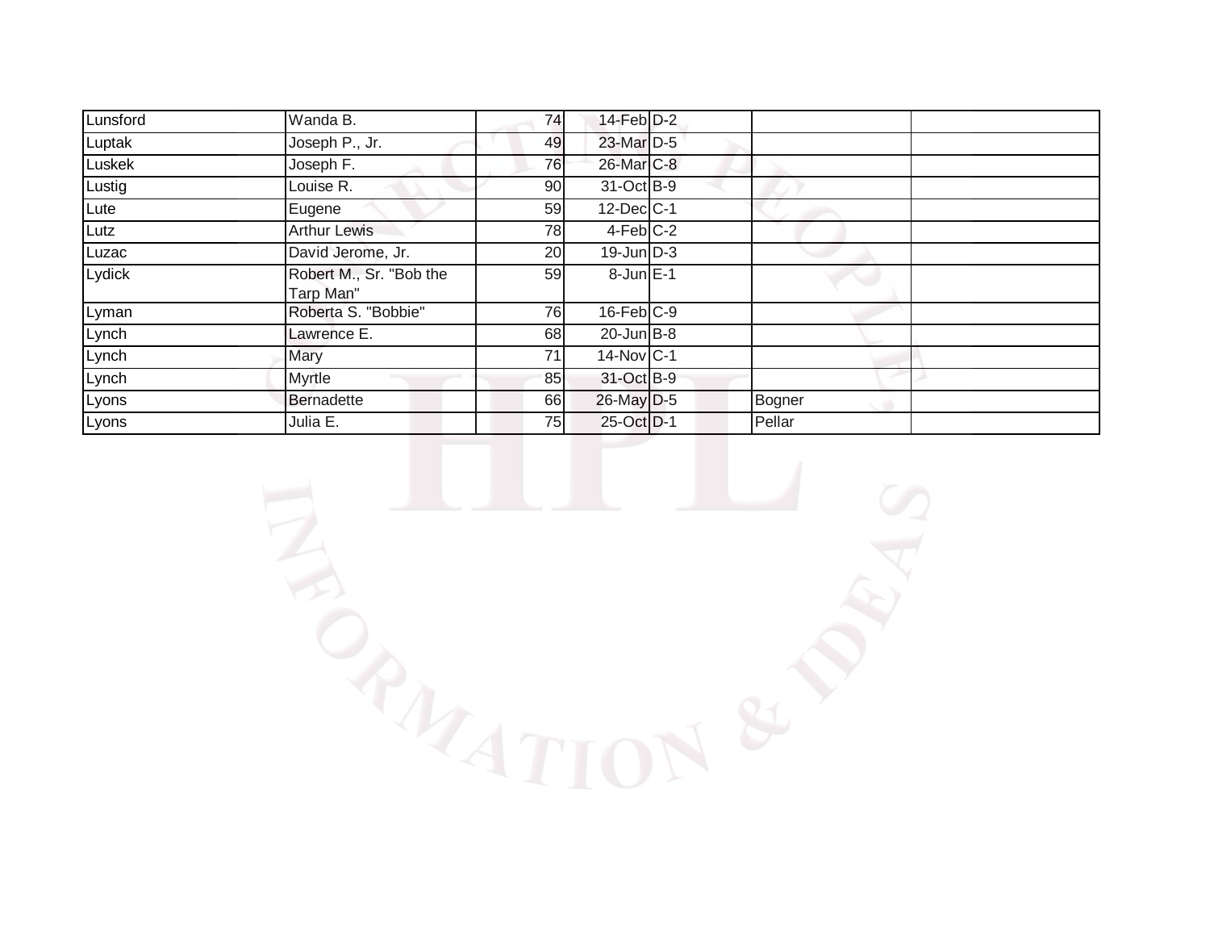| | | | | | | |
|---|---|---|---|---|---|---|
| Lunsford | Wanda B. | 74 | 14-Feb | D-2 | | |
| Luptak | Joseph P., Jr. | 49 | 23-Mar | D-5 | | |
| Luskek | Joseph F. | 76 | 26-Mar | C-8 | | |
| Lustig | Louise R. | 90 | 31-Oct | B-9 | | |
| Lute | Eugene | 59 | 12-Dec | C-1 | | |
| Lutz | Arthur Lewis | 78 | 4-Feb | C-2 | | |
| Luzac | David Jerome, Jr. | 20 | 19-Jun | D-3 | | |
| Lydick | Robert M., Sr. "Bob the Tarp Man" | 59 | 8-Jun | E-1 | | |
| Lyman | Roberta S. "Bobbie" | 76 | 16-Feb | C-9 | | |
| Lynch | Lawrence E. | 68 | 20-Jun | B-8 | | |
| Lynch | Mary | 71 | 14-Nov | C-1 | | |
| Lynch | Myrtle | 85 | 31-Oct | B-9 | | |
| Lyons | Bernadette | 66 | 26-May | D-5 | Bogner | |
| Lyons | Julia E. | 75 | 25-Oct | D-1 | Pellar | |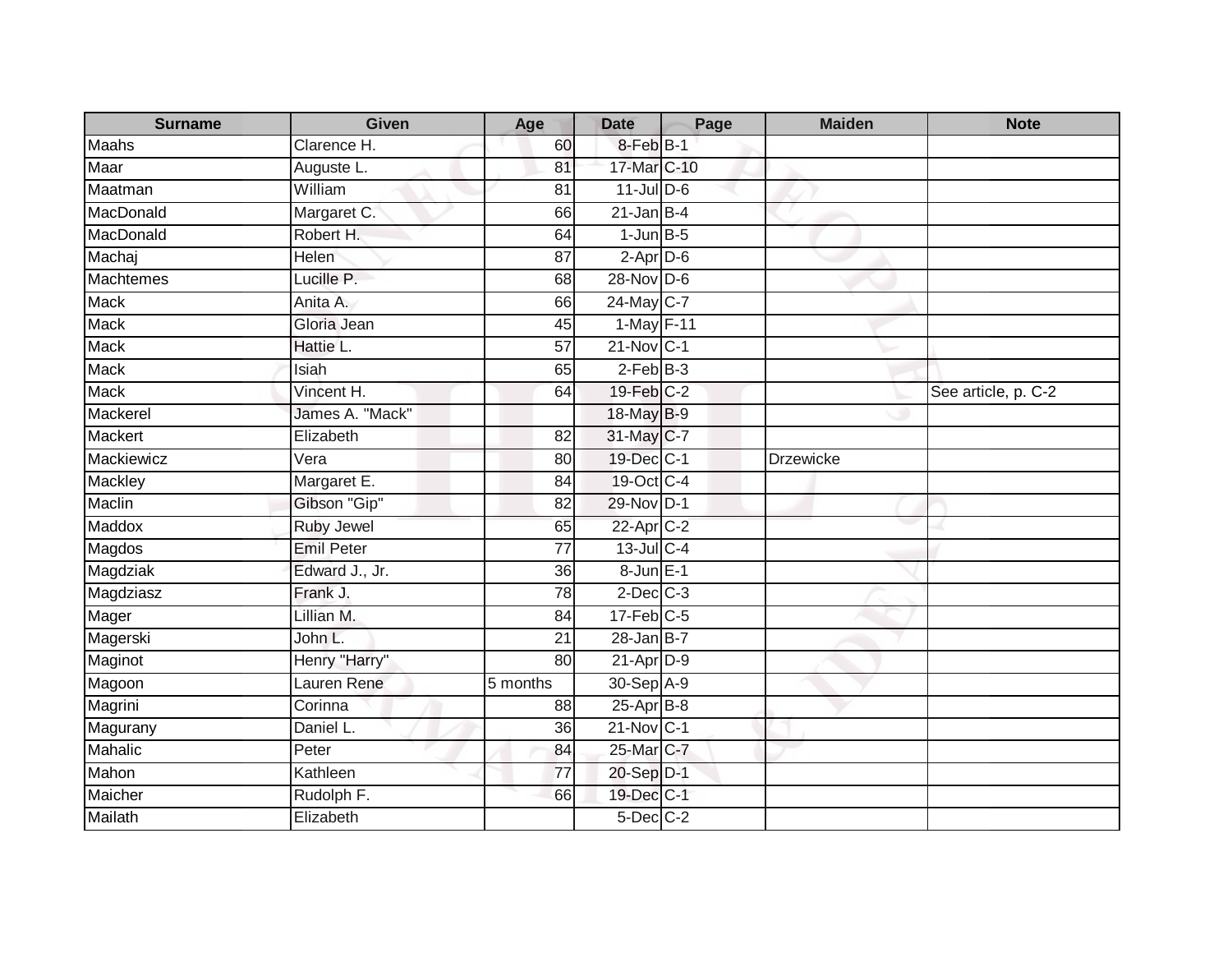| Surname | Given | Age | Date | Page | Maiden | Note |
|---|---|---|---|---|---|---|
| Maahs | Clarence H. | 60 | 8-Feb | B-1 | | |
| Maar | Auguste L. | 81 | 17-Mar | C-10 | | |
| Maatman | William | 81 | 11-Jul | D-6 | | |
| MacDonald | Margaret C. | 66 | 21-Jan | B-4 | | |
| MacDonald | Robert H. | 64 | 1-Jun | B-5 | | |
| Machaj | Helen | 87 | 2-Apr | D-6 | | |
| Machtemes | Lucille P. | 68 | 28-Nov | D-6 | | |
| Mack | Anita A. | 66 | 24-May | C-7 | | |
| Mack | Gloria Jean | 45 | 1-May | F-11 | | |
| Mack | Hattie L. | 57 | 21-Nov | C-1 | | |
| Mack | Isiah | 65 | 2-Feb | B-3 | | |
| Mack | Vincent H. | 64 | 19-Feb | C-2 | | See article, p. C-2 |
| Mackerel | James A. "Mack" | | 18-May | B-9 | | |
| Mackert | Elizabeth | 82 | 31-May | C-7 | | |
| Mackiewicz | Vera | 80 | 19-Dec | C-1 | Drzewicke | |
| Mackley | Margaret E. | 84 | 19-Oct | C-4 | | |
| Maclin | Gibson "Gip" | 82 | 29-Nov | D-1 | | |
| Maddox | Ruby Jewel | 65 | 22-Apr | C-2 | | |
| Magdos | Emil Peter | 77 | 13-Jul | C-4 | | |
| Magdziak | Edward J., Jr. | 36 | 8-Jun | E-1 | | |
| Magdziasz | Frank J. | 78 | 2-Dec | C-3 | | |
| Mager | Lillian M. | 84 | 17-Feb | C-5 | | |
| Magerski | John L. | 21 | 28-Jan | B-7 | | |
| Maginot | Henry "Harry" | 80 | 21-Apr | D-9 | | |
| Magoon | Lauren Rene | 5 months | 30-Sep | A-9 | | |
| Magrini | Corinna | 88 | 25-Apr | B-8 | | |
| Magurany | Daniel L. | 36 | 21-Nov | C-1 | | |
| Mahalic | Peter | 84 | 25-Mar | C-7 | | |
| Mahon | Kathleen | 77 | 20-Sep | D-1 | | |
| Maicher | Rudolph F. | 66 | 19-Dec | C-1 | | |
| Mailath | Elizabeth | | 5-Dec | C-2 | | |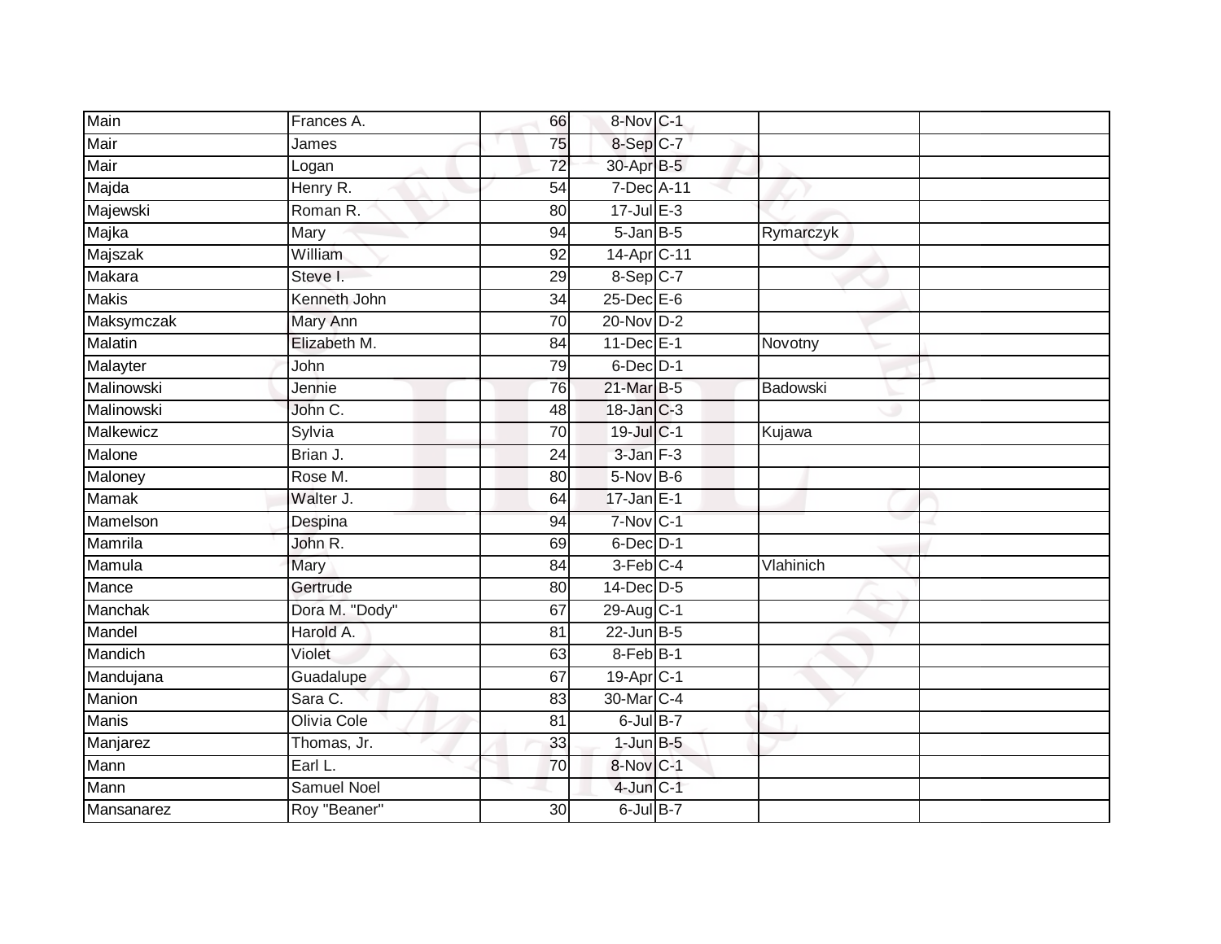| | | | | | | |
|---|---|---|---|---|---|---|
| Main | Frances A. | 66 | 8-Nov | C-1 | | |
| Mair | James | 75 | 8-Sep | C-7 | | |
| Mair | Logan | 72 | 30-Apr | B-5 | | |
| Majda | Henry R. | 54 | 7-Dec | A-11 | | |
| Majewski | Roman R. | 80 | 17-Jul | E-3 | | |
| Majka | Mary | 94 | 5-Jan | B-5 | Rymarczyk | |
| Majszak | William | 92 | 14-Apr | C-11 | | |
| Makara | Steve I. | 29 | 8-Sep | C-7 | | |
| Makis | Kenneth John | 34 | 25-Dec | E-6 | | |
| Maksymczak | Mary Ann | 70 | 20-Nov | D-2 | | |
| Malatin | Elizabeth M. | 84 | 11-Dec | E-1 | Novotny | |
| Malayter | John | 79 | 6-Dec | D-1 | | |
| Malinowski | Jennie | 76 | 21-Mar | B-5 | Badowski | |
| Malinowski | John C. | 48 | 18-Jan | C-3 | | |
| Malkewicz | Sylvia | 70 | 19-Jul | C-1 | Kujawa | |
| Malone | Brian J. | 24 | 3-Jan | F-3 | | |
| Maloney | Rose M. | 80 | 5-Nov | B-6 | | |
| Mamak | Walter J. | 64 | 17-Jan | E-1 | | |
| Mamelson | Despina | 94 | 7-Nov | C-1 | | |
| Mamrila | John R. | 69 | 6-Dec | D-1 | | |
| Mamula | Mary | 84 | 3-Feb | C-4 | Vlahinich | |
| Mance | Gertrude | 80 | 14-Dec | D-5 | | |
| Manchak | Dora M. "Dody" | 67 | 29-Aug | C-1 | | |
| Mandel | Harold A. | 81 | 22-Jun | B-5 | | |
| Mandich | Violet | 63 | 8-Feb | B-1 | | |
| Mandujana | Guadalupe | 67 | 19-Apr | C-1 | | |
| Manion | Sara C. | 83 | 30-Mar | C-4 | | |
| Manis | Olivia Cole | 81 | 6-Jul | B-7 | | |
| Manjarez | Thomas, Jr. | 33 | 1-Jun | B-5 | | |
| Mann | Earl L. | 70 | 8-Nov | C-1 | | |
| Mann | Samuel Noel | | 4-Jun | C-1 | | |
| Mansanarez | Roy "Beaner" | 30 | 6-Jul | B-7 | | |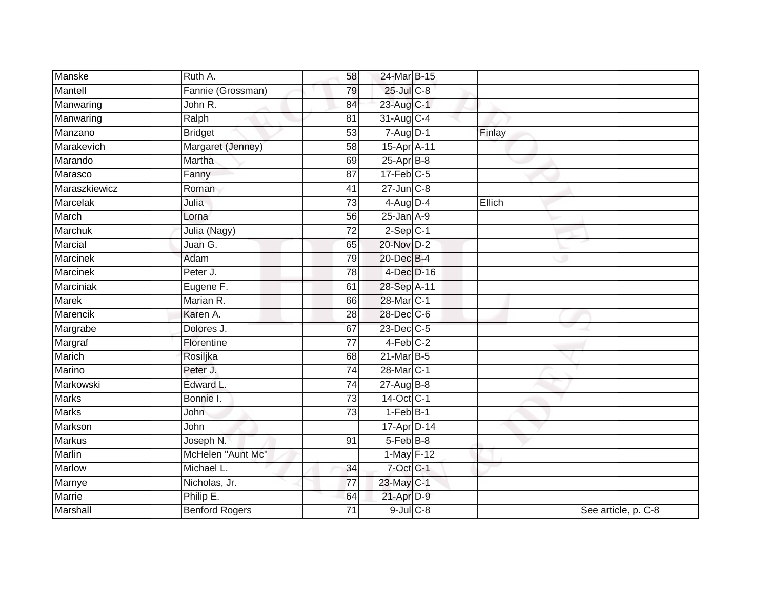| Manske | Ruth A. | 58 | 24-Mar | B-15 | | |
|---|---|---|---|---|---|---|
| Mantell | Fannie (Grossman) | 79 | 25-Jul | C-8 | | |
| Manwaring | John R. | 84 | 23-Aug | C-1 | | |
| Manwaring | Ralph | 81 | 31-Aug | C-4 | | |
| Manzano | Bridget | 53 | 7-Aug | D-1 | Finlay | |
| Marakevich | Margaret (Jenney) | 58 | 15-Apr | A-11 | | |
| Marando | Martha | 69 | 25-Apr | B-8 | | |
| Marasco | Fanny | 87 | 17-Feb | C-5 | | |
| Maraszkiewicz | Roman | 41 | 27-Jun | C-8 | | |
| Marcelak | Julia | 73 | 4-Aug | D-4 | Ellich | |
| March | Lorna | 56 | 25-Jan | A-9 | | |
| Marchuk | Julia (Nagy) | 72 | 2-Sep | C-1 | | |
| Marcial | Juan G. | 65 | 20-Nov | D-2 | | |
| Marcinek | Adam | 79 | 20-Dec | B-4 | | |
| Marcinek | Peter J. | 78 | 4-Dec | D-16 | | |
| Marciniak | Eugene F. | 61 | 28-Sep | A-11 | | |
| Marek | Marian R. | 66 | 28-Mar | C-1 | | |
| Marencik | Karen A. | 28 | 28-Dec | C-6 | | |
| Margrabe | Dolores J. | 67 | 23-Dec | C-5 | | |
| Margraf | Florentine | 77 | 4-Feb | C-2 | | |
| Marich | Rosiljka | 68 | 21-Mar | B-5 | | |
| Marino | Peter J. | 74 | 28-Mar | C-1 | | |
| Markowski | Edward L. | 74 | 27-Aug | B-8 | | |
| Marks | Bonnie I. | 73 | 14-Oct | C-1 | | |
| Marks | John | 73 | 1-Feb | B-1 | | |
| Markson | John | | 17-Apr | D-14 | | |
| Markus | Joseph N. | 91 | 5-Feb | B-8 | | |
| Marlin | McHelen "Aunt Mc" | | 1-May | F-12 | | |
| Marlow | Michael L. | 34 | 7-Oct | C-1 | | |
| Marnye | Nicholas, Jr. | 77 | 23-May | C-1 | | |
| Marrie | Philip E. | 64 | 21-Apr | D-9 | | |
| Marshall | Benford Rogers | 71 | 9-Jul | C-8 | | See article, p. C-8 |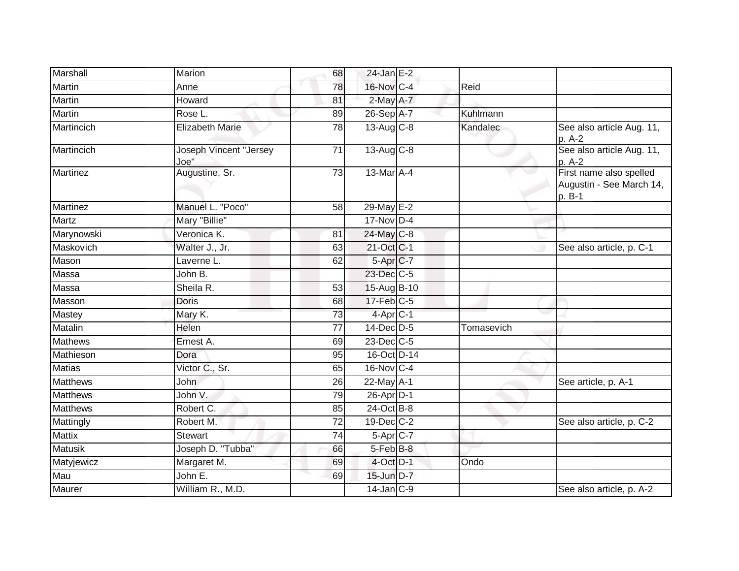| | | | | | | |
|---|---|---|---|---|---|---|
| Marshall | Marion | 68 | 24-Jan | E-2 | | |
| Martin | Anne | 78 | 16-Nov | C-4 | Reid | |
| Martin | Howard | 81 | 2-May | A-7 | | |
| Martin | Rose L. | 89 | 26-Sep | A-7 | Kuhlmann | |
| Martincich | Elizabeth Marie | 78 | 13-Aug | C-8 | Kandalec | See also article Aug. 11, p. A-2 |
| Martincich | Joseph Vincent "Jersey Joe" | 71 | 13-Aug | C-8 | | See also article Aug. 11, p. A-2 |
| Martinez | Augustine, Sr. | 73 | 13-Mar | A-4 | | First name also spelled Augustin - See March 14, p. B-1 |
| Martinez | Manuel L. "Poco" | 58 | 29-May | E-2 | | |
| Martz | Mary "Billie" | | 17-Nov | D-4 | | |
| Marynowski | Veronica K. | 81 | 24-May | C-8 | | |
| Maskovich | Walter J., Jr. | 63 | 21-Oct | C-1 | | See also article, p. C-1 |
| Mason | Laverne L. | 62 | 5-Apr | C-7 | | |
| Massa | John B. | | 23-Dec | C-5 | | |
| Massa | Sheila R. | 53 | 15-Aug | B-10 | | |
| Masson | Doris | 68 | 17-Feb | C-5 | | |
| Mastey | Mary K. | 73 | 4-Apr | C-1 | | |
| Matalin | Helen | 77 | 14-Dec | D-5 | Tomasevich | |
| Mathews | Ernest A. | 69 | 23-Dec | C-5 | | |
| Mathieson | Dora | 95 | 16-Oct | D-14 | | |
| Matias | Victor C., Sr. | 65 | 16-Nov | C-4 | | |
| Matthews | John | 26 | 22-May | A-1 | | See article, p. A-1 |
| Matthews | John V. | 79 | 26-Apr | D-1 | | |
| Matthews | Robert C. | 85 | 24-Oct | B-8 | | |
| Mattingly | Robert M. | 72 | 19-Dec | C-2 | | See also article, p. C-2 |
| Mattix | Stewart | 74 | 5-Apr | C-7 | | |
| Matusik | Joseph D. "Tubba" | 66 | 5-Feb | B-8 | | |
| Matyjewicz | Margaret M. | 69 | 4-Oct | D-1 | Ondo | |
| Mau | John E. | 69 | 15-Jun | D-7 | | |
| Maurer | William R., M.D. | | 14-Jan | C-9 | | See also article, p. A-2 |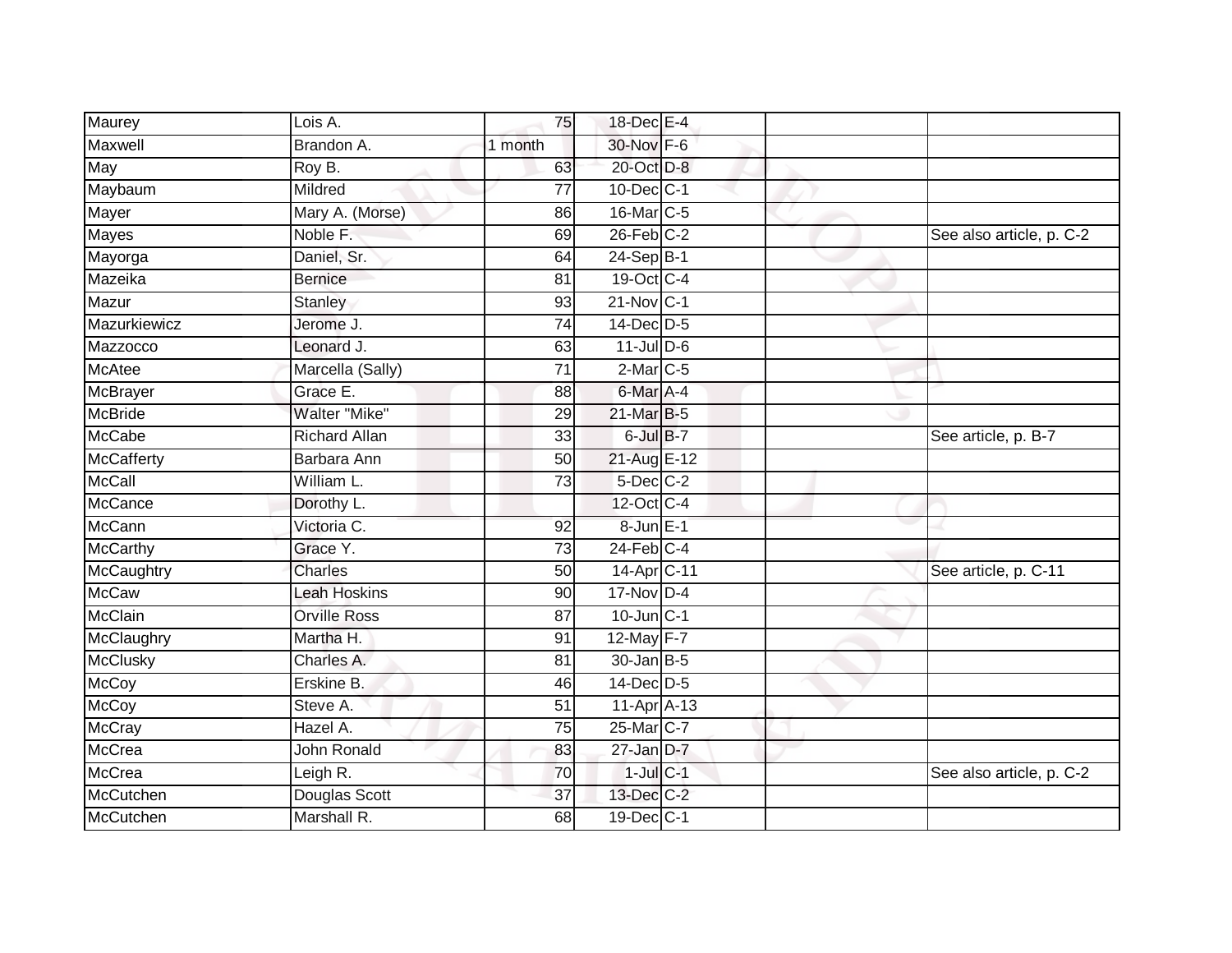| | | | | | | |
|---|---|---|---|---|---|---|
| Maurey | Lois A. | 75 | 18-Dec | E-4 | | |
| Maxwell | Brandon A. | 1 month | 30-Nov | F-6 | | |
| May | Roy B. | 63 | 20-Oct | D-8 | | |
| Maybaum | Mildred | 77 | 10-Dec | C-1 | | |
| Mayer | Mary A. (Morse) | 86 | 16-Mar | C-5 | | |
| Mayes | Noble F. | 69 | 26-Feb | C-2 | | See also article, p. C-2 |
| Mayorga | Daniel, Sr. | 64 | 24-Sep | B-1 | | |
| Mazeika | Bernice | 81 | 19-Oct | C-4 | | |
| Mazur | Stanley | 93 | 21-Nov | C-1 | | |
| Mazurkiewicz | Jerome J. | 74 | 14-Dec | D-5 | | |
| Mazzocco | Leonard J. | 63 | 11-Jul | D-6 | | |
| McAtee | Marcella (Sally) | 71 | 2-Mar | C-5 | | |
| McBrayer | Grace E. | 88 | 6-Mar | A-4 | | |
| McBride | Walter "Mike" | 29 | 21-Mar | B-5 | | |
| McCabe | Richard Allan | 33 | 6-Jul | B-7 | | See article, p. B-7 |
| McCafferty | Barbara Ann | 50 | 21-Aug | E-12 | | |
| McCall | William L. | 73 | 5-Dec | C-2 | | |
| McCance | Dorothy L. | | 12-Oct | C-4 | | |
| McCann | Victoria C. | 92 | 8-Jun | E-1 | | |
| McCarthy | Grace Y. | 73 | 24-Feb | C-4 | | |
| McCaughtry | Charles | 50 | 14-Apr | C-11 | | See article, p. C-11 |
| McCaw | Leah Hoskins | 90 | 17-Nov | D-4 | | |
| McClain | Orville Ross | 87 | 10-Jun | C-1 | | |
| McClaughry | Martha H. | 91 | 12-May | F-7 | | |
| McClusky | Charles A. | 81 | 30-Jan | B-5 | | |
| McCoy | Erskine B. | 46 | 14-Dec | D-5 | | |
| McCoy | Steve A. | 51 | 11-Apr | A-13 | | |
| McCray | Hazel A. | 75 | 25-Mar | C-7 | | |
| McCrea | John Ronald | 83 | 27-Jan | D-7 | | |
| McCrea | Leigh R. | 70 | 1-Jul | C-1 | | See also article, p. C-2 |
| McCutchen | Douglas Scott | 37 | 13-Dec | C-2 | | |
| McCutchen | Marshall R. | 68 | 19-Dec | C-1 | | |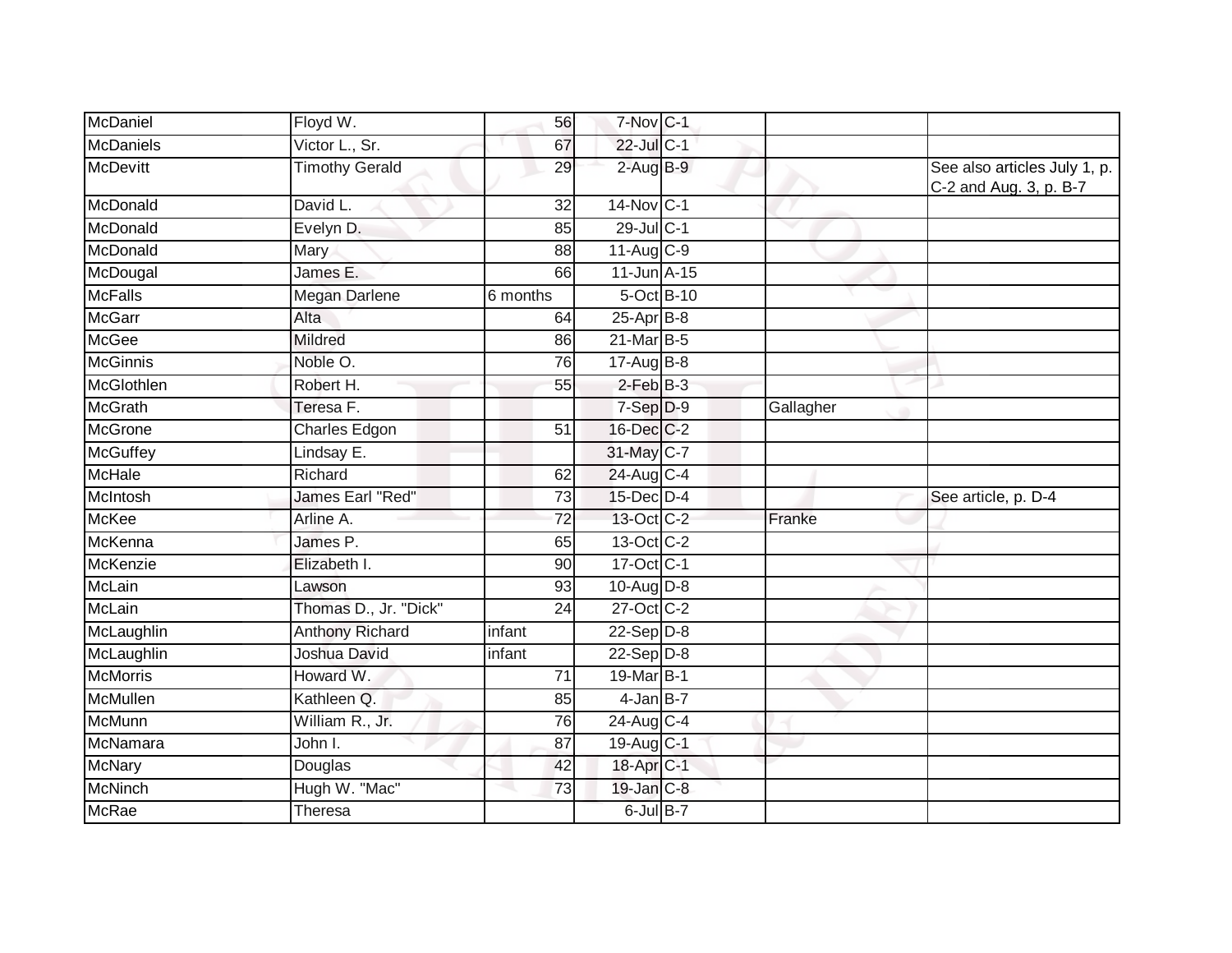| McDaniel | Floyd W. | 56 | 7-Nov | C-1 | | |
|---|---|---|---|---|---|---|
| McDaniels | Victor L., Sr. | 67 | 22-Jul | C-1 | | |
| McDevitt | Timothy Gerald | 29 | 2-Aug | B-9 | | See also articles July 1, p. C-2 and Aug. 3, p. B-7 |
| McDonald | David L. | 32 | 14-Nov | C-1 | | |
| McDonald | Evelyn D. | 85 | 29-Jul | C-1 | | |
| McDonald | Mary | 88 | 11-Aug | C-9 | | |
| McDougal | James E. | 66 | 11-Jun | A-15 | | |
| McFalls | Megan Darlene | 6 months | 5-Oct | B-10 | | |
| McGarr | Alta | 64 | 25-Apr | B-8 | | |
| McGee | Mildred | 86 | 21-Mar | B-5 | | |
| McGinnis | Noble O. | 76 | 17-Aug | B-8 | | |
| McGlothlen | Robert H. | 55 | 2-Feb | B-3 | | |
| McGrath | Teresa F. | | 7-Sep | D-9 | Gallagher | |
| McGrone | Charles Edgon | 51 | 16-Dec | C-2 | | |
| McGuffey | Lindsay E. | | 31-May | C-7 | | |
| McHale | Richard | 62 | 24-Aug | C-4 | | |
| McIntosh | James Earl "Red" | 73 | 15-Dec | D-4 | | See article, p. D-4 |
| McKee | Arline A. | 72 | 13-Oct | C-2 | Franke | |
| McKenna | James P. | 65 | 13-Oct | C-2 | | |
| McKenzie | Elizabeth I. | 90 | 17-Oct | C-1 | | |
| McLain | Lawson | 93 | 10-Aug | D-8 | | |
| McLain | Thomas D., Jr. "Dick" | 24 | 27-Oct | C-2 | | |
| McLaughlin | Anthony Richard | infant | 22-Sep | D-8 | | |
| McLaughlin | Joshua David | infant | 22-Sep | D-8 | | |
| McMorris | Howard W. | 71 | 19-Mar | B-1 | | |
| McMullen | Kathleen Q. | 85 | 4-Jan | B-7 | | |
| McMunn | William R., Jr. | 76 | 24-Aug | C-4 | | |
| McNamara | John I. | 87 | 19-Aug | C-1 | | |
| McNary | Douglas | 42 | 18-Apr | C-1 | | |
| McNinch | Hugh W. "Mac" | 73 | 19-Jan | C-8 | | |
| McRae | Theresa | | 6-Jul | B-7 | | |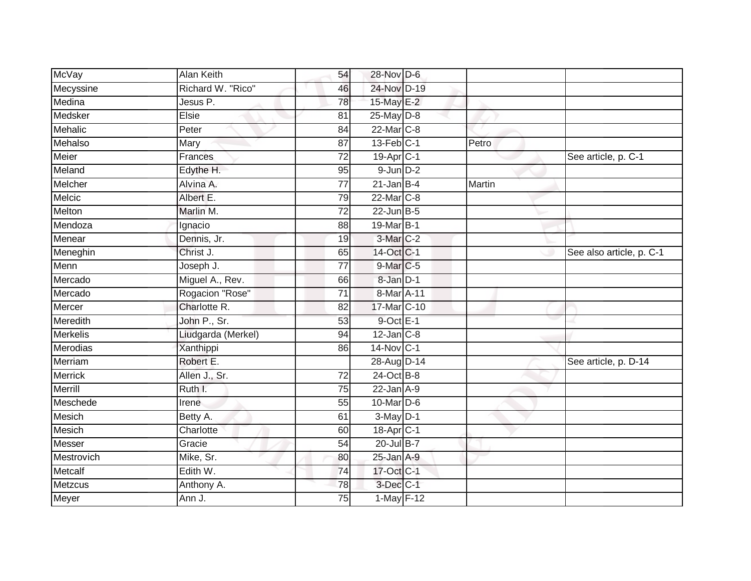| | | | | | | |
|---|---|---|---|---|---|---|
| McVay | Alan Keith | 54 | 28-Nov | D-6 | | |
| Mecyssine | Richard W. "Rico" | 46 | 24-Nov | D-19 | | |
| Medina | Jesus P. | 78 | 15-May | E-2 | | |
| Medsker | Elsie | 81 | 25-May | D-8 | | |
| Mehalic | Peter | 84 | 22-Mar | C-8 | | |
| Mehalso | Mary | 87 | 13-Feb | C-1 | Petro | |
| Meier | Frances | 72 | 19-Apr | C-1 | | See article, p. C-1 |
| Meland | Edythe H. | 95 | 9-Jun | D-2 | | |
| Melcher | Alvina A. | 77 | 21-Jan | B-4 | Martin | |
| Melcic | Albert E. | 79 | 22-Mar | C-8 | | |
| Melton | Marlin M. | 72 | 22-Jun | B-5 | | |
| Mendoza | Ignacio | 88 | 19-Mar | B-1 | | |
| Menear | Dennis, Jr. | 19 | 3-Mar | C-2 | | |
| Meneghin | Christ J. | 65 | 14-Oct | C-1 | | See also article, p. C-1 |
| Menn | Joseph J. | 77 | 9-Mar | C-5 | | |
| Mercado | Miguel A., Rev. | 66 | 8-Jan | D-1 | | |
| Mercado | Rogacion "Rose" | 71 | 8-Mar | A-11 | | |
| Mercer | Charlotte R. | 82 | 17-Mar | C-10 | | |
| Meredith | John P., Sr. | 53 | 9-Oct | E-1 | | |
| Merkelis | Liudgarda (Merkel) | 94 | 12-Jan | C-8 | | |
| Merodias | Xanthippi | 86 | 14-Nov | C-1 | | |
| Merriam | Robert E. | | 28-Aug | D-14 | | See article, p. D-14 |
| Merrick | Allen J., Sr. | 72 | 24-Oct | B-8 | | |
| Merrill | Ruth I. | 75 | 22-Jan | A-9 | | |
| Meschede | Irene | 55 | 10-Mar | D-6 | | |
| Mesich | Betty A. | 61 | 3-May | D-1 | | |
| Mesich | Charlotte | 60 | 18-Apr | C-1 | | |
| Messer | Gracie | 54 | 20-Jul | B-7 | | |
| Mestrovich | Mike, Sr. | 80 | 25-Jan | A-9 | | |
| Metcalf | Edith W. | 74 | 17-Oct | C-1 | | |
| Metzcus | Anthony A. | 78 | 3-Dec | C-1 | | |
| Meyer | Ann J. | 75 | 1-May | F-12 | | |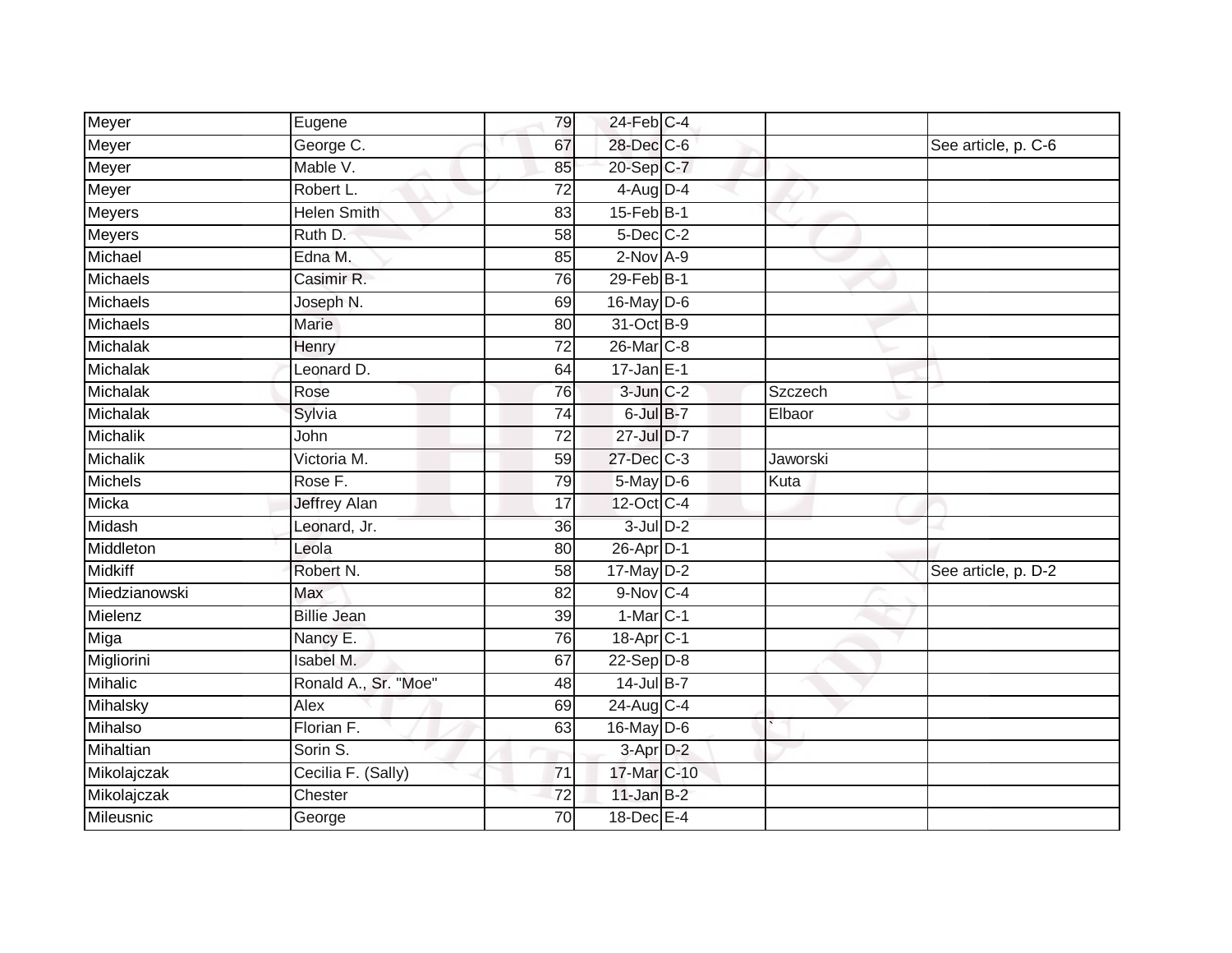| | | | | | | |
|---|---|---|---|---|---|---|
| Meyer | Eugene | 79 | 24-Feb | C-4 | | |
| Meyer | George C. | 67 | 28-Dec | C-6 | | See article, p. C-6 |
| Meyer | Mable V. | 85 | 20-Sep | C-7 | | |
| Meyer | Robert L. | 72 | 4-Aug | D-4 | | |
| Meyers | Helen Smith | 83 | 15-Feb | B-1 | | |
| Meyers | Ruth D. | 58 | 5-Dec | C-2 | | |
| Michael | Edna M. | 85 | 2-Nov | A-9 | | |
| Michaels | Casimir R. | 76 | 29-Feb | B-1 | | |
| Michaels | Joseph N. | 69 | 16-May | D-6 | | |
| Michaels | Marie | 80 | 31-Oct | B-9 | | |
| Michalak | Henry | 72 | 26-Mar | C-8 | | |
| Michalak | Leonard D. | 64 | 17-Jan | E-1 | | |
| Michalak | Rose | 76 | 3-Jun | C-2 | Szczech | |
| Michalak | Sylvia | 74 | 6-Jul | B-7 | Elbaor | |
| Michalik | John | 72 | 27-Jul | D-7 | | |
| Michalik | Victoria M. | 59 | 27-Dec | C-3 | Jaworski | |
| Michels | Rose F. | 79 | 5-May | D-6 | Kuta | |
| Micka | Jeffrey Alan | 17 | 12-Oct | C-4 | | |
| Midash | Leonard, Jr. | 36 | 3-Jul | D-2 | | |
| Middleton | Leola | 80 | 26-Apr | D-1 | | |
| Midkiff | Robert N. | 58 | 17-May | D-2 | | See article, p. D-2 |
| Miedzianowski | Max | 82 | 9-Nov | C-4 | | |
| Mielenz | Billie Jean | 39 | 1-Mar | C-1 | | |
| Miga | Nancy E. | 76 | 18-Apr | C-1 | | |
| Migliorini | Isabel M. | 67 | 22-Sep | D-8 | | |
| Mihalic | Ronald A., Sr. "Moe" | 48 | 14-Jul | B-7 | | |
| Mihalsky | Alex | 69 | 24-Aug | C-4 | | |
| Mihalso | Florian F. | 63 | 16-May | D-6 | ` | |
| Mihaltian | Sorin S. | | 3-Apr | D-2 | | |
| Mikolajczak | Cecilia F. (Sally) | 71 | 17-Mar | C-10 | | |
| Mikolajczak | Chester | 72 | 11-Jan | B-2 | | |
| Mileusnic | George | 70 | 18-Dec | E-4 | | |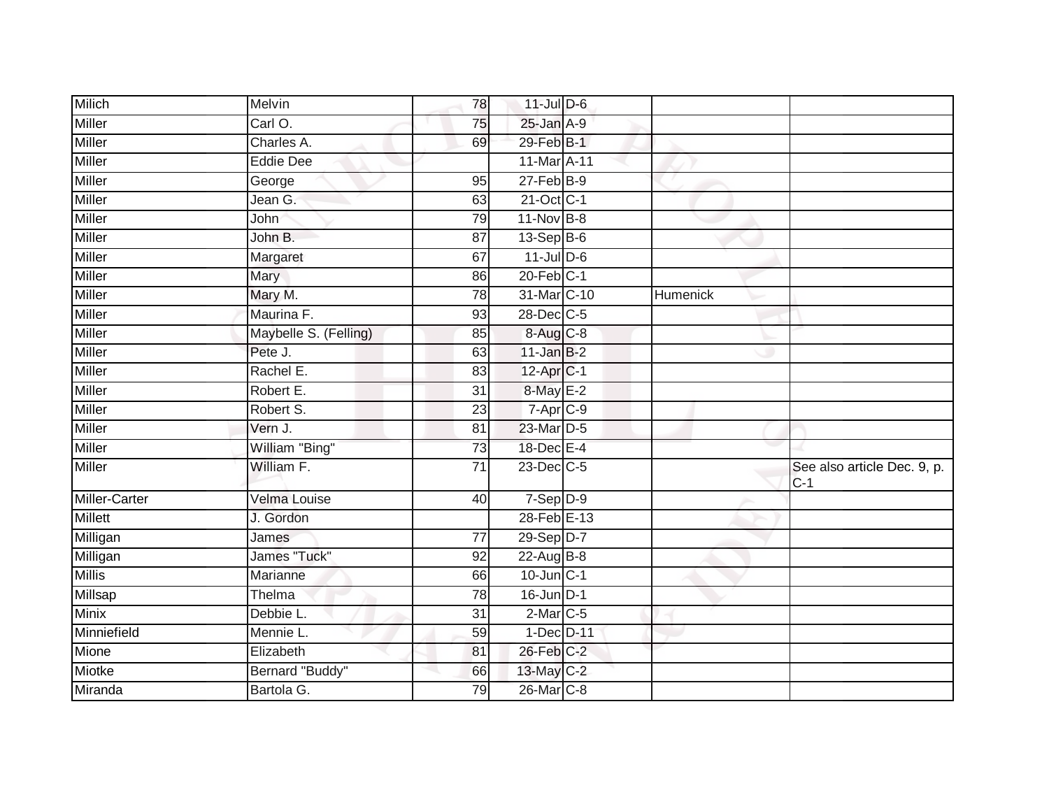| | | | | | | |
|---|---|---|---|---|---|---|
| Milich | Melvin | 78 | 11-Jul | D-6 | | |
| Miller | Carl O. | 75 | 25-Jan | A-9 | | |
| Miller | Charles A. | 69 | 29-Feb | B-1 | | |
| Miller | Eddie Dee | | 11-Mar | A-11 | | |
| Miller | George | 95 | 27-Feb | B-9 | | |
| Miller | Jean G. | 63 | 21-Oct | C-1 | | |
| Miller | John | 79 | 11-Nov | B-8 | | |
| Miller | John B. | 87 | 13-Sep | B-6 | | |
| Miller | Margaret | 67 | 11-Jul | D-6 | | |
| Miller | Mary | 86 | 20-Feb | C-1 | | |
| Miller | Mary M. | 78 | 31-Mar | C-10 | Humenick | |
| Miller | Maurina F. | 93 | 28-Dec | C-5 | | |
| Miller | Maybelle S. (Felling) | 85 | 8-Aug | C-8 | | |
| Miller | Pete J. | 63 | 11-Jan | B-2 | | |
| Miller | Rachel E. | 83 | 12-Apr | C-1 | | |
| Miller | Robert E. | 31 | 8-May | E-2 | | |
| Miller | Robert S. | 23 | 7-Apr | C-9 | | |
| Miller | Vern J. | 81 | 23-Mar | D-5 | | |
| Miller | William "Bing" | 73 | 18-Dec | E-4 | | |
| Miller | William F. | 71 | 23-Dec | C-5 | | See also article Dec. 9, p. C-1 |
| Miller-Carter | Velma Louise | 40 | 7-Sep | D-9 | | |
| Millett | J. Gordon | | 28-Feb | E-13 | | |
| Milligan | James | 77 | 29-Sep | D-7 | | |
| Milligan | James "Tuck" | 92 | 22-Aug | B-8 | | |
| Millis | Marianne | 66 | 10-Jun | C-1 | | |
| Millsap | Thelma | 78 | 16-Jun | D-1 | | |
| Minix | Debbie L. | 31 | 2-Mar | C-5 | | |
| Minniefield | Mennie L. | 59 | 1-Dec | D-11 | | |
| Mione | Elizabeth | 81 | 26-Feb | C-2 | | |
| Miotke | Bernard "Buddy" | 66 | 13-May | C-2 | | |
| Miranda | Bartola G. | 79 | 26-Mar | C-8 | | |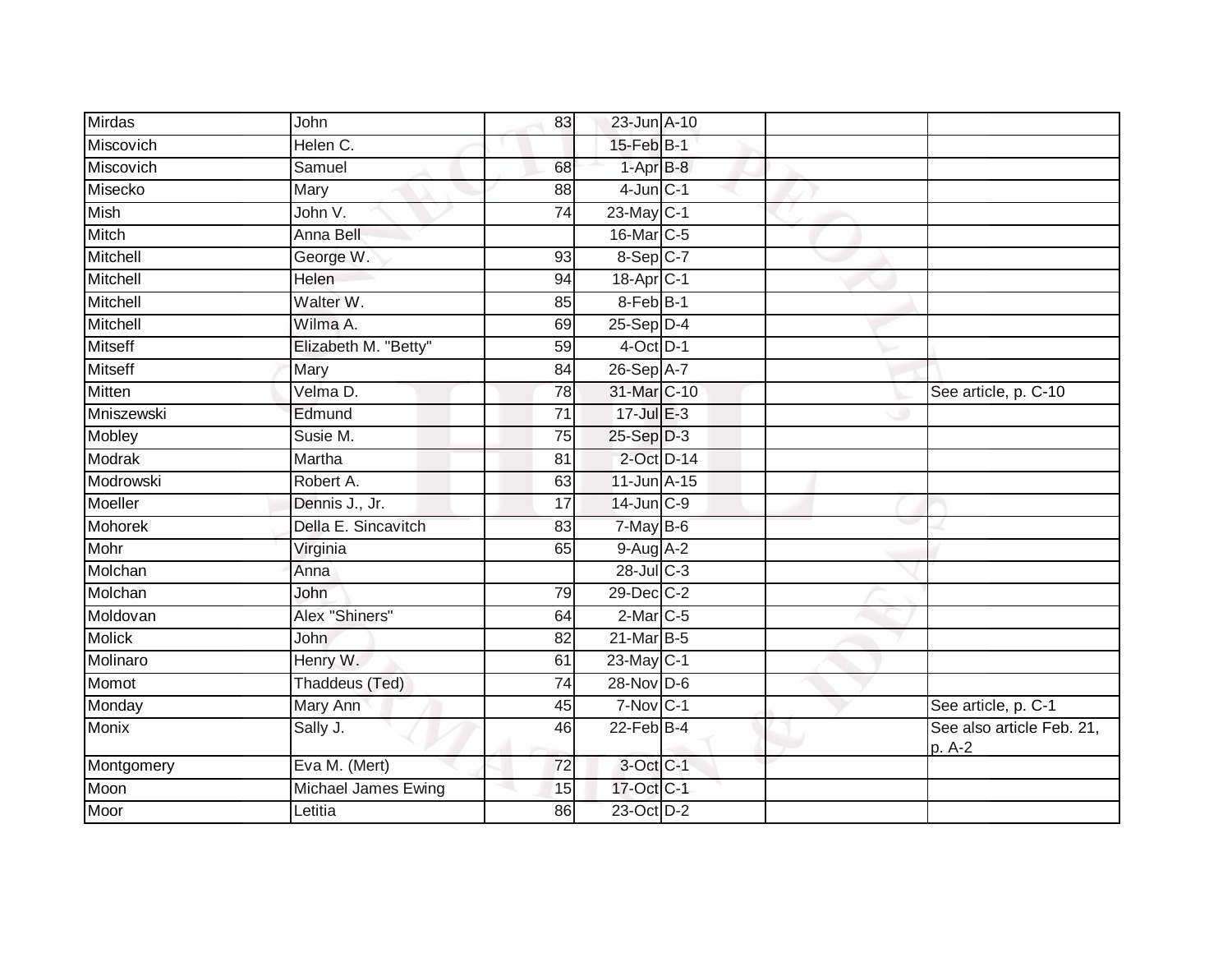| | | | | | | |
|---|---|---|---|---|---|---|
| Mirdas | John | 83 | 23-Jun | A-10 | | |
| Miscovich | Helen C. | | 15-Feb | B-1 | | |
| Miscovich | Samuel | 68 | 1-Apr | B-8 | | |
| Misecko | Mary | 88 | 4-Jun | C-1 | | |
| Mish | John V. | 74 | 23-May | C-1 | | |
| Mitch | Anna Bell | | 16-Mar | C-5 | | |
| Mitchell | George W. | 93 | 8-Sep | C-7 | | |
| Mitchell | Helen | 94 | 18-Apr | C-1 | | |
| Mitchell | Walter W. | 85 | 8-Feb | B-1 | | |
| Mitchell | Wilma A. | 69 | 25-Sep | D-4 | | |
| Mitseff | Elizabeth M. "Betty" | 59 | 4-Oct | D-1 | | |
| Mitseff | Mary | 84 | 26-Sep | A-7 | | |
| Mitten | Velma D. | 78 | 31-Mar | C-10 | | See article, p. C-10 |
| Mniszewski | Edmund | 71 | 17-Jul | E-3 | | |
| Mobley | Susie M. | 75 | 25-Sep | D-3 | | |
| Modrak | Martha | 81 | 2-Oct | D-14 | | |
| Modrowski | Robert A. | 63 | 11-Jun | A-15 | | |
| Moeller | Dennis J., Jr. | 17 | 14-Jun | C-9 | | |
| Mohorek | Della E. Sincavitch | 83 | 7-May | B-6 | | |
| Mohr | Virginia | 65 | 9-Aug | A-2 | | |
| Molchan | Anna | | 28-Jul | C-3 | | |
| Molchan | John | 79 | 29-Dec | C-2 | | |
| Moldovan | Alex "Shiners" | 64 | 2-Mar | C-5 | | |
| Molick | John | 82 | 21-Mar | B-5 | | |
| Molinaro | Henry W. | 61 | 23-May | C-1 | | |
| Momot | Thaddeus (Ted) | 74 | 28-Nov | D-6 | | |
| Monday | Mary Ann | 45 | 7-Nov | C-1 | | See article, p. C-1 |
| Monix | Sally J. | 46 | 22-Feb | B-4 | | See also article Feb. 21, p. A-2 |
| Montgomery | Eva M. (Mert) | 72 | 3-Oct | C-1 | | |
| Moon | Michael James Ewing | 15 | 17-Oct | C-1 | | |
| Moor | Letitia | 86 | 23-Oct | D-2 | | |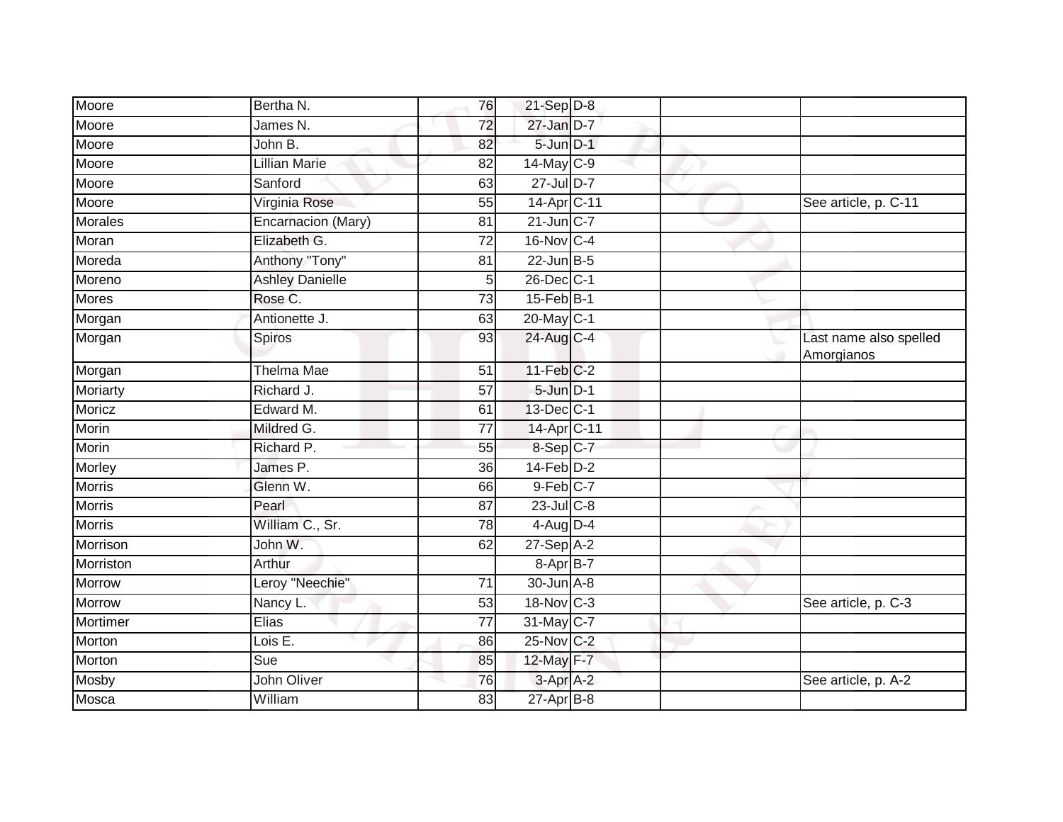| | | | | | | |
|---|---|---|---|---|---|---|
| Moore | Bertha N. | 76 | 21-Sep | D-8 | | |
| Moore | James N. | 72 | 27-Jan | D-7 | | |
| Moore | John B. | 82 | 5-Jun | D-1 | | |
| Moore | Lillian Marie | 82 | 14-May | C-9 | | |
| Moore | Sanford | 63 | 27-Jul | D-7 | | |
| Moore | Virginia Rose | 55 | 14-Apr | C-11 | | See article, p. C-11 |
| Morales | Encarnacion (Mary) | 81 | 21-Jun | C-7 | | |
| Moran | Elizabeth G. | 72 | 16-Nov | C-4 | | |
| Moreda | Anthony "Tony" | 81 | 22-Jun | B-5 | | |
| Moreno | Ashley Danielle | 5 | 26-Dec | C-1 | | |
| Mores | Rose C. | 73 | 15-Feb | B-1 | | |
| Morgan | Antionette J. | 63 | 20-May | C-1 | | |
| Morgan | Spiros | 93 | 24-Aug | C-4 | | Last name also spelled Amorgianos |
| Morgan | Thelma Mae | 51 | 11-Feb | C-2 | | |
| Moriarty | Richard J. | 57 | 5-Jun | D-1 | | |
| Moricz | Edward M. | 61 | 13-Dec | C-1 | | |
| Morin | Mildred G. | 77 | 14-Apr | C-11 | | |
| Morin | Richard P. | 55 | 8-Sep | C-7 | | |
| Morley | James P. | 36 | 14-Feb | D-2 | | |
| Morris | Glenn W. | 66 | 9-Feb | C-7 | | |
| Morris | Pearl | 87 | 23-Jul | C-8 | | |
| Morris | William C., Sr. | 78 | 4-Aug | D-4 | | |
| Morrison | John W. | 62 | 27-Sep | A-2 | | |
| Morriston | Arthur | | 8-Apr | B-7 | | |
| Morrow | Leroy "Neechie" | 71 | 30-Jun | A-8 | | |
| Morrow | Nancy L. | 53 | 18-Nov | C-3 | | See article, p. C-3 |
| Mortimer | Elias | 77 | 31-May | C-7 | | |
| Morton | Lois E. | 86 | 25-Nov | C-2 | | |
| Morton | Sue | 85 | 12-May | F-7 | | |
| Mosby | John Oliver | 76 | 3-Apr | A-2 | | See article, p. A-2 |
| Mosca | William | 83 | 27-Apr | B-8 | | |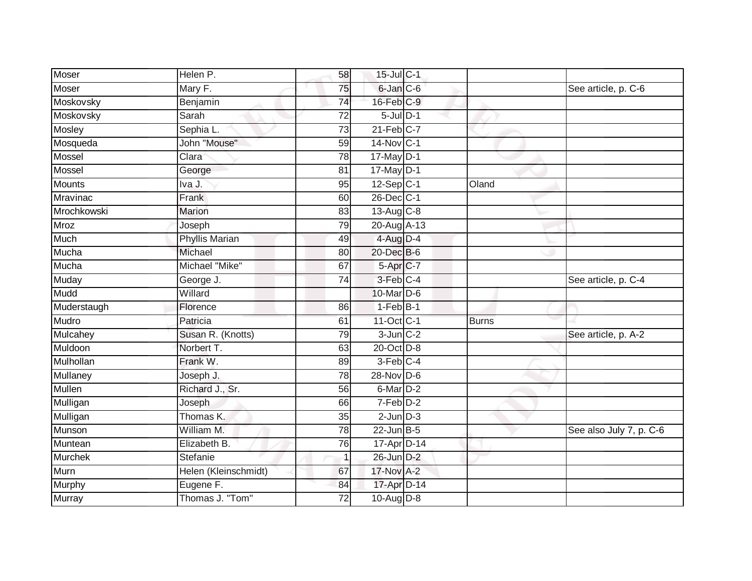| | | | | | | |
|---|---|---|---|---|---|---|
| Moser | Helen P. | 58 | 15-Jul | C-1 | | |
| Moser | Mary F. | 75 | 6-Jan | C-6 | | See article, p. C-6 |
| Moskovsky | Benjamin | 74 | 16-Feb | C-9 | | |
| Moskovsky | Sarah | 72 | 5-Jul | D-1 | | |
| Mosley | Sephia L. | 73 | 21-Feb | C-7 | | |
| Mosqueda | John "Mouse" | 59 | 14-Nov | C-1 | | |
| Mossel | Clara | 78 | 17-May | D-1 | | |
| Mossel | George | 81 | 17-May | D-1 | | |
| Mounts | Iva J. | 95 | 12-Sep | C-1 | Oland | |
| Mravinac | Frank | 60 | 26-Dec | C-1 | | |
| Mrochkowski | Marion | 83 | 13-Aug | C-8 | | |
| Mroz | Joseph | 79 | 20-Aug | A-13 | | |
| Much | Phyllis Marian | 49 | 4-Aug | D-4 | | |
| Mucha | Michael | 80 | 20-Dec | B-6 | | |
| Mucha | Michael "Mike" | 67 | 5-Apr | C-7 | | |
| Muday | George J. | 74 | 3-Feb | C-4 | | See article, p. C-4 |
| Mudd | Willard | | 10-Mar | D-6 | | |
| Muderstaugh | Florence | 86 | 1-Feb | B-1 | | |
| Mudro | Patricia | 61 | 11-Oct | C-1 | Burns | |
| Mulcahey | Susan R. (Knotts) | 79 | 3-Jun | C-2 | | See article, p. A-2 |
| Muldoon | Norbert T. | 63 | 20-Oct | D-8 | | |
| Mulhollan | Frank W. | 89 | 3-Feb | C-4 | | |
| Mullaney | Joseph J. | 78 | 28-Nov | D-6 | | |
| Mullen | Richard J., Sr. | 56 | 6-Mar | D-2 | | |
| Mulligan | Joseph | 66 | 7-Feb | D-2 | | |
| Mulligan | Thomas K. | 35 | 2-Jun | D-3 | | |
| Munson | William M. | 78 | 22-Jun | B-5 | | See also July 7, p. C-6 |
| Muntean | Elizabeth B. | 76 | 17-Apr | D-14 | | |
| Murchek | Stefanie | 1 | 26-Jun | D-2 | | |
| Murn | Helen (Kleinschmidt) | 67 | 17-Nov | A-2 | | |
| Murphy | Eugene F. | 84 | 17-Apr | D-14 | | |
| Murray | Thomas J. "Tom" | 72 | 10-Aug | D-8 | | |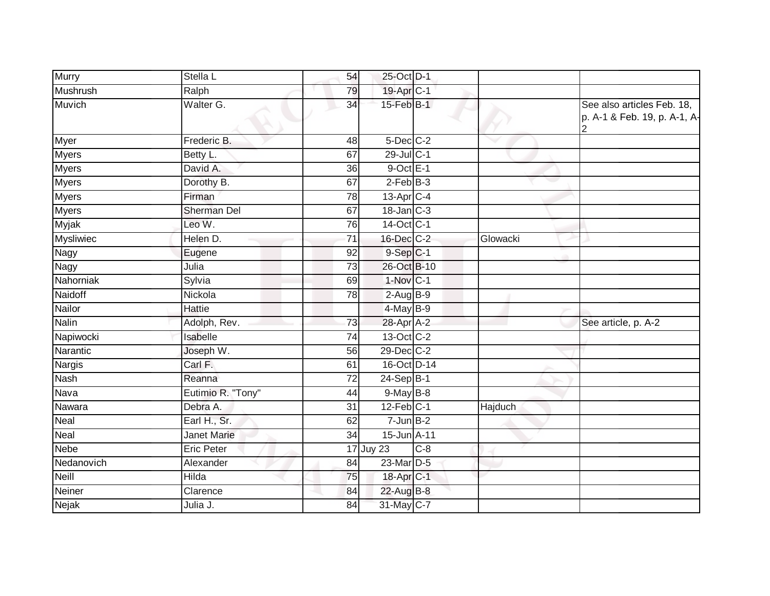| Murry | Stella L | 54 | 25-Oct | D-1 | | |
|---|---|---|---|---|---|---|
| Mushrush | Ralph | 79 | 19-Apr | C-1 | | |
| Muvich | Walter G. | 34 | 15-Feb | B-1 | | See also articles Feb. 18, p. A-1 & Feb. 19, p. A-1, A-2 |
| Myer | Frederic B. | 48 | 5-Dec | C-2 | | |
| Myers | Betty L. | 67 | 29-Jul | C-1 | | |
| Myers | David A. | 36 | 9-Oct | E-1 | | |
| Myers | Dorothy B. | 67 | 2-Feb | B-3 | | |
| Myers | Firman | 78 | 13-Apr | C-4 | | |
| Myers | Sherman Del | 67 | 18-Jan | C-3 | | |
| Myjak | Leo W. | 76 | 14-Oct | C-1 | | |
| Mysliwiec | Helen D. | 71 | 16-Dec | C-2 | Glowacki | |
| Nagy | Eugene | 92 | 9-Sep | C-1 | | |
| Nagy | Julia | 73 | 26-Oct | B-10 | | |
| Nahorniak | Sylvia | 69 | 1-Nov | C-1 | | |
| Naidoff | Nickola | 78 | 2-Aug | B-9 | | |
| Nailor | Hattie | | 4-May | B-9 | | |
| Nalin | Adolph, Rev. | 73 | 28-Apr | A-2 | | See article, p. A-2 |
| Napiwocki | Isabelle | 74 | 13-Oct | C-2 | | |
| Narantic | Joseph W. | 56 | 29-Dec | C-2 | | |
| Nargis | Carl F. | 61 | 16-Oct | D-14 | | |
| Nash | Reanna | 72 | 24-Sep | B-1 | | |
| Nava | Eutimio R. "Tony" | 44 | 9-May | B-8 | | |
| Nawara | Debra A. | 31 | 12-Feb | C-1 | Hajduch | |
| Neal | Earl H., Sr. | 62 | 7-Jun | B-2 | | |
| Neal | Janet Marie | 34 | 15-Jun | A-11 | | |
| Nebe | Eric Peter | 17 | Juy 23 | C-8 | | |
| Nedanovich | Alexander | 84 | 23-Mar | D-5 | | |
| Neill | Hilda | 75 | 18-Apr | C-1 | | |
| Neiner | Clarence | 84 | 22-Aug | B-8 | | |
| Nejak | Julia J. | 84 | 31-May | C-7 | | |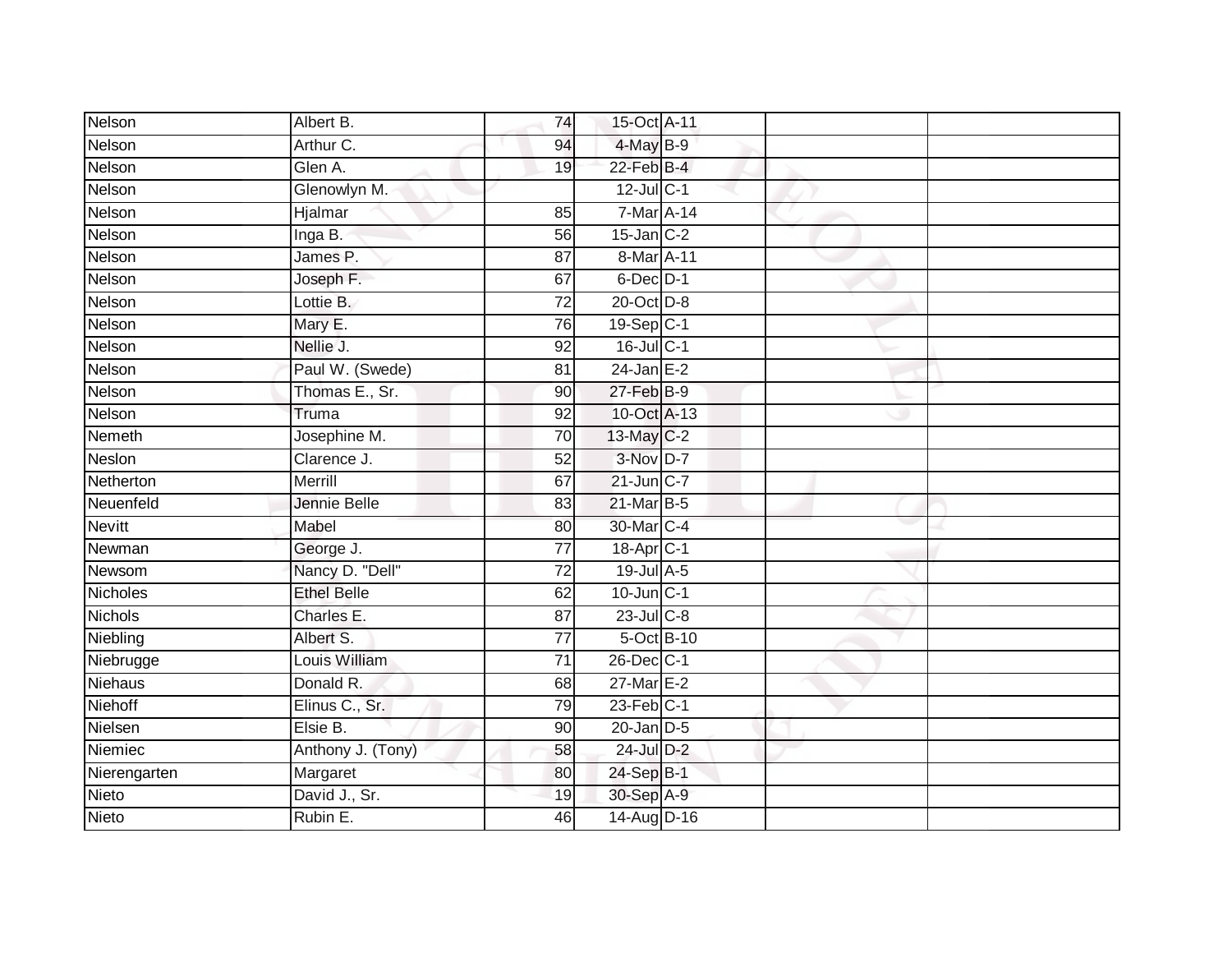| | | | | | | |
|---|---|---|---|---|---|---|
| Nelson | Albert B. | 74 | 15-Oct | A-11 | | |
| Nelson | Arthur C. | 94 | 4-May | B-9 | | |
| Nelson | Glen A. | 19 | 22-Feb | B-4 | | |
| Nelson | Glenowlyn M. | | 12-Jul | C-1 | | |
| Nelson | Hjalmar | 85 | 7-Mar | A-14 | | |
| Nelson | Inga B. | 56 | 15-Jan | C-2 | | |
| Nelson | James P. | 87 | 8-Mar | A-11 | | |
| Nelson | Joseph F. | 67 | 6-Dec | D-1 | | |
| Nelson | Lottie B. | 72 | 20-Oct | D-8 | | |
| Nelson | Mary E. | 76 | 19-Sep | C-1 | | |
| Nelson | Nellie J. | 92 | 16-Jul | C-1 | | |
| Nelson | Paul W. (Swede) | 81 | 24-Jan | E-2 | | |
| Nelson | Thomas E., Sr. | 90 | 27-Feb | B-9 | | |
| Nelson | Truma | 92 | 10-Oct | A-13 | | |
| Nemeth | Josephine M. | 70 | 13-May | C-2 | | |
| Neslon | Clarence J. | 52 | 3-Nov | D-7 | | |
| Netherton | Merrill | 67 | 21-Jun | C-7 | | |
| Neuenfeld | Jennie Belle | 83 | 21-Mar | B-5 | | |
| Nevitt | Mabel | 80 | 30-Mar | C-4 | | |
| Newman | George J. | 77 | 18-Apr | C-1 | | |
| Newsom | Nancy D. "Dell" | 72 | 19-Jul | A-5 | | |
| Nicholes | Ethel Belle | 62 | 10-Jun | C-1 | | |
| Nichols | Charles E. | 87 | 23-Jul | C-8 | | |
| Niebling | Albert S. | 77 | 5-Oct | B-10 | | |
| Niebrugge | Louis William | 71 | 26-Dec | C-1 | | |
| Niehaus | Donald R. | 68 | 27-Mar | E-2 | | |
| Niehoff | Elinus C., Sr. | 79 | 23-Feb | C-1 | | |
| Nielsen | Elsie B. | 90 | 20-Jan | D-5 | | |
| Niemiec | Anthony J. (Tony) | 58 | 24-Jul | D-2 | | |
| Nierengarten | Margaret | 80 | 24-Sep | B-1 | | |
| Nieto | David J., Sr. | 19 | 30-Sep | A-9 | | |
| Nieto | Rubin E. | 46 | 14-Aug | D-16 | | |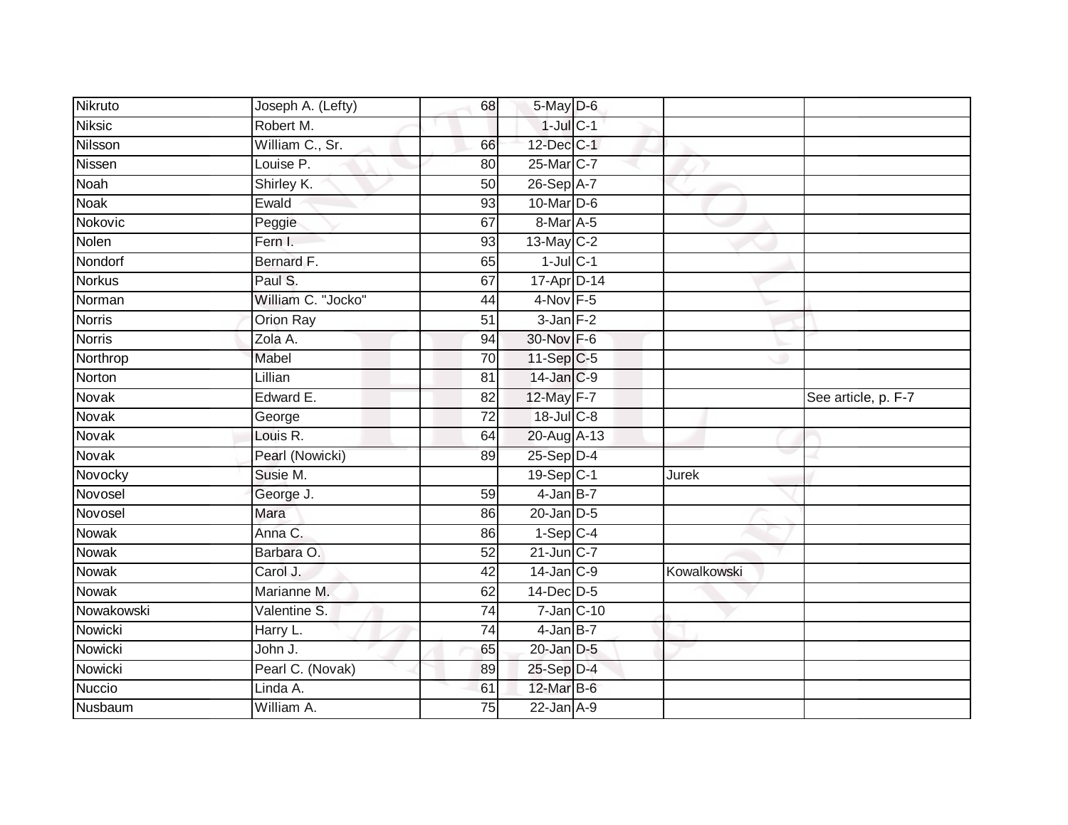| | | | | | | |
|---|---|---|---|---|---|---|
| Nikruto | Joseph A. (Lefty) | 68 | 5-May | D-6 | | |
| Niksic | Robert M. | | 1-Jul | C-1 | | |
| Nilsson | William C., Sr. | 66 | 12-Dec | C-1 | | |
| Nissen | Louise P. | 80 | 25-Mar | C-7 | | |
| Noah | Shirley K. | 50 | 26-Sep | A-7 | | |
| Noak | Ewald | 93 | 10-Mar | D-6 | | |
| Nokovic | Peggie | 67 | 8-Mar | A-5 | | |
| Nolen | Fern I. | 93 | 13-May | C-2 | | |
| Nondorf | Bernard F. | 65 | 1-Jul | C-1 | | |
| Norkus | Paul S. | 67 | 17-Apr | D-14 | | |
| Norman | William C. "Jocko" | 44 | 4-Nov | F-5 | | |
| Norris | Orion Ray | 51 | 3-Jan | F-2 | | |
| Norris | Zola A. | 94 | 30-Nov | F-6 | | |
| Northrop | Mabel | 70 | 11-Sep | C-5 | | |
| Norton | Lillian | 81 | 14-Jan | C-9 | | |
| Novak | Edward E. | 82 | 12-May | F-7 | | See article, p. F-7 |
| Novak | George | 72 | 18-Jul | C-8 | | |
| Novak | Louis R. | 64 | 20-Aug | A-13 | | |
| Novak | Pearl (Nowicki) | 89 | 25-Sep | D-4 | | |
| Novocky | Susie M. | | 19-Sep | C-1 | Jurek | |
| Novosel | George J. | 59 | 4-Jan | B-7 | | |
| Novosel | Mara | 86 | 20-Jan | D-5 | | |
| Nowak | Anna C. | 86 | 1-Sep | C-4 | | |
| Nowak | Barbara O. | 52 | 21-Jun | C-7 | | |
| Nowak | Carol J. | 42 | 14-Jan | C-9 | Kowalkowski | |
| Nowak | Marianne M. | 62 | 14-Dec | D-5 | | |
| Nowakowski | Valentine S. | 74 | 7-Jan | C-10 | | |
| Nowicki | Harry L. | 74 | 4-Jan | B-7 | | |
| Nowicki | John J. | 65 | 20-Jan | D-5 | | |
| Nowicki | Pearl C. (Novak) | 89 | 25-Sep | D-4 | | |
| Nuccio | Linda A. | 61 | 12-Mar | B-6 | | |
| Nusbaum | William A. | 75 | 22-Jan | A-9 | | |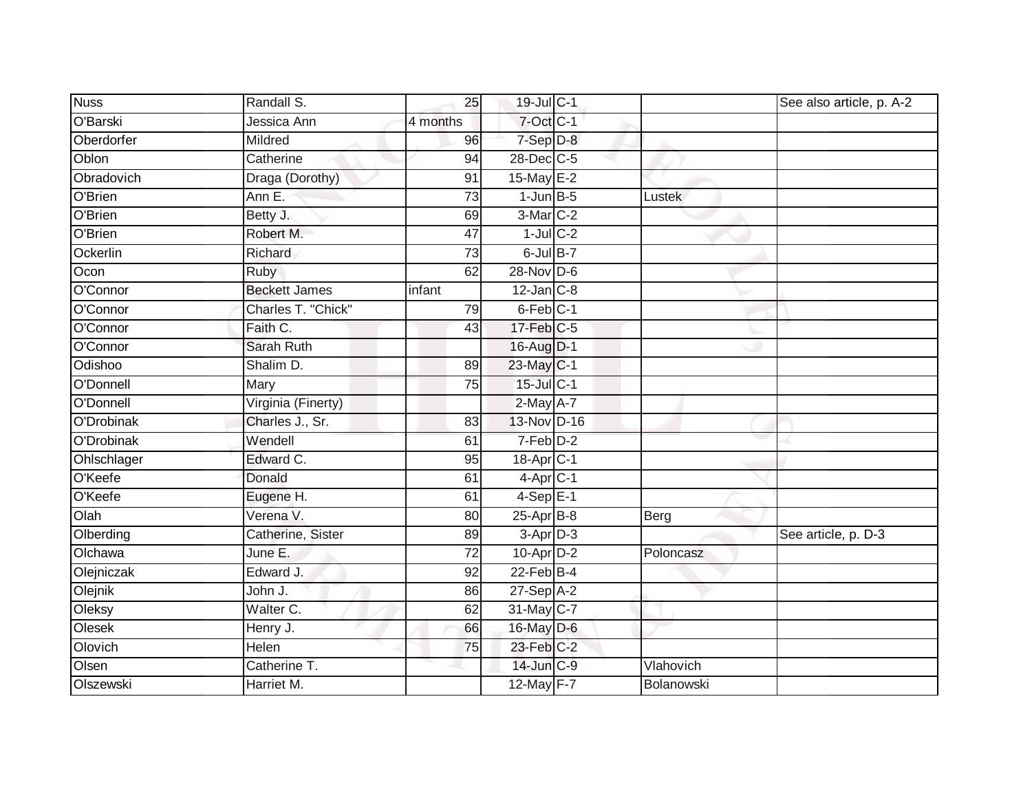| | | | | | | |
|---|---|---|---|---|---|---|
| Nuss | Randall S. | 25 | 19-Jul | C-1 | | See also article, p. A-2 |
| O'Barski | Jessica Ann | 4 months | 7-Oct | C-1 | | |
| Oberdorfer | Mildred | 96 | 7-Sep | D-8 | | |
| Oblon | Catherine | 94 | 28-Dec | C-5 | | |
| Obradovich | Draga (Dorothy) | 91 | 15-May | E-2 | | |
| O'Brien | Ann E. | 73 | 1-Jun | B-5 | Lustek | |
| O'Brien | Betty J. | 69 | 3-Mar | C-2 | | |
| O'Brien | Robert M. | 47 | 1-Jul | C-2 | | |
| Ockerlin | Richard | 73 | 6-Jul | B-7 | | |
| Ocon | Ruby | 62 | 28-Nov | D-6 | | |
| O'Connor | Beckett James | infant | 12-Jan | C-8 | | |
| O'Connor | Charles T. "Chick" | 79 | 6-Feb | C-1 | | |
| O'Connor | Faith C. | 43 | 17-Feb | C-5 | | |
| O'Connor | Sarah Ruth | | 16-Aug | D-1 | | |
| Odishoo | Shalim D. | 89 | 23-May | C-1 | | |
| O'Donnell | Mary | 75 | 15-Jul | C-1 | | |
| O'Donnell | Virginia (Finerty) | | 2-May | A-7 | | |
| O'Drobinak | Charles J., Sr. | 83 | 13-Nov | D-16 | | |
| O'Drobinak | Wendell | 61 | 7-Feb | D-2 | | |
| Ohlschlager | Edward C. | 95 | 18-Apr | C-1 | | |
| O'Keefe | Donald | 61 | 4-Apr | C-1 | | |
| O'Keefe | Eugene H. | 61 | 4-Sep | E-1 | | |
| Olah | Verena V. | 80 | 25-Apr | B-8 | Berg | |
| Olberding | Catherine, Sister | 89 | 3-Apr | D-3 | | See article, p. D-3 |
| Olchawa | June E. | 72 | 10-Apr | D-2 | Poloncasz | |
| Olejniczak | Edward J. | 92 | 22-Feb | B-4 | | |
| Olejnik | John J. | 86 | 27-Sep | A-2 | | |
| Oleksy | Walter C. | 62 | 31-May | C-7 | | |
| Olesek | Henry J. | 66 | 16-May | D-6 | | |
| Olovich | Helen | 75 | 23-Feb | C-2 | | |
| Olsen | Catherine T. | | 14-Jun | C-9 | Vlahovich | |
| Olszewski | Harriet M. | | 12-May | F-7 | Bolanowski | |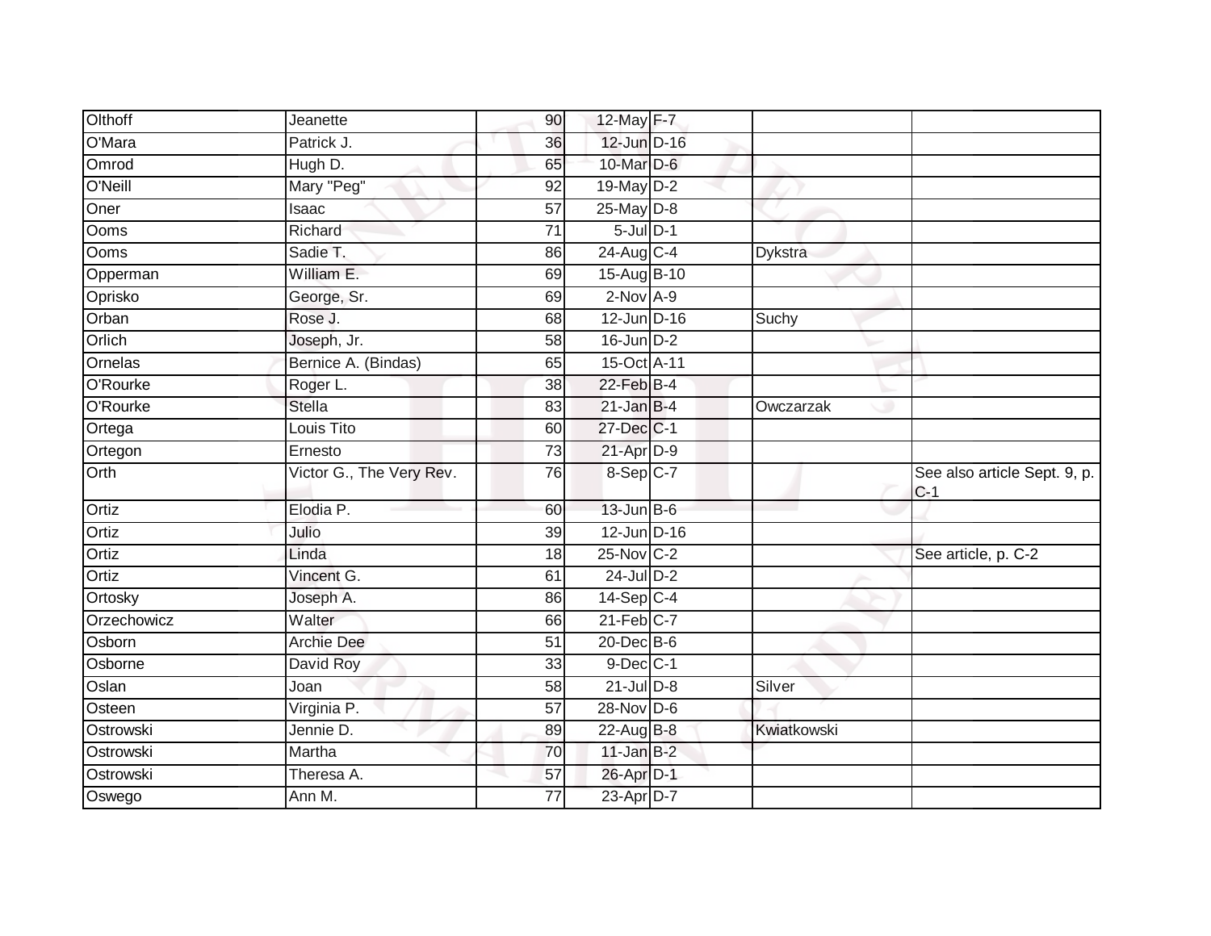| | | | | | | |
|---|---|---|---|---|---|---|
| Olthoff | Jeanette | 90 | 12-May | F-7 | | |
| O'Mara | Patrick J. | 36 | 12-Jun | D-16 | | |
| Omrod | Hugh D. | 65 | 10-Mar | D-6 | | |
| O'Neill | Mary "Peg" | 92 | 19-May | D-2 | | |
| Oner | Isaac | 57 | 25-May | D-8 | | |
| Ooms | Richard | 71 | 5-Jul | D-1 | | |
| Ooms | Sadie T. | 86 | 24-Aug | C-4 | Dykstra | |
| Opperman | William E. | 69 | 15-Aug | B-10 | | |
| Oprisko | George, Sr. | 69 | 2-Nov | A-9 | | |
| Orban | Rose J. | 68 | 12-Jun | D-16 | Suchy | |
| Orlich | Joseph, Jr. | 58 | 16-Jun | D-2 | | |
| Ornelas | Bernice A. (Bindas) | 65 | 15-Oct | A-11 | | |
| O'Rourke | Roger L. | 38 | 22-Feb | B-4 | | |
| O'Rourke | Stella | 83 | 21-Jan | B-4 | Owczarzak | |
| Ortega | Louis Tito | 60 | 27-Dec | C-1 | | |
| Ortegon | Ernesto | 73 | 21-Apr | D-9 | | |
| Orth | Victor G., The Very Rev. | 76 | 8-Sep | C-7 | | See also article Sept. 9, p. C-1 |
| Ortiz | Elodia P. | 60 | 13-Jun | B-6 | | |
| Ortiz | Julio | 39 | 12-Jun | D-16 | | |
| Ortiz | Linda | 18 | 25-Nov | C-2 | | See article, p. C-2 |
| Ortiz | Vincent G. | 61 | 24-Jul | D-2 | | |
| Ortosky | Joseph A. | 86 | 14-Sep | C-4 | | |
| Orzechowicz | Walter | 66 | 21-Feb | C-7 | | |
| Osborn | Archie Dee | 51 | 20-Dec | B-6 | | |
| Osborne | David Roy | 33 | 9-Dec | C-1 | | |
| Oslan | Joan | 58 | 21-Jul | D-8 | Silver | |
| Osteen | Virginia P. | 57 | 28-Nov | D-6 | | |
| Ostrowski | Jennie D. | 89 | 22-Aug | B-8 | Kwiatkowski | |
| Ostrowski | Martha | 70 | 11-Jan | B-2 | | |
| Ostrowski | Theresa A. | 57 | 26-Apr | D-1 | | |
| Oswego | Ann M. | 77 | 23-Apr | D-7 | | |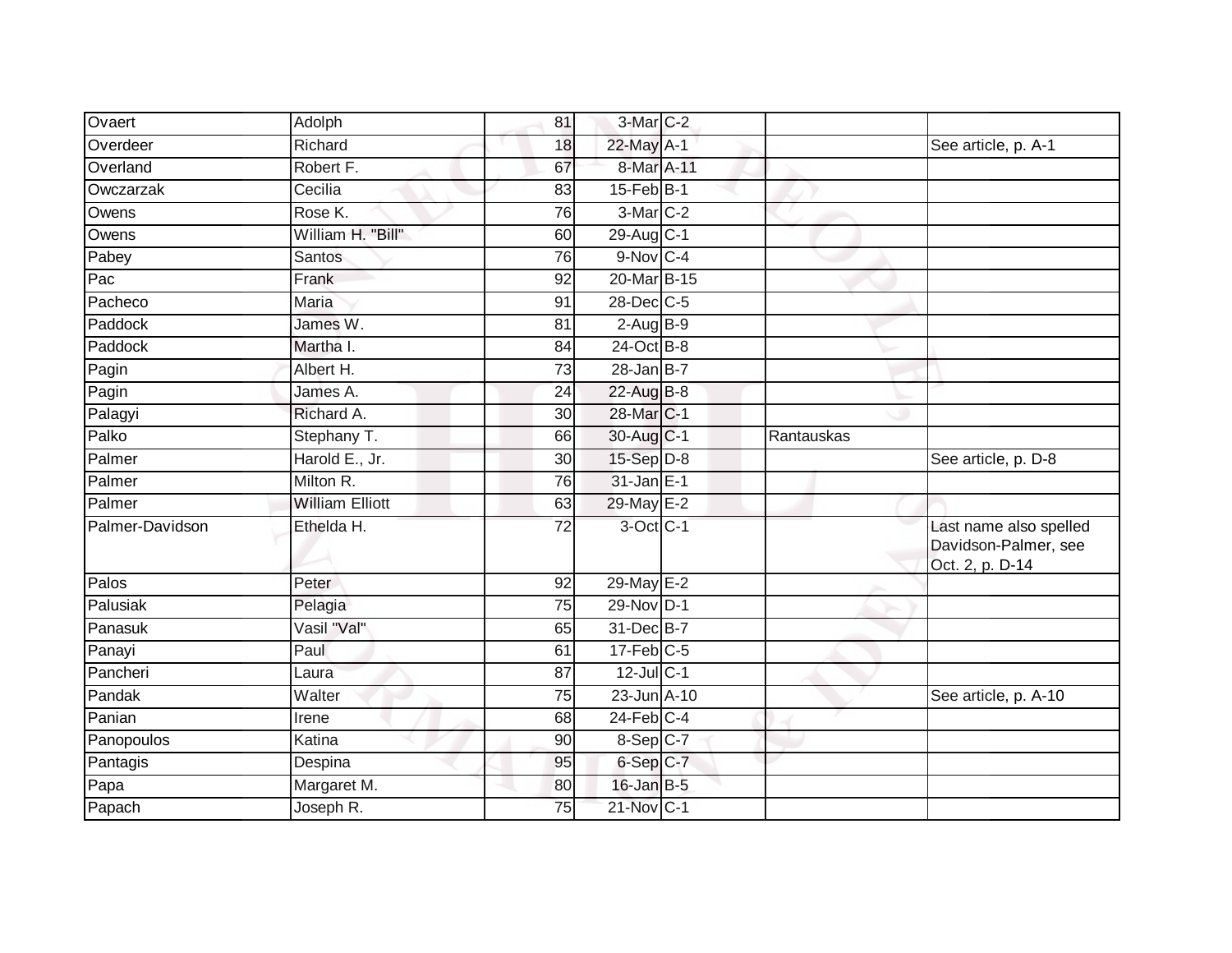| | | | | | | |
|---|---|---|---|---|---|---|
| Ovaert | Adolph | 81 | 3-Mar | C-2 | | |
| Overdeer | Richard | 18 | 22-May | A-1 | | See article, p. A-1 |
| Overland | Robert F. | 67 | 8-Mar | A-11 | | |
| Owczarzak | Cecilia | 83 | 15-Feb | B-1 | | |
| Owens | Rose K. | 76 | 3-Mar | C-2 | | |
| Owens | William H. "Bill" | 60 | 29-Aug | C-1 | | |
| Pabey | Santos | 76 | 9-Nov | C-4 | | |
| Pac | Frank | 92 | 20-Mar | B-15 | | |
| Pacheco | Maria | 91 | 28-Dec | C-5 | | |
| Paddock | James W. | 81 | 2-Aug | B-9 | | |
| Paddock | Martha I. | 84 | 24-Oct | B-8 | | |
| Pagin | Albert H. | 73 | 28-Jan | B-7 | | |
| Pagin | James A. | 24 | 22-Aug | B-8 | | |
| Palagyi | Richard A. | 30 | 28-Mar | C-1 | | |
| Palko | Stephany T. | 66 | 30-Aug | C-1 | Rantauskas | |
| Palmer | Harold E., Jr. | 30 | 15-Sep | D-8 | | See article, p. D-8 |
| Palmer | Milton R. | 76 | 31-Jan | E-1 | | |
| Palmer | William Elliott | 63 | 29-May | E-2 | | |
| Palmer-Davidson | Ethelda H. | 72 | 3-Oct | C-1 | | Last name also spelled Davidson-Palmer, see Oct. 2, p. D-14 |
| Palos | Peter | 92 | 29-May | E-2 | | |
| Palusiak | Pelagia | 75 | 29-Nov | D-1 | | |
| Panasuk | Vasil "Val" | 65 | 31-Dec | B-7 | | |
| Panayi | Paul | 61 | 17-Feb | C-5 | | |
| Pancheri | Laura | 87 | 12-Jul | C-1 | | |
| Pandak | Walter | 75 | 23-Jun | A-10 | | See article, p. A-10 |
| Panian | Irene | 68 | 24-Feb | C-4 | | |
| Panopoulos | Katina | 90 | 8-Sep | C-7 | | |
| Pantagis | Despina | 95 | 6-Sep | C-7 | | |
| Papa | Margaret M. | 80 | 16-Jan | B-5 | | |
| Papach | Joseph R. | 75 | 21-Nov | C-1 | | |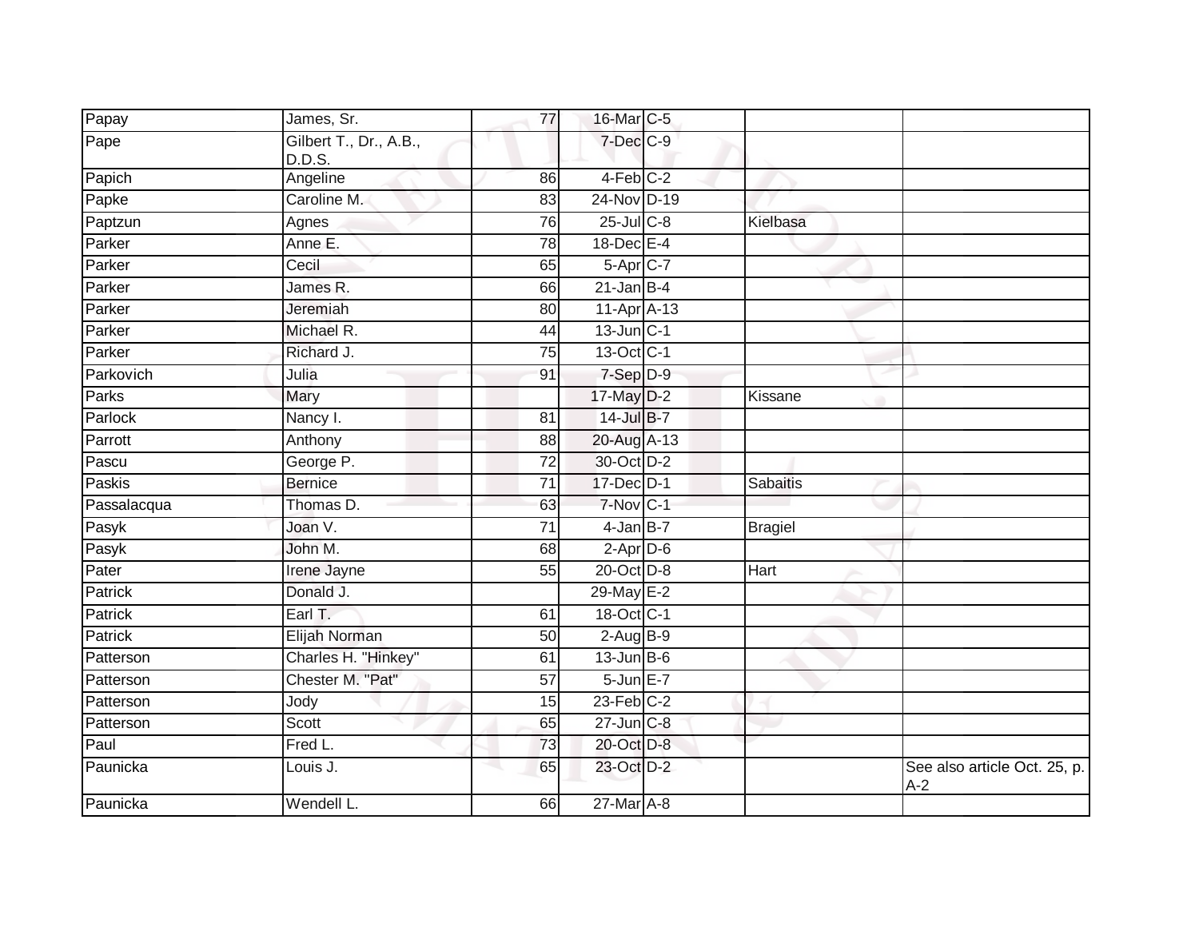| | | | | | | |
|---|---|---|---|---|---|---|
| Papay | James, Sr. | 77 | 16-Mar | C-5 | | |
| Pape | Gilbert T., Dr., A.B., D.D.S. | | 7-Dec | C-9 | | |
| Papich | Angeline | 86 | 4-Feb | C-2 | | |
| Papke | Caroline M. | 83 | 24-Nov | D-19 | | |
| Paptzun | Agnes | 76 | 25-Jul | C-8 | Kielbasa | |
| Parker | Anne E. | 78 | 18-Dec | E-4 | | |
| Parker | Cecil | 65 | 5-Apr | C-7 | | |
| Parker | James R. | 66 | 21-Jan | B-4 | | |
| Parker | Jeremiah | 80 | 11-Apr | A-13 | | |
| Parker | Michael R. | 44 | 13-Jun | C-1 | | |
| Parker | Richard J. | 75 | 13-Oct | C-1 | | |
| Parkovich | Julia | 91 | 7-Sep | D-9 | | |
| Parks | Mary | | 17-May | D-2 | Kissane | |
| Parlock | Nancy I. | 81 | 14-Jul | B-7 | | |
| Parrott | Anthony | 88 | 20-Aug | A-13 | | |
| Pascu | George P. | 72 | 30-Oct | D-2 | | |
| Paskis | Bernice | 71 | 17-Dec | D-1 | Sabaitis | |
| Passalacqua | Thomas D. | 63 | 7-Nov | C-1 | | |
| Pasyk | Joan V. | 71 | 4-Jan | B-7 | Bragiel | |
| Pasyk | John M. | 68 | 2-Apr | D-6 | | |
| Pater | Irene Jayne | 55 | 20-Oct | D-8 | Hart | |
| Patrick | Donald J. | | 29-May | E-2 | | |
| Patrick | Earl T. | 61 | 18-Oct | C-1 | | |
| Patrick | Elijah Norman | 50 | 2-Aug | B-9 | | |
| Patterson | Charles H. "Hinkey" | 61 | 13-Jun | B-6 | | |
| Patterson | Chester M. "Pat" | 57 | 5-Jun | E-7 | | |
| Patterson | Jody | 15 | 23-Feb | C-2 | | |
| Patterson | Scott | 65 | 27-Jun | C-8 | | |
| Paul | Fred L. | 73 | 20-Oct | D-8 | | |
| Paunicka | Louis J. | 65 | 23-Oct | D-2 | | See also article Oct. 25, p. A-2 |
| Paunicka | Wendell L. | 66 | 27-Mar | A-8 | | |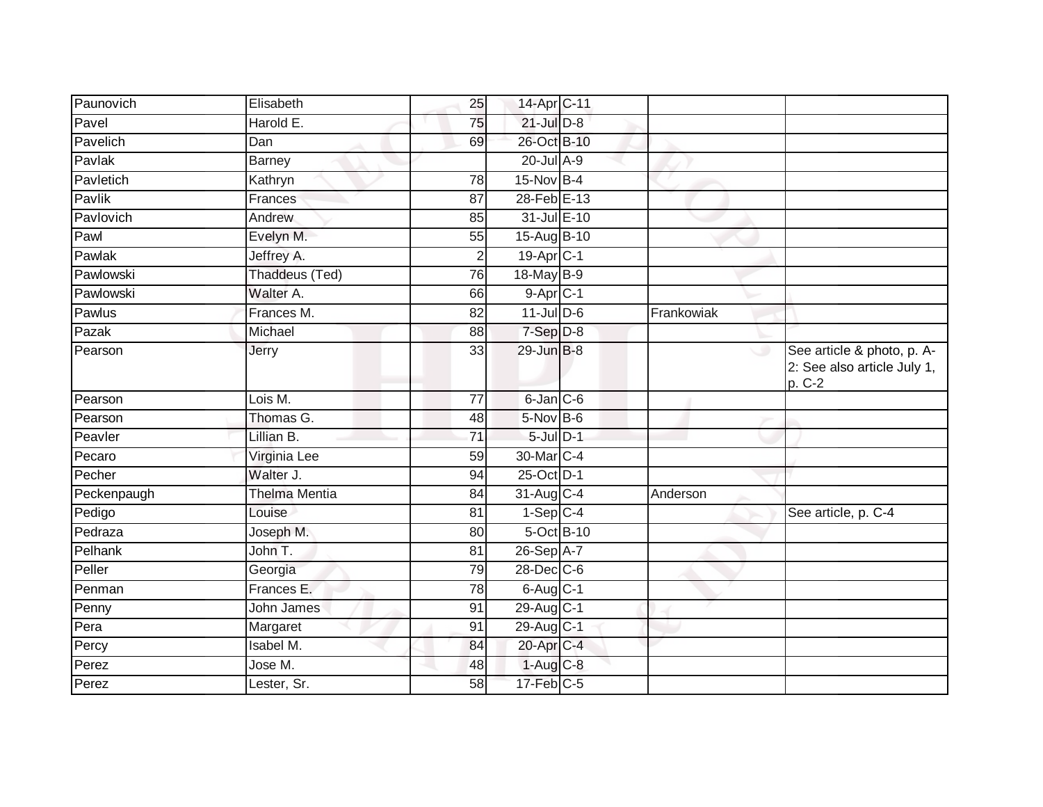| | | | | | | |
|---|---|---|---|---|---|---|
| Paunovich | Elisabeth | 25 | 14-Apr | C-11 | | |
| Pavel | Harold E. | 75 | 21-Jul | D-8 | | |
| Pavelich | Dan | 69 | 26-Oct | B-10 | | |
| Pavlak | Barney | | 20-Jul | A-9 | | |
| Pavletich | Kathryn | 78 | 15-Nov | B-4 | | |
| Pavlik | Frances | 87 | 28-Feb | E-13 | | |
| Pavlovich | Andrew | 85 | 31-Jul | E-10 | | |
| Pawl | Evelyn M. | 55 | 15-Aug | B-10 | | |
| Pawlak | Jeffrey A. | 2 | 19-Apr | C-1 | | |
| Pawlowski | Thaddeus (Ted) | 76 | 18-May | B-9 | | |
| Pawlowski | Walter A. | 66 | 9-Apr | C-1 | | |
| Pawlus | Frances M. | 82 | 11-Jul | D-6 | Frankowiak | |
| Pazak | Michael | 88 | 7-Sep | D-8 | | |
| Pearson | Jerry | 33 | 29-Jun | B-8 | | See article & photo, p. A-2: See also article July 1, p. C-2 |
| Pearson | Lois M. | 77 | 6-Jan | C-6 | | |
| Pearson | Thomas G. | 48 | 5-Nov | B-6 | | |
| Peavler | Lillian B. | 71 | 5-Jul | D-1 | | |
| Pecaro | Virginia Lee | 59 | 30-Mar | C-4 | | |
| Pecher | Walter J. | 94 | 25-Oct | D-1 | | |
| Peckenpaugh | Thelma Mentia | 84 | 31-Aug | C-4 | Anderson | |
| Pedigo | Louise | 81 | 1-Sep | C-4 | | See article, p. C-4 |
| Pedraza | Joseph M. | 80 | 5-Oct | B-10 | | |
| Pelhank | John T. | 81 | 26-Sep | A-7 | | |
| Peller | Georgia | 79 | 28-Dec | C-6 | | |
| Penman | Frances E. | 78 | 6-Aug | C-1 | | |
| Penny | John James | 91 | 29-Aug | C-1 | | |
| Pera | Margaret | 91 | 29-Aug | C-1 | | |
| Percy | Isabel M. | 84 | 20-Apr | C-4 | | |
| Perez | Jose M. | 48 | 1-Aug | C-8 | | |
| Perez | Lester, Sr. | 58 | 17-Feb | C-5 | | |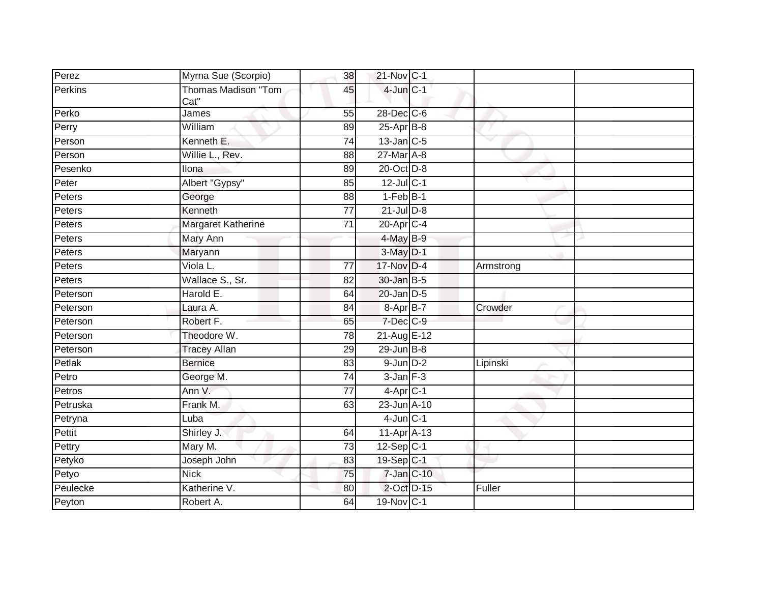| | | | | | | |
|---|---|---|---|---|---|---|
| Perez | Myrna Sue (Scorpio) | 38 | 21-Nov | C-1 | | |
| Perkins | Thomas Madison "Tom Cat" | 45 | 4-Jun | C-1 | | |
| Perko | James | 55 | 28-Dec | C-6 | | |
| Perry | William | 89 | 25-Apr | B-8 | | |
| Person | Kenneth E. | 74 | 13-Jan | C-5 | | |
| Person | Willie L., Rev. | 88 | 27-Mar | A-8 | | |
| Pesenko | Ilona | 89 | 20-Oct | D-8 | | |
| Peter | Albert "Gypsy" | 85 | 12-Jul | C-1 | | |
| Peters | George | 88 | 1-Feb | B-1 | | |
| Peters | Kenneth | 77 | 21-Jul | D-8 | | |
| Peters | Margaret Katherine | 71 | 20-Apr | C-4 | | |
| Peters | Mary Ann | | 4-May | B-9 | | |
| Peters | Maryann | | 3-May | D-1 | | |
| Peters | Viola L. | 77 | 17-Nov | D-4 | Armstrong | |
| Peters | Wallace S., Sr. | 82 | 30-Jan | B-5 | | |
| Peterson | Harold E. | 64 | 20-Jan | D-5 | | |
| Peterson | Laura A. | 84 | 8-Apr | B-7 | Crowder | |
| Peterson | Robert F. | 65 | 7-Dec | C-9 | | |
| Peterson | Theodore W. | 78 | 21-Aug | E-12 | | |
| Peterson | Tracey Allan | 29 | 29-Jun | B-8 | | |
| Petlak | Bernice | 83 | 9-Jun | D-2 | Lipinski | |
| Petro | George M. | 74 | 3-Jan | F-3 | | |
| Petros | Ann V. | 77 | 4-Apr | C-1 | | |
| Petruska | Frank M. | 63 | 23-Jun | A-10 | | |
| Petryna | Luba | | 4-Jun | C-1 | | |
| Pettit | Shirley J. | 64 | 11-Apr | A-13 | | |
| Pettry | Mary M. | 73 | 12-Sep | C-1 | | |
| Petyko | Joseph John | 83 | 19-Sep | C-1 | | |
| Petyo | Nick | 75 | 7-Jan | C-10 | | |
| Peulecke | Katherine V. | 80 | 2-Oct | D-15 | Fuller | |
| Peyton | Robert A. | 64 | 19-Nov | C-1 | | |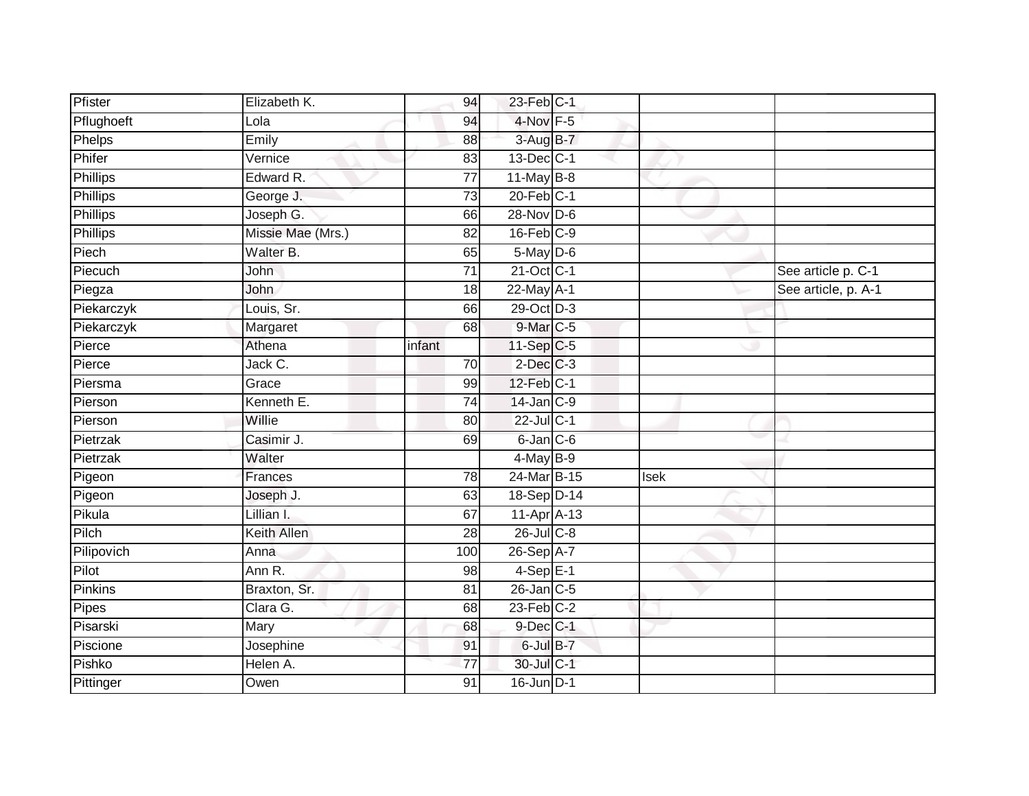| Pfister | Elizabeth K. | 94 | 23-Feb | C-1 | | |
|---|---|---|---|---|---|---|
| Pflughoeft | Lola | 94 | 4-Nov | F-5 | | |
| Phelps | Emily | 88 | 3-Aug | B-7 | | |
| Phifer | Vernice | 83 | 13-Dec | C-1 | | |
| Phillips | Edward R. | 77 | 11-May | B-8 | | |
| Phillips | George J. | 73 | 20-Feb | C-1 | | |
| Phillips | Joseph G. | 66 | 28-Nov | D-6 | | |
| Phillips | Missie Mae (Mrs.) | 82 | 16-Feb | C-9 | | |
| Piech | Walter B. | 65 | 5-May | D-6 | | |
| Piecuch | John | 71 | 21-Oct | C-1 | | See article p. C-1 |
| Piegza | John | 18 | 22-May | A-1 | | See article, p. A-1 |
| Piekarczyk | Louis, Sr. | 66 | 29-Oct | D-3 | | |
| Piekarczyk | Margaret | 68 | 9-Mar | C-5 | | |
| Pierce | Athena | infant | 11-Sep | C-5 | | |
| Pierce | Jack C. | 70 | 2-Dec | C-3 | | |
| Piersma | Grace | 99 | 12-Feb | C-1 | | |
| Pierson | Kenneth E. | 74 | 14-Jan | C-9 | | |
| Pierson | Willie | 80 | 22-Jul | C-1 | | |
| Pietrzak | Casimir J. | 69 | 6-Jan | C-6 | | |
| Pietrzak | Walter | | 4-May | B-9 | | |
| Pigeon | Frances | 78 | 24-Mar | B-15 | Isek | |
| Pigeon | Joseph J. | 63 | 18-Sep | D-14 | | |
| Pikula | Lillian I. | 67 | 11-Apr | A-13 | | |
| Pilch | Keith Allen | 28 | 26-Jul | C-8 | | |
| Pilipovich | Anna | 100 | 26-Sep | A-7 | | |
| Pilot | Ann R. | 98 | 4-Sep | E-1 | | |
| Pinkins | Braxton, Sr. | 81 | 26-Jan | C-5 | | |
| Pipes | Clara G. | 68 | 23-Feb | C-2 | | |
| Pisarski | Mary | 68 | 9-Dec | C-1 | | |
| Piscione | Josephine | 91 | 6-Jul | B-7 | | |
| Pishko | Helen A. | 77 | 30-Jul | C-1 | | |
| Pittinger | Owen | 91 | 16-Jun | D-1 | | |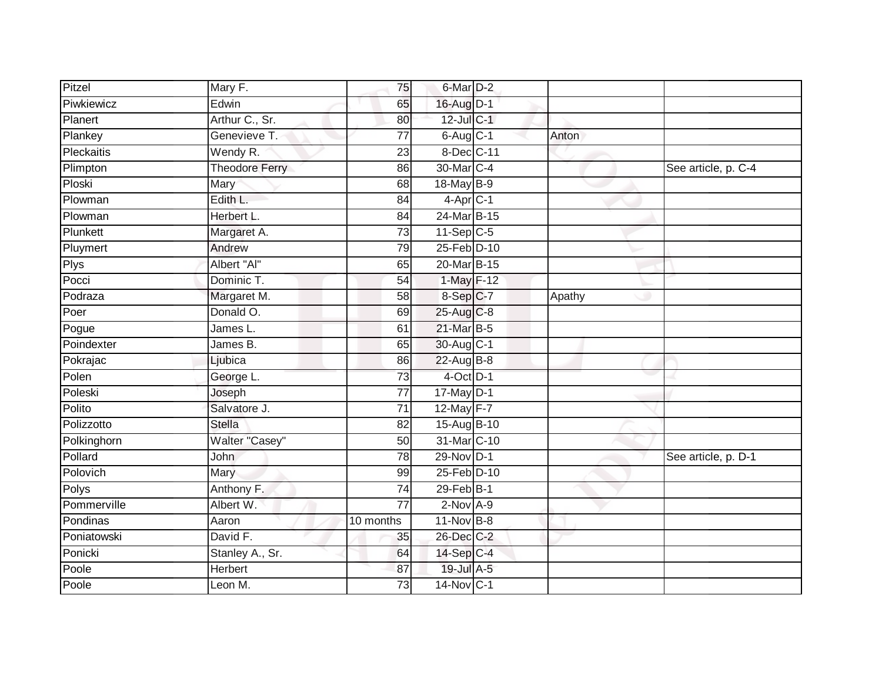| | | | | | | |
|---|---|---|---|---|---|---|
| Pitzel | Mary F. | 75 | 6-Mar | D-2 | | |
| Piwkiewicz | Edwin | 65 | 16-Aug | D-1 | | |
| Planert | Arthur C., Sr. | 80 | 12-Jul | C-1 | | |
| Plankey | Genevieve T. | 77 | 6-Aug | C-1 | Anton | |
| Pleckaitis | Wendy R. | 23 | 8-Dec | C-11 | | |
| Plimpton | Theodore Ferry | 86 | 30-Mar | C-4 | | See article, p. C-4 |
| Ploski | Mary | 68 | 18-May | B-9 | | |
| Plowman | Edith L. | 84 | 4-Apr | C-1 | | |
| Plowman | Herbert L. | 84 | 24-Mar | B-15 | | |
| Plunkett | Margaret A. | 73 | 11-Sep | C-5 | | |
| Pluymert | Andrew | 79 | 25-Feb | D-10 | | |
| Plys | Albert "Al" | 65 | 20-Mar | B-15 | | |
| Pocci | Dominic T. | 54 | 1-May | F-12 | | |
| Podraza | Margaret M. | 58 | 8-Sep | C-7 | Apathy | |
| Poer | Donald O. | 69 | 25-Aug | C-8 | | |
| Pogue | James L. | 61 | 21-Mar | B-5 | | |
| Poindexter | James B. | 65 | 30-Aug | C-1 | | |
| Pokrajac | Ljubica | 86 | 22-Aug | B-8 | | |
| Polen | George L. | 73 | 4-Oct | D-1 | | |
| Poleski | Joseph | 77 | 17-May | D-1 | | |
| Polito | Salvatore J. | 71 | 12-May | F-7 | | |
| Polizzotto | Stella | 82 | 15-Aug | B-10 | | |
| Polkinghorn | Walter "Casey" | 50 | 31-Mar | C-10 | | |
| Pollard | John | 78 | 29-Nov | D-1 | | See article, p. D-1 |
| Polovich | Mary | 99 | 25-Feb | D-10 | | |
| Polys | Anthony F. | 74 | 29-Feb | B-1 | | |
| Pommerville | Albert W. | 77 | 2-Nov | A-9 | | |
| Pondinas | Aaron | 10 months | 11-Nov | B-8 | | |
| Poniatowski | David F. | 35 | 26-Dec | C-2 | | |
| Ponicki | Stanley A., Sr. | 64 | 14-Sep | C-4 | | |
| Poole | Herbert | 87 | 19-Jul | A-5 | | |
| Poole | Leon M. | 73 | 14-Nov | C-1 | | |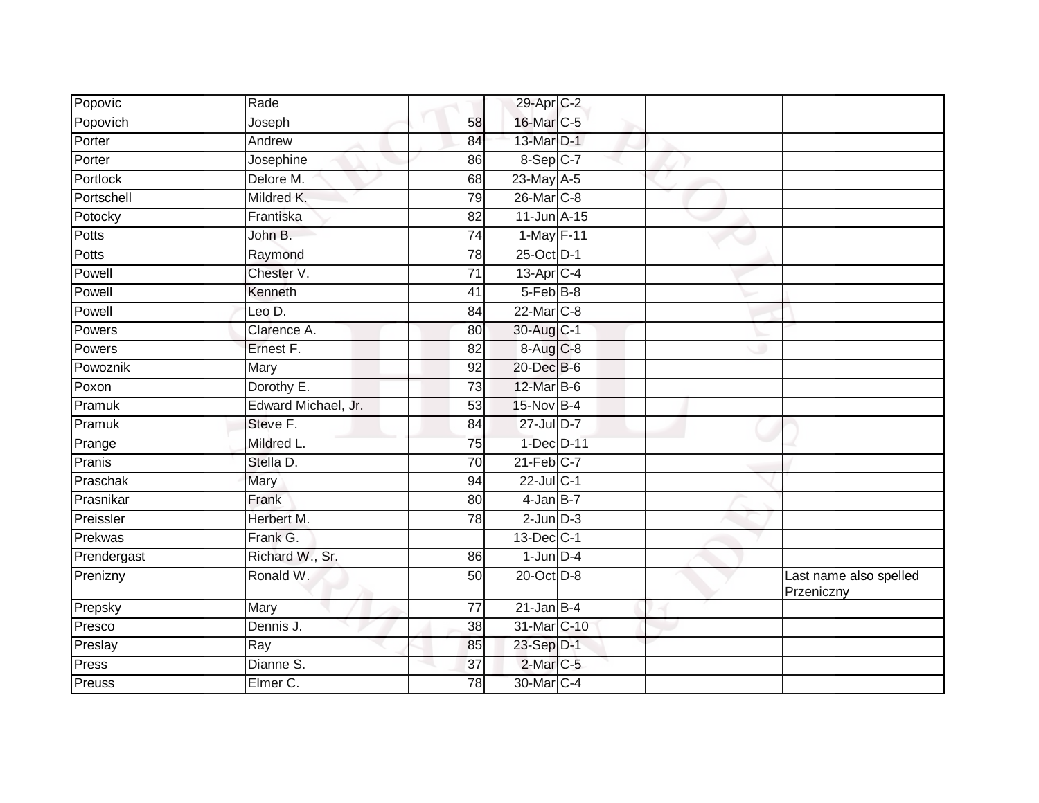| | | | | | | |
|---|---|---|---|---|---|---|
| Popovic | Rade | | 29-Apr | C-2 | | |
| Popovich | Joseph | 58 | 16-Mar | C-5 | | |
| Porter | Andrew | 84 | 13-Mar | D-1 | | |
| Porter | Josephine | 86 | 8-Sep | C-7 | | |
| Portlock | Delore M. | 68 | 23-May | A-5 | | |
| Portschell | Mildred K. | 79 | 26-Mar | C-8 | | |
| Potocky | Frantiska | 82 | 11-Jun | A-15 | | |
| Potts | John B. | 74 | 1-May | F-11 | | |
| Potts | Raymond | 78 | 25-Oct | D-1 | | |
| Powell | Chester V. | 71 | 13-Apr | C-4 | | |
| Powell | Kenneth | 41 | 5-Feb | B-8 | | |
| Powell | Leo D. | 84 | 22-Mar | C-8 | | |
| Powers | Clarence A. | 80 | 30-Aug | C-1 | | |
| Powers | Ernest F. | 82 | 8-Aug | C-8 | | |
| Powoznik | Mary | 92 | 20-Dec | B-6 | | |
| Poxon | Dorothy E. | 73 | 12-Mar | B-6 | | |
| Pramuk | Edward Michael, Jr. | 53 | 15-Nov | B-4 | | |
| Pramuk | Steve F. | 84 | 27-Jul | D-7 | | |
| Prange | Mildred L. | 75 | 1-Dec | D-11 | | |
| Pranis | Stella D. | 70 | 21-Feb | C-7 | | |
| Praschak | Mary | 94 | 22-Jul | C-1 | | |
| Prasnikar | Frank | 80 | 4-Jan | B-7 | | |
| Preissler | Herbert M. | 78 | 2-Jun | D-3 | | |
| Prekwas | Frank G. | | 13-Dec | C-1 | | |
| Prendergast | Richard W., Sr. | 86 | 1-Jun | D-4 | | |
| Prenizny | Ronald W. | 50 | 20-Oct | D-8 | | Last name also spelled Przeniczny |
| Prepsky | Mary | 77 | 21-Jan | B-4 | | |
| Presco | Dennis J. | 38 | 31-Mar | C-10 | | |
| Preslay | Ray | 85 | 23-Sep | D-1 | | |
| Press | Dianne S. | 37 | 2-Mar | C-5 | | |
| Preuss | Elmer C. | 78 | 30-Mar | C-4 | | |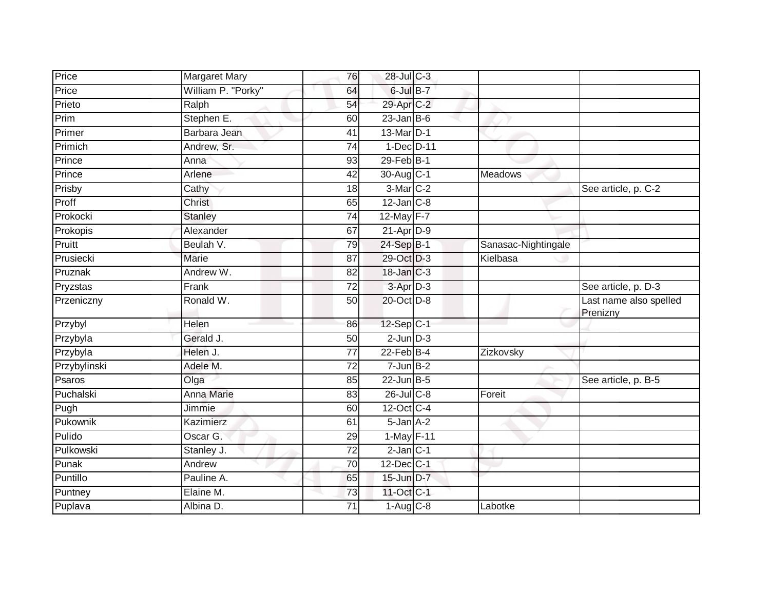| Price | Margaret Mary | 76 | 28-Jul | C-3 | | |
|---|---|---|---|---|---|---|
| Price | William P. "Porky" | 64 | 6-Jul | B-7 | | |
| Prieto | Ralph | 54 | 29-Apr | C-2 | | |
| Prim | Stephen E. | 60 | 23-Jan | B-6 | | |
| Primer | Barbara Jean | 41 | 13-Mar | D-1 | | |
| Primich | Andrew, Sr. | 74 | 1-Dec | D-11 | | |
| Prince | Anna | 93 | 29-Feb | B-1 | | |
| Prince | Arlene | 42 | 30-Aug | C-1 | Meadows | |
| Prisby | Cathy | 18 | 3-Mar | C-2 | | See article, p. C-2 |
| Proff | Christ | 65 | 12-Jan | C-8 | | |
| Prokocki | Stanley | 74 | 12-May | F-7 | | |
| Prokopis | Alexander | 67 | 21-Apr | D-9 | | |
| Pruitt | Beulah V. | 79 | 24-Sep | B-1 | Sanasac-Nightingale | |
| Prusiecki | Marie | 87 | 29-Oct | D-3 | Kielbasa | |
| Pruznak | Andrew W. | 82 | 18-Jan | C-3 | | |
| Pryzstas | Frank | 72 | 3-Apr | D-3 | | See article, p. D-3 |
| Przeniczny | Ronald W. | 50 | 20-Oct | D-8 | | Last name also spelled Prenizny |
| Przybyl | Helen | 86 | 12-Sep | C-1 | | |
| Przybyla | Gerald J. | 50 | 2-Jun | D-3 | | |
| Przybyla | Helen J. | 77 | 22-Feb | B-4 | Zizkovsky | |
| Przybylinski | Adele M. | 72 | 7-Jun | B-2 | | |
| Psaros | Olga | 85 | 22-Jun | B-5 | | See article, p. B-5 |
| Puchalski | Anna Marie | 83 | 26-Jul | C-8 | Foreit | |
| Pugh | Jimmie | 60 | 12-Oct | C-4 | | |
| Pukownik | Kazimierz | 61 | 5-Jan | A-2 | | |
| Pulido | Oscar G. | 29 | 1-May | F-11 | | |
| Pulkowski | Stanley J. | 72 | 2-Jan | C-1 | | |
| Punak | Andrew | 70 | 12-Dec | C-1 | | |
| Puntillo | Pauline A. | 65 | 15-Jun | D-7 | | |
| Puntney | Elaine M. | 73 | 11-Oct | C-1 | | |
| Puplava | Albina D. | 71 | 1-Aug | C-8 | Labotke | |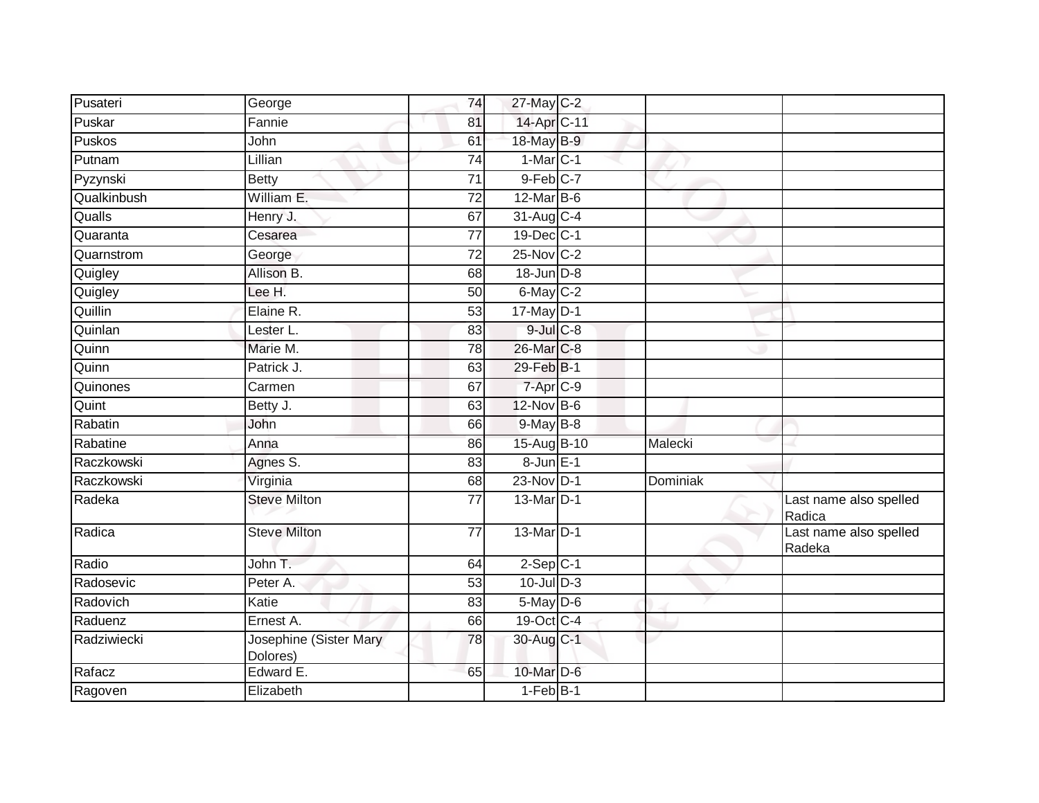| | | | | | | |
|---|---|---|---|---|---|---|
| Pusateri | George | 74 | 27-May | C-2 | | |
| Puskar | Fannie | 81 | 14-Apr | C-11 | | |
| Puskos | John | 61 | 18-May | B-9 | | |
| Putnam | Lillian | 74 | 1-Mar | C-1 | | |
| Pyzynski | Betty | 71 | 9-Feb | C-7 | | |
| Qualkinbush | William E. | 72 | 12-Mar | B-6 | | |
| Qualls | Henry J. | 67 | 31-Aug | C-4 | | |
| Quaranta | Cesarea | 77 | 19-Dec | C-1 | | |
| Quarnstrom | George | 72 | 25-Nov | C-2 | | |
| Quigley | Allison B. | 68 | 18-Jun | D-8 | | |
| Quigley | Lee H. | 50 | 6-May | C-2 | | |
| Quillin | Elaine R. | 53 | 17-May | D-1 | | |
| Quinlan | Lester L. | 83 | 9-Jul | C-8 | | |
| Quinn | Marie M. | 78 | 26-Mar | C-8 | | |
| Quinn | Patrick J. | 63 | 29-Feb | B-1 | | |
| Quinones | Carmen | 67 | 7-Apr | C-9 | | |
| Quint | Betty J. | 63 | 12-Nov | B-6 | | |
| Rabatin | John | 66 | 9-May | B-8 | | |
| Rabatine | Anna | 86 | 15-Aug | B-10 | Malecki | |
| Raczkowski | Agnes S. | 83 | 8-Jun | E-1 | | |
| Raczkowski | Virginia | 68 | 23-Nov | D-1 | Dominiak | |
| Radeka | Steve Milton | 77 | 13-Mar | D-1 | | Last name also spelled Radica |
| Radica | Steve Milton | 77 | 13-Mar | D-1 | | Last name also spelled Radeka |
| Radio | John T. | 64 | 2-Sep | C-1 | | |
| Radosevic | Peter A. | 53 | 10-Jul | D-3 | | |
| Radovich | Katie | 83 | 5-May | D-6 | | |
| Raduenz | Ernest A. | 66 | 19-Oct | C-4 | | |
| Radziwiecki | Josephine (Sister Mary Dolores) | 78 | 30-Aug | C-1 | | |
| Rafacz | Edward E. | 65 | 10-Mar | D-6 | | |
| Ragoven | Elizabeth | | 1-Feb | B-1 | | |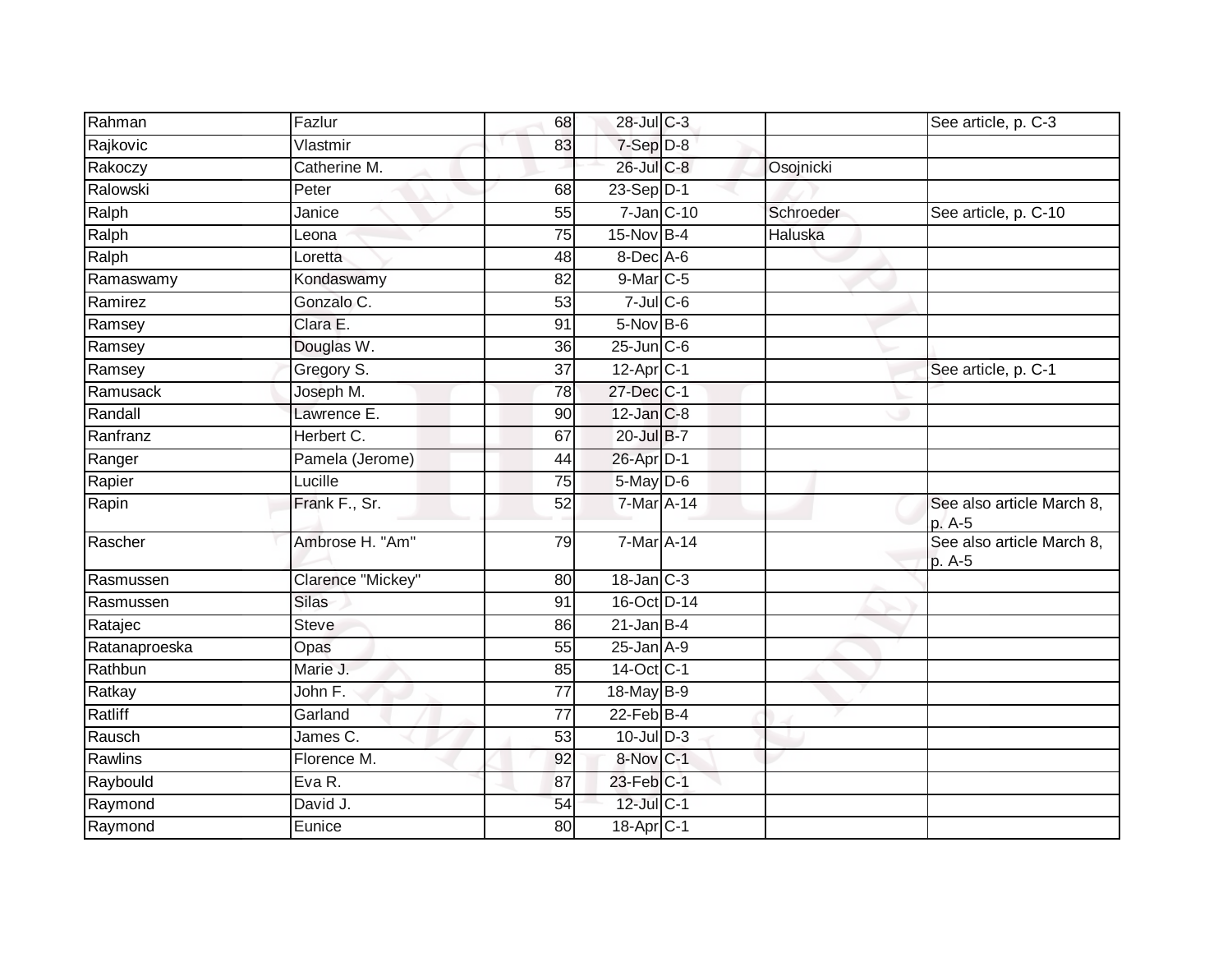| Rahman | Fazlur | 68 | 28-Jul | C-3 | | See article, p. C-3 |
|---|---|---|---|---|---|---|
| Rajkovic | Vlastmir | 83 | 7-Sep | D-8 | | |
| Rakoczy | Catherine M. | | 26-Jul | C-8 | Osojnicki | |
| Ralowski | Peter | 68 | 23-Sep | D-1 | | |
| Ralph | Janice | 55 | 7-Jan | C-10 | Schroeder | See article, p. C-10 |
| Ralph | Leona | 75 | 15-Nov | B-4 | Haluska | |
| Ralph | Loretta | 48 | 8-Dec | A-6 | | |
| Ramaswamy | Kondaswamy | 82 | 9-Mar | C-5 | | |
| Ramirez | Gonzalo C. | 53 | 7-Jul | C-6 | | |
| Ramsey | Clara E. | 91 | 5-Nov | B-6 | | |
| Ramsey | Douglas W. | 36 | 25-Jun | C-6 | | |
| Ramsey | Gregory S. | 37 | 12-Apr | C-1 | | See article, p. C-1 |
| Ramusack | Joseph M. | 78 | 27-Dec | C-1 | | |
| Randall | Lawrence E. | 90 | 12-Jan | C-8 | | |
| Ranfranz | Herbert C. | 67 | 20-Jul | B-7 | | |
| Ranger | Pamela (Jerome) | 44 | 26-Apr | D-1 | | |
| Rapier | Lucille | 75 | 5-May | D-6 | | |
| Rapin | Frank F., Sr. | 52 | 7-Mar | A-14 | | See also article March 8, p. A-5 |
| Rascher | Ambrose H. "Am" | 79 | 7-Mar | A-14 | | See also article March 8, p. A-5 |
| Rasmussen | Clarence "Mickey" | 80 | 18-Jan | C-3 | | |
| Rasmussen | Silas | 91 | 16-Oct | D-14 | | |
| Ratajec | Steve | 86 | 21-Jan | B-4 | | |
| Ratanaproeska | Opas | 55 | 25-Jan | A-9 | | |
| Rathbun | Marie J. | 85 | 14-Oct | C-1 | | |
| Ratkay | John F. | 77 | 18-May | B-9 | | |
| Ratliff | Garland | 77 | 22-Feb | B-4 | | |
| Rausch | James C. | 53 | 10-Jul | D-3 | | |
| Rawlins | Florence M. | 92 | 8-Nov | C-1 | | |
| Raybould | Eva R. | 87 | 23-Feb | C-1 | | |
| Raymond | David J. | 54 | 12-Jul | C-1 | | |
| Raymond | Eunice | 80 | 18-Apr | C-1 | | |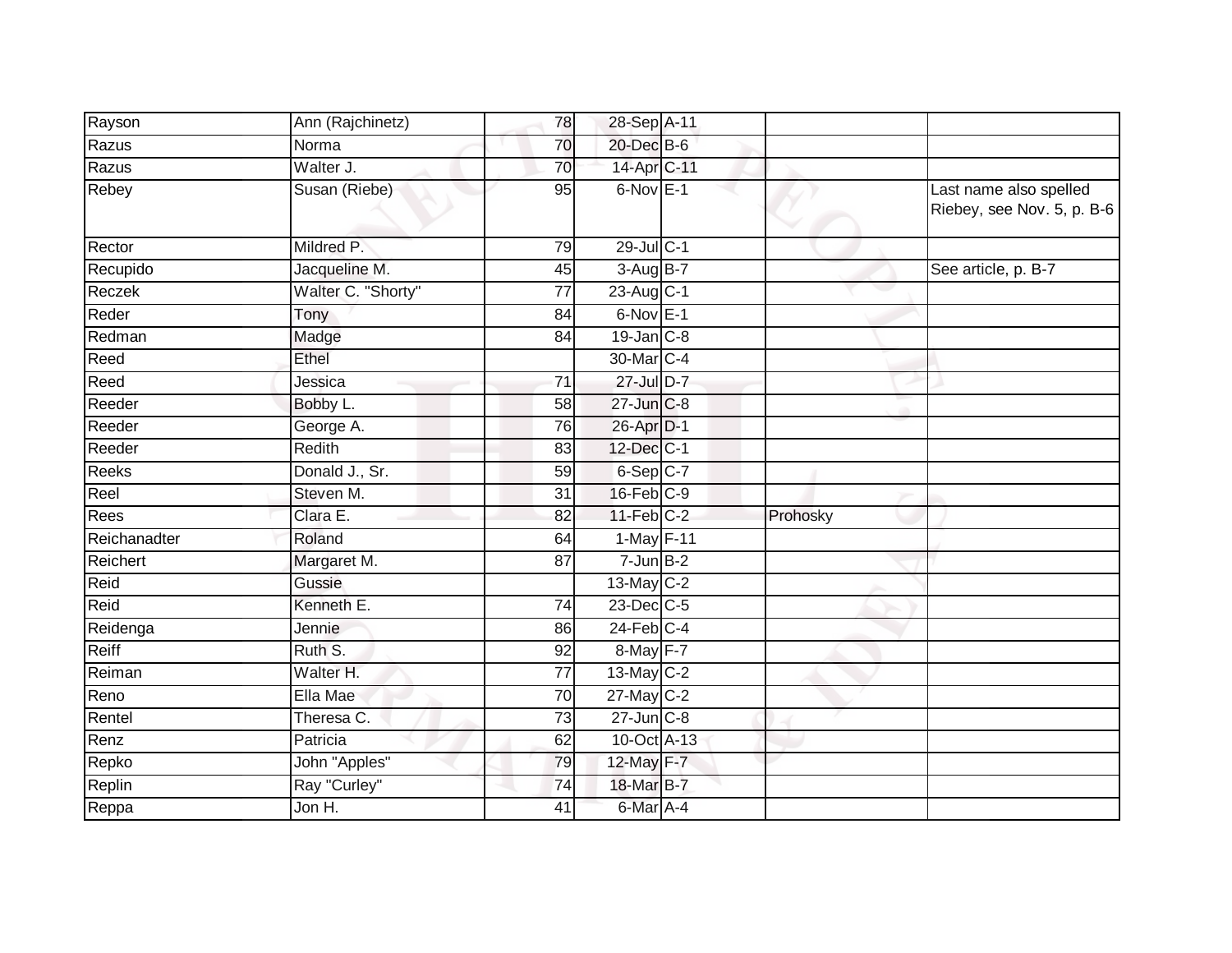| | | | | | | |
|---|---|---|---|---|---|---|
| Rayson | Ann (Rajchinetz) | 78 | 28-Sep | A-11 | | |
| Razus | Norma | 70 | 20-Dec | B-6 | | |
| Razus | Walter J. | 70 | 14-Apr | C-11 | | |
| Rebey | Susan (Riebe) | 95 | 6-Nov | E-1 | | Last name also spelled Riebey, see Nov. 5, p. B-6 |
| Rector | Mildred P. | 79 | 29-Jul | C-1 | | |
| Recupido | Jacqueline M. | 45 | 3-Aug | B-7 | | See article, p. B-7 |
| Reczek | Walter C. "Shorty" | 77 | 23-Aug | C-1 | | |
| Reder | Tony | 84 | 6-Nov | E-1 | | |
| Redman | Madge | 84 | 19-Jan | C-8 | | |
| Reed | Ethel | | 30-Mar | C-4 | | |
| Reed | Jessica | 71 | 27-Jul | D-7 | | |
| Reeder | Bobby L. | 58 | 27-Jun | C-8 | | |
| Reeder | George A. | 76 | 26-Apr | D-1 | | |
| Reeder | Redith | 83 | 12-Dec | C-1 | | |
| Reeks | Donald J., Sr. | 59 | 6-Sep | C-7 | | |
| Reel | Steven M. | 31 | 16-Feb | C-9 | | |
| Rees | Clara E. | 82 | 11-Feb | C-2 | Prohosky | |
| Reichanadter | Roland | 64 | 1-May | F-11 | | |
| Reichert | Margaret M. | 87 | 7-Jun | B-2 | | |
| Reid | Gussie | | 13-May | C-2 | | |
| Reid | Kenneth E. | 74 | 23-Dec | C-5 | | |
| Reidenga | Jennie | 86 | 24-Feb | C-4 | | |
| Reiff | Ruth S. | 92 | 8-May | F-7 | | |
| Reiman | Walter H. | 77 | 13-May | C-2 | | |
| Reno | Ella Mae | 70 | 27-May | C-2 | | |
| Rentel | Theresa C. | 73 | 27-Jun | C-8 | | |
| Renz | Patricia | 62 | 10-Oct | A-13 | | |
| Repko | John "Apples" | 79 | 12-May | F-7 | | |
| Replin | Ray "Curley" | 74 | 18-Mar | B-7 | | |
| Reppa | Jon H. | 41 | 6-Mar | A-4 | | |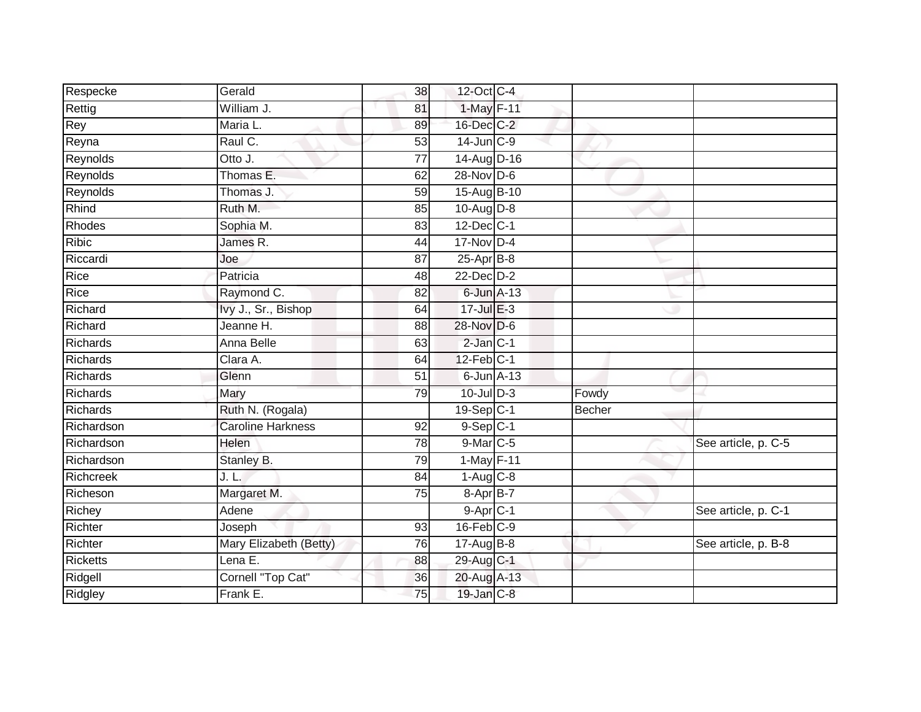| | | | | | | |
|---|---|---|---|---|---|---|
| Respecke | Gerald | 38 | 12-Oct | C-4 | | |
| Rettig | William J. | 81 | 1-May | F-11 | | |
| Rey | Maria L. | 89 | 16-Dec | C-2 | | |
| Reyna | Raul C. | 53 | 14-Jun | C-9 | | |
| Reynolds | Otto J. | 77 | 14-Aug | D-16 | | |
| Reynolds | Thomas E. | 62 | 28-Nov | D-6 | | |
| Reynolds | Thomas J. | 59 | 15-Aug | B-10 | | |
| Rhind | Ruth M. | 85 | 10-Aug | D-8 | | |
| Rhodes | Sophia M. | 83 | 12-Dec | C-1 | | |
| Ribic | James R. | 44 | 17-Nov | D-4 | | |
| Riccardi | Joe | 87 | 25-Apr | B-8 | | |
| Rice | Patricia | 48 | 22-Dec | D-2 | | |
| Rice | Raymond C. | 82 | 6-Jun | A-13 | | |
| Richard | Ivy J., Sr., Bishop | 64 | 17-Jul | E-3 | | |
| Richard | Jeanne H. | 88 | 28-Nov | D-6 | | |
| Richards | Anna Belle | 63 | 2-Jan | C-1 | | |
| Richards | Clara A. | 64 | 12-Feb | C-1 | | |
| Richards | Glenn | 51 | 6-Jun | A-13 | | |
| Richards | Mary | 79 | 10-Jul | D-3 | Fowdy | |
| Richards | Ruth N. (Rogala) | | 19-Sep | C-1 | Becher | |
| Richardson | Caroline Harkness | 92 | 9-Sep | C-1 | | |
| Richardson | Helen | 78 | 9-Mar | C-5 | | See article, p. C-5 |
| Richardson | Stanley B. | 79 | 1-May | F-11 | | |
| Richcreek | J. L. | 84 | 1-Aug | C-8 | | |
| Richeson | Margaret M. | 75 | 8-Apr | B-7 | | |
| Richey | Adene | | 9-Apr | C-1 | | See article, p. C-1 |
| Richter | Joseph | 93 | 16-Feb | C-9 | | |
| Richter | Mary Elizabeth (Betty) | 76 | 17-Aug | B-8 | | See article, p. B-8 |
| Ricketts | Lena E. | 88 | 29-Aug | C-1 | | |
| Ridgell | Cornell "Top Cat" | 36 | 20-Aug | A-13 | | |
| Ridgley | Frank E. | 75 | 19-Jan | C-8 | | |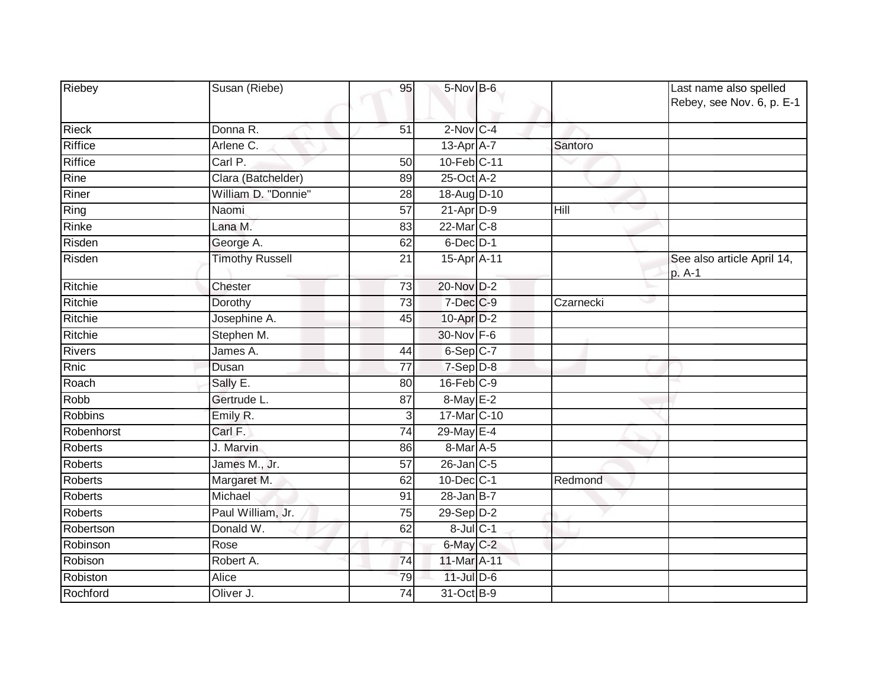| | | | | | | |
|---|---|---|---|---|---|---|
| Riebey | Susan (Riebe) | 95 | 5-Nov | B-6 | | Last name also spelled Rebey, see Nov. 6, p. E-1 |
| Rieck | Donna R. | 51 | 2-Nov | C-4 | | |
| Riffice | Arlene C. | | 13-Apr | A-7 | Santoro | |
| Riffice | Carl P. | 50 | 10-Feb | C-11 | | |
| Rine | Clara (Batchelder) | 89 | 25-Oct | A-2 | | |
| Riner | William D. "Donnie" | 28 | 18-Aug | D-10 | | |
| Ring | Naomi | 57 | 21-Apr | D-9 | Hill | |
| Rinke | Lana M. | 83 | 22-Mar | C-8 | | |
| Risden | George A. | 62 | 6-Dec | D-1 | | |
| Risden | Timothy Russell | 21 | 15-Apr | A-11 | | See also article April 14, p. A-1 |
| Ritchie | Chester | 73 | 20-Nov | D-2 | | |
| Ritchie | Dorothy | 73 | 7-Dec | C-9 | Czarnecki | |
| Ritchie | Josephine A. | 45 | 10-Apr | D-2 | | |
| Ritchie | Stephen M. | | 30-Nov | F-6 | | |
| Rivers | James A. | 44 | 6-Sep | C-7 | | |
| Rnic | Dusan | 77 | 7-Sep | D-8 | | |
| Roach | Sally E. | 80 | 16-Feb | C-9 | | |
| Robb | Gertrude L. | 87 | 8-May | E-2 | | |
| Robbins | Emily R. | 3 | 17-Mar | C-10 | | |
| Robenhorst | Carl F. | 74 | 29-May | E-4 | | |
| Roberts | J. Marvin | 86 | 8-Mar | A-5 | | |
| Roberts | James M., Jr. | 57 | 26-Jan | C-5 | | |
| Roberts | Margaret M. | 62 | 10-Dec | C-1 | Redmond | |
| Roberts | Michael | 91 | 28-Jan | B-7 | | |
| Roberts | Paul William, Jr. | 75 | 29-Sep | D-2 | | |
| Robertson | Donald W. | 62 | 8-Jul | C-1 | | |
| Robinson | Rose | | 6-May | C-2 | | |
| Robison | Robert A. | 74 | 11-Mar | A-11 | | |
| Robiston | Alice | 79 | 11-Jul | D-6 | | |
| Rochford | Oliver J. | 74 | 31-Oct | B-9 | | |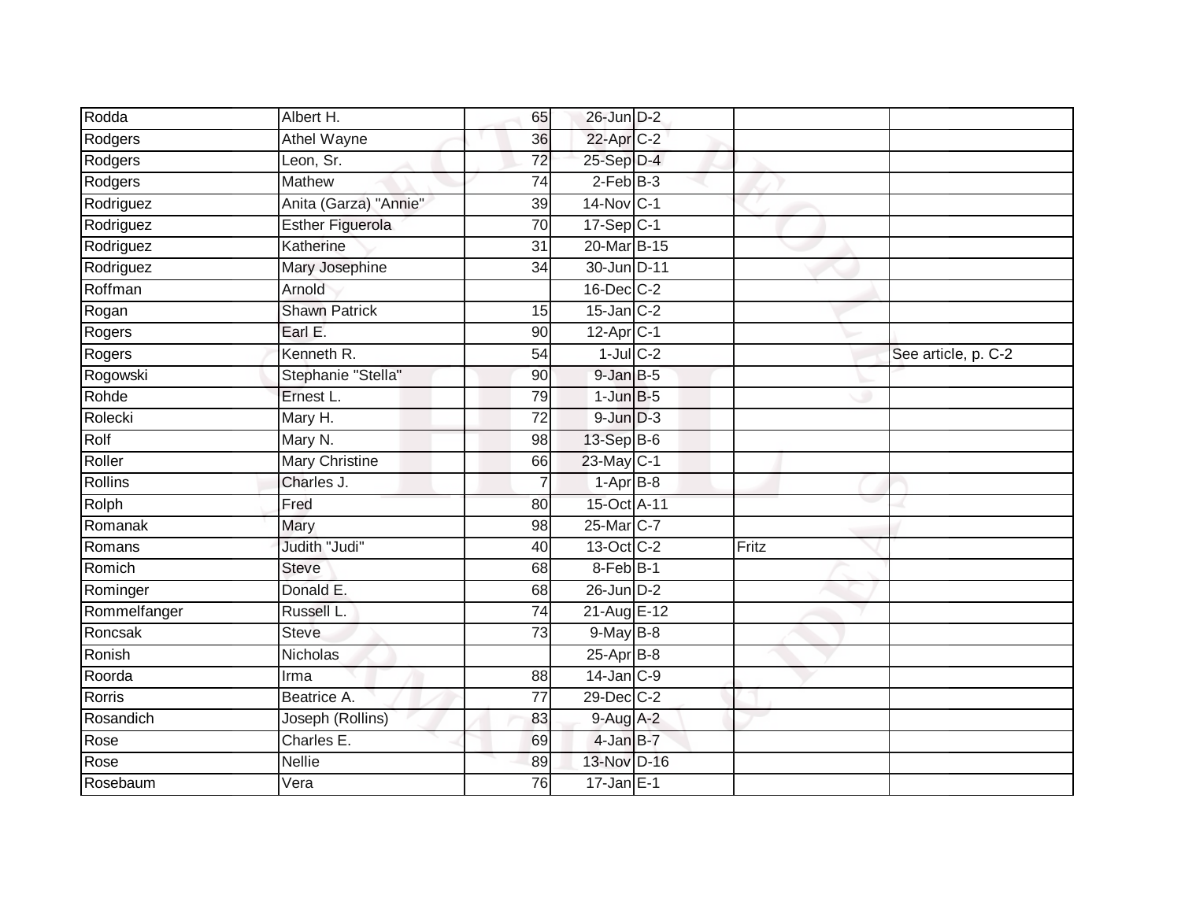| | | | | | | |
|---|---|---|---|---|---|---|
| Rodda | Albert H. | 65 | 26-Jun | D-2 | | |
| Rodgers | Athel Wayne | 36 | 22-Apr | C-2 | | |
| Rodgers | Leon, Sr. | 72 | 25-Sep | D-4 | | |
| Rodgers | Mathew | 74 | 2-Feb | B-3 | | |
| Rodriguez | Anita (Garza) "Annie" | 39 | 14-Nov | C-1 | | |
| Rodriguez | Esther Figuerola | 70 | 17-Sep | C-1 | | |
| Rodriguez | Katherine | 31 | 20-Mar | B-15 | | |
| Rodriguez | Mary Josephine | 34 | 30-Jun | D-11 | | |
| Roffman | Arnold | | 16-Dec | C-2 | | |
| Rogan | Shawn Patrick | 15 | 15-Jan | C-2 | | |
| Rogers | Earl E. | 90 | 12-Apr | C-1 | | |
| Rogers | Kenneth R. | 54 | 1-Jul | C-2 | | See article, p. C-2 |
| Rogowski | Stephanie "Stella" | 90 | 9-Jan | B-5 | | |
| Rohde | Ernest L. | 79 | 1-Jun | B-5 | | |
| Rolecki | Mary H. | 72 | 9-Jun | D-3 | | |
| Rolf | Mary N. | 98 | 13-Sep | B-6 | | |
| Roller | Mary Christine | 66 | 23-May | C-1 | | |
| Rollins | Charles J. | 7 | 1-Apr | B-8 | | |
| Rolph | Fred | 80 | 15-Oct | A-11 | | |
| Romanak | Mary | 98 | 25-Mar | C-7 | | |
| Romans | Judith "Judi" | 40 | 13-Oct | C-2 | Fritz | |
| Romich | Steve | 68 | 8-Feb | B-1 | | |
| Rominger | Donald E. | 68 | 26-Jun | D-2 | | |
| Rommelfanger | Russell L. | 74 | 21-Aug | E-12 | | |
| Roncsak | Steve | 73 | 9-May | B-8 | | |
| Ronish | Nicholas | | 25-Apr | B-8 | | |
| Roorda | Irma | 88 | 14-Jan | C-9 | | |
| Rorris | Beatrice A. | 77 | 29-Dec | C-2 | | |
| Rosandich | Joseph (Rollins) | 83 | 9-Aug | A-2 | | |
| Rose | Charles E. | 69 | 4-Jan | B-7 | | |
| Rose | Nellie | 89 | 13-Nov | D-16 | | |
| Rosebaum | Vera | 76 | 17-Jan | E-1 | | |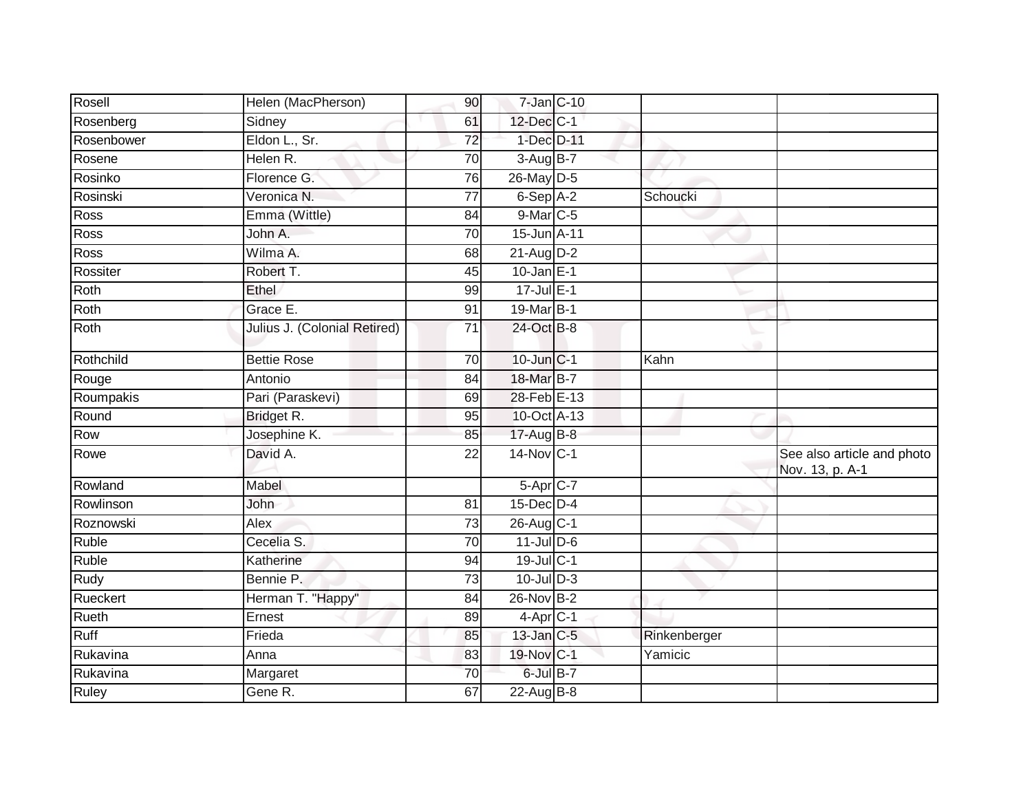| | | | | | | |
|---|---|---|---|---|---|---|
| Rosell | Helen (MacPherson) | 90 | 7-Jan | C-10 | | |
| Rosenberg | Sidney | 61 | 12-Dec | C-1 | | |
| Rosenbower | Eldon L., Sr. | 72 | 1-Dec | D-11 | | |
| Rosene | Helen R. | 70 | 3-Aug | B-7 | | |
| Rosinko | Florence G. | 76 | 26-May | D-5 | | |
| Rosinski | Veronica N. | 77 | 6-Sep | A-2 | Schoucki | |
| Ross | Emma (Wittle) | 84 | 9-Mar | C-5 | | |
| Ross | John A. | 70 | 15-Jun | A-11 | | |
| Ross | Wilma A. | 68 | 21-Aug | D-2 | | |
| Rossiter | Robert T. | 45 | 10-Jan | E-1 | | |
| Roth | Ethel | 99 | 17-Jul | E-1 | | |
| Roth | Grace E. | 91 | 19-Mar | B-1 | | |
| Roth | Julius J. (Colonial Retired) | 71 | 24-Oct | B-8 | | |
| Rothchild | Bettie Rose | 70 | 10-Jun | C-1 | Kahn | |
| Rouge | Antonio | 84 | 18-Mar | B-7 | | |
| Roumpakis | Pari (Paraskevi) | 69 | 28-Feb | E-13 | | |
| Round | Bridget R. | 95 | 10-Oct | A-13 | | |
| Row | Josephine K. | 85 | 17-Aug | B-8 | | |
| Rowe | David A. | 22 | 14-Nov | C-1 | | See also article and photo Nov. 13, p. A-1 |
| Rowland | Mabel | | 5-Apr | C-7 | | |
| Rowlinson | John | 81 | 15-Dec | D-4 | | |
| Roznowski | Alex | 73 | 26-Aug | C-1 | | |
| Ruble | Cecelia S. | 70 | 11-Jul | D-6 | | |
| Ruble | Katherine | 94 | 19-Jul | C-1 | | |
| Rudy | Bennie P. | 73 | 10-Jul | D-3 | | |
| Rueckert | Herman T. "Happy" | 84 | 26-Nov | B-2 | | |
| Rueth | Ernest | 89 | 4-Apr | C-1 | | |
| Ruff | Frieda | 85 | 13-Jan | C-5 | Rinkenberger | |
| Rukavina | Anna | 83 | 19-Nov | C-1 | Yamicic | |
| Rukavina | Margaret | 70 | 6-Jul | B-7 | | |
| Ruley | Gene R. | 67 | 22-Aug | B-8 | | |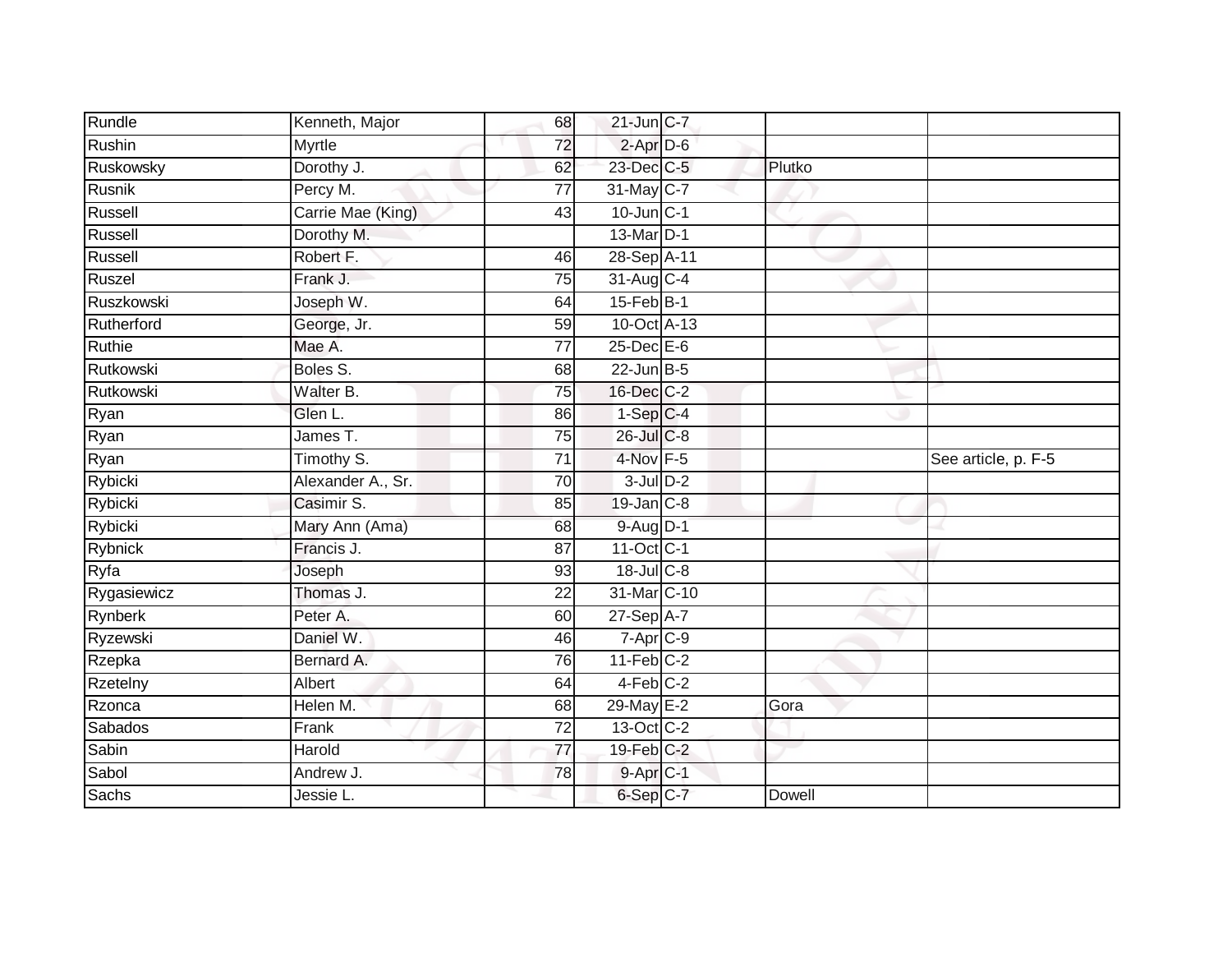| | | | | | | |
|---|---|---|---|---|---|---|
| Rundle | Kenneth, Major | 68 | 21-Jun | C-7 | | |
| Rushin | Myrtle | 72 | 2-Apr | D-6 | | |
| Ruskowsky | Dorothy J. | 62 | 23-Dec | C-5 | Plutko | |
| Rusnik | Percy M. | 77 | 31-May | C-7 | | |
| Russell | Carrie Mae (King) | 43 | 10-Jun | C-1 | | |
| Russell | Dorothy M. | | 13-Mar | D-1 | | |
| Russell | Robert F. | 46 | 28-Sep | A-11 | | |
| Ruszel | Frank J. | 75 | 31-Aug | C-4 | | |
| Ruszkowski | Joseph W. | 64 | 15-Feb | B-1 | | |
| Rutherford | George, Jr. | 59 | 10-Oct | A-13 | | |
| Ruthie | Mae A. | 77 | 25-Dec | E-6 | | |
| Rutkowski | Boles S. | 68 | 22-Jun | B-5 | | |
| Rutkowski | Walter B. | 75 | 16-Dec | C-2 | | |
| Ryan | Glen L. | 86 | 1-Sep | C-4 | | |
| Ryan | James T. | 75 | 26-Jul | C-8 | | |
| Ryan | Timothy S. | 71 | 4-Nov | F-5 | | See article, p. F-5 |
| Rybicki | Alexander A., Sr. | 70 | 3-Jul | D-2 | | |
| Rybicki | Casimir S. | 85 | 19-Jan | C-8 | | |
| Rybicki | Mary Ann (Ama) | 68 | 9-Aug | D-1 | | |
| Rybnick | Francis J. | 87 | 11-Oct | C-1 | | |
| Ryfa | Joseph | 93 | 18-Jul | C-8 | | |
| Rygasiewicz | Thomas J. | 22 | 31-Mar | C-10 | | |
| Rynberk | Peter A. | 60 | 27-Sep | A-7 | | |
| Ryzewski | Daniel W. | 46 | 7-Apr | C-9 | | |
| Rzepka | Bernard A. | 76 | 11-Feb | C-2 | | |
| Rzetelny | Albert | 64 | 4-Feb | C-2 | | |
| Rzonca | Helen M. | 68 | 29-May | E-2 | Gora | |
| Sabados | Frank | 72 | 13-Oct | C-2 | | |
| Sabin | Harold | 77 | 19-Feb | C-2 | | |
| Sabol | Andrew J. | 78 | 9-Apr | C-1 | | |
| Sachs | Jessie L. | | 6-Sep | C-7 | Dowell | |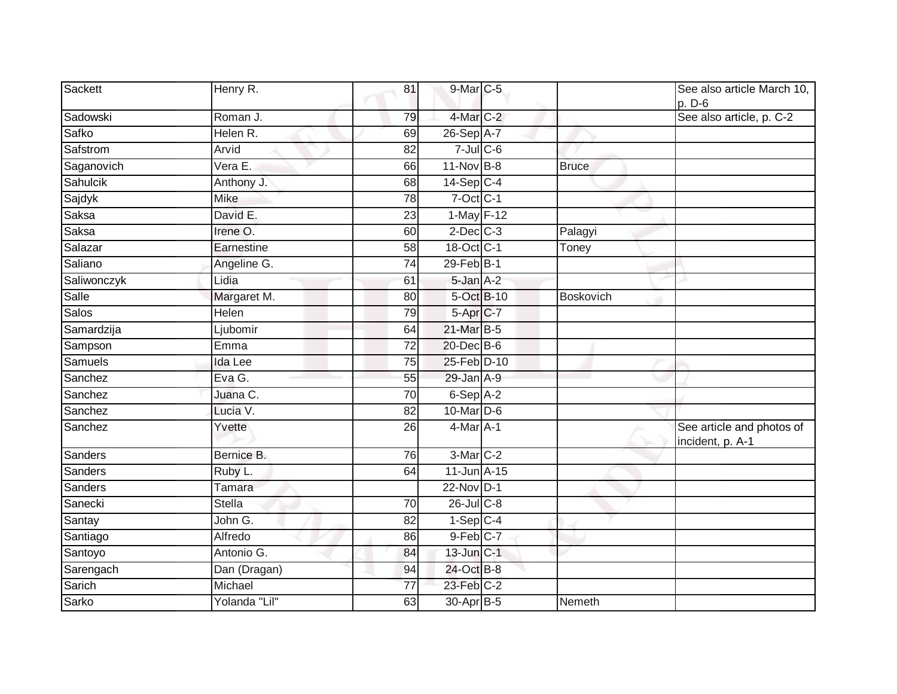| Sackett | Henry R. | 81 | 9-Mar | C-5 | | See also article March 10, p. D-6 |
|---|---|---|---|---|---|---|
| Sadowski | Roman J. | 79 | 4-Mar | C-2 | | See also article, p. C-2 |
| Safko | Helen R. | 69 | 26-Sep | A-7 | | |
| Safstrom | Arvid | 82 | 7-Jul | C-6 | | |
| Saganovich | Vera E. | 66 | 11-Nov | B-8 | Bruce | |
| Sahulcik | Anthony J. | 68 | 14-Sep | C-4 | | |
| Sajdyk | Mike | 78 | 7-Oct | C-1 | | |
| Saksa | David E. | 23 | 1-May | F-12 | | |
| Saksa | Irene O. | 60 | 2-Dec | C-3 | Palagyi | |
| Salazar | Earnestine | 58 | 18-Oct | C-1 | Toney | |
| Saliano | Angeline G. | 74 | 29-Feb | B-1 | | |
| Saliwonczyk | Lidia | 61 | 5-Jan | A-2 | | |
| Salle | Margaret M. | 80 | 5-Oct | B-10 | Boskovich | |
| Salos | Helen | 79 | 5-Apr | C-7 | | |
| Samardzija | Ljubomir | 64 | 21-Mar | B-5 | | |
| Sampson | Emma | 72 | 20-Dec | B-6 | | |
| Samuels | Ida Lee | 75 | 25-Feb | D-10 | | |
| Sanchez | Eva G. | 55 | 29-Jan | A-9 | | |
| Sanchez | Juana C. | 70 | 6-Sep | A-2 | | |
| Sanchez | Lucia V. | 82 | 10-Mar | D-6 | | |
| Sanchez | Yvette | 26 | 4-Mar | A-1 | | See article and photos of incident, p. A-1 |
| Sanders | Bernice B. | 76 | 3-Mar | C-2 | | |
| Sanders | Ruby L. | 64 | 11-Jun | A-15 | | |
| Sanders | Tamara | | 22-Nov | D-1 | | |
| Sanecki | Stella | 70 | 26-Jul | C-8 | | |
| Santay | John G. | 82 | 1-Sep | C-4 | | |
| Santiago | Alfredo | 86 | 9-Feb | C-7 | | |
| Santoyo | Antonio G. | 84 | 13-Jun | C-1 | | |
| Sarengach | Dan (Dragan) | 94 | 24-Oct | B-8 | | |
| Sarich | Michael | 77 | 23-Feb | C-2 | | |
| Sarko | Yolanda "Lil" | 63 | 30-Apr | B-5 | Nemeth | |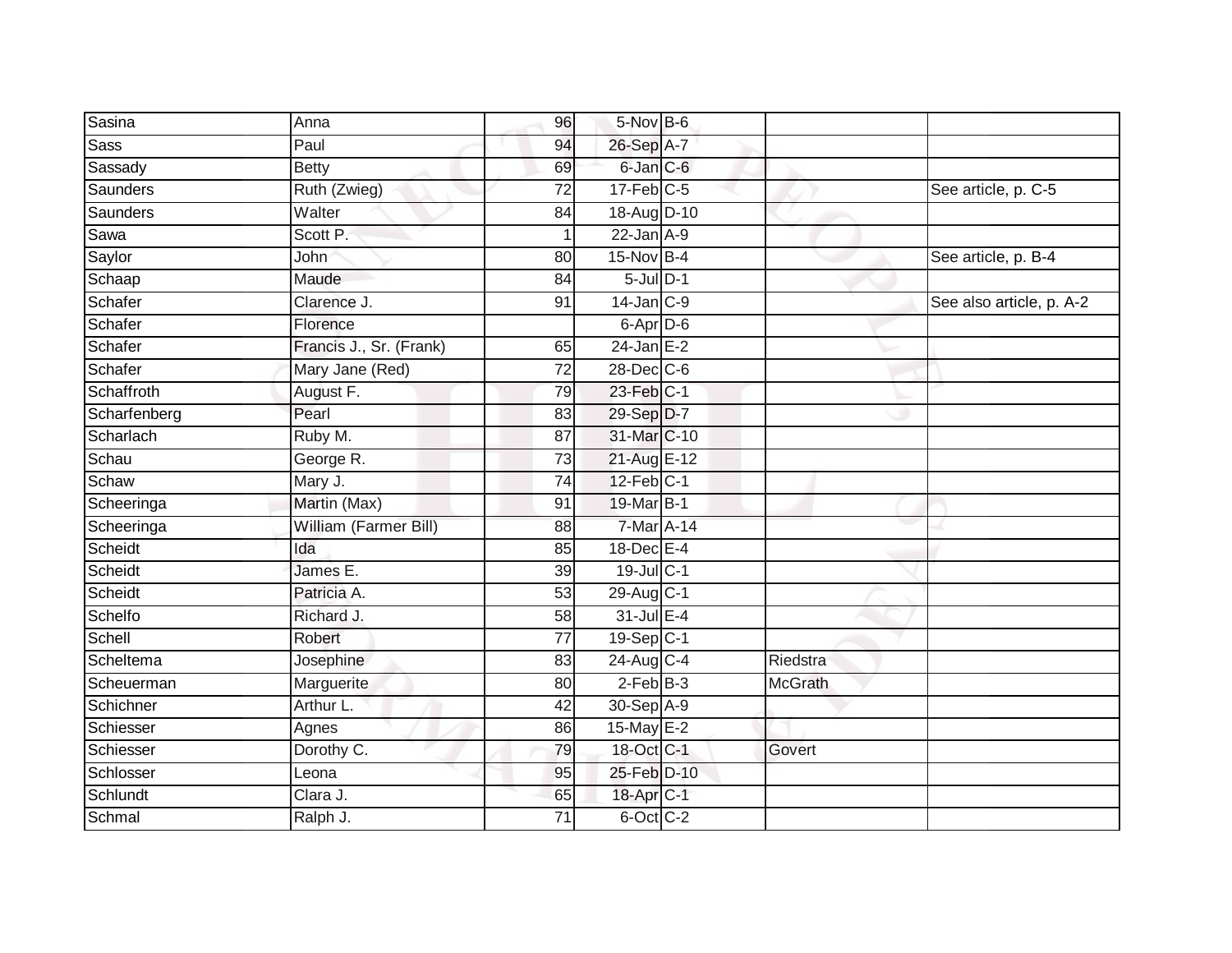| | | | | | | |
|---|---|---|---|---|---|---|
| Sasina | Anna | 96 | 5-Nov | B-6 | | |
| Sass | Paul | 94 | 26-Sep | A-7 | | |
| Sassady | Betty | 69 | 6-Jan | C-6 | | |
| Saunders | Ruth (Zwieg) | 72 | 17-Feb | C-5 | | See article, p. C-5 |
| Saunders | Walter | 84 | 18-Aug | D-10 | | |
| Sawa | Scott P. | 1 | 22-Jan | A-9 | | |
| Saylor | John | 80 | 15-Nov | B-4 | | See article, p. B-4 |
| Schaap | Maude | 84 | 5-Jul | D-1 | | |
| Schafer | Clarence J. | 91 | 14-Jan | C-9 | | See also article, p. A-2 |
| Schafer | Florence | | 6-Apr | D-6 | | |
| Schafer | Francis J., Sr. (Frank) | 65 | 24-Jan | E-2 | | |
| Schafer | Mary Jane (Red) | 72 | 28-Dec | C-6 | | |
| Schaffroth | August F. | 79 | 23-Feb | C-1 | | |
| Scharfenberg | Pearl | 83 | 29-Sep | D-7 | | |
| Scharlach | Ruby M. | 87 | 31-Mar | C-10 | | |
| Schau | George R. | 73 | 21-Aug | E-12 | | |
| Schaw | Mary J. | 74 | 12-Feb | C-1 | | |
| Scheeringa | Martin (Max) | 91 | 19-Mar | B-1 | | |
| Scheeringa | William (Farmer Bill) | 88 | 7-Mar | A-14 | | |
| Scheidt | Ida | 85 | 18-Dec | E-4 | | |
| Scheidt | James E. | 39 | 19-Jul | C-1 | | |
| Scheidt | Patricia A. | 53 | 29-Aug | C-1 | | |
| Schelfo | Richard J. | 58 | 31-Jul | E-4 | | |
| Schell | Robert | 77 | 19-Sep | C-1 | | |
| Scheltema | Josephine | 83 | 24-Aug | C-4 | Riedstra | |
| Scheuerman | Marguerite | 80 | 2-Feb | B-3 | McGrath | |
| Schichner | Arthur L. | 42 | 30-Sep | A-9 | | |
| Schiesser | Agnes | 86 | 15-May | E-2 | | |
| Schiesser | Dorothy C. | 79 | 18-Oct | C-1 | Govert | |
| Schlosser | Leona | 95 | 25-Feb | D-10 | | |
| Schlundt | Clara J. | 65 | 18-Apr | C-1 | | |
| Schmal | Ralph J. | 71 | 6-Oct | C-2 | | |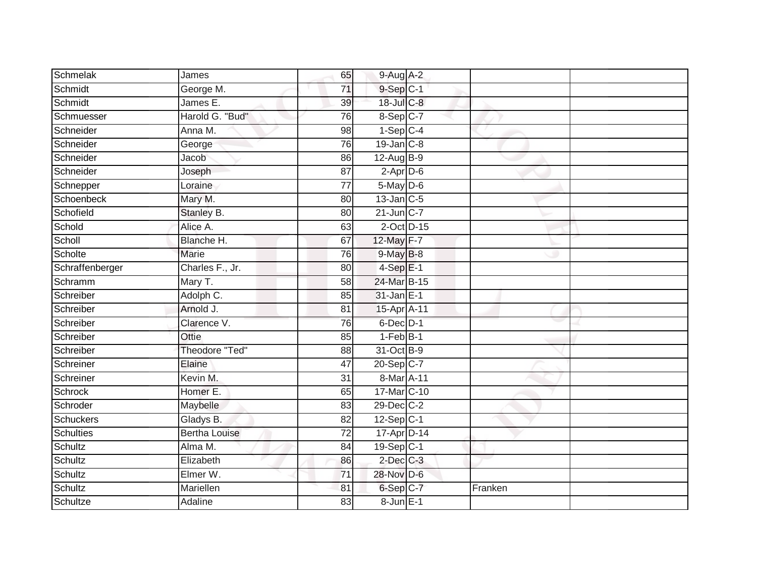| | | | | | | |
|---|---|---|---|---|---|---|
| Schmelak | James | 65 | 9-Aug | A-2 | | |
| Schmidt | George M. | 71 | 9-Sep | C-1 | | |
| Schmidt | James E. | 39 | 18-Jul | C-8 | | |
| Schmuesser | Harold G. "Bud" | 76 | 8-Sep | C-7 | | |
| Schneider | Anna M. | 98 | 1-Sep | C-4 | | |
| Schneider | George | 76 | 19-Jan | C-8 | | |
| Schneider | Jacob | 86 | 12-Aug | B-9 | | |
| Schneider | Joseph | 87 | 2-Apr | D-6 | | |
| Schnepper | Loraine | 77 | 5-May | D-6 | | |
| Schoenbeck | Mary M. | 80 | 13-Jan | C-5 | | |
| Schofield | Stanley B. | 80 | 21-Jun | C-7 | | |
| Schold | Alice A. | 63 | 2-Oct | D-15 | | |
| Scholl | Blanche H. | 67 | 12-May | F-7 | | |
| Scholte | Marie | 76 | 9-May | B-8 | | |
| Schraffenberger | Charles F., Jr. | 80 | 4-Sep | E-1 | | |
| Schramm | Mary T. | 58 | 24-Mar | B-15 | | |
| Schreiber | Adolph C. | 85 | 31-Jan | E-1 | | |
| Schreiber | Arnold J. | 81 | 15-Apr | A-11 | | |
| Schreiber | Clarence V. | 76 | 6-Dec | D-1 | | |
| Schreiber | Ottie | 85 | 1-Feb | B-1 | | |
| Schreiber | Theodore "Ted" | 88 | 31-Oct | B-9 | | |
| Schreiner | Elaine | 47 | 20-Sep | C-7 | | |
| Schreiner | Kevin M. | 31 | 8-Mar | A-11 | | |
| Schrock | Homer E. | 65 | 17-Mar | C-10 | | |
| Schroder | Maybelle | 83 | 29-Dec | C-2 | | |
| Schuckers | Gladys B. | 82 | 12-Sep | C-1 | | |
| Schulties | Bertha Louise | 72 | 17-Apr | D-14 | | |
| Schultz | Alma M. | 84 | 19-Sep | C-1 | | |
| Schultz | Elizabeth | 86 | 2-Dec | C-3 | | |
| Schultz | Elmer W. | 71 | 28-Nov | D-6 | | |
| Schultz | Mariellen | 81 | 6-Sep | C-7 | Franken | |
| Schultze | Adaline | 83 | 8-Jun | E-1 | | |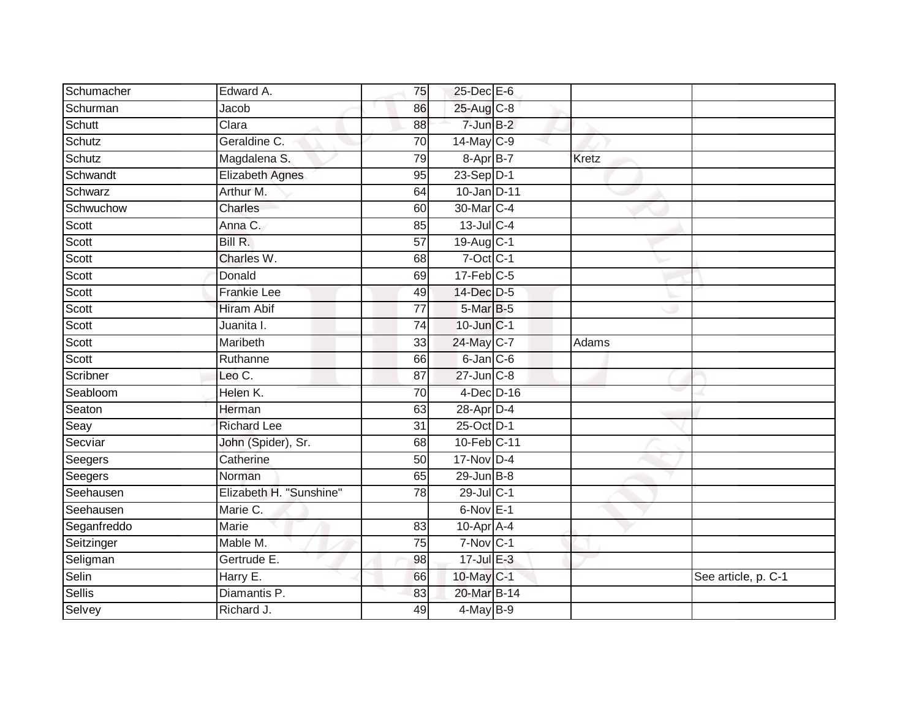| | | | | | | |
|---|---|---|---|---|---|---|
| Schumacher | Edward A. | 75 | 25-Dec | E-6 | | |
| Schurman | Jacob | 86 | 25-Aug | C-8 | | |
| Schutt | Clara | 88 | 7-Jun | B-2 | | |
| Schutz | Geraldine C. | 70 | 14-May | C-9 | | |
| Schutz | Magdalena S. | 79 | 8-Apr | B-7 | Kretz | |
| Schwandt | Elizabeth Agnes | 95 | 23-Sep | D-1 | | |
| Schwarz | Arthur M. | 64 | 10-Jan | D-11 | | |
| Schwuchow | Charles | 60 | 30-Mar | C-4 | | |
| Scott | Anna C. | 85 | 13-Jul | C-4 | | |
| Scott | Bill R. | 57 | 19-Aug | C-1 | | |
| Scott | Charles W. | 68 | 7-Oct | C-1 | | |
| Scott | Donald | 69 | 17-Feb | C-5 | | |
| Scott | Frankie Lee | 49 | 14-Dec | D-5 | | |
| Scott | Hiram Abif | 77 | 5-Mar | B-5 | | |
| Scott | Juanita I. | 74 | 10-Jun | C-1 | | |
| Scott | Maribeth | 33 | 24-May | C-7 | Adams | |
| Scott | Ruthanne | 66 | 6-Jan | C-6 | | |
| Scribner | Leo C. | 87 | 27-Jun | C-8 | | |
| Seabloom | Helen K. | 70 | 4-Dec | D-16 | | |
| Seaton | Herman | 63 | 28-Apr | D-4 | | |
| Seay | Richard Lee | 31 | 25-Oct | D-1 | | |
| Secviar | John (Spider), Sr. | 68 | 10-Feb | C-11 | | |
| Seegers | Catherine | 50 | 17-Nov | D-4 | | |
| Seegers | Norman | 65 | 29-Jun | B-8 | | |
| Seehausen | Elizabeth H. "Sunshine" | 78 | 29-Jul | C-1 | | |
| Seehausen | Marie C. | | 6-Nov | E-1 | | |
| Seganfreddo | Marie | 83 | 10-Apr | A-4 | | |
| Seitzinger | Mable M. | 75 | 7-Nov | C-1 | | |
| Seligman | Gertrude E. | 98 | 17-Jul | E-3 | | |
| Selin | Harry E. | 66 | 10-May | C-1 | | See article, p. C-1 |
| Sellis | Diamantis P. | 83 | 20-Mar | B-14 | | |
| Selvey | Richard J. | 49 | 4-May | B-9 | | |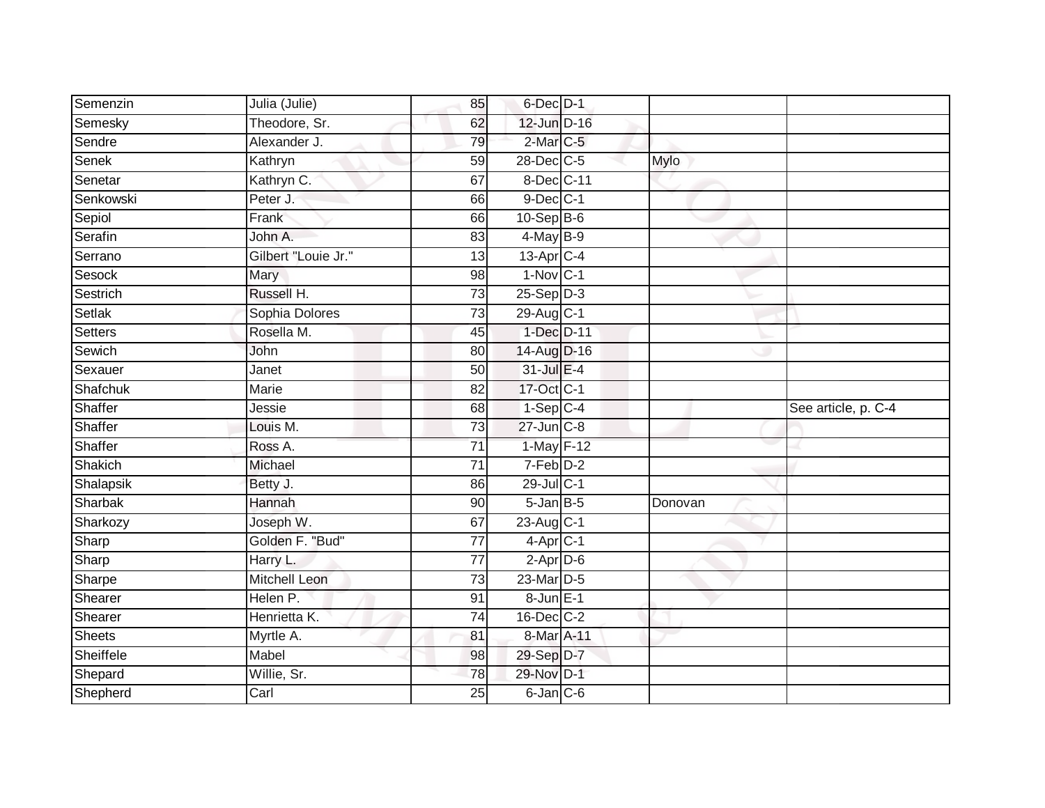| | | | | | | |
|---|---|---|---|---|---|---|
| Semenzin | Julia (Julie) | 85 | 6-Dec | D-1 | | |
| Semesky | Theodore, Sr. | 62 | 12-Jun | D-16 | | |
| Sendre | Alexander J. | 79 | 2-Mar | C-5 | | |
| Senek | Kathryn | 59 | 28-Dec | C-5 | Mylo | |
| Senetar | Kathryn C. | 67 | 8-Dec | C-11 | | |
| Senkowski | Peter J. | 66 | 9-Dec | C-1 | | |
| Sepiol | Frank | 66 | 10-Sep | B-6 | | |
| Serafin | John A. | 83 | 4-May | B-9 | | |
| Serrano | Gilbert "Louie Jr." | 13 | 13-Apr | C-4 | | |
| Sesock | Mary | 98 | 1-Nov | C-1 | | |
| Sestrich | Russell H. | 73 | 25-Sep | D-3 | | |
| Setlak | Sophia Dolores | 73 | 29-Aug | C-1 | | |
| Setters | Rosella M. | 45 | 1-Dec | D-11 | | |
| Sewich | John | 80 | 14-Aug | D-16 | | |
| Sexauer | Janet | 50 | 31-Jul | E-4 | | |
| Shafchuk | Marie | 82 | 17-Oct | C-1 | | |
| Shaffer | Jessie | 68 | 1-Sep | C-4 | | See article, p. C-4 |
| Shaffer | Louis M. | 73 | 27-Jun | C-8 | | |
| Shaffer | Ross A. | 71 | 1-May | F-12 | | |
| Shakich | Michael | 71 | 7-Feb | D-2 | | |
| Shalapsik | Betty J. | 86 | 29-Jul | C-1 | | |
| Sharbak | Hannah | 90 | 5-Jan | B-5 | Donovan | |
| Sharkozy | Joseph W. | 67 | 23-Aug | C-1 | | |
| Sharp | Golden F. "Bud" | 77 | 4-Apr | C-1 | | |
| Sharp | Harry L. | 77 | 2-Apr | D-6 | | |
| Sharpe | Mitchell Leon | 73 | 23-Mar | D-5 | | |
| Shearer | Helen P. | 91 | 8-Jun | E-1 | | |
| Shearer | Henrietta K. | 74 | 16-Dec | C-2 | | |
| Sheets | Myrtle A. | 81 | 8-Mar | A-11 | | |
| Sheiffele | Mabel | 98 | 29-Sep | D-7 | | |
| Shepard | Willie, Sr. | 78 | 29-Nov | D-1 | | |
| Shepherd | Carl | 25 | 6-Jan | C-6 | | |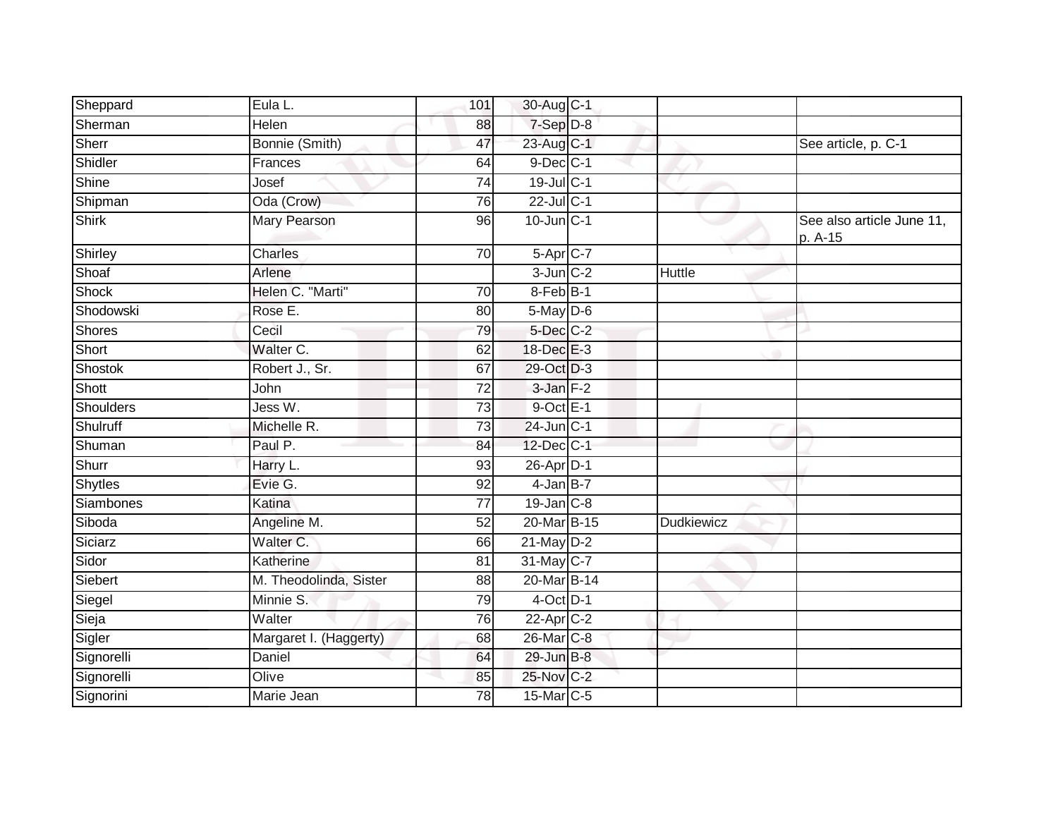| Sheppard | Eula L. | 101 | 30-Aug | C-1 | | |
|---|---|---|---|---|---|---|
| Sherman | Helen | 88 | 7-Sep | D-8 | | |
| Sherr | Bonnie (Smith) | 47 | 23-Aug | C-1 | | See article, p. C-1 |
| Shidler | Frances | 64 | 9-Dec | C-1 | | |
| Shine | Josef | 74 | 19-Jul | C-1 | | |
| Shipman | Oda (Crow) | 76 | 22-Jul | C-1 | | |
| Shirk | Mary Pearson | 96 | 10-Jun | C-1 | | See also article June 11, p. A-15 |
| Shirley | Charles | 70 | 5-Apr | C-7 | | |
| Shoaf | Arlene | | 3-Jun | C-2 | Huttle | |
| Shock | Helen C. "Marti" | 70 | 8-Feb | B-1 | | |
| Shodowski | Rose E. | 80 | 5-May | D-6 | | |
| Shores | Cecil | 79 | 5-Dec | C-2 | | |
| Short | Walter C. | 62 | 18-Dec | E-3 | | |
| Shostok | Robert J., Sr. | 67 | 29-Oct | D-3 | | |
| Shott | John | 72 | 3-Jan | F-2 | | |
| Shoulders | Jess W. | 73 | 9-Oct | E-1 | | |
| Shulruff | Michelle R. | 73 | 24-Jun | C-1 | | |
| Shuman | Paul P. | 84 | 12-Dec | C-1 | | |
| Shurr | Harry L. | 93 | 26-Apr | D-1 | | |
| Shytles | Evie G. | 92 | 4-Jan | B-7 | | |
| Siambones | Katina | 77 | 19-Jan | C-8 | | |
| Siboda | Angeline M. | 52 | 20-Mar | B-15 | Dudkiewicz | |
| Siciarz | Walter C. | 66 | 21-May | D-2 | | |
| Sidor | Katherine | 81 | 31-May | C-7 | | |
| Siebert | M. Theodolinda, Sister | 88 | 20-Mar | B-14 | | |
| Siegel | Minnie S. | 79 | 4-Oct | D-1 | | |
| Sieja | Walter | 76 | 22-Apr | C-2 | | |
| Sigler | Margaret I. (Haggerty) | 68 | 26-Mar | C-8 | | |
| Signorelli | Daniel | 64 | 29-Jun | B-8 | | |
| Signorelli | Olive | 85 | 25-Nov | C-2 | | |
| Signorini | Marie Jean | 78 | 15-Mar | C-5 | | |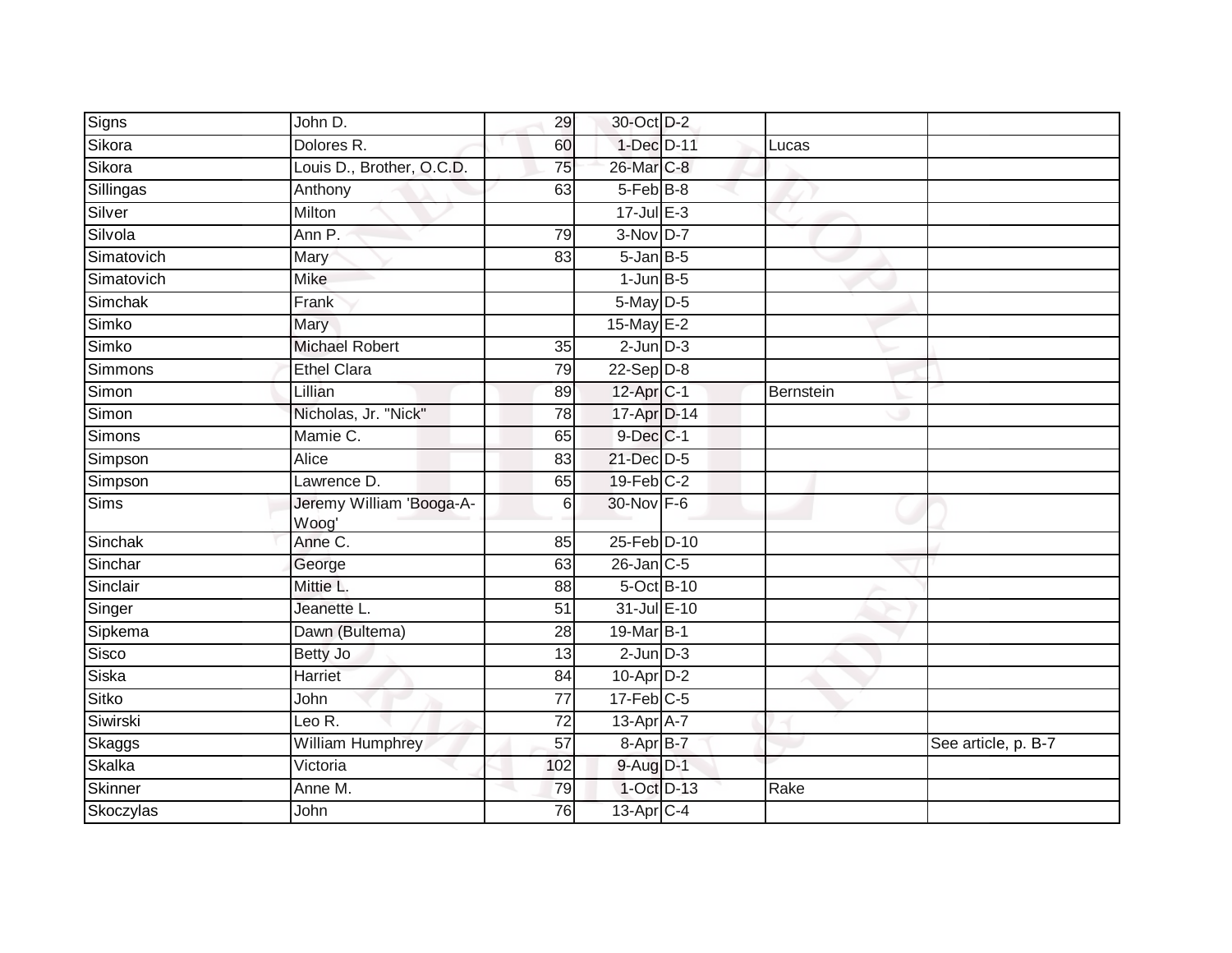| Signs | John D. | 29 | 30-Oct | D-2 | | |
|---|---|---|---|---|---|---|
| Sikora | Dolores R. | 60 | 1-Dec | D-11 | Lucas | |
| Sikora | Louis D., Brother, O.C.D. | 75 | 26-Mar | C-8 | | |
| Sillingas | Anthony | 63 | 5-Feb | B-8 | | |
| Silver | Milton | | 17-Jul | E-3 | | |
| Silvola | Ann P. | 79 | 3-Nov | D-7 | | |
| Simatovich | Mary | 83 | 5-Jan | B-5 | | |
| Simatovich | Mike | | 1-Jun | B-5 | | |
| Simchak | Frank | | 5-May | D-5 | | |
| Simko | Mary | | 15-May | E-2 | | |
| Simko | Michael Robert | 35 | 2-Jun | D-3 | | |
| Simmons | Ethel Clara | 79 | 22-Sep | D-8 | | |
| Simon | Lillian | 89 | 12-Apr | C-1 | Bernstein | |
| Simon | Nicholas, Jr. "Nick" | 78 | 17-Apr | D-14 | | |
| Simons | Mamie C. | 65 | 9-Dec | C-1 | | |
| Simpson | Alice | 83 | 21-Dec | D-5 | | |
| Simpson | Lawrence D. | 65 | 19-Feb | C-2 | | |
| Sims | Jeremy William 'Booga-A-Woog' | 6 | 30-Nov | F-6 | | |
| Sinchak | Anne C. | 85 | 25-Feb | D-10 | | |
| Sinchar | George | 63 | 26-Jan | C-5 | | |
| Sinclair | Mittie L. | 88 | 5-Oct | B-10 | | |
| Singer | Jeanette L. | 51 | 31-Jul | E-10 | | |
| Sipkema | Dawn (Bultema) | 28 | 19-Mar | B-1 | | |
| Sisco | Betty Jo | 13 | 2-Jun | D-3 | | |
| Siska | Harriet | 84 | 10-Apr | D-2 | | |
| Sitko | John | 77 | 17-Feb | C-5 | | |
| Siwirski | Leo R. | 72 | 13-Apr | A-7 | | |
| Skaggs | William Humphrey | 57 | 8-Apr | B-7 | | See article, p. B-7 |
| Skalka | Victoria | 102 | 9-Aug | D-1 | | |
| Skinner | Anne M. | 79 | 1-Oct | D-13 | Rake | |
| Skoczylas | John | 76 | 13-Apr | C-4 | | |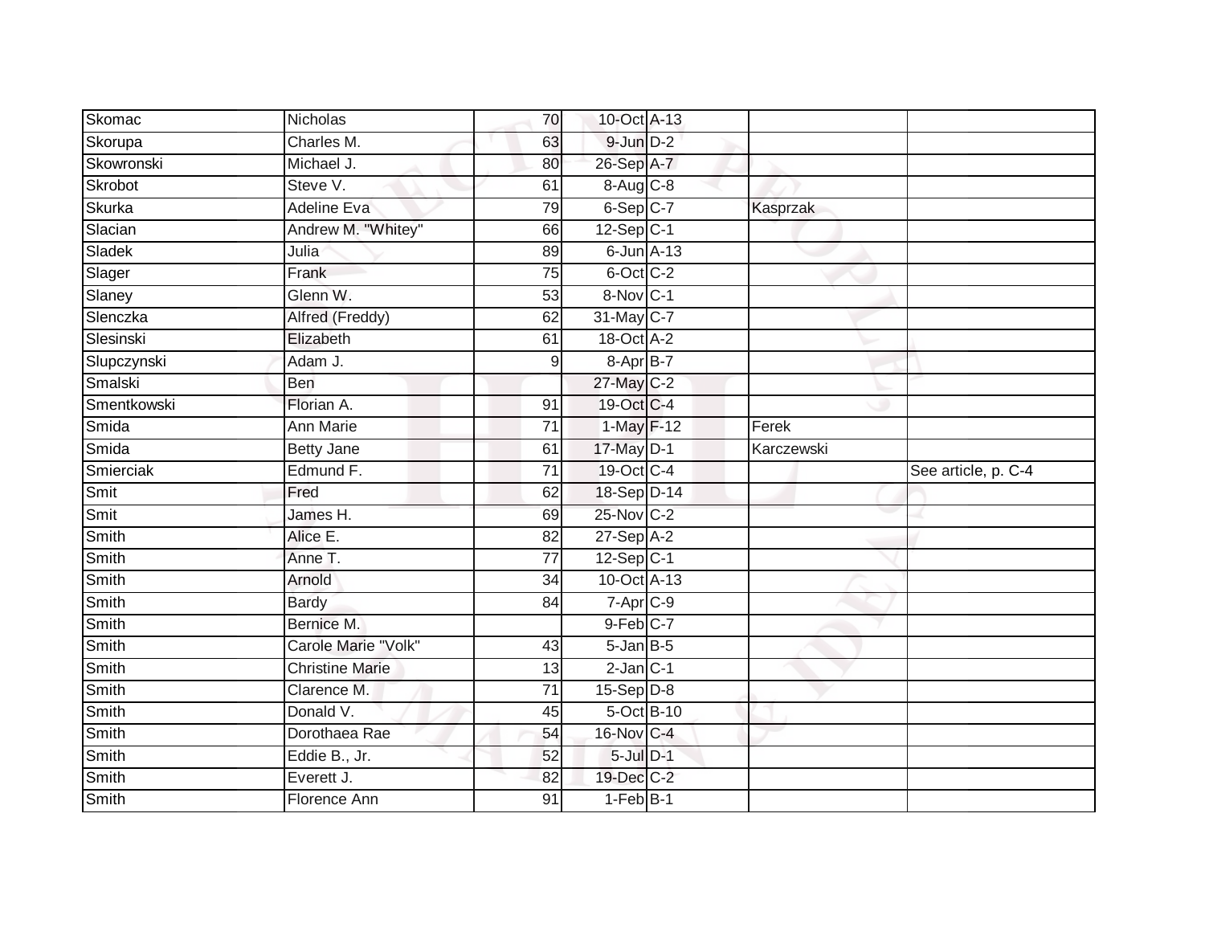| | | | | | | |
|---|---|---|---|---|---|---|
| Skomac | Nicholas | 70 | 10-Oct | A-13 | | |
| Skorupa | Charles M. | 63 | 9-Jun | D-2 | | |
| Skowronski | Michael J. | 80 | 26-Sep | A-7 | | |
| Skrobot | Steve V. | 61 | 8-Aug | C-8 | | |
| Skurka | Adeline Eva | 79 | 6-Sep | C-7 | Kasprzak | |
| Slacian | Andrew M. "Whitey" | 66 | 12-Sep | C-1 | | |
| Sladek | Julia | 89 | 6-Jun | A-13 | | |
| Slager | Frank | 75 | 6-Oct | C-2 | | |
| Slaney | Glenn W. | 53 | 8-Nov | C-1 | | |
| Slenczka | Alfred (Freddy) | 62 | 31-May | C-7 | | |
| Slesinski | Elizabeth | 61 | 18-Oct | A-2 | | |
| Slupczynski | Adam J. | 9 | 8-Apr | B-7 | | |
| Smalski | Ben | | 27-May | C-2 | | |
| Smentkowski | Florian A. | 91 | 19-Oct | C-4 | | |
| Smida | Ann Marie | 71 | 1-May | F-12 | Ferek | |
| Smida | Betty Jane | 61 | 17-May | D-1 | Karczewski | |
| Smierciak | Edmund F. | 71 | 19-Oct | C-4 | | See article, p. C-4 |
| Smit | Fred | 62 | 18-Sep | D-14 | | |
| Smit | James H. | 69 | 25-Nov | C-2 | | |
| Smith | Alice E. | 82 | 27-Sep | A-2 | | |
| Smith | Anne T. | 77 | 12-Sep | C-1 | | |
| Smith | Arnold | 34 | 10-Oct | A-13 | | |
| Smith | Bardy | 84 | 7-Apr | C-9 | | |
| Smith | Bernice M. | | 9-Feb | C-7 | | |
| Smith | Carole Marie "Volk" | 43 | 5-Jan | B-5 | | |
| Smith | Christine Marie | 13 | 2-Jan | C-1 | | |
| Smith | Clarence M. | 71 | 15-Sep | D-8 | | |
| Smith | Donald V. | 45 | 5-Oct | B-10 | | |
| Smith | Dorothaea Rae | 54 | 16-Nov | C-4 | | |
| Smith | Eddie B., Jr. | 52 | 5-Jul | D-1 | | |
| Smith | Everett J. | 82 | 19-Dec | C-2 | | |
| Smith | Florence Ann | 91 | 1-Feb | B-1 | | |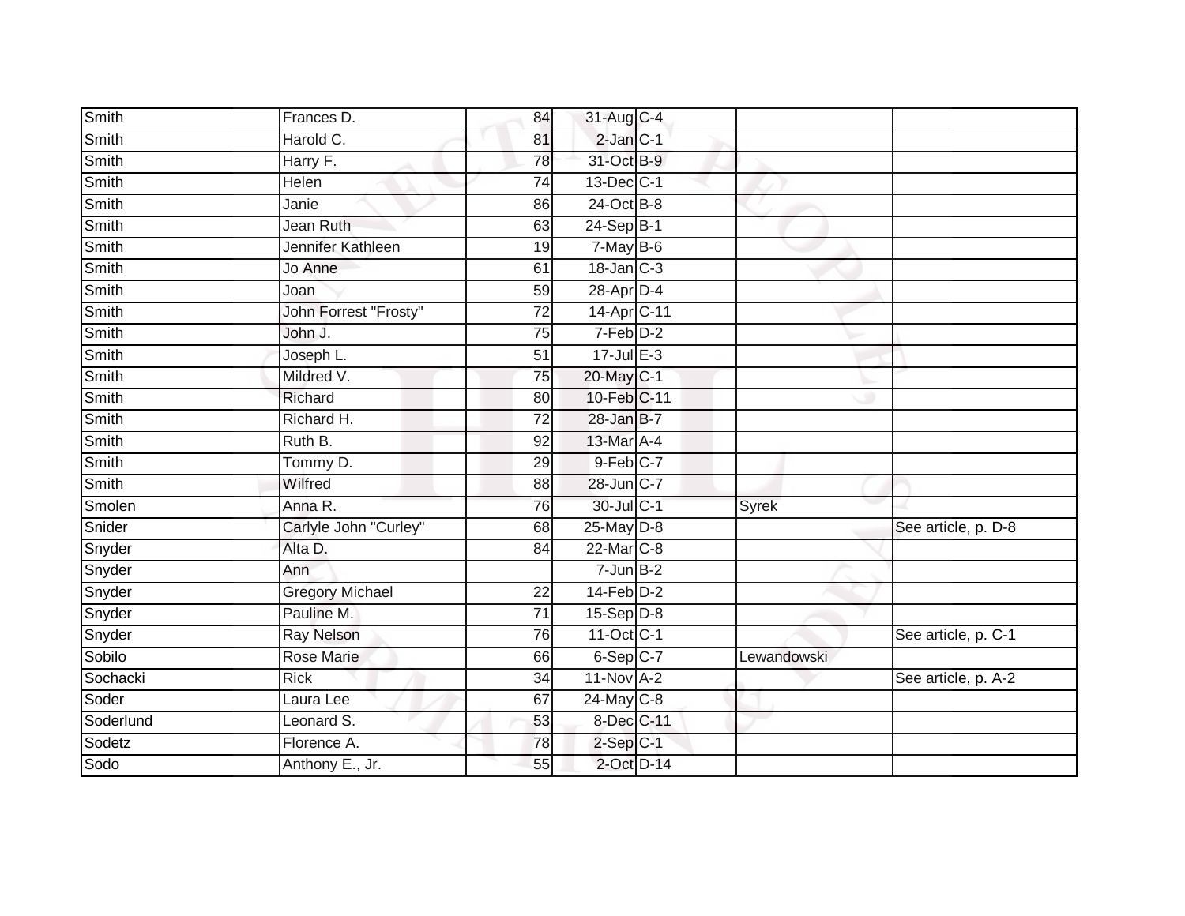| | | | | | | |
|---|---|---|---|---|---|---|
| Smith | Frances D. | 84 | 31-Aug | C-4 | | |
| Smith | Harold C. | 81 | 2-Jan | C-1 | | |
| Smith | Harry F. | 78 | 31-Oct | B-9 | | |
| Smith | Helen | 74 | 13-Dec | C-1 | | |
| Smith | Janie | 86 | 24-Oct | B-8 | | |
| Smith | Jean Ruth | 63 | 24-Sep | B-1 | | |
| Smith | Jennifer Kathleen | 19 | 7-May | B-6 | | |
| Smith | Jo Anne | 61 | 18-Jan | C-3 | | |
| Smith | Joan | 59 | 28-Apr | D-4 | | |
| Smith | John Forrest "Frosty" | 72 | 14-Apr | C-11 | | |
| Smith | John J. | 75 | 7-Feb | D-2 | | |
| Smith | Joseph L. | 51 | 17-Jul | E-3 | | |
| Smith | Mildred V. | 75 | 20-May | C-1 | | |
| Smith | Richard | 80 | 10-Feb | C-11 | | |
| Smith | Richard H. | 72 | 28-Jan | B-7 | | |
| Smith | Ruth B. | 92 | 13-Mar | A-4 | | |
| Smith | Tommy D. | 29 | 9-Feb | C-7 | | |
| Smith | Wilfred | 88 | 28-Jun | C-7 | | |
| Smolen | Anna R. | 76 | 30-Jul | C-1 | Syrek | |
| Snider | Carlyle John "Curley" | 68 | 25-May | D-8 | | See article, p. D-8 |
| Snyder | Alta D. | 84 | 22-Mar | C-8 | | |
| Snyder | Ann | | 7-Jun | B-2 | | |
| Snyder | Gregory Michael | 22 | 14-Feb | D-2 | | |
| Snyder | Pauline M. | 71 | 15-Sep | D-8 | | |
| Snyder | Ray Nelson | 76 | 11-Oct | C-1 | | See article, p. C-1 |
| Sobilo | Rose Marie | 66 | 6-Sep | C-7 | Lewandowski | |
| Sochacki | Rick | 34 | 11-Nov | A-2 | | See article, p. A-2 |
| Soder | Laura Lee | 67 | 24-May | C-8 | | |
| Soderlund | Leonard S. | 53 | 8-Dec | C-11 | | |
| Sodetz | Florence A. | 78 | 2-Sep | C-1 | | |
| Sodo | Anthony E., Jr. | 55 | 2-Oct | D-14 | | |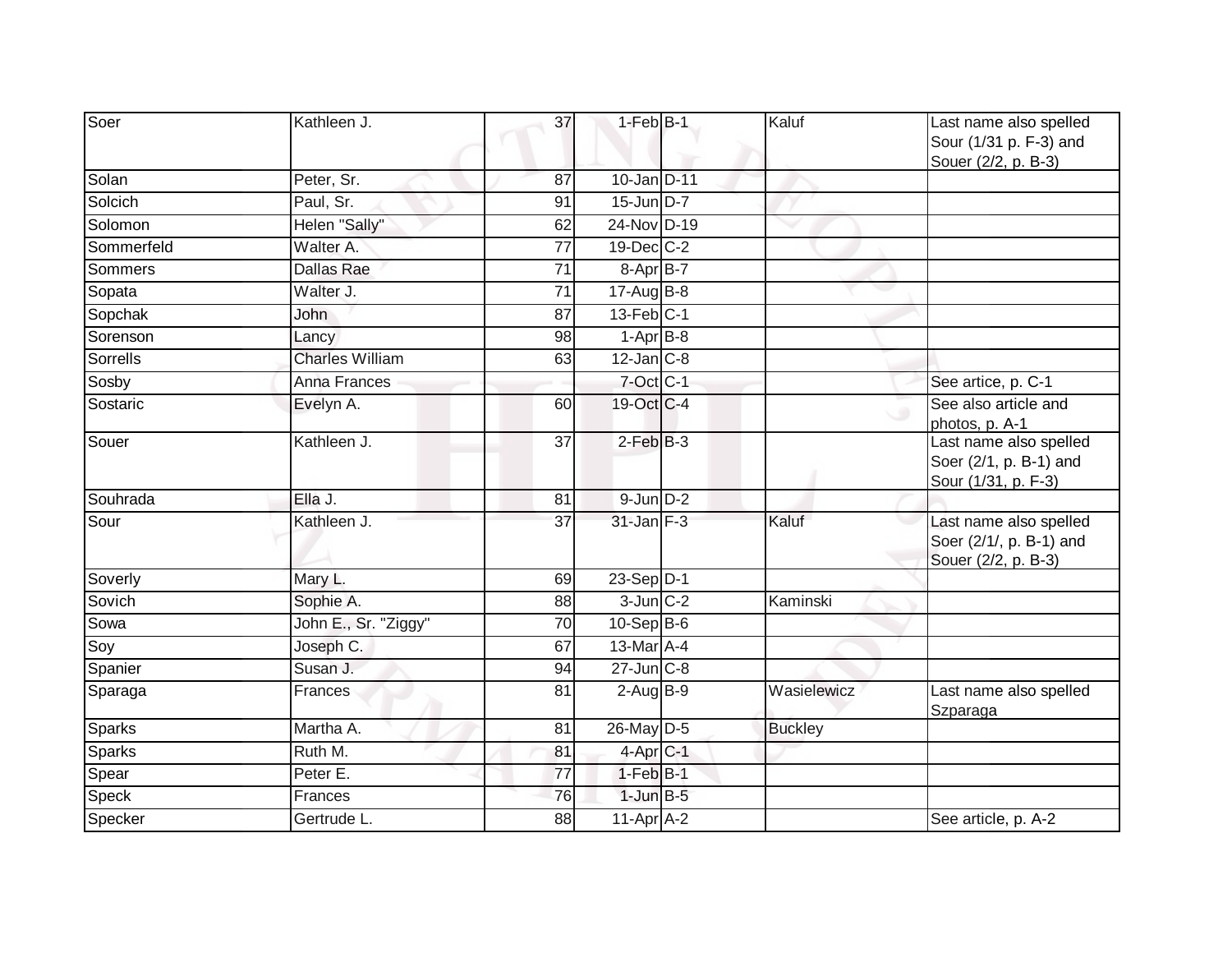| Soer | Kathleen J. | 37 | 1-Feb | B-1 | Kaluf | Last name also spelled Sour (1/31 p. F-3) and Souer (2/2, p. B-3) |
|---|---|---|---|---|---|---|
| Solan | Peter, Sr. | 87 | 10-Jan | D-11 | | |
| Solcich | Paul, Sr. | 91 | 15-Jun | D-7 | | |
| Solomon | Helen "Sally" | 62 | 24-Nov | D-19 | | |
| Sommerfeld | Walter A. | 77 | 19-Dec | C-2 | | |
| Sommers | Dallas Rae | 71 | 8-Apr | B-7 | | |
| Sopata | Walter J. | 71 | 17-Aug | B-8 | | |
| Sopchak | John | 87 | 13-Feb | C-1 | | |
| Sorenson | Lancy | 98 | 1-Apr | B-8 | | |
| Sorrells | Charles William | 63 | 12-Jan | C-8 | | |
| Sosby | Anna Frances | | 7-Oct | C-1 | | See artice, p. C-1 |
| Sostaric | Evelyn A. | 60 | 19-Oct | C-4 | | See also article and photos, p. A-1 |
| Souer | Kathleen J. | 37 | 2-Feb | B-3 | | Last name also spelled Soer (2/1, p. B-1) and Sour (1/31, p. F-3) |
| Souhrada | Ella J. | 81 | 9-Jun | D-2 | | |
| Sour | Kathleen J. | 37 | 31-Jan | F-3 | Kaluf | Last name also spelled Soer (2/1/, p. B-1) and Souer (2/2, p. B-3) |
| Soverly | Mary L. | 69 | 23-Sep | D-1 | | |
| Sovich | Sophie A. | 88 | 3-Jun | C-2 | Kaminski | |
| Sowa | John E., Sr. "Ziggy" | 70 | 10-Sep | B-6 | | |
| Soy | Joseph C. | 67 | 13-Mar | A-4 | | |
| Spanier | Susan J. | 94 | 27-Jun | C-8 | | |
| Sparaga | Frances | 81 | 2-Aug | B-9 | Wasielewicz | Last name also spelled Szparaga |
| Sparks | Martha A. | 81 | 26-May | D-5 | Buckley | |
| Sparks | Ruth M. | 81 | 4-Apr | C-1 | | |
| Spear | Peter E. | 77 | 1-Feb | B-1 | | |
| Speck | Frances | 76 | 1-Jun | B-5 | | |
| Specker | Gertrude L. | 88 | 11-Apr | A-2 | | See article, p. A-2 |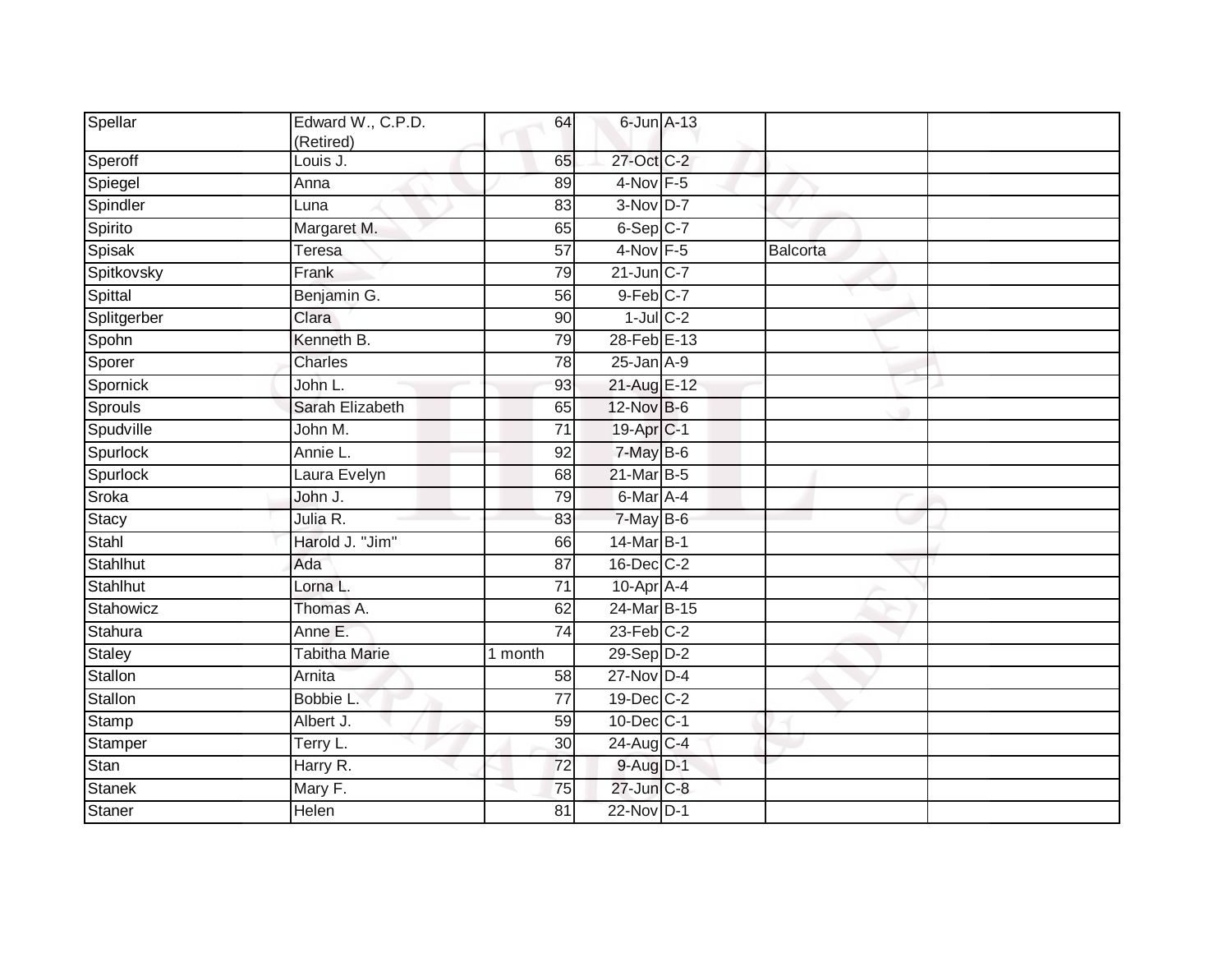| Spellar | Edward W., C.P.D. (Retired) | 64 | 6-Jun | A-13 | | |
|---|---|---|---|---|---|---|
| Speroff | Louis J. | 65 | 27-Oct | C-2 | | |
| Spiegel | Anna | 89 | 4-Nov | F-5 | | |
| Spindler | Luna | 83 | 3-Nov | D-7 | | |
| Spirito | Margaret M. | 65 | 6-Sep | C-7 | | |
| Spisak | Teresa | 57 | 4-Nov | F-5 | Balcorta | |
| Spitkovsky | Frank | 79 | 21-Jun | C-7 | | |
| Spittal | Benjamin G. | 56 | 9-Feb | C-7 | | |
| Splitgerber | Clara | 90 | 1-Jul | C-2 | | |
| Spohn | Kenneth B. | 79 | 28-Feb | E-13 | | |
| Sporer | Charles | 78 | 25-Jan | A-9 | | |
| Spornick | John L. | 93 | 21-Aug | E-12 | | |
| Sprouls | Sarah Elizabeth | 65 | 12-Nov | B-6 | | |
| Spudville | John M. | 71 | 19-Apr | C-1 | | |
| Spurlock | Annie L. | 92 | 7-May | B-6 | | |
| Spurlock | Laura Evelyn | 68 | 21-Mar | B-5 | | |
| Sroka | John J. | 79 | 6-Mar | A-4 | | |
| Stacy | Julia R. | 83 | 7-May | B-6 | | |
| Stahl | Harold J. "Jim" | 66 | 14-Mar | B-1 | | |
| Stahlhut | Ada | 87 | 16-Dec | C-2 | | |
| Stahlhut | Lorna L. | 71 | 10-Apr | A-4 | | |
| Stahowicz | Thomas A. | 62 | 24-Mar | B-15 | | |
| Stahura | Anne E. | 74 | 23-Feb | C-2 | | |
| Staley | Tabitha Marie | 1 month | 29-Sep | D-2 | | |
| Stallon | Arnita | 58 | 27-Nov | D-4 | | |
| Stallon | Bobbie L. | 77 | 19-Dec | C-2 | | |
| Stamp | Albert J. | 59 | 10-Dec | C-1 | | |
| Stamper | Terry L. | 30 | 24-Aug | C-4 | | |
| Stan | Harry R. | 72 | 9-Aug | D-1 | | |
| Stanek | Mary F. | 75 | 27-Jun | C-8 | | |
| Staner | Helen | 81 | 22-Nov | D-1 | | |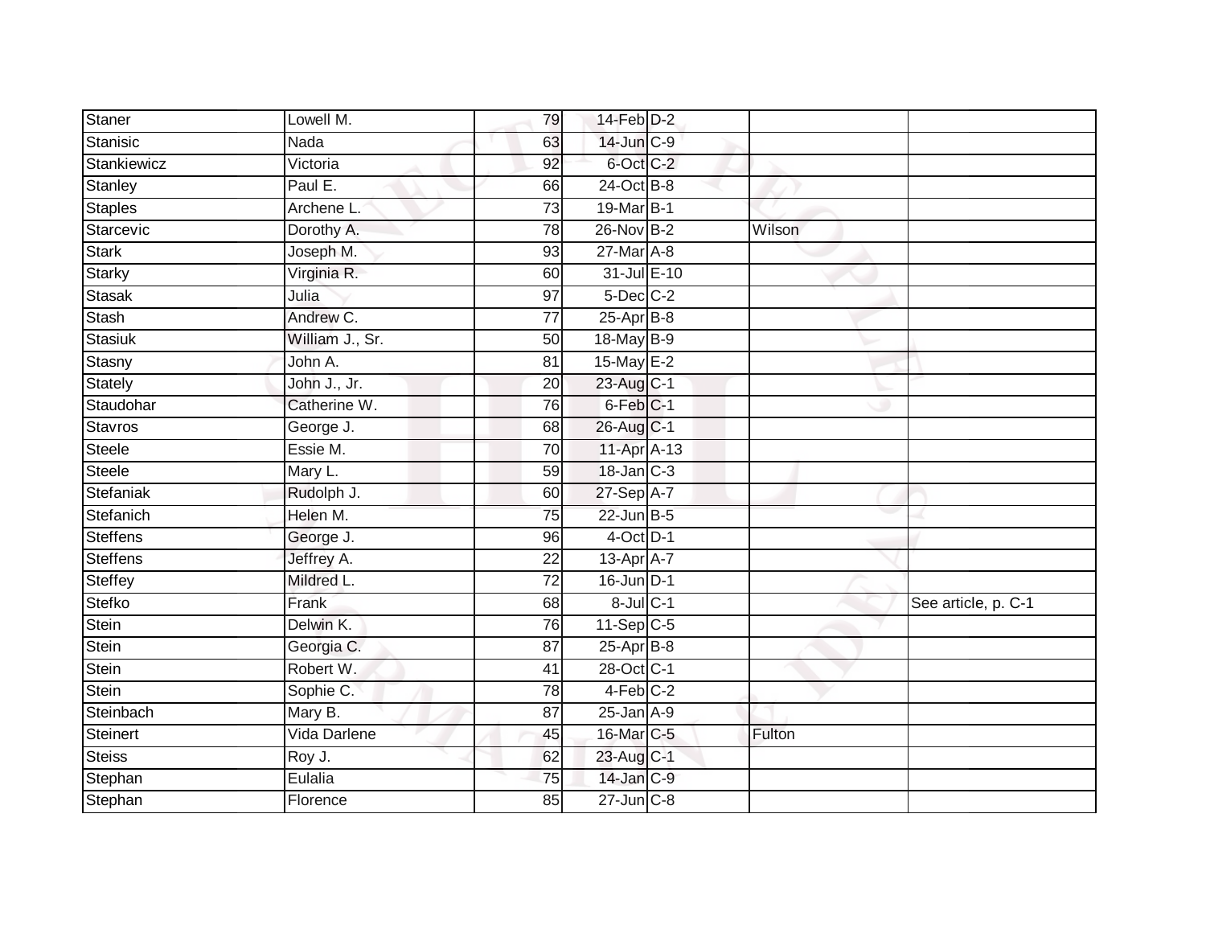| Staner | Lowell M. | 79 | 14-Feb | D-2 | | |
|---|---|---|---|---|---|---|
| Stanisic | Nada | 63 | 14-Jun | C-9 | | |
| Stankiewicz | Victoria | 92 | 6-Oct | C-2 | | |
| Stanley | Paul E. | 66 | 24-Oct | B-8 | | |
| Staples | Archene L. | 73 | 19-Mar | B-1 | | |
| Starcevic | Dorothy A. | 78 | 26-Nov | B-2 | Wilson | |
| Stark | Joseph M. | 93 | 27-Mar | A-8 | | |
| Starky | Virginia R. | 60 | 31-Jul | E-10 | | |
| Stasak | Julia | 97 | 5-Dec | C-2 | | |
| Stash | Andrew C. | 77 | 25-Apr | B-8 | | |
| Stasiuk | William J., Sr. | 50 | 18-May | B-9 | | |
| Stasny | John A. | 81 | 15-May | E-2 | | |
| Stately | John J., Jr. | 20 | 23-Aug | C-1 | | |
| Staudohar | Catherine W. | 76 | 6-Feb | C-1 | | |
| Stavros | George J. | 68 | 26-Aug | C-1 | | |
| Steele | Essie M. | 70 | 11-Apr | A-13 | | |
| Steele | Mary L. | 59 | 18-Jan | C-3 | | |
| Stefaniak | Rudolph J. | 60 | 27-Sep | A-7 | | |
| Stefanich | Helen M. | 75 | 22-Jun | B-5 | | |
| Steffens | George J. | 96 | 4-Oct | D-1 | | |
| Steffens | Jeffrey A. | 22 | 13-Apr | A-7 | | |
| Steffey | Mildred L. | 72 | 16-Jun | D-1 | | |
| Stefko | Frank | 68 | 8-Jul | C-1 | | See article, p. C-1 |
| Stein | Delwin K. | 76 | 11-Sep | C-5 | | |
| Stein | Georgia C. | 87 | 25-Apr | B-8 | | |
| Stein | Robert W. | 41 | 28-Oct | C-1 | | |
| Stein | Sophie C. | 78 | 4-Feb | C-2 | | |
| Steinbach | Mary B. | 87 | 25-Jan | A-9 | | |
| Steinert | Vida Darlene | 45 | 16-Mar | C-5 | Fulton | |
| Steiss | Roy J. | 62 | 23-Aug | C-1 | | |
| Stephan | Eulalia | 75 | 14-Jan | C-9 | | |
| Stephan | Florence | 85 | 27-Jun | C-8 | | |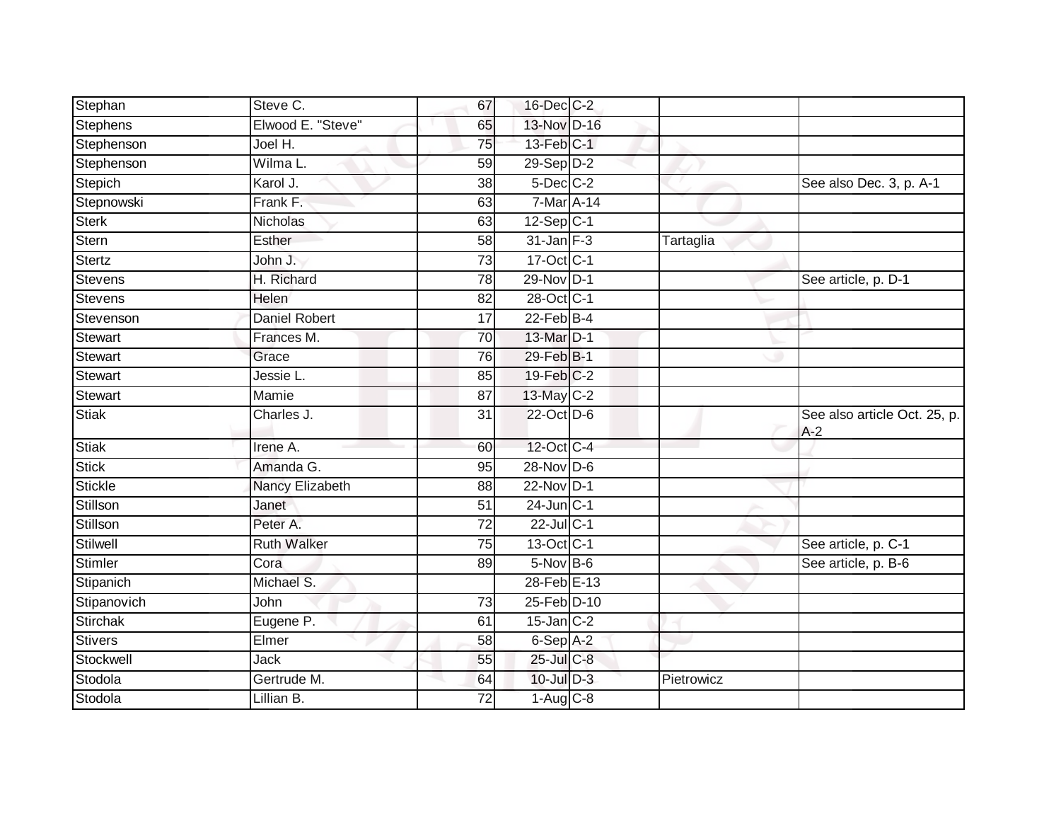| | | | | | | |
|---|---|---|---|---|---|---|
| Stephan | Steve C. | 67 | 16-Dec | C-2 | | |
| Stephens | Elwood E. "Steve" | 65 | 13-Nov | D-16 | | |
| Stephenson | Joel H. | 75 | 13-Feb | C-1 | | |
| Stephenson | Wilma L. | 59 | 29-Sep | D-2 | | |
| Stepich | Karol J. | 38 | 5-Dec | C-2 | | See also Dec. 3, p. A-1 |
| Stepnowski | Frank F. | 63 | 7-Mar | A-14 | | |
| Sterk | Nicholas | 63 | 12-Sep | C-1 | | |
| Stern | Esther | 58 | 31-Jan | F-3 | Tartaglia | |
| Stertz | John J. | 73 | 17-Oct | C-1 | | |
| Stevens | H. Richard | 78 | 29-Nov | D-1 | | See article, p. D-1 |
| Stevens | Helen | 82 | 28-Oct | C-1 | | |
| Stevenson | Daniel Robert | 17 | 22-Feb | B-4 | | |
| Stewart | Frances M. | 70 | 13-Mar | D-1 | | |
| Stewart | Grace | 76 | 29-Feb | B-1 | | |
| Stewart | Jessie L. | 85 | 19-Feb | C-2 | | |
| Stewart | Mamie | 87 | 13-May | C-2 | | |
| Stiak | Charles J. | 31 | 22-Oct | D-6 | | See also article Oct. 25, p. A-2 |
| Stiak | Irene A. | 60 | 12-Oct | C-4 | | |
| Stick | Amanda G. | 95 | 28-Nov | D-6 | | |
| Stickle | Nancy Elizabeth | 88 | 22-Nov | D-1 | | |
| Stillson | Janet | 51 | 24-Jun | C-1 | | |
| Stillson | Peter A. | 72 | 22-Jul | C-1 | | |
| Stilwell | Ruth Walker | 75 | 13-Oct | C-1 | | See article, p. C-1 |
| Stimler | Cora | 89 | 5-Nov | B-6 | | See article, p. B-6 |
| Stipanich | Michael S. | | 28-Feb | E-13 | | |
| Stipanovich | John | 73 | 25-Feb | D-10 | | |
| Stirchak | Eugene P. | 61 | 15-Jan | C-2 | | |
| Stivers | Elmer | 58 | 6-Sep | A-2 | | |
| Stockwell | Jack | 55 | 25-Jul | C-8 | | |
| Stodola | Gertrude M. | 64 | 10-Jul | D-3 | Pietrowicz | |
| Stodola | Lillian B. | 72 | 1-Aug | C-8 | | |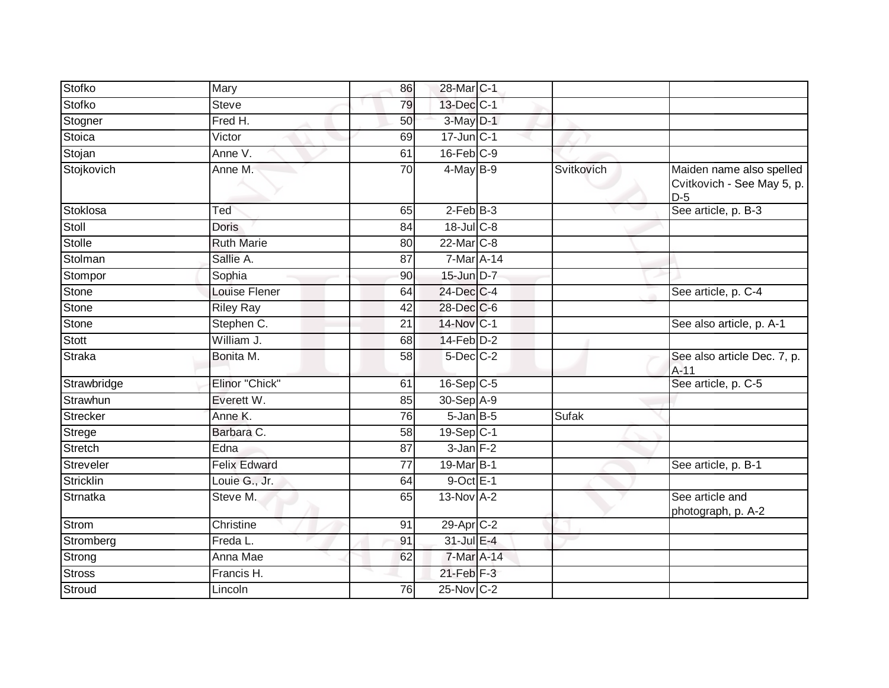| | | | | | | |
|---|---|---|---|---|---|---|
| Stofko | Mary | 86 | 28-Mar | C-1 | | |
| Stofko | Steve | 79 | 13-Dec | C-1 | | |
| Stogner | Fred H. | 50 | 3-May | D-1 | | |
| Stoica | Victor | 69 | 17-Jun | C-1 | | |
| Stojan | Anne V. | 61 | 16-Feb | C-9 | | |
| Stojkovich | Anne M. | 70 | 4-May | B-9 | Svitkovich | Maiden name also spelled Cvitkovich - See May 5, p. D-5 |
| Stoklosa | Ted | 65 | 2-Feb | B-3 | | See article, p. B-3 |
| Stoll | Doris | 84 | 18-Jul | C-8 | | |
| Stolle | Ruth Marie | 80 | 22-Mar | C-8 | | |
| Stolman | Sallie A. | 87 | 7-Mar | A-14 | | |
| Stompor | Sophia | 90 | 15-Jun | D-7 | | |
| Stone | Louise Flener | 64 | 24-Dec | C-4 | | See article, p. C-4 |
| Stone | Riley Ray | 42 | 28-Dec | C-6 | | |
| Stone | Stephen C. | 21 | 14-Nov | C-1 | | See also article, p. A-1 |
| Stott | William J. | 68 | 14-Feb | D-2 | | |
| Straka | Bonita M. | 58 | 5-Dec | C-2 | | See also article Dec. 7, p. A-11 |
| Strawbridge | Elinor "Chick" | 61 | 16-Sep | C-5 | | See article, p. C-5 |
| Strawhun | Everett W. | 85 | 30-Sep | A-9 | | |
| Strecker | Anne K. | 76 | 5-Jan | B-5 | Sufak | |
| Strege | Barbara C. | 58 | 19-Sep | C-1 | | |
| Stretch | Edna | 87 | 3-Jan | F-2 | | |
| Streveler | Felix Edward | 77 | 19-Mar | B-1 | | See article, p. B-1 |
| Stricklin | Louie G., Jr. | 64 | 9-Oct | E-1 | | |
| Strnatka | Steve M. | 65 | 13-Nov | A-2 | | See article and photograph, p. A-2 |
| Strom | Christine | 91 | 29-Apr | C-2 | | |
| Stromberg | Freda L. | 91 | 31-Jul | E-4 | | |
| Strong | Anna Mae | 62 | 7-Mar | A-14 | | |
| Stross | Francis H. | | 21-Feb | F-3 | | |
| Stroud | Lincoln | 76 | 25-Nov | C-2 | | |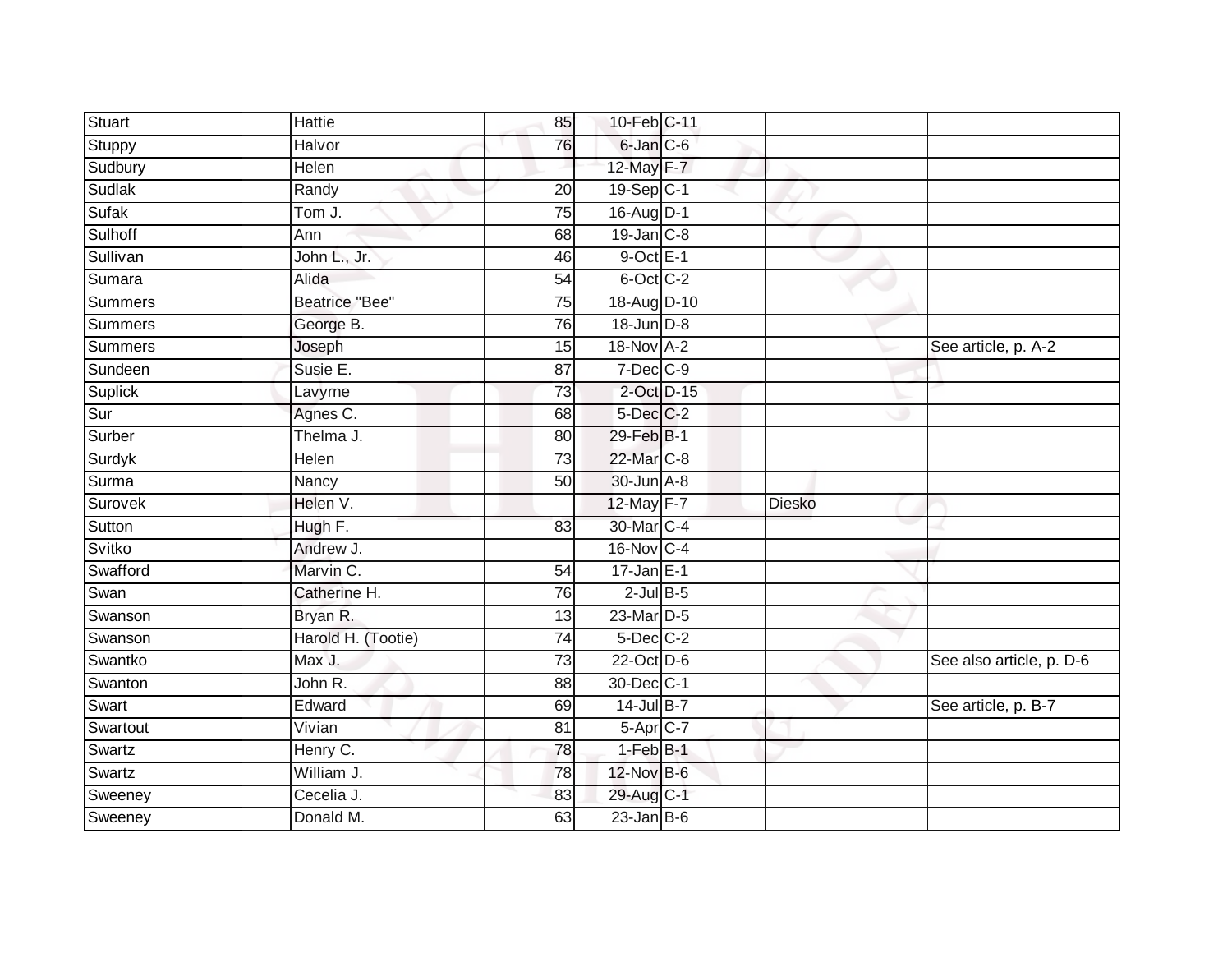| | | | | | | |
|---|---|---|---|---|---|---|
| Stuart | Hattie | 85 | 10-Feb | C-11 | | |
| Stuppy | Halvor | 76 | 6-Jan | C-6 | | |
| Sudbury | Helen | | 12-May | F-7 | | |
| Sudlak | Randy | 20 | 19-Sep | C-1 | | |
| Sufak | Tom J. | 75 | 16-Aug | D-1 | | |
| Sulhoff | Ann | 68 | 19-Jan | C-8 | | |
| Sullivan | John L., Jr. | 46 | 9-Oct | E-1 | | |
| Sumara | Alida | 54 | 6-Oct | C-2 | | |
| Summers | Beatrice "Bee" | 75 | 18-Aug | D-10 | | |
| Summers | George B. | 76 | 18-Jun | D-8 | | |
| Summers | Joseph | 15 | 18-Nov | A-2 | | See article, p. A-2 |
| Sundeen | Susie E. | 87 | 7-Dec | C-9 | | |
| Suplick | Lavyrne | 73 | 2-Oct | D-15 | | |
| Sur | Agnes C. | 68 | 5-Dec | C-2 | | |
| Surber | Thelma J. | 80 | 29-Feb | B-1 | | |
| Surdyk | Helen | 73 | 22-Mar | C-8 | | |
| Surma | Nancy | 50 | 30-Jun | A-8 | | |
| Surovek | Helen V. | | 12-May | F-7 | Diesko | |
| Sutton | Hugh F. | 83 | 30-Mar | C-4 | | |
| Svitko | Andrew J. | | 16-Nov | C-4 | | |
| Swafford | Marvin C. | 54 | 17-Jan | E-1 | | |
| Swan | Catherine H. | 76 | 2-Jul | B-5 | | |
| Swanson | Bryan R. | 13 | 23-Mar | D-5 | | |
| Swanson | Harold H. (Tootie) | 74 | 5-Dec | C-2 | | |
| Swantko | Max J. | 73 | 22-Oct | D-6 | | See also article, p. D-6 |
| Swanton | John R. | 88 | 30-Dec | C-1 | | |
| Swart | Edward | 69 | 14-Jul | B-7 | | See article, p. B-7 |
| Swartout | Vivian | 81 | 5-Apr | C-7 | | |
| Swartz | Henry C. | 78 | 1-Feb | B-1 | | |
| Swartz | William J. | 78 | 12-Nov | B-6 | | |
| Sweeney | Cecelia J. | 83 | 29-Aug | C-1 | | |
| Sweeney | Donald M. | 63 | 23-Jan | B-6 | | |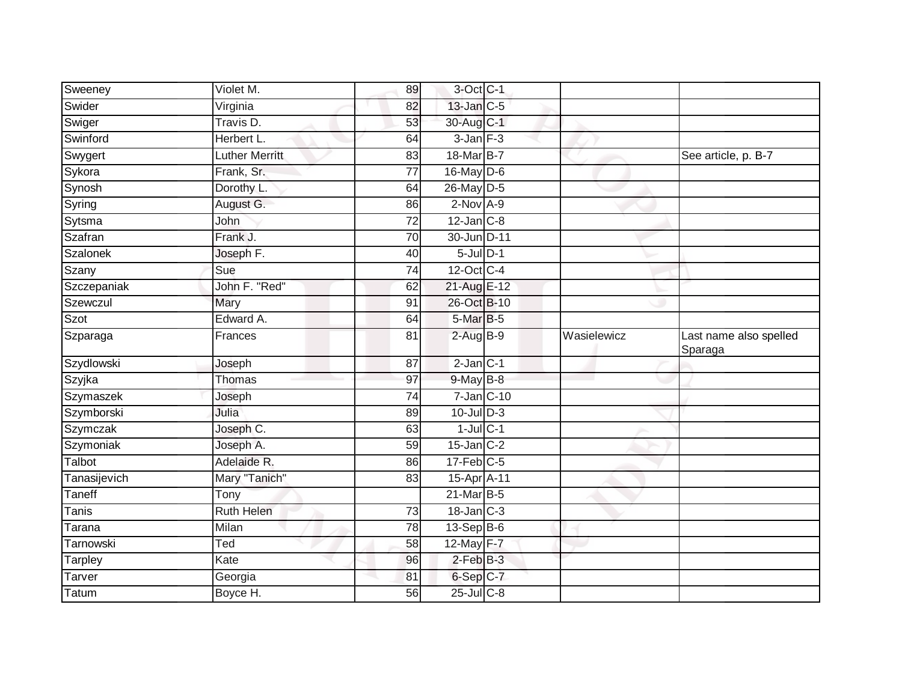| | | | | | | |
|---|---|---|---|---|---|---|
| Sweeney | Violet M. | 89 | 3-Oct | C-1 | | |
| Swider | Virginia | 82 | 13-Jan | C-5 | | |
| Swiger | Travis D. | 53 | 30-Aug | C-1 | | |
| Swinford | Herbert L. | 64 | 3-Jan | F-3 | | |
| Swygert | Luther Merritt | 83 | 18-Mar | B-7 | | See article, p. B-7 |
| Sykora | Frank, Sr. | 77 | 16-May | D-6 | | |
| Synosh | Dorothy L. | 64 | 26-May | D-5 | | |
| Syring | August G. | 86 | 2-Nov | A-9 | | |
| Sytsma | John | 72 | 12-Jan | C-8 | | |
| Szafran | Frank J. | 70 | 30-Jun | D-11 | | |
| Szalonek | Joseph F. | 40 | 5-Jul | D-1 | | |
| Szany | Sue | 74 | 12-Oct | C-4 | | |
| Szczepaniak | John F. "Red" | 62 | 21-Aug | E-12 | | |
| Szewczul | Mary | 91 | 26-Oct | B-10 | | |
| Szot | Edward A. | 64 | 5-Mar | B-5 | | |
| Szparaga | Frances | 81 | 2-Aug | B-9 | Wasielewicz | Last name also spelled Sparaga |
| Szydlowski | Joseph | 87 | 2-Jan | C-1 | | |
| Szyjka | Thomas | 97 | 9-May | B-8 | | |
| Szymaszek | Joseph | 74 | 7-Jan | C-10 | | |
| Szymborski | Julia | 89 | 10-Jul | D-3 | | |
| Szymczak | Joseph C. | 63 | 1-Jul | C-1 | | |
| Szymoniak | Joseph A. | 59 | 15-Jan | C-2 | | |
| Talbot | Adelaide R. | 86 | 17-Feb | C-5 | | |
| Tanasijevich | Mary "Tanich" | 83 | 15-Apr | A-11 | | |
| Taneff | Tony | | 21-Mar | B-5 | | |
| Tanis | Ruth Helen | 73 | 18-Jan | C-3 | | |
| Tarana | Milan | 78 | 13-Sep | B-6 | | |
| Tarnowski | Ted | 58 | 12-May | F-7 | | |
| Tarpley | Kate | 96 | 2-Feb | B-3 | | |
| Tarver | Georgia | 81 | 6-Sep | C-7 | | |
| Tatum | Boyce H. | 56 | 25-Jul | C-8 | | |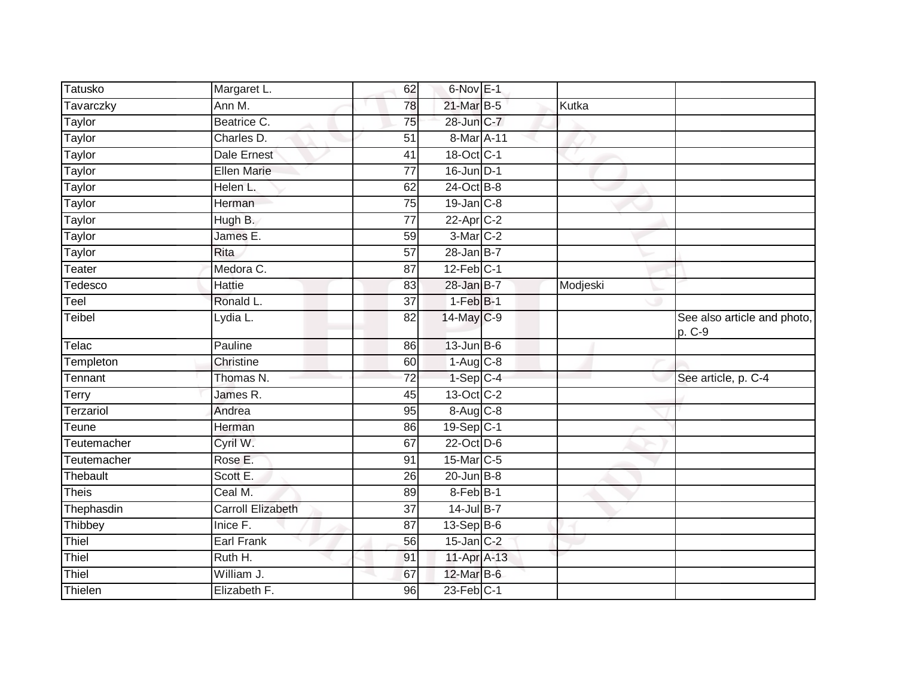| | | | | | | |
|---|---|---|---|---|---|---|
| Tatusko | Margaret L. | 62 | 6-Nov | E-1 | | |
| Tavarczky | Ann M. | 78 | 21-Mar | B-5 | Kutka | |
| Taylor | Beatrice C. | 75 | 28-Jun | C-7 | | |
| Taylor | Charles D. | 51 | 8-Mar | A-11 | | |
| Taylor | Dale Ernest | 41 | 18-Oct | C-1 | | |
| Taylor | Ellen Marie | 77 | 16-Jun | D-1 | | |
| Taylor | Helen L. | 62 | 24-Oct | B-8 | | |
| Taylor | Herman | 75 | 19-Jan | C-8 | | |
| Taylor | Hugh B. | 77 | 22-Apr | C-2 | | |
| Taylor | James E. | 59 | 3-Mar | C-2 | | |
| Taylor | Rita | 57 | 28-Jan | B-7 | | |
| Teater | Medora C. | 87 | 12-Feb | C-1 | | |
| Tedesco | Hattie | 83 | 28-Jan | B-7 | Modjeski | |
| Teel | Ronald L. | 37 | 1-Feb | B-1 | | |
| Teibel | Lydia L. | 82 | 14-May | C-9 | | See also article and photo, p. C-9 |
| Telac | Pauline | 86 | 13-Jun | B-6 | | |
| Templeton | Christine | 60 | 1-Aug | C-8 | | |
| Tennant | Thomas N. | 72 | 1-Sep | C-4 | | See article, p. C-4 |
| Terry | James R. | 45 | 13-Oct | C-2 | | |
| Terzariol | Andrea | 95 | 8-Aug | C-8 | | |
| Teune | Herman | 86 | 19-Sep | C-1 | | |
| Teutemacher | Cyril W. | 67 | 22-Oct | D-6 | | |
| Teutemacher | Rose E. | 91 | 15-Mar | C-5 | | |
| Thebault | Scott E. | 26 | 20-Jun | B-8 | | |
| Theis | Ceal M. | 89 | 8-Feb | B-1 | | |
| Thephasdin | Carroll Elizabeth | 37 | 14-Jul | B-7 | | |
| Thibbey | Inice F. | 87 | 13-Sep | B-6 | | |
| Thiel | Earl Frank | 56 | 15-Jan | C-2 | | |
| Thiel | Ruth H. | 91 | 11-Apr | A-13 | | |
| Thiel | William J. | 67 | 12-Mar | B-6 | | |
| Thielen | Elizabeth F. | 96 | 23-Feb | C-1 | | |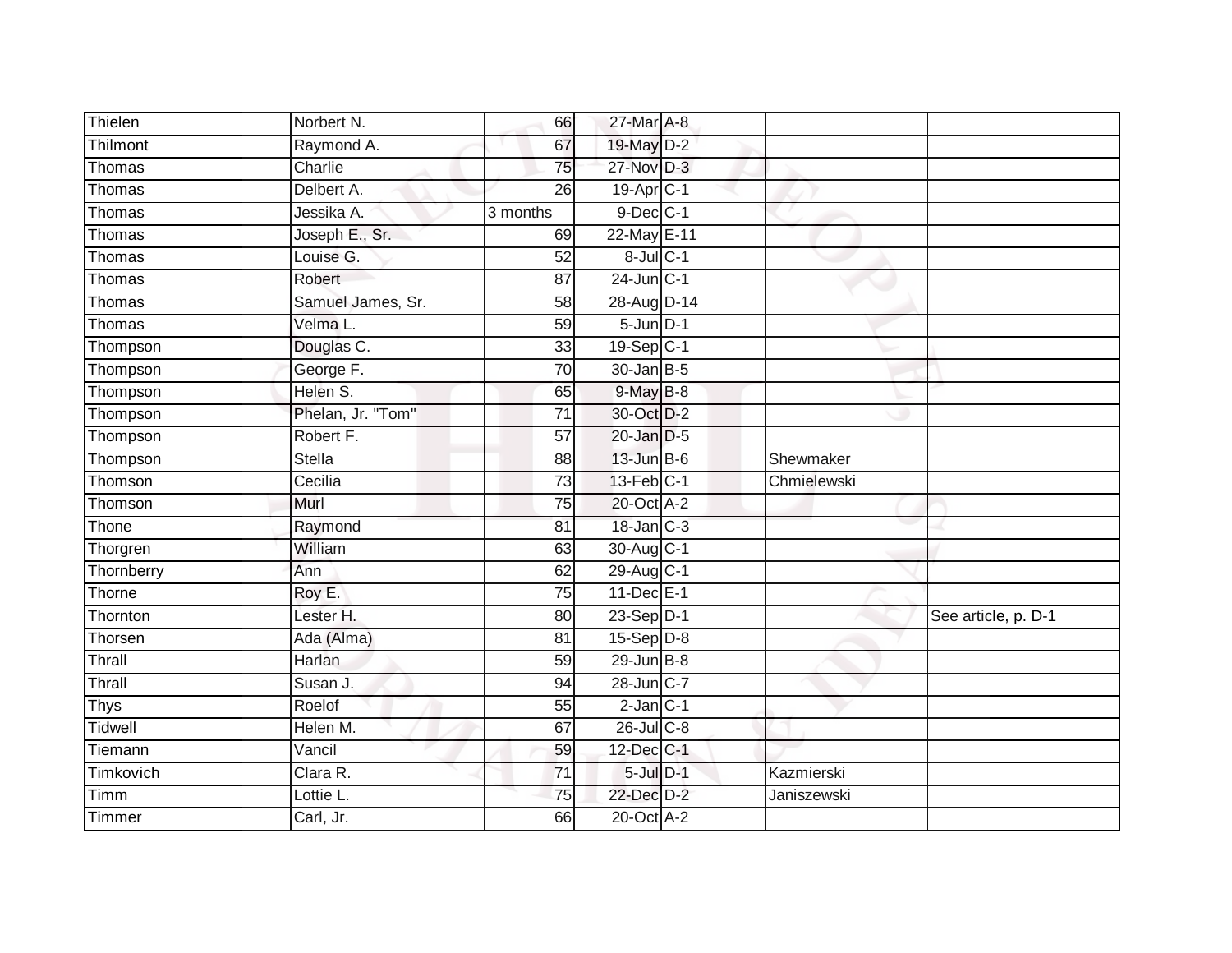| Thielen | Norbert N. | 66 | 27-Mar | A-8 | | |
|---|---|---|---|---|---|---|
| Thilmont | Raymond A. | 67 | 19-May | D-2 | | |
| Thomas | Charlie | 75 | 27-Nov | D-3 | | |
| Thomas | Delbert A. | 26 | 19-Apr | C-1 | | |
| Thomas | Jessika A. | 3 months | 9-Dec | C-1 | | |
| Thomas | Joseph E., Sr. | 69 | 22-May | E-11 | | |
| Thomas | Louise G. | 52 | 8-Jul | C-1 | | |
| Thomas | Robert | 87 | 24-Jun | C-1 | | |
| Thomas | Samuel James, Sr. | 58 | 28-Aug | D-14 | | |
| Thomas | Velma L. | 59 | 5-Jun | D-1 | | |
| Thompson | Douglas C. | 33 | 19-Sep | C-1 | | |
| Thompson | George F. | 70 | 30-Jan | B-5 | | |
| Thompson | Helen S. | 65 | 9-May | B-8 | | |
| Thompson | Phelan, Jr. "Tom" | 71 | 30-Oct | D-2 | | |
| Thompson | Robert F. | 57 | 20-Jan | D-5 | | |
| Thompson | Stella | 88 | 13-Jun | B-6 | Shewmaker | |
| Thomson | Cecilia | 73 | 13-Feb | C-1 | Chmielewski | |
| Thomson | Murl | 75 | 20-Oct | A-2 | | |
| Thone | Raymond | 81 | 18-Jan | C-3 | | |
| Thorgren | William | 63 | 30-Aug | C-1 | | |
| Thornberry | Ann | 62 | 29-Aug | C-1 | | |
| Thorne | Roy E. | 75 | 11-Dec | E-1 | | |
| Thornton | Lester H. | 80 | 23-Sep | D-1 | | See article, p. D-1 |
| Thorsen | Ada (Alma) | 81 | 15-Sep | D-8 | | |
| Thrall | Harlan | 59 | 29-Jun | B-8 | | |
| Thrall | Susan J. | 94 | 28-Jun | C-7 | | |
| Thys | Roelof | 55 | 2-Jan | C-1 | | |
| Tidwell | Helen M. | 67 | 26-Jul | C-8 | | |
| Tiemann | Vancil | 59 | 12-Dec | C-1 | | |
| Timkovich | Clara R. | 71 | 5-Jul | D-1 | Kazmierski | |
| Timm | Lottie L. | 75 | 22-Dec | D-2 | Janiszewski | |
| Timmer | Carl, Jr. | 66 | 20-Oct | A-2 | | |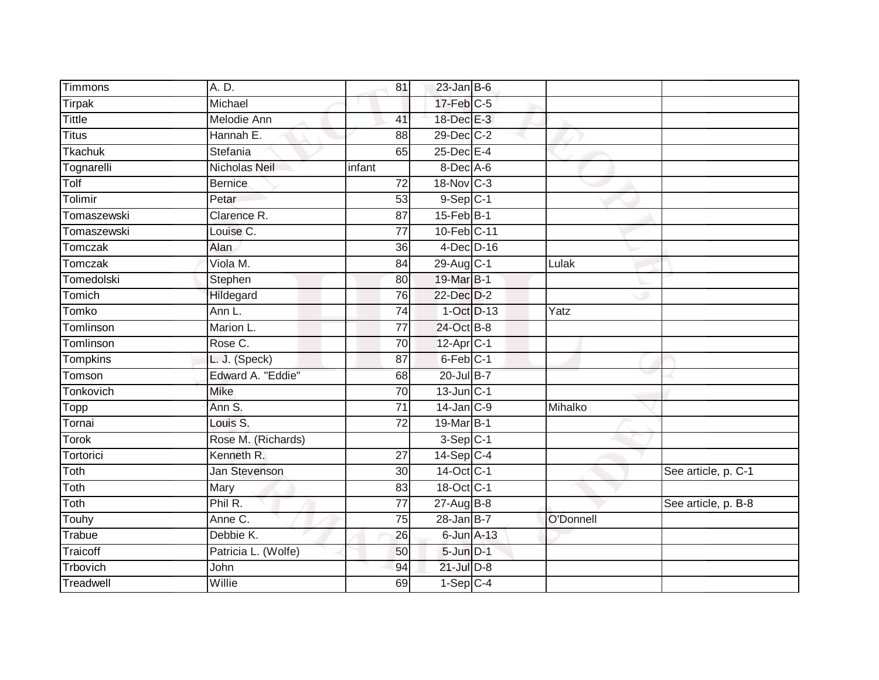| | | | | | | |
|---|---|---|---|---|---|---|
| Timmons | A. D. | 81 | 23-Jan | B-6 | | |
| Tirpak | Michael | | 17-Feb | C-5 | | |
| Tittle | Melodie Ann | 41 | 18-Dec | E-3 | | |
| Titus | Hannah E. | 88 | 29-Dec | C-2 | | |
| Tkachuk | Stefania | 65 | 25-Dec | E-4 | | |
| Tognarelli | Nicholas Neil | infant | 8-Dec | A-6 | | |
| Tolf | Bernice | 72 | 18-Nov | C-3 | | |
| Tolimir | Petar | 53 | 9-Sep | C-1 | | |
| Tomaszewski | Clarence R. | 87 | 15-Feb | B-1 | | |
| Tomaszewski | Louise C. | 77 | 10-Feb | C-11 | | |
| Tomczak | Alan | 36 | 4-Dec | D-16 | | |
| Tomczak | Viola M. | 84 | 29-Aug | C-1 | Lulak | |
| Tomedolski | Stephen | 80 | 19-Mar | B-1 | | |
| Tomich | Hildegard | 76 | 22-Dec | D-2 | | |
| Tomko | Ann L. | 74 | 1-Oct | D-13 | Yatz | |
| Tomlinson | Marion L. | 77 | 24-Oct | B-8 | | |
| Tomlinson | Rose C. | 70 | 12-Apr | C-1 | | |
| Tompkins | L. J. (Speck) | 87 | 6-Feb | C-1 | | |
| Tomson | Edward A. "Eddie" | 68 | 20-Jul | B-7 | | |
| Tonkovich | Mike | 70 | 13-Jun | C-1 | | |
| Topp | Ann S. | 71 | 14-Jan | C-9 | Mihalko | |
| Tornai | Louis S. | 72 | 19-Mar | B-1 | | |
| Torok | Rose M. (Richards) | | 3-Sep | C-1 | | |
| Tortorici | Kenneth R. | 27 | 14-Sep | C-4 | | |
| Toth | Jan Stevenson | 30 | 14-Oct | C-1 | | See article, p. C-1 |
| Toth | Mary | 83 | 18-Oct | C-1 | | |
| Toth | Phil R. | 77 | 27-Aug | B-8 | | See article, p. B-8 |
| Touhy | Anne C. | 75 | 28-Jan | B-7 | O'Donnell | |
| Trabue | Debbie K. | 26 | 6-Jun | A-13 | | |
| Traicoff | Patricia L. (Wolfe) | 50 | 5-Jun | D-1 | | |
| Trbovich | John | 94 | 21-Jul | D-8 | | |
| Treadwell | Willie | 69 | 1-Sep | C-4 | | |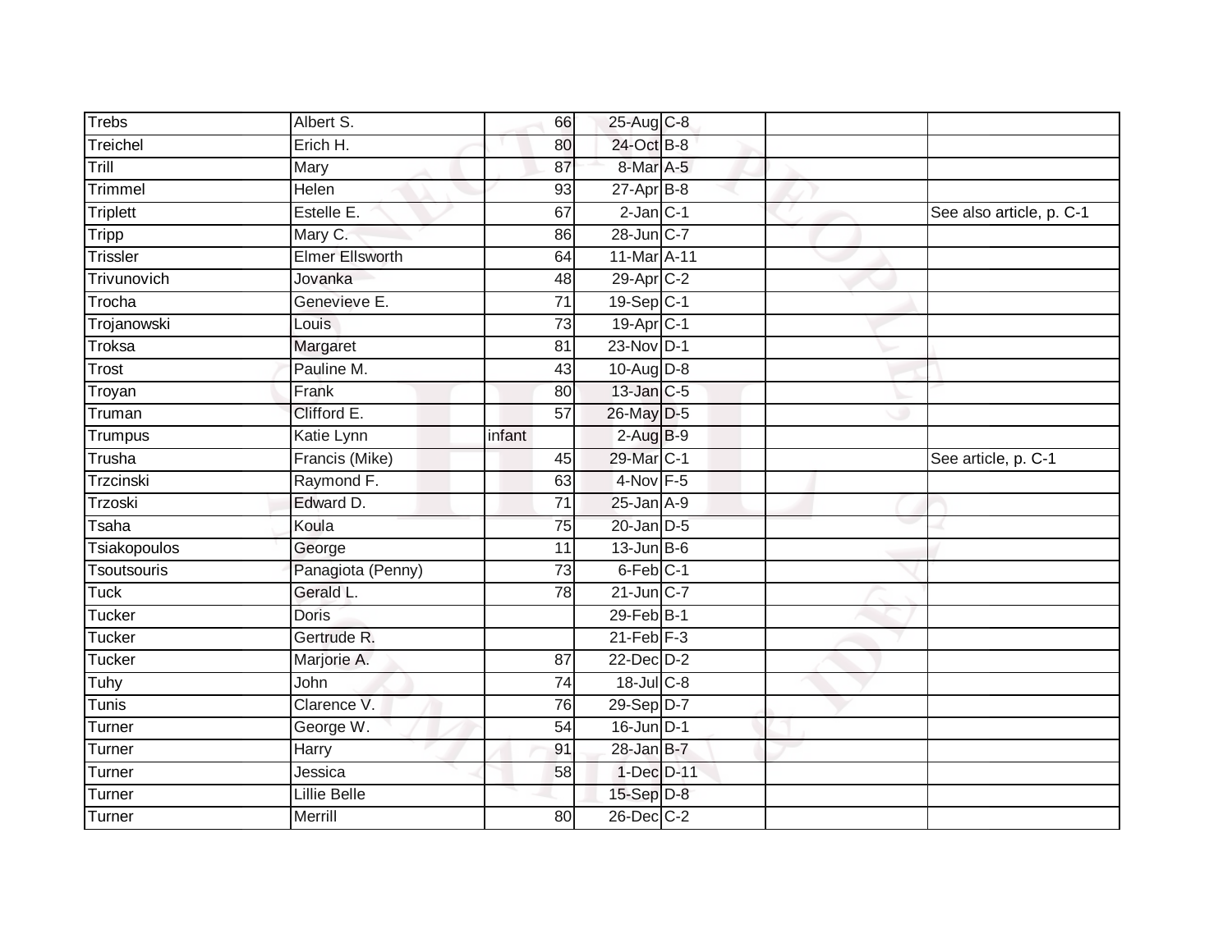| | | | | | | |
|---|---|---|---|---|---|---|
| Trebs | Albert S. | 66 | 25-Aug | C-8 | | |
| Treichel | Erich H. | 80 | 24-Oct | B-8 | | |
| Trill | Mary | 87 | 8-Mar | A-5 | | |
| Trimmel | Helen | 93 | 27-Apr | B-8 | | |
| Triplett | Estelle E. | 67 | 2-Jan | C-1 | | See also article, p. C-1 |
| Tripp | Mary C. | 86 | 28-Jun | C-7 | | |
| Trissler | Elmer Ellsworth | 64 | 11-Mar | A-11 | | |
| Trivunovich | Jovanka | 48 | 29-Apr | C-2 | | |
| Trocha | Genevieve E. | 71 | 19-Sep | C-1 | | |
| Trojanowski | Louis | 73 | 19-Apr | C-1 | | |
| Troksa | Margaret | 81 | 23-Nov | D-1 | | |
| Trost | Pauline M. | 43 | 10-Aug | D-8 | | |
| Troyan | Frank | 80 | 13-Jan | C-5 | | |
| Truman | Clifford E. | 57 | 26-May | D-5 | | |
| Trumpus | Katie Lynn | infant | 2-Aug | B-9 | | |
| Trusha | Francis (Mike) | 45 | 29-Mar | C-1 | | See article, p. C-1 |
| Trzcinski | Raymond F. | 63 | 4-Nov | F-5 | | |
| Trzoski | Edward D. | 71 | 25-Jan | A-9 | | |
| Tsaha | Koula | 75 | 20-Jan | D-5 | | |
| Tsiakopoulos | George | 11 | 13-Jun | B-6 | | |
| Tsoutsouris | Panagiota (Penny) | 73 | 6-Feb | C-1 | | |
| Tuck | Gerald L. | 78 | 21-Jun | C-7 | | |
| Tucker | Doris | | 29-Feb | B-1 | | |
| Tucker | Gertrude R. | | 21-Feb | F-3 | | |
| Tucker | Marjorie A. | 87 | 22-Dec | D-2 | | |
| Tuhy | John | 74 | 18-Jul | C-8 | | |
| Tunis | Clarence V. | 76 | 29-Sep | D-7 | | |
| Turner | George W. | 54 | 16-Jun | D-1 | | |
| Turner | Harry | 91 | 28-Jan | B-7 | | |
| Turner | Jessica | 58 | 1-Dec | D-11 | | |
| Turner | Lillie Belle | | 15-Sep | D-8 | | |
| Turner | Merrill | 80 | 26-Dec | C-2 | | |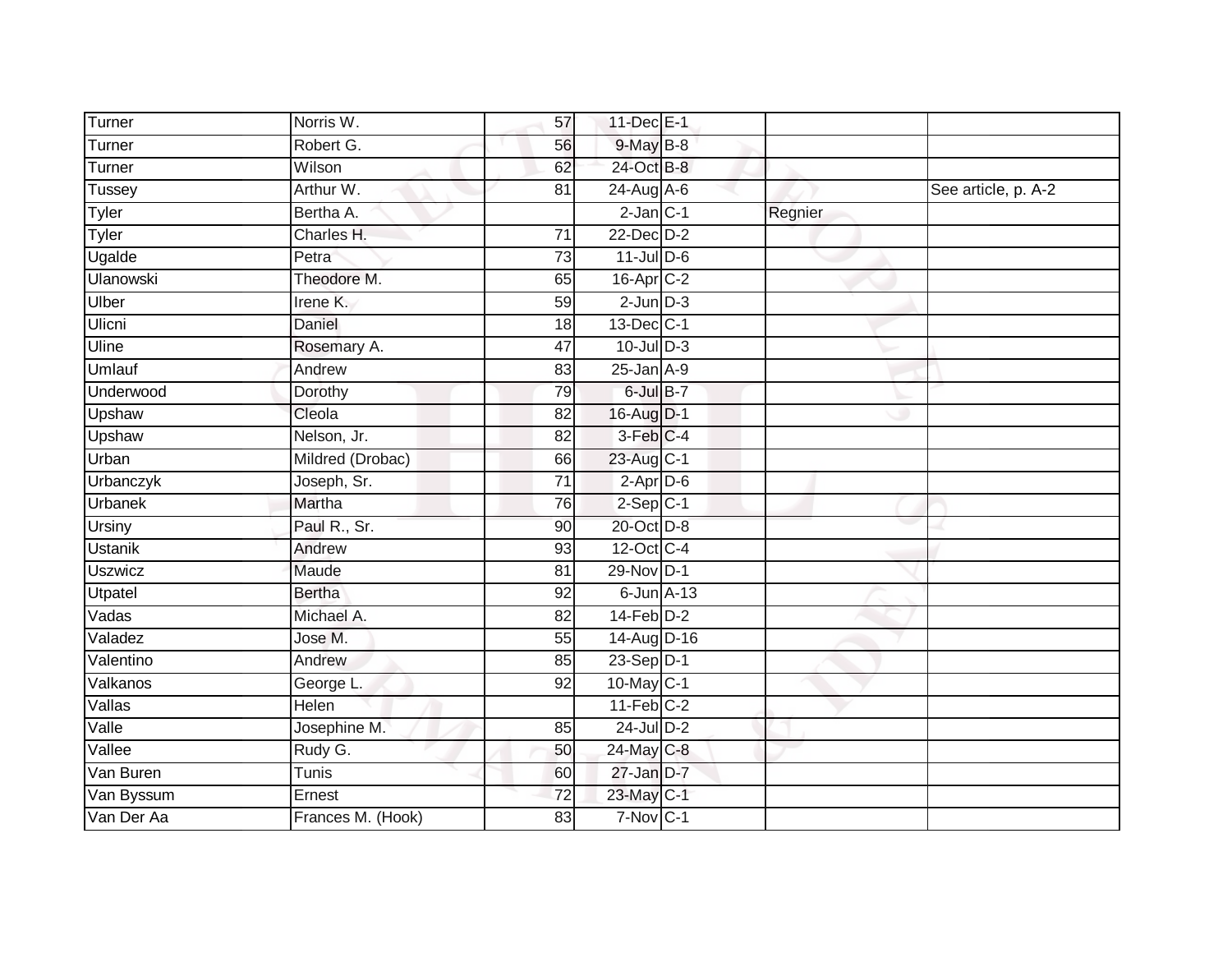| | | | | | | |
|---|---|---|---|---|---|---|
| Turner | Norris W. | 57 | 11-Dec | E-1 | | |
| Turner | Robert G. | 56 | 9-May | B-8 | | |
| Turner | Wilson | 62 | 24-Oct | B-8 | | |
| Tussey | Arthur W. | 81 | 24-Aug | A-6 | | See article, p. A-2 |
| Tyler | Bertha A. | | 2-Jan | C-1 | Regnier | |
| Tyler | Charles H. | 71 | 22-Dec | D-2 | | |
| Ugalde | Petra | 73 | 11-Jul | D-6 | | |
| Ulanowski | Theodore M. | 65 | 16-Apr | C-2 | | |
| Ulber | Irene K. | 59 | 2-Jun | D-3 | | |
| Ulicni | Daniel | 18 | 13-Dec | C-1 | | |
| Uline | Rosemary A. | 47 | 10-Jul | D-3 | | |
| Umlauf | Andrew | 83 | 25-Jan | A-9 | | |
| Underwood | Dorothy | 79 | 6-Jul | B-7 | | |
| Upshaw | Cleola | 82 | 16-Aug | D-1 | | |
| Upshaw | Nelson, Jr. | 82 | 3-Feb | C-4 | | |
| Urban | Mildred (Drobac) | 66 | 23-Aug | C-1 | | |
| Urbanczyk | Joseph, Sr. | 71 | 2-Apr | D-6 | | |
| Urbanek | Martha | 76 | 2-Sep | C-1 | | |
| Ursiny | Paul R., Sr. | 90 | 20-Oct | D-8 | | |
| Ustanik | Andrew | 93 | 12-Oct | C-4 | | |
| Uszwicz | Maude | 81 | 29-Nov | D-1 | | |
| Utpatel | Bertha | 92 | 6-Jun | A-13 | | |
| Vadas | Michael A. | 82 | 14-Feb | D-2 | | |
| Valadez | Jose M. | 55 | 14-Aug | D-16 | | |
| Valentino | Andrew | 85 | 23-Sep | D-1 | | |
| Valkanos | George L. | 92 | 10-May | C-1 | | |
| Vallas | Helen | | 11-Feb | C-2 | | |
| Valle | Josephine M. | 85 | 24-Jul | D-2 | | |
| Vallee | Rudy G. | 50 | 24-May | C-8 | | |
| Van Buren | Tunis | 60 | 27-Jan | D-7 | | |
| Van Byssum | Ernest | 72 | 23-May | C-1 | | |
| Van Der Aa | Frances M. (Hook) | 83 | 7-Nov | C-1 | | |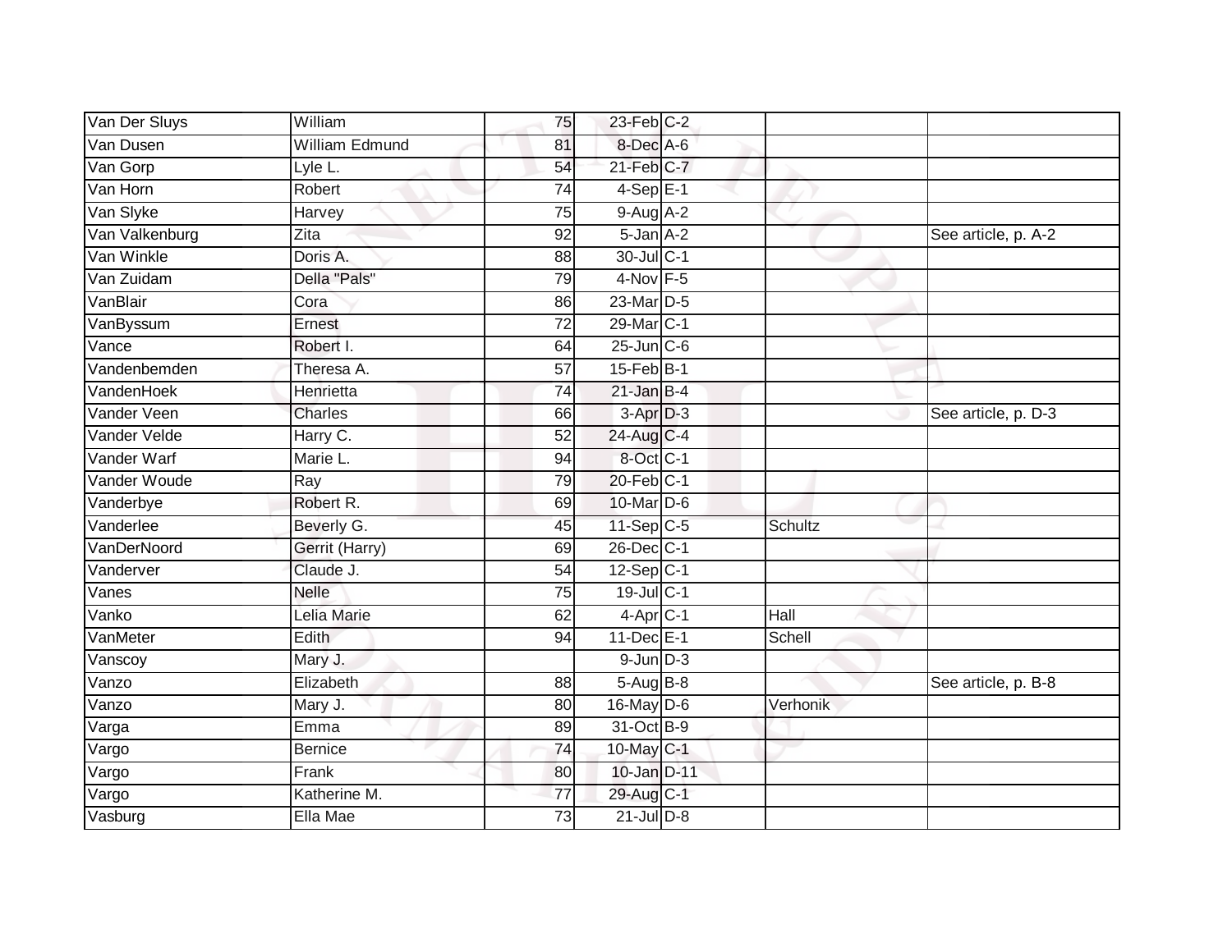| | | | | | | |
|---|---|---|---|---|---|---|
| Van Der Sluys | William | 75 | 23-Feb | C-2 | | |
| Van Dusen | William Edmund | 81 | 8-Dec | A-6 | | |
| Van Gorp | Lyle L. | 54 | 21-Feb | C-7 | | |
| Van Horn | Robert | 74 | 4-Sep | E-1 | | |
| Van Slyke | Harvey | 75 | 9-Aug | A-2 | | |
| Van Valkenburg | Zita | 92 | 5-Jan | A-2 | | See article, p. A-2 |
| Van Winkle | Doris A. | 88 | 30-Jul | C-1 | | |
| Van Zuidam | Della "Pals" | 79 | 4-Nov | F-5 | | |
| VanBlair | Cora | 86 | 23-Mar | D-5 | | |
| VanByssum | Ernest | 72 | 29-Mar | C-1 | | |
| Vance | Robert I. | 64 | 25-Jun | C-6 | | |
| Vandenbemden | Theresa A. | 57 | 15-Feb | B-1 | | |
| VandenHoek | Henrietta | 74 | 21-Jan | B-4 | | |
| Vander Veen | Charles | 66 | 3-Apr | D-3 | | See article, p. D-3 |
| Vander Velde | Harry C. | 52 | 24-Aug | C-4 | | |
| Vander Warf | Marie L. | 94 | 8-Oct | C-1 | | |
| Vander Woude | Ray | 79 | 20-Feb | C-1 | | |
| Vanderbye | Robert R. | 69 | 10-Mar | D-6 | | |
| Vanderlee | Beverly G. | 45 | 11-Sep | C-5 | Schultz | |
| VanDerNoord | Gerrit (Harry) | 69 | 26-Dec | C-1 | | |
| Vanderver | Claude J. | 54 | 12-Sep | C-1 | | |
| Vanes | Nelle | 75 | 19-Jul | C-1 | | |
| Vanko | Lelia Marie | 62 | 4-Apr | C-1 | Hall | |
| VanMeter | Edith | 94 | 11-Dec | E-1 | Schell | |
| Vanscoy | Mary J. | | 9-Jun | D-3 | | |
| Vanzo | Elizabeth | 88 | 5-Aug | B-8 | | See article, p. B-8 |
| Vanzo | Mary J. | 80 | 16-May | D-6 | Verhonik | |
| Varga | Emma | 89 | 31-Oct | B-9 | | |
| Vargo | Bernice | 74 | 10-May | C-1 | | |
| Vargo | Frank | 80 | 10-Jan | D-11 | | |
| Vargo | Katherine M. | 77 | 29-Aug | C-1 | | |
| Vasburg | Ella Mae | 73 | 21-Jul | D-8 | | |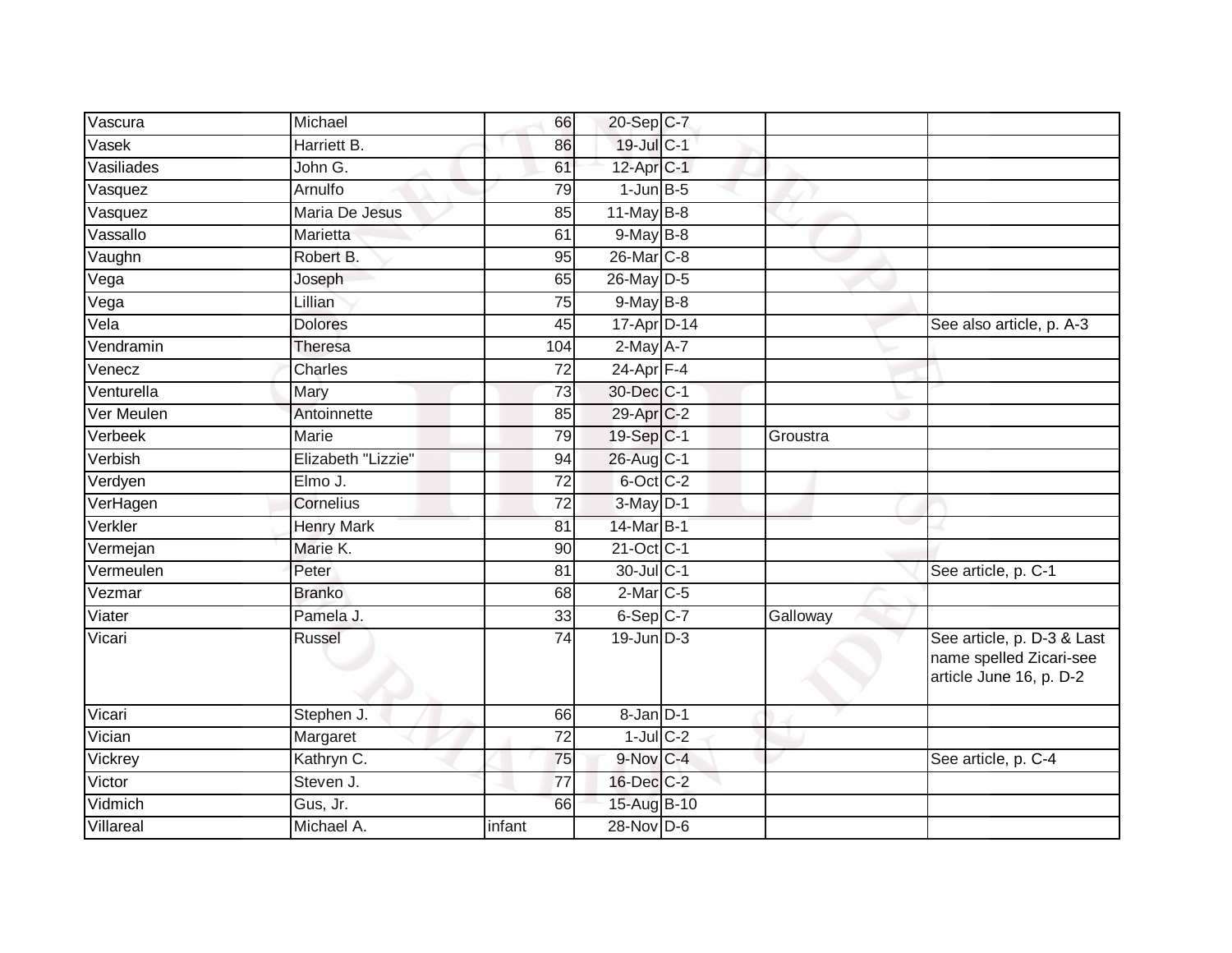| | | | | | | |
|---|---|---|---|---|---|---|
| Vascura | Michael | 66 | 20-Sep | C-7 | | |
| Vasek | Harriett B. | 86 | 19-Jul | C-1 | | |
| Vasiliades | John G. | 61 | 12-Apr | C-1 | | |
| Vasquez | Arnulfo | 79 | 1-Jun | B-5 | | |
| Vasquez | Maria De Jesus | 85 | 11-May | B-8 | | |
| Vassallo | Marietta | 61 | 9-May | B-8 | | |
| Vaughn | Robert B. | 95 | 26-Mar | C-8 | | |
| Vega | Joseph | 65 | 26-May | D-5 | | |
| Vega | Lillian | 75 | 9-May | B-8 | | |
| Vela | Dolores | 45 | 17-Apr | D-14 | | See also article, p. A-3 |
| Vendramin | Theresa | 104 | 2-May | A-7 | | |
| Venecz | Charles | 72 | 24-Apr | F-4 | | |
| Venturella | Mary | 73 | 30-Dec | C-1 | | |
| Ver Meulen | Antoinnette | 85 | 29-Apr | C-2 | | |
| Verbeek | Marie | 79 | 19-Sep | C-1 | Groustra | |
| Verbish | Elizabeth "Lizzie" | 94 | 26-Aug | C-1 | | |
| Verdyen | Elmo J. | 72 | 6-Oct | C-2 | | |
| VerHagen | Cornelius | 72 | 3-May | D-1 | | |
| Verkler | Henry Mark | 81 | 14-Mar | B-1 | | |
| Vermejan | Marie K. | 90 | 21-Oct | C-1 | | |
| Vermeulen | Peter | 81 | 30-Jul | C-1 | | See article, p. C-1 |
| Vezmar | Branko | 68 | 2-Mar | C-5 | | |
| Viater | Pamela J. | 33 | 6-Sep | C-7 | Galloway | |
| Vicari | Russel | 74 | 19-Jun | D-3 | | See article, p. D-3 & Last name spelled Zicari-see article June 16, p. D-2 |
| Vicari | Stephen J. | 66 | 8-Jan | D-1 | | |
| Vician | Margaret | 72 | 1-Jul | C-2 | | |
| Vickrey | Kathryn C. | 75 | 9-Nov | C-4 | | See article, p. C-4 |
| Victor | Steven J. | 77 | 16-Dec | C-2 | | |
| Vidmich | Gus, Jr. | 66 | 15-Aug | B-10 | | |
| Villareal | Michael A. | infant | 28-Nov | D-6 | | |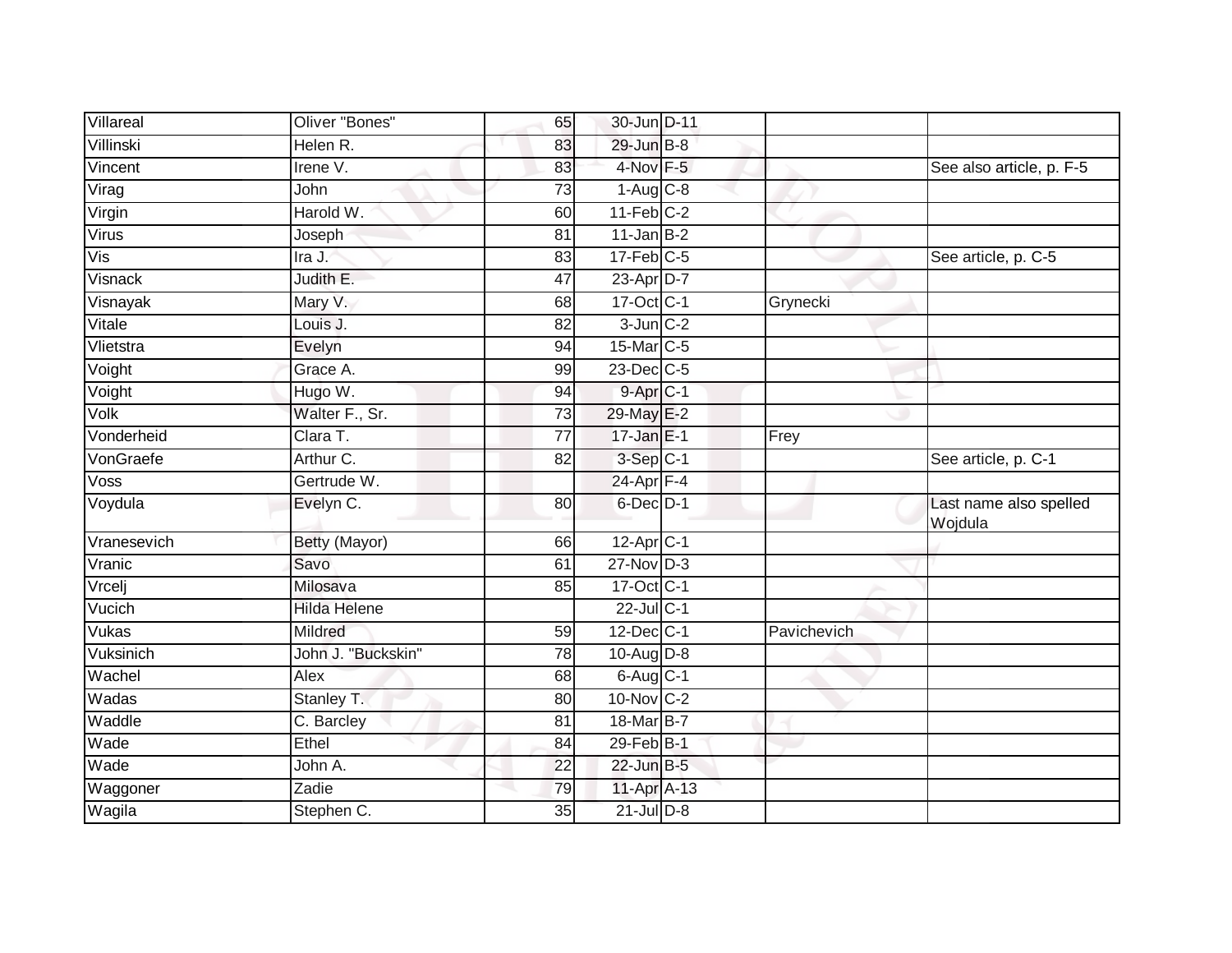| | | | | | | |
|---|---|---|---|---|---|---|
| Villareal | Oliver "Bones" | 65 | 30-Jun | D-11 | | |
| Villinski | Helen R. | 83 | 29-Jun | B-8 | | |
| Vincent | Irene V. | 83 | 4-Nov | F-5 | | See also article, p. F-5 |
| Virag | John | 73 | 1-Aug | C-8 | | |
| Virgin | Harold W. | 60 | 11-Feb | C-2 | | |
| Virus | Joseph | 81 | 11-Jan | B-2 | | |
| Vis | Ira J. | 83 | 17-Feb | C-5 | | See article, p. C-5 |
| Visnack | Judith E. | 47 | 23-Apr | D-7 | | |
| Visnayak | Mary V. | 68 | 17-Oct | C-1 | Grynecki | |
| Vitale | Louis J. | 82 | 3-Jun | C-2 | | |
| Vlietstra | Evelyn | 94 | 15-Mar | C-5 | | |
| Voight | Grace A. | 99 | 23-Dec | C-5 | | |
| Voight | Hugo W. | 94 | 9-Apr | C-1 | | |
| Volk | Walter F., Sr. | 73 | 29-May | E-2 | | |
| Vonderheid | Clara T. | 77 | 17-Jan | E-1 | Frey | |
| VonGraefe | Arthur C. | 82 | 3-Sep | C-1 | | See article, p. C-1 |
| Voss | Gertrude W. | | 24-Apr | F-4 | | |
| Voydula | Evelyn C. | 80 | 6-Dec | D-1 | | Last name also spelled Wojdula |
| Vranesevich | Betty (Mayor) | 66 | 12-Apr | C-1 | | |
| Vranic | Savo | 61 | 27-Nov | D-3 | | |
| Vrcelj | Milosava | 85 | 17-Oct | C-1 | | |
| Vucich | Hilda Helene | | 22-Jul | C-1 | | |
| Vukas | Mildred | 59 | 12-Dec | C-1 | Pavichevich | |
| Vuksinich | John J. "Buckskin" | 78 | 10-Aug | D-8 | | |
| Wachel | Alex | 68 | 6-Aug | C-1 | | |
| Wadas | Stanley T. | 80 | 10-Nov | C-2 | | |
| Waddle | C. Barcley | 81 | 18-Mar | B-7 | | |
| Wade | Ethel | 84 | 29-Feb | B-1 | | |
| Wade | John A. | 22 | 22-Jun | B-5 | | |
| Waggoner | Zadie | 79 | 11-Apr | A-13 | | |
| Wagila | Stephen C. | 35 | 21-Jul | D-8 | | |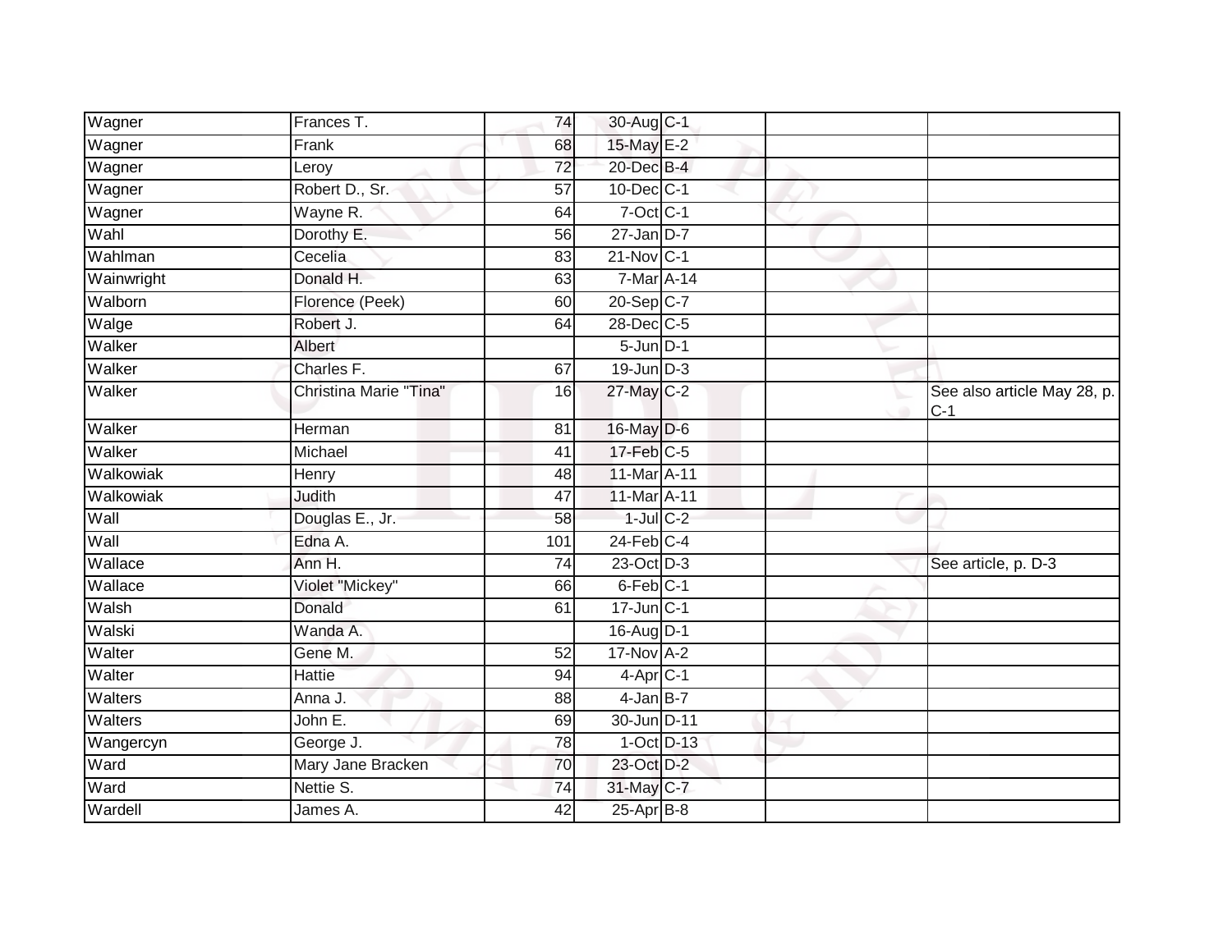| Wagner | Frances T. | 74 | 30-Aug | C-1 | | |
|---|---|---|---|---|---|---|
| Wagner | Frank | 68 | 15-May | E-2 | | |
| Wagner | Leroy | 72 | 20-Dec | B-4 | | |
| Wagner | Robert D., Sr. | 57 | 10-Dec | C-1 | | |
| Wagner | Wayne R. | 64 | 7-Oct | C-1 | | |
| Wahl | Dorothy E. | 56 | 27-Jan | D-7 | | |
| Wahlman | Cecelia | 83 | 21-Nov | C-1 | | |
| Wainwright | Donald H. | 63 | 7-Mar | A-14 | | |
| Walborn | Florence (Peek) | 60 | 20-Sep | C-7 | | |
| Walge | Robert J. | 64 | 28-Dec | C-5 | | |
| Walker | Albert | | 5-Jun | D-1 | | |
| Walker | Charles F. | 67 | 19-Jun | D-3 | | |
| Walker | Christina Marie "Tina" | 16 | 27-May | C-2 | | See also article May 28, p. C-1 |
| Walker | Herman | 81 | 16-May | D-6 | | |
| Walker | Michael | 41 | 17-Feb | C-5 | | |
| Walkowiak | Henry | 48 | 11-Mar | A-11 | | |
| Walkowiak | Judith | 47 | 11-Mar | A-11 | | |
| Wall | Douglas E., Jr. | 58 | 1-Jul | C-2 | | |
| Wall | Edna A. | 101 | 24-Feb | C-4 | | |
| Wallace | Ann H. | 74 | 23-Oct | D-3 | | See article, p. D-3 |
| Wallace | Violet "Mickey" | 66 | 6-Feb | C-1 | | |
| Walsh | Donald | 61 | 17-Jun | C-1 | | |
| Walski | Wanda A. | | 16-Aug | D-1 | | |
| Walter | Gene M. | 52 | 17-Nov | A-2 | | |
| Walter | Hattie | 94 | 4-Apr | C-1 | | |
| Walters | Anna J. | 88 | 4-Jan | B-7 | | |
| Walters | John E. | 69 | 30-Jun | D-11 | | |
| Wangercyn | George J. | 78 | 1-Oct | D-13 | | |
| Ward | Mary Jane Bracken | 70 | 23-Oct | D-2 | | |
| Ward | Nettie S. | 74 | 31-May | C-7 | | |
| Wardell | James A. | 42 | 25-Apr | B-8 | | |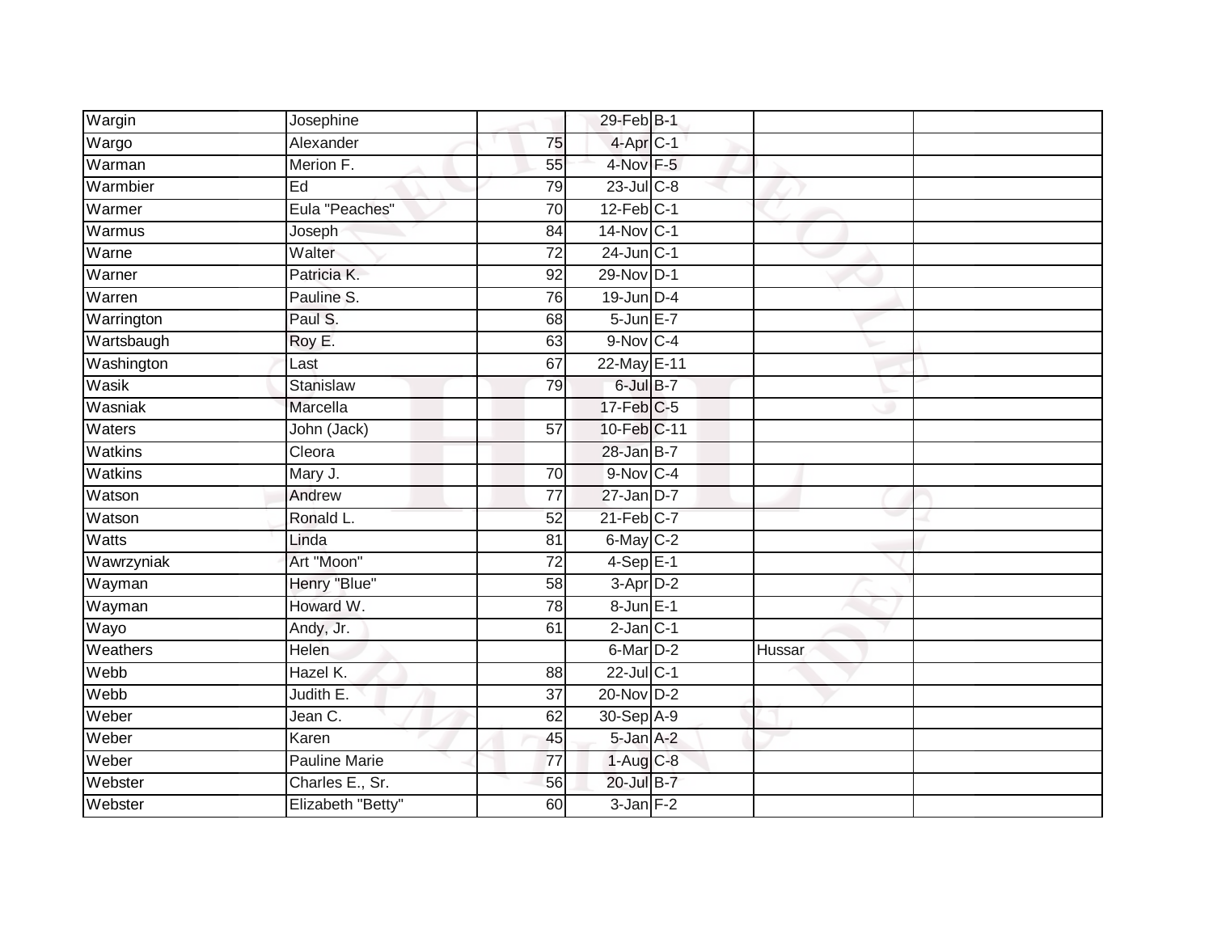| Wargin | Josephine | | 29-Feb | B-1 | | |
|---|---|---|---|---|---|---|
| Wargo | Alexander | 75 | 4-Apr | C-1 | | |
| Warman | Merion F. | 55 | 4-Nov | F-5 | | |
| Warmbier | Ed | 79 | 23-Jul | C-8 | | |
| Warmer | Eula "Peaches" | 70 | 12-Feb | C-1 | | |
| Warmus | Joseph | 84 | 14-Nov | C-1 | | |
| Warne | Walter | 72 | 24-Jun | C-1 | | |
| Warner | Patricia K. | 92 | 29-Nov | D-1 | | |
| Warren | Pauline S. | 76 | 19-Jun | D-4 | | |
| Warrington | Paul S. | 68 | 5-Jun | E-7 | | |
| Wartsbaugh | Roy E. | 63 | 9-Nov | C-4 | | |
| Washington | Last | 67 | 22-May | E-11 | | |
| Wasik | Stanislaw | 79 | 6-Jul | B-7 | | |
| Wasniak | Marcella | | 17-Feb | C-5 | | |
| Waters | John (Jack) | 57 | 10-Feb | C-11 | | |
| Watkins | Cleora | | 28-Jan | B-7 | | |
| Watkins | Mary J. | 70 | 9-Nov | C-4 | | |
| Watson | Andrew | 77 | 27-Jan | D-7 | | |
| Watson | Ronald L. | 52 | 21-Feb | C-7 | | |
| Watts | Linda | 81 | 6-May | C-2 | | |
| Wawrzyniak | Art "Moon" | 72 | 4-Sep | E-1 | | |
| Wayman | Henry "Blue" | 58 | 3-Apr | D-2 | | |
| Wayman | Howard W. | 78 | 8-Jun | E-1 | | |
| Wayo | Andy, Jr. | 61 | 2-Jan | C-1 | | |
| Weathers | Helen | | 6-Mar | D-2 | Hussar | |
| Webb | Hazel K. | 88 | 22-Jul | C-1 | | |
| Webb | Judith E. | 37 | 20-Nov | D-2 | | |
| Weber | Jean C. | 62 | 30-Sep | A-9 | | |
| Weber | Karen | 45 | 5-Jan | A-2 | | |
| Weber | Pauline Marie | 77 | 1-Aug | C-8 | | |
| Webster | Charles E., Sr. | 56 | 20-Jul | B-7 | | |
| Webster | Elizabeth "Betty" | 60 | 3-Jan | F-2 | | |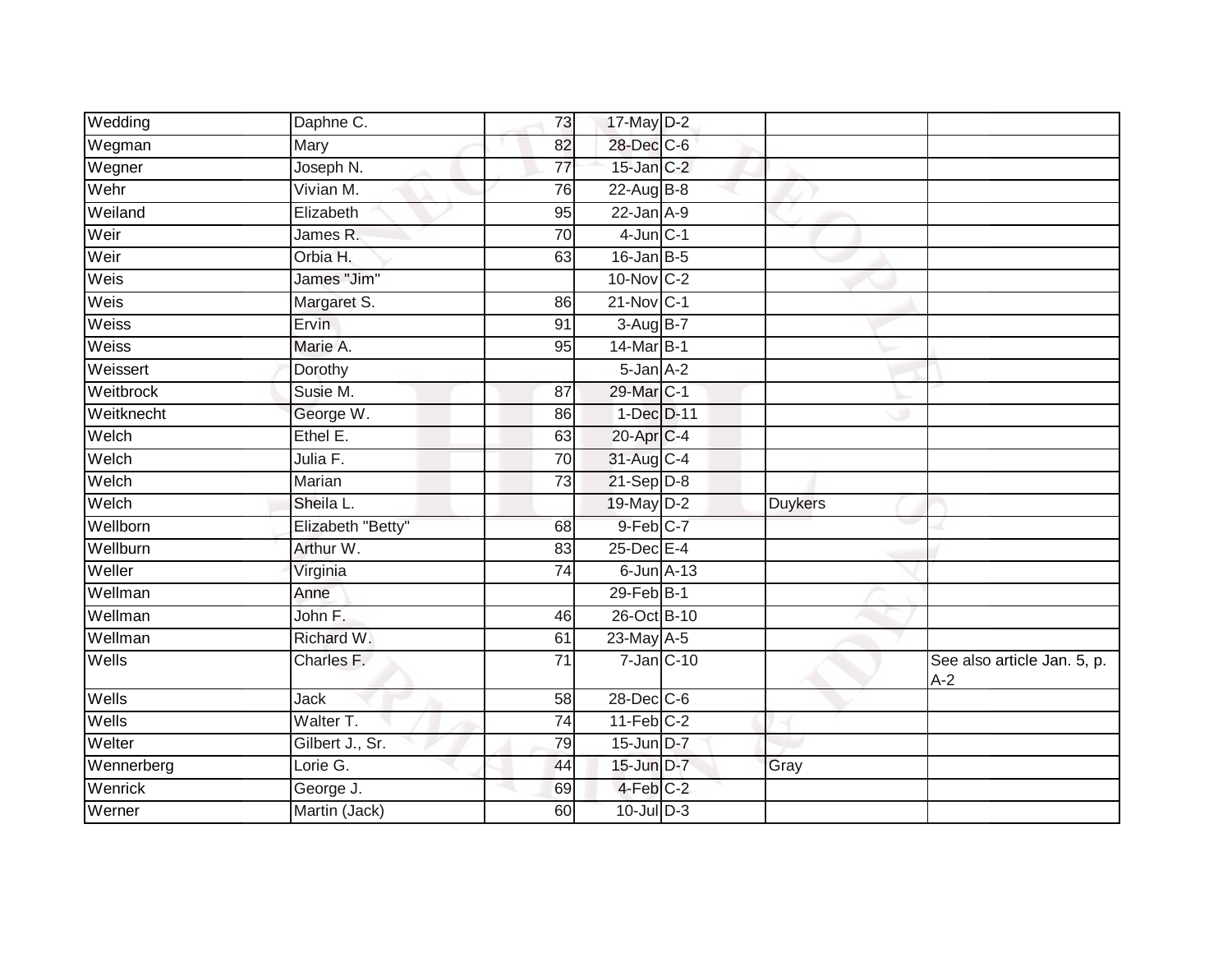| | | | | | | |
|---|---|---|---|---|---|---|
| Wedding | Daphne C. | 73 | 17-May | D-2 | | |
| Wegman | Mary | 82 | 28-Dec | C-6 | | |
| Wegner | Joseph N. | 77 | 15-Jan | C-2 | | |
| Wehr | Vivian M. | 76 | 22-Aug | B-8 | | |
| Weiland | Elizabeth | 95 | 22-Jan | A-9 | | |
| Weir | James R. | 70 | 4-Jun | C-1 | | |
| Weir | Orbia H. | 63 | 16-Jan | B-5 | | |
| Weis | James "Jim" | | 10-Nov | C-2 | | |
| Weis | Margaret S. | 86 | 21-Nov | C-1 | | |
| Weiss | Ervin | 91 | 3-Aug | B-7 | | |
| Weiss | Marie A. | 95 | 14-Mar | B-1 | | |
| Weissert | Dorothy | | 5-Jan | A-2 | | |
| Weitbrock | Susie M. | 87 | 29-Mar | C-1 | | |
| Weitknecht | George W. | 86 | 1-Dec | D-11 | | |
| Welch | Ethel E. | 63 | 20-Apr | C-4 | | |
| Welch | Julia F. | 70 | 31-Aug | C-4 | | |
| Welch | Marian | 73 | 21-Sep | D-8 | | |
| Welch | Sheila L. | | 19-May | D-2 | Duykers | |
| Wellborn | Elizabeth "Betty" | 68 | 9-Feb | C-7 | | |
| Wellburn | Arthur W. | 83 | 25-Dec | E-4 | | |
| Weller | Virginia | 74 | 6-Jun | A-13 | | |
| Wellman | Anne | | 29-Feb | B-1 | | |
| Wellman | John F. | 46 | 26-Oct | B-10 | | |
| Wellman | Richard W. | 61 | 23-May | A-5 | | |
| Wells | Charles F. | 71 | 7-Jan | C-10 | | See also article Jan. 5, p. A-2 |
| Wells | Jack | 58 | 28-Dec | C-6 | | |
| Wells | Walter T. | 74 | 11-Feb | C-2 | | |
| Welter | Gilbert J., Sr. | 79 | 15-Jun | D-7 | | |
| Wennerberg | Lorie G. | 44 | 15-Jun | D-7 | Gray | |
| Wenrick | George J. | 69 | 4-Feb | C-2 | | |
| Werner | Martin (Jack) | 60 | 10-Jul | D-3 | | |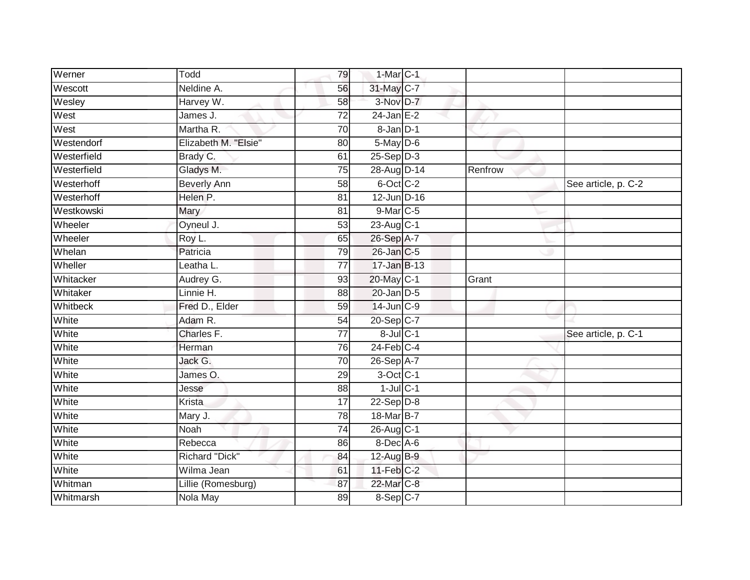| | | | | | | |
|---|---|---|---|---|---|---|
| Werner | Todd | 79 | 1-Mar | C-1 | | |
| Wescott | Neldine A. | 56 | 31-May | C-7 | | |
| Wesley | Harvey W. | 58 | 3-Nov | D-7 | | |
| West | James J. | 72 | 24-Jan | E-2 | | |
| West | Martha R. | 70 | 8-Jan | D-1 | | |
| Westendorf | Elizabeth M. "Elsie" | 80 | 5-May | D-6 | | |
| Westerfield | Brady C. | 61 | 25-Sep | D-3 | | |
| Westerfield | Gladys M. | 75 | 28-Aug | D-14 | Renfrow | |
| Westerhoff | Beverly Ann | 58 | 6-Oct | C-2 | | See article, p. C-2 |
| Westerhoff | Helen P. | 81 | 12-Jun | D-16 | | |
| Westkowski | Mary | 81 | 9-Mar | C-5 | | |
| Wheeler | Oyneul J. | 53 | 23-Aug | C-1 | | |
| Wheeler | Roy L. | 65 | 26-Sep | A-7 | | |
| Whelan | Patricia | 79 | 26-Jan | C-5 | | |
| Wheller | Leatha L. | 77 | 17-Jan | B-13 | | |
| Whitacker | Audrey G. | 93 | 20-May | C-1 | Grant | |
| Whitaker | Linnie H. | 88 | 20-Jan | D-5 | | |
| Whitbeck | Fred D., Elder | 59 | 14-Jun | C-9 | | |
| White | Adam R. | 54 | 20-Sep | C-7 | | |
| White | Charles F. | 77 | 8-Jul | C-1 | | See article, p. C-1 |
| White | Herman | 76 | 24-Feb | C-4 | | |
| White | Jack G. | 70 | 26-Sep | A-7 | | |
| White | James O. | 29 | 3-Oct | C-1 | | |
| White | Jesse | 88 | 1-Jul | C-1 | | |
| White | Krista | 17 | 22-Sep | D-8 | | |
| White | Mary J. | 78 | 18-Mar | B-7 | | |
| White | Noah | 74 | 26-Aug | C-1 | | |
| White | Rebecca | 86 | 8-Dec | A-6 | | |
| White | Richard "Dick" | 84 | 12-Aug | B-9 | | |
| White | Wilma Jean | 61 | 11-Feb | C-2 | | |
| Whitman | Lillie (Romesburg) | 87 | 22-Mar | C-8 | | |
| Whitmarsh | Nola May | 89 | 8-Sep | C-7 | | |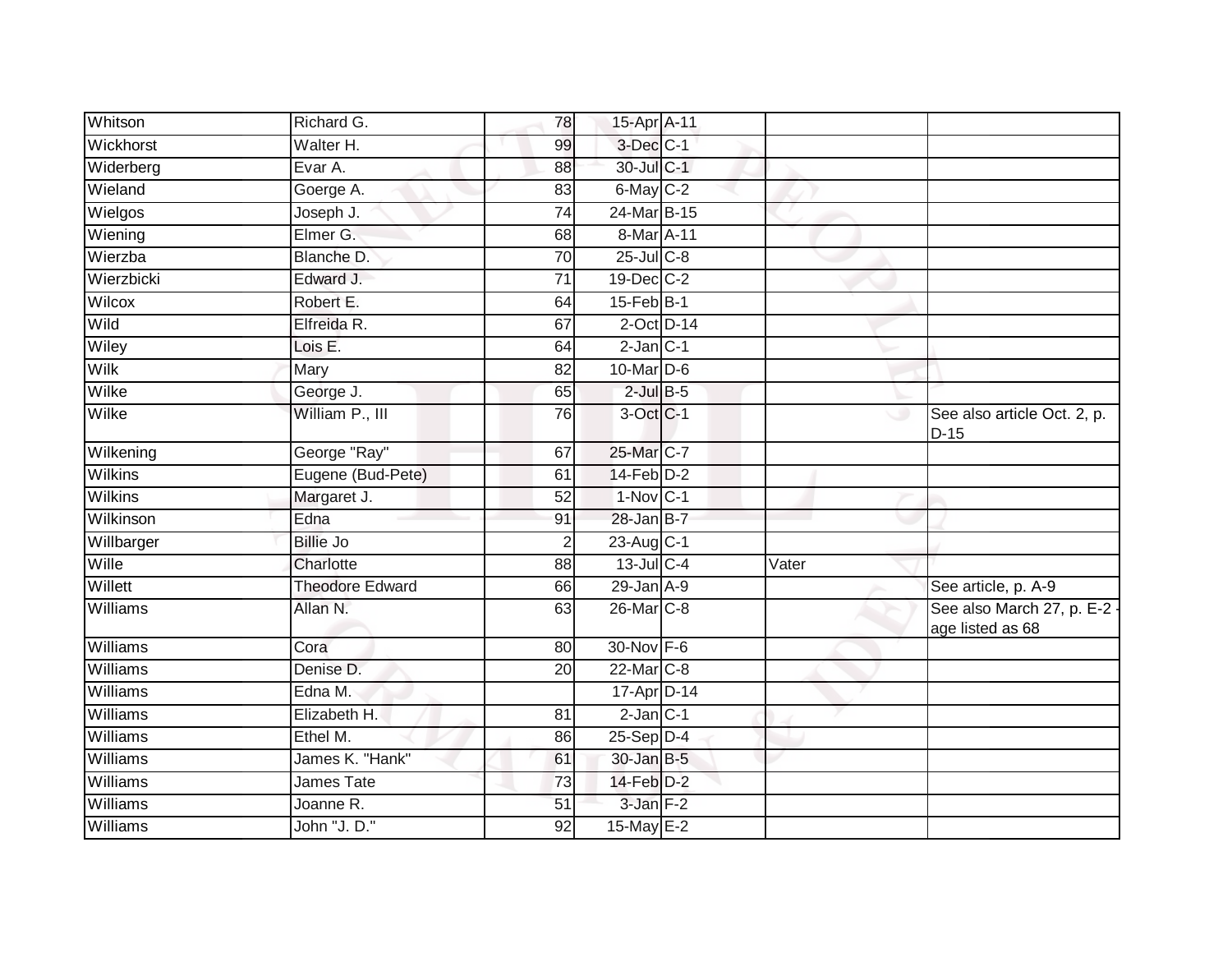| | | | | | | |
|---|---|---|---|---|---|---|
| Whitson | Richard G. | 78 | 15-Apr | A-11 | | |
| Wickhorst | Walter H. | 99 | 3-Dec | C-1 | | |
| Widerberg | Evar A. | 88 | 30-Jul | C-1 | | |
| Wieland | Goerge A. | 83 | 6-May | C-2 | | |
| Wielgos | Joseph J. | 74 | 24-Mar | B-15 | | |
| Wiening | Elmer G. | 68 | 8-Mar | A-11 | | |
| Wierzba | Blanche D. | 70 | 25-Jul | C-8 | | |
| Wierzbicki | Edward J. | 71 | 19-Dec | C-2 | | |
| Wilcox | Robert E. | 64 | 15-Feb | B-1 | | |
| Wild | Elfreida R. | 67 | 2-Oct | D-14 | | |
| Wiley | Lois E. | 64 | 2-Jan | C-1 | | |
| Wilk | Mary | 82 | 10-Mar | D-6 | | |
| Wilke | George J. | 65 | 2-Jul | B-5 | | |
| Wilke | William P., III | 76 | 3-Oct | C-1 | | See also article Oct. 2, p. D-15 |
| Wilkening | George "Ray" | 67 | 25-Mar | C-7 | | |
| Wilkins | Eugene (Bud-Pete) | 61 | 14-Feb | D-2 | | |
| Wilkins | Margaret J. | 52 | 1-Nov | C-1 | | |
| Wilkinson | Edna | 91 | 28-Jan | B-7 | | |
| Willbarger | Billie Jo | 2 | 23-Aug | C-1 | | |
| Wille | Charlotte | 88 | 13-Jul | C-4 | Vater | |
| Willett | Theodore Edward | 66 | 29-Jan | A-9 | | See article, p. A-9 |
| Williams | Allan N. | 63 | 26-Mar | C-8 | | See also March 27, p. E-2 - age listed as 68 |
| Williams | Cora | 80 | 30-Nov | F-6 | | |
| Williams | Denise D. | 20 | 22-Mar | C-8 | | |
| Williams | Edna M. | | 17-Apr | D-14 | | |
| Williams | Elizabeth H. | 81 | 2-Jan | C-1 | | |
| Williams | Ethel M. | 86 | 25-Sep | D-4 | | |
| Williams | James K. "Hank" | 61 | 30-Jan | B-5 | | |
| Williams | James Tate | 73 | 14-Feb | D-2 | | |
| Williams | Joanne R. | 51 | 3-Jan | F-2 | | |
| Williams | John "J. D." | 92 | 15-May | E-2 | | |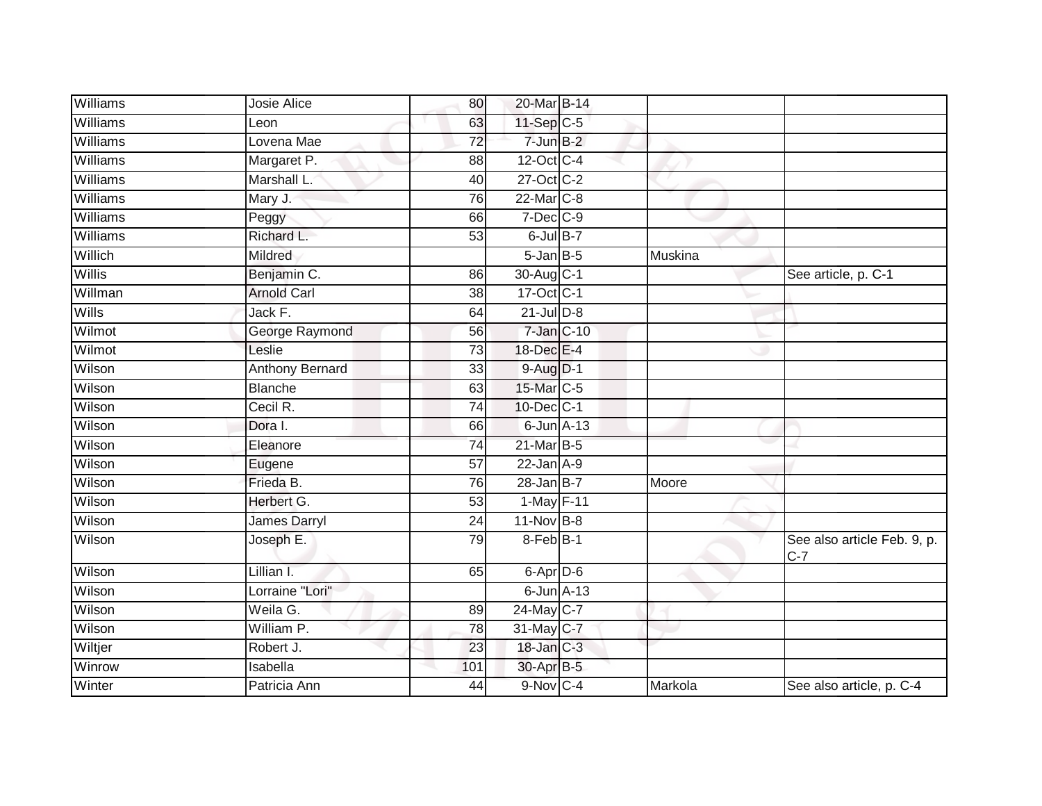| | | | | | | |
|---|---|---|---|---|---|---|
| Williams | Josie Alice | 80 | 20-Mar | B-14 | | |
| Williams | Leon | 63 | 11-Sep | C-5 | | |
| Williams | Lovena Mae | 72 | 7-Jun | B-2 | | |
| Williams | Margaret P. | 88 | 12-Oct | C-4 | | |
| Williams | Marshall L. | 40 | 27-Oct | C-2 | | |
| Williams | Mary J. | 76 | 22-Mar | C-8 | | |
| Williams | Peggy | 66 | 7-Dec | C-9 | | |
| Williams | Richard L. | 53 | 6-Jul | B-7 | | |
| Willich | Mildred | | 5-Jan | B-5 | Muskina | |
| Willis | Benjamin C. | 86 | 30-Aug | C-1 | | See article, p. C-1 |
| Willman | Arnold Carl | 38 | 17-Oct | C-1 | | |
| Wills | Jack F. | 64 | 21-Jul | D-8 | | |
| Wilmot | George Raymond | 56 | 7-Jan | C-10 | | |
| Wilmot | Leslie | 73 | 18-Dec | E-4 | | |
| Wilson | Anthony Bernard | 33 | 9-Aug | D-1 | | |
| Wilson | Blanche | 63 | 15-Mar | C-5 | | |
| Wilson | Cecil R. | 74 | 10-Dec | C-1 | | |
| Wilson | Dora I. | 66 | 6-Jun | A-13 | | |
| Wilson | Eleanore | 74 | 21-Mar | B-5 | | |
| Wilson | Eugene | 57 | 22-Jan | A-9 | | |
| Wilson | Frieda B. | 76 | 28-Jan | B-7 | Moore | |
| Wilson | Herbert G. | 53 | 1-May | F-11 | | |
| Wilson | James Darryl | 24 | 11-Nov | B-8 | | |
| Wilson | Joseph E. | 79 | 8-Feb | B-1 | | See also article Feb. 9, p. C-7 |
| Wilson | Lillian I. | 65 | 6-Apr | D-6 | | |
| Wilson | Lorraine "Lori" | | 6-Jun | A-13 | | |
| Wilson | Weila G. | 89 | 24-May | C-7 | | |
| Wilson | William P. | 78 | 31-May | C-7 | | |
| Wiltjer | Robert J. | 23 | 18-Jan | C-3 | | |
| Winrow | Isabella | 101 | 30-Apr | B-5 | | |
| Winter | Patricia Ann | 44 | 9-Nov | C-4 | Markola | See also article, p. C-4 |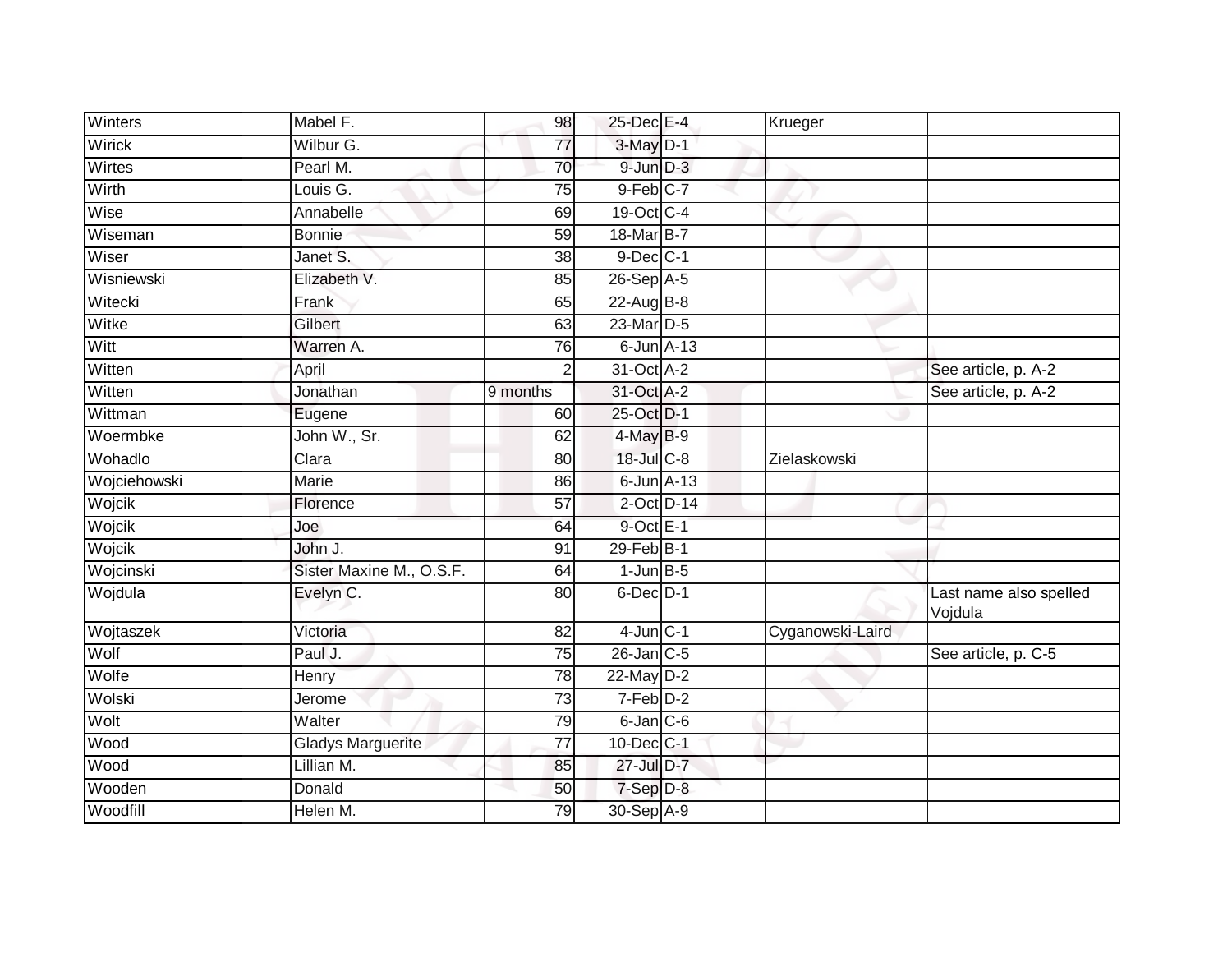| | | | | | | |
|---|---|---|---|---|---|---|
| Winters | Mabel F. | 98 | 25-Dec | E-4 | Krueger | |
| Wirick | Wilbur G. | 77 | 3-May | D-1 | | |
| Wirtes | Pearl M. | 70 | 9-Jun | D-3 | | |
| Wirth | Louis G. | 75 | 9-Feb | C-7 | | |
| Wise | Annabelle | 69 | 19-Oct | C-4 | | |
| Wiseman | Bonnie | 59 | 18-Mar | B-7 | | |
| Wiser | Janet S. | 38 | 9-Dec | C-1 | | |
| Wisniewski | Elizabeth V. | 85 | 26-Sep | A-5 | | |
| Witecki | Frank | 65 | 22-Aug | B-8 | | |
| Witke | Gilbert | 63 | 23-Mar | D-5 | | |
| Witt | Warren A. | 76 | 6-Jun | A-13 | | |
| Witten | April | 2 | 31-Oct | A-2 | | See article, p. A-2 |
| Witten | Jonathan | 9 months | 31-Oct | A-2 | | See article, p. A-2 |
| Wittman | Eugene | 60 | 25-Oct | D-1 | | |
| Woermbke | John W., Sr. | 62 | 4-May | B-9 | | |
| Wohadlo | Clara | 80 | 18-Jul | C-8 | Zielaskowski | |
| Wojciehowski | Marie | 86 | 6-Jun | A-13 | | |
| Wojcik | Florence | 57 | 2-Oct | D-14 | | |
| Wojcik | Joe | 64 | 9-Oct | E-1 | | |
| Wojcik | John J. | 91 | 29-Feb | B-1 | | |
| Wojcinski | Sister Maxine M., O.S.F. | 64 | 1-Jun | B-5 | | |
| Wojdula | Evelyn C. | 80 | 6-Dec | D-1 | | Last name also spelled Vojdula |
| Wojtaszek | Victoria | 82 | 4-Jun | C-1 | Cyganowski-Laird | |
| Wolf | Paul J. | 75 | 26-Jan | C-5 | | See article, p. C-5 |
| Wolfe | Henry | 78 | 22-May | D-2 | | |
| Wolski | Jerome | 73 | 7-Feb | D-2 | | |
| Wolt | Walter | 79 | 6-Jan | C-6 | | |
| Wood | Gladys Marguerite | 77 | 10-Dec | C-1 | | |
| Wood | Lillian M. | 85 | 27-Jul | D-7 | | |
| Wooden | Donald | 50 | 7-Sep | D-8 | | |
| Woodfill | Helen M. | 79 | 30-Sep | A-9 | | |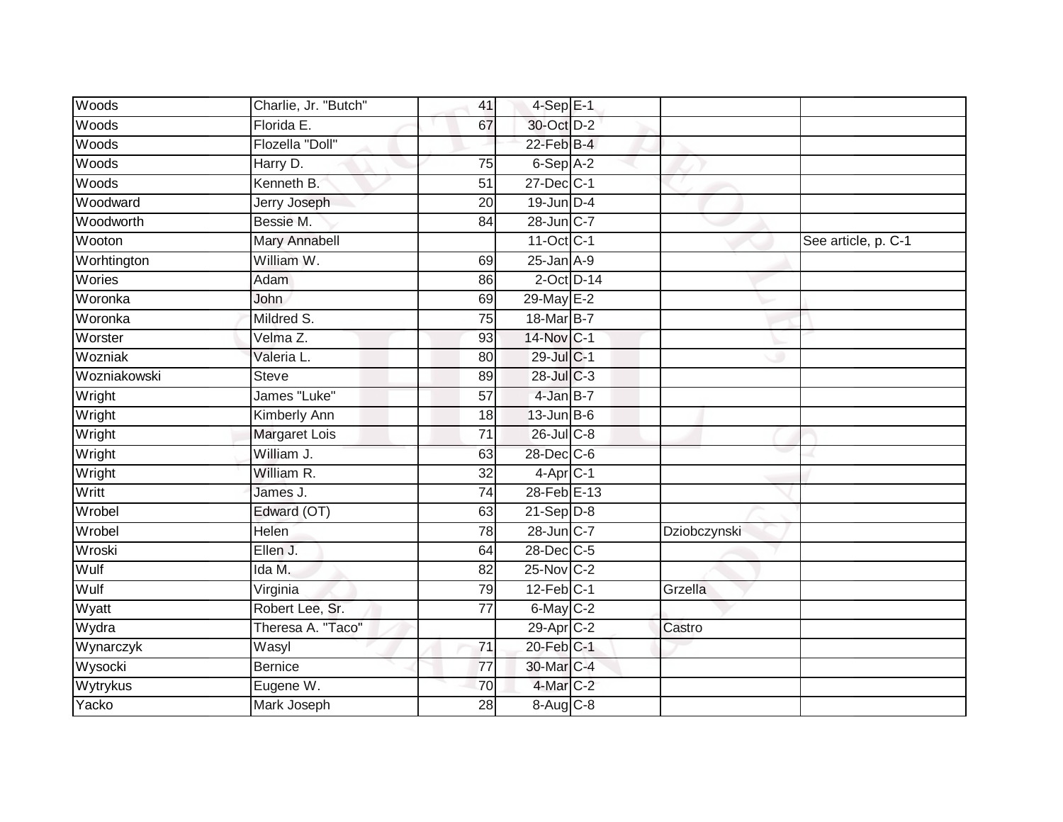| | | | | | | |
|---|---|---|---|---|---|---|
| Woods | Charlie, Jr. "Butch" | 41 | 4-Sep | E-1 | | |
| Woods | Florida E. | 67 | 30-Oct | D-2 | | |
| Woods | Flozella "Doll" | | 22-Feb | B-4 | | |
| Woods | Harry D. | 75 | 6-Sep | A-2 | | |
| Woods | Kenneth B. | 51 | 27-Dec | C-1 | | |
| Woodward | Jerry Joseph | 20 | 19-Jun | D-4 | | |
| Woodworth | Bessie M. | 84 | 28-Jun | C-7 | | |
| Wooton | Mary Annabell | | 11-Oct | C-1 | | See article, p. C-1 |
| Worhtington | William W. | 69 | 25-Jan | A-9 | | |
| Wories | Adam | 86 | 2-Oct | D-14 | | |
| Woronka | John | 69 | 29-May | E-2 | | |
| Woronka | Mildred S. | 75 | 18-Mar | B-7 | | |
| Worster | Velma Z. | 93 | 14-Nov | C-1 | | |
| Wozniak | Valeria L. | 80 | 29-Jul | C-1 | | |
| Wozniakowski | Steve | 89 | 28-Jul | C-3 | | |
| Wright | James "Luke" | 57 | 4-Jan | B-7 | | |
| Wright | Kimberly Ann | 18 | 13-Jun | B-6 | | |
| Wright | Margaret Lois | 71 | 26-Jul | C-8 | | |
| Wright | William J. | 63 | 28-Dec | C-6 | | |
| Wright | William R. | 32 | 4-Apr | C-1 | | |
| Writt | James J. | 74 | 28-Feb | E-13 | | |
| Wrobel | Edward (OT) | 63 | 21-Sep | D-8 | | |
| Wrobel | Helen | 78 | 28-Jun | C-7 | Dziobczynski | |
| Wroski | Ellen J. | 64 | 28-Dec | C-5 | | |
| Wulf | Ida M. | 82 | 25-Nov | C-2 | | |
| Wulf | Virginia | 79 | 12-Feb | C-1 | Grzella | |
| Wyatt | Robert Lee, Sr. | 77 | 6-May | C-2 | | |
| Wydra | Theresa A. "Taco" | | 29-Apr | C-2 | Castro | |
| Wynarczyk | Wasyl | 71 | 20-Feb | C-1 | | |
| Wysocki | Bernice | 77 | 30-Mar | C-4 | | |
| Wytrykus | Eugene W. | 70 | 4-Mar | C-2 | | |
| Yacko | Mark Joseph | 28 | 8-Aug | C-8 | | |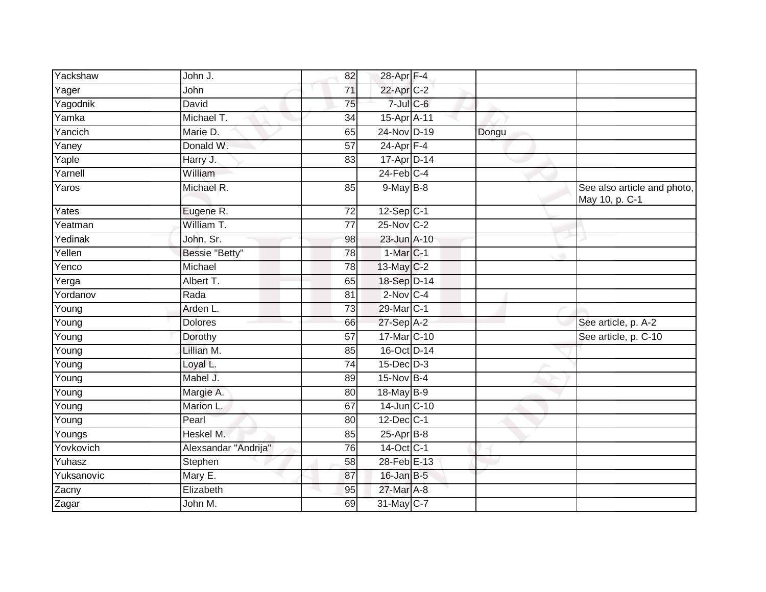| | | | | | | |
|---|---|---|---|---|---|---|
| Yackshaw | John J. | 82 | 28-Apr | F-4 | | |
| Yager | John | 71 | 22-Apr | C-2 | | |
| Yagodnik | David | 75 | 7-Jul | C-6 | | |
| Yamka | Michael T. | 34 | 15-Apr | A-11 | | |
| Yancich | Marie D. | 65 | 24-Nov | D-19 | Dongu | |
| Yaney | Donald W. | 57 | 24-Apr | F-4 | | |
| Yaple | Harry J. | 83 | 17-Apr | D-14 | | |
| Yarnell | William | | 24-Feb | C-4 | | |
| Yaros | Michael R. | 85 | 9-May | B-8 | | See also article and photo, May 10, p. C-1 |
| Yates | Eugene R. | 72 | 12-Sep | C-1 | | |
| Yeatman | William T. | 77 | 25-Nov | C-2 | | |
| Yedinak | John, Sr. | 98 | 23-Jun | A-10 | | |
| Yellen | Bessie "Betty" | 78 | 1-Mar | C-1 | | |
| Yenco | Michael | 78 | 13-May | C-2 | | |
| Yerga | Albert T. | 65 | 18-Sep | D-14 | | |
| Yordanov | Rada | 81 | 2-Nov | C-4 | | |
| Young | Arden L. | 73 | 29-Mar | C-1 | | |
| Young | Dolores | 66 | 27-Sep | A-2 | | See article, p. A-2 |
| Young | Dorothy | 57 | 17-Mar | C-10 | | See article, p. C-10 |
| Young | Lillian M. | 85 | 16-Oct | D-14 | | |
| Young | Loyal L. | 74 | 15-Dec | D-3 | | |
| Young | Mabel J. | 89 | 15-Nov | B-4 | | |
| Young | Margie A. | 80 | 18-May | B-9 | | |
| Young | Marion L. | 67 | 14-Jun | C-10 | | |
| Young | Pearl | 80 | 12-Dec | C-1 | | |
| Youngs | Heskel M. | 85 | 25-Apr | B-8 | | |
| Yovkovich | Alexsandar "Andrija" | 76 | 14-Oct | C-1 | | |
| Yuhasz | Stephen | 58 | 28-Feb | E-13 | | |
| Yuksanovic | Mary E. | 87 | 16-Jan | B-5 | | |
| Zacny | Elizabeth | 95 | 27-Mar | A-8 | | |
| Zagar | John M. | 69 | 31-May | C-7 | | |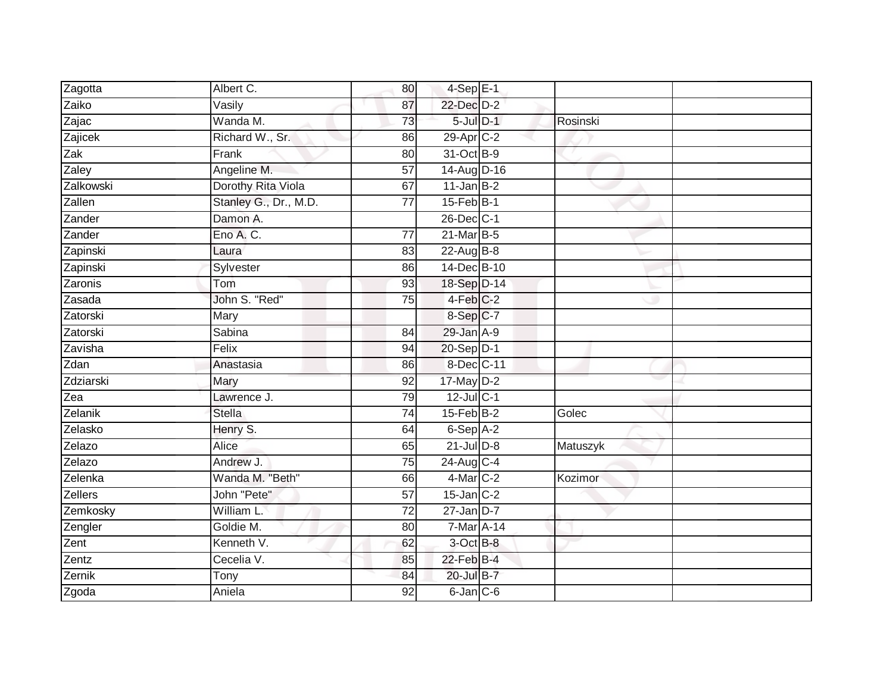| Zagotta | Albert C. | 80 | 4-Sep | E-1 | | |
|---|---|---|---|---|---|---|
| Zaiko | Vasily | 87 | 22-Dec | D-2 | | |
| Zajac | Wanda M. | 73 | 5-Jul | D-1 | Rosinski | |
| Zajicek | Richard W., Sr. | 86 | 29-Apr | C-2 | | |
| Zak | Frank | 80 | 31-Oct | B-9 | | |
| Zaley | Angeline M. | 57 | 14-Aug | D-16 | | |
| Zalkowski | Dorothy Rita Viola | 67 | 11-Jan | B-2 | | |
| Zallen | Stanley G., Dr., M.D. | 77 | 15-Feb | B-1 | | |
| Zander | Damon A. | | 26-Dec | C-1 | | |
| Zander | Eno A. C. | 77 | 21-Mar | B-5 | | |
| Zapinski | Laura | 83 | 22-Aug | B-8 | | |
| Zapinski | Sylvester | 86 | 14-Dec | B-10 | | |
| Zaronis | Tom | 93 | 18-Sep | D-14 | | |
| Zasada | John S. "Red" | 75 | 4-Feb | C-2 | | |
| Zatorski | Mary | | 8-Sep | C-7 | | |
| Zatorski | Sabina | 84 | 29-Jan | A-9 | | |
| Zavisha | Felix | 94 | 20-Sep | D-1 | | |
| Zdan | Anastasia | 86 | 8-Dec | C-11 | | |
| Zdziarski | Mary | 92 | 17-May | D-2 | | |
| Zea | Lawrence J. | 79 | 12-Jul | C-1 | | |
| Zelanik | Stella | 74 | 15-Feb | B-2 | Golec | |
| Zelasko | Henry S. | 64 | 6-Sep | A-2 | | |
| Zelazo | Alice | 65 | 21-Jul | D-8 | Matuszyk | |
| Zelazo | Andrew J. | 75 | 24-Aug | C-4 | | |
| Zelenka | Wanda M. "Beth" | 66 | 4-Mar | C-2 | Kozimor | |
| Zellers | John "Pete" | 57 | 15-Jan | C-2 | | |
| Zemkosky | William L. | 72 | 27-Jan | D-7 | | |
| Zengler | Goldie M. | 80 | 7-Mar | A-14 | | |
| Zent | Kenneth V. | 62 | 3-Oct | B-8 | | |
| Zentz | Cecelia V. | 85 | 22-Feb | B-4 | | |
| Zernik | Tony | 84 | 20-Jul | B-7 | | |
| Zgoda | Aniela | 92 | 6-Jan | C-6 | | |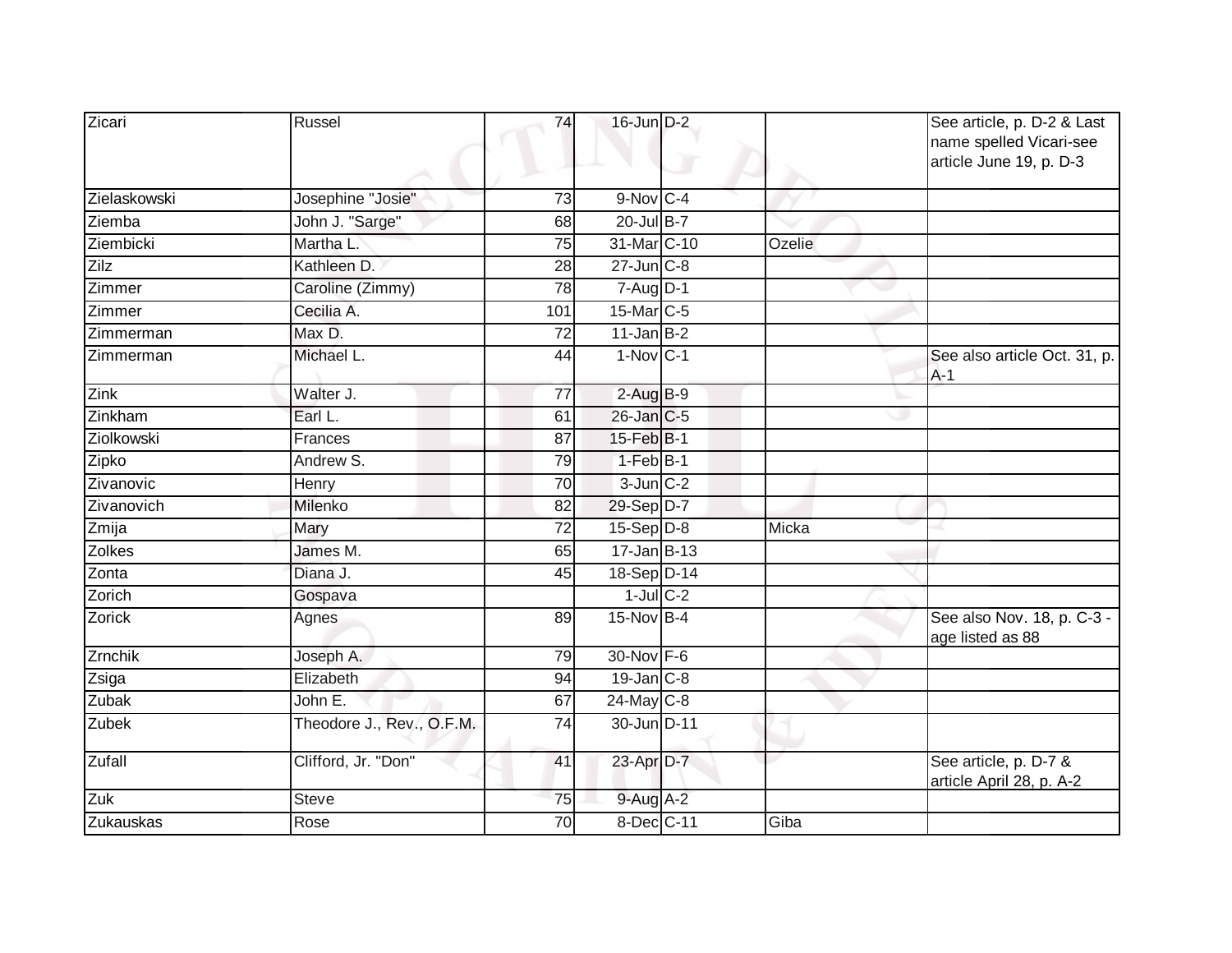| | | | | | | |
|---|---|---|---|---|---|---|
| Zicari | Russel | 74 | 16-Jun | D-2 | | See article, p. D-2 & Last name spelled Vicari-see article June 19, p. D-3 |
| Zielaskowski | Josephine "Josie" | 73 | 9-Nov | C-4 | | |
| Ziemba | John J. "Sarge" | 68 | 20-Jul | B-7 | | |
| Ziembicki | Martha L. | 75 | 31-Mar | C-10 | Ozelie | |
| Zilz | Kathleen D. | 28 | 27-Jun | C-8 | | |
| Zimmer | Caroline (Zimmy) | 78 | 7-Aug | D-1 | | |
| Zimmer | Cecilia A. | 101 | 15-Mar | C-5 | | |
| Zimmerman | Max D. | 72 | 11-Jan | B-2 | | |
| Zimmerman | Michael L. | 44 | 1-Nov | C-1 | | See also article Oct. 31, p. A-1 |
| Zink | Walter J. | 77 | 2-Aug | B-9 | | |
| Zinkham | Earl L. | 61 | 26-Jan | C-5 | | |
| Ziolkowski | Frances | 87 | 15-Feb | B-1 | | |
| Zipko | Andrew S. | 79 | 1-Feb | B-1 | | |
| Zivanovic | Henry | 70 | 3-Jun | C-2 | | |
| Zivanovich | Milenko | 82 | 29-Sep | D-7 | | |
| Zmija | Mary | 72 | 15-Sep | D-8 | Micka | |
| Zolkes | James M. | 65 | 17-Jan | B-13 | | |
| Zonta | Diana J. | 45 | 18-Sep | D-14 | | |
| Zorich | Gospava | | 1-Jul | C-2 | | |
| Zorick | Agnes | 89 | 15-Nov | B-4 | | See also Nov. 18, p. C-3 - age listed as 88 |
| Zrnchik | Joseph A. | 79 | 30-Nov | F-6 | | |
| Zsiga | Elizabeth | 94 | 19-Jan | C-8 | | |
| Zubak | John E. | 67 | 24-May | C-8 | | |
| Zubek | Theodore J., Rev., O.F.M. | 74 | 30-Jun | D-11 | | |
| Zufall | Clifford, Jr. "Don" | 41 | 23-Apr | D-7 | | See article, p. D-7 & article April 28, p. A-2 |
| Zuk | Steve | 75 | 9-Aug | A-2 | | |
| Zukauskas | Rose | 70 | 8-Dec | C-11 | Giba | |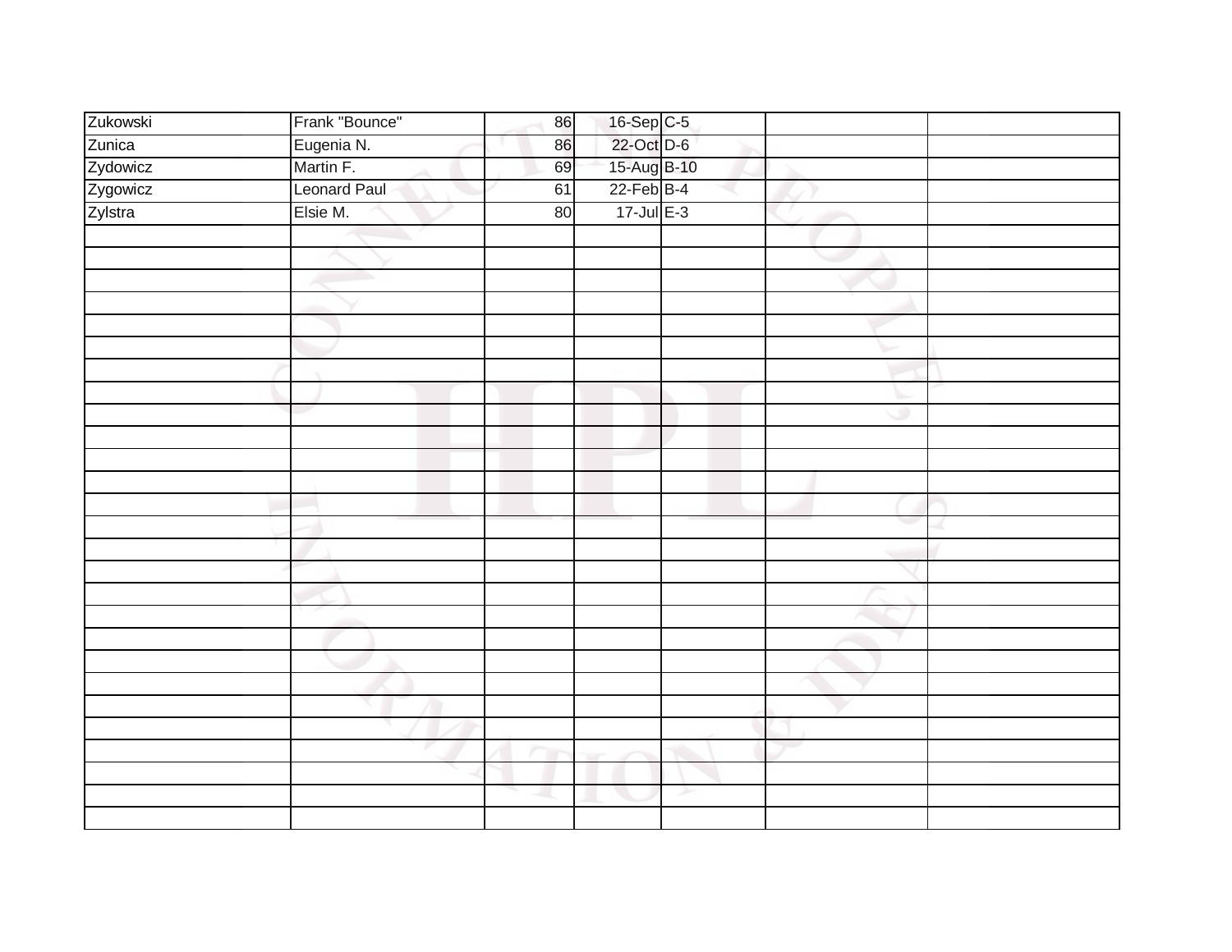| | | | | | | |
|---|---|---|---|---|---|---|
| Zukowski | Frank "Bounce" | 86 | 16-Sep | C-5 | | |
| Zunica | Eugenia N. | 86 | 22-Oct | D-6 | | |
| Zydowicz | Martin F. | 69 | 15-Aug | B-10 | | |
| Zygowicz | Leonard Paul | 61 | 22-Feb | B-4 | | |
| Zylstra | Elsie M. | 80 | 17-Jul | E-3 | | |